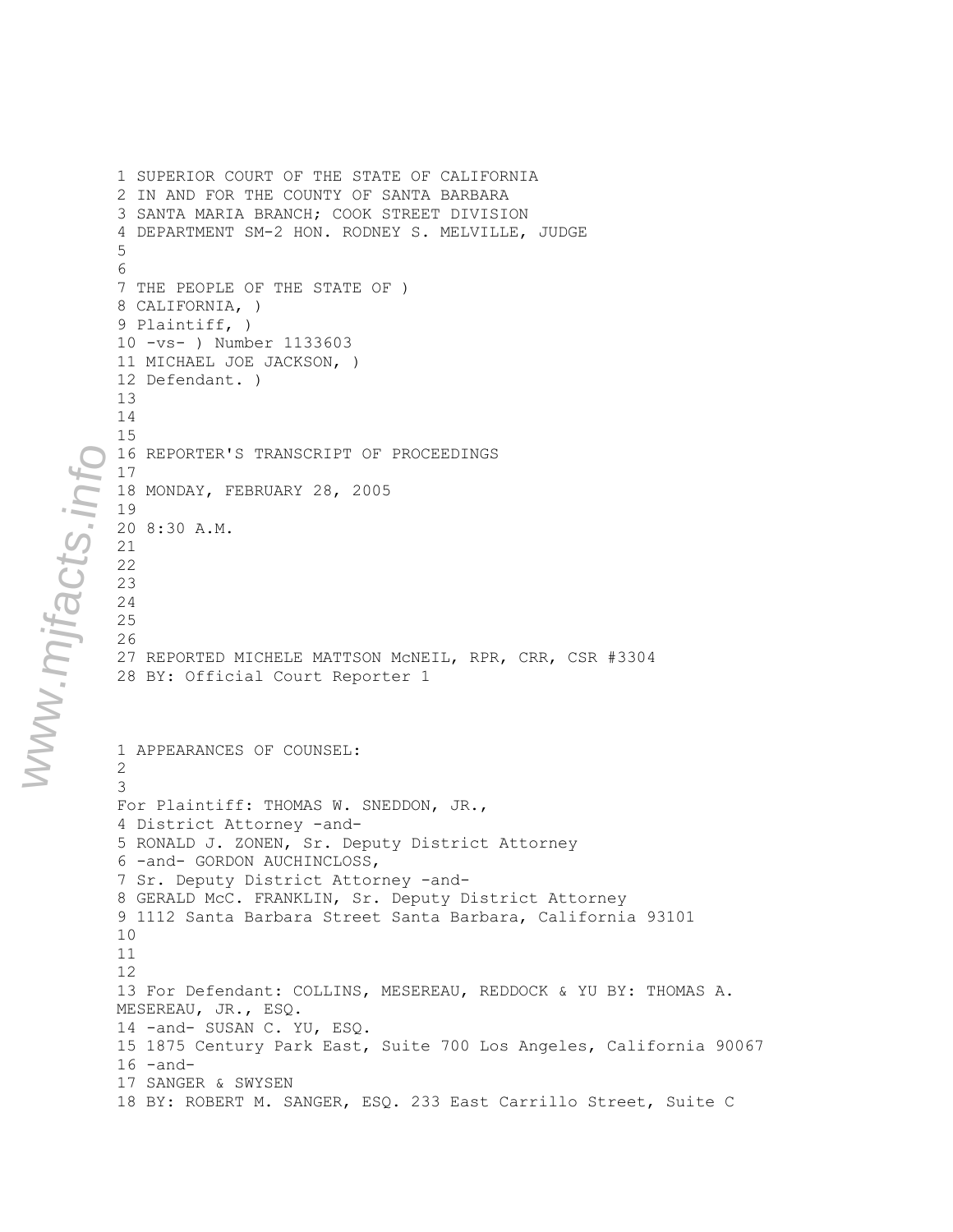1 SUPERIOR COURT OF THE STATE OF CALIFORNIA
2 IN AND FOR THE COUNTY OF SANTA BARBARA
3 SANTA MARIA BRANCH; COOK STREET DIVISION
4 DEPARTMENT SM-2 HON. RODNEY S. MELVILLE, JUDGE
5
6
7 THE PEOPLE OF THE STATE OF )
8 CALIFORNIA, )
9 Plaintiff, )
10 -vs- ) Number 1133603
11 MICHAEL JOE JACKSON, )
12 Defendant. )
13
14
15
16 REPORTER'S TRANSCRIPT OF PROCEEDINGS
17
18 MONDAY, FEBRUARY 28, 2005
19
20 8:30 A.M.
21
22
23
24
25
26
27 REPORTED MICHELE MATTSON McNEIL, RPR, CRR, CSR #3304
28 BY: Official Court Reporter 1

1 APPEARANCES OF COUNSEL:
2
3
For Plaintiff: THOMAS W. SNEDDON, JR.,
4 District Attorney -and-
5 RONALD J. ZONEN, Sr. Deputy District Attorney
6 -and- GORDON AUCHINCLOSS,
7 Sr. Deputy District Attorney -and-
8 GERALD McC. FRANKLIN, Sr. Deputy District Attorney
9 1112 Santa Barbara Street Santa Barbara, California 93101
10
11
12
13 For Defendant: COLLINS, MESEREAU, REDDOCK & YU BY: THOMAS A. MESEREAU, JR., ESQ.
14 -and- SUSAN C. YU, ESQ.
15 1875 Century Park East, Suite 700 Los Angeles, California 90067
16 -and-
17 SANGER & SWYSEN
18 BY: ROBERT M. SANGER, ESQ. 233 East Carrillo Street, Suite C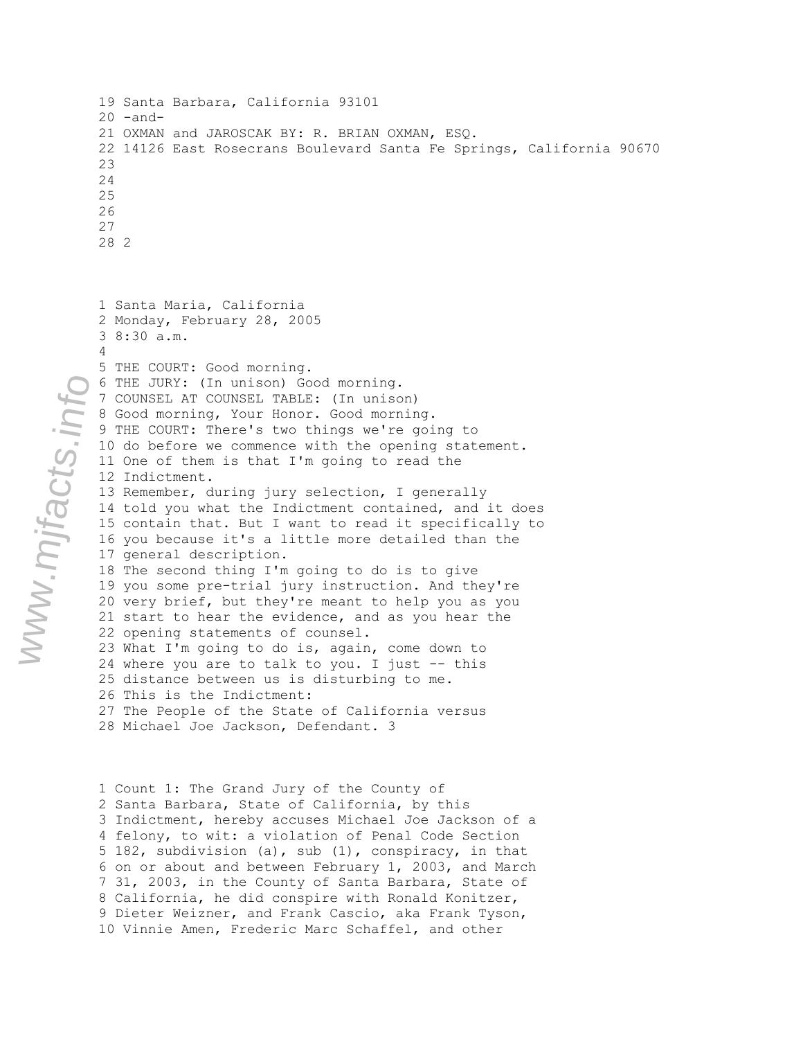19 Santa Barbara, California 93101
20 -and-
21 OXMAN and JAROSCAK BY: R. BRIAN OXMAN, ESQ.
22 14126 East Rosecrans Boulevard Santa Fe Springs, California 90670
23
24
25
26
27
28

1 Santa Maria, California
2 Monday, February 28, 2005
3 8:30 a.m.
4
5 THE COURT: Good morning.
6 THE JURY: (In unison) Good morning.
7 COUNSEL AT COUNSEL TABLE: (In unison)
8 Good morning, Your Honor. Good morning.
9 THE COURT: There's two things we're going to
10 do before we commence with the opening statement.
11 One of them is that I'm going to read the
12 Indictment.
13 Remember, during jury selection, I generally
14 told you what the Indictment contained, and it does
15 contain that. But I want to read it specifically to
16 you because it's a little more detailed than the
17 general description.
18 The second thing I'm going to do is to give
19 you some pre-trial jury instruction. And they're
20 very brief, but they're meant to help you as you
21 start to hear the evidence, and as you hear the
22 opening statements of counsel.
23 What I'm going to do is, again, come down to
24 where you are to talk to you. I just -- this
25 distance between us is disturbing to me.
26 This is the Indictment:
27 The People of the State of California versus
28 Michael Joe Jackson, Defendant.

1 Count 1: The Grand Jury of the County of
2 Santa Barbara, State of California, by this
3 Indictment, hereby accuses Michael Joe Jackson of a
4 felony, to wit: a violation of Penal Code Section
5 182, subdivision (a), sub (1), conspiracy, in that
6 on or about and between February 1, 2003, and March
7 31, 2003, in the County of Santa Barbara, State of
8 California, he did conspire with Ronald Konitzer,
9 Dieter Weizner, and Frank Cascio, aka Frank Tyson,
10 Vinnie Amen, Frederic Marc Schaffel, and other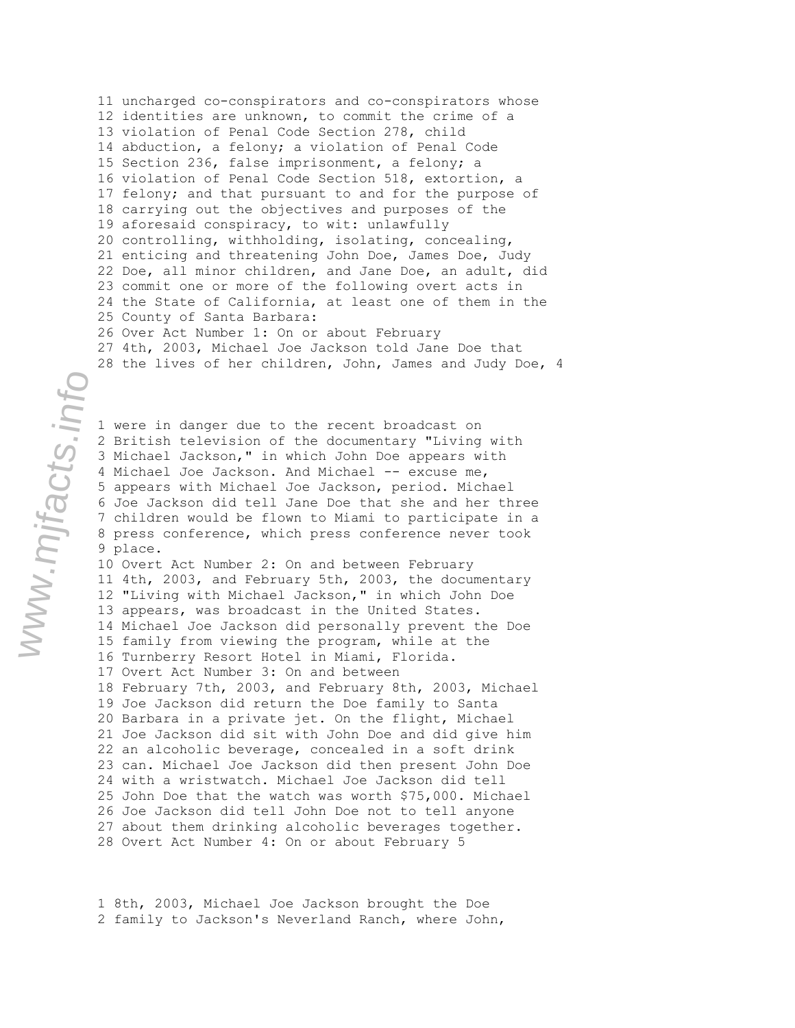11 uncharged co-conspirators and co-conspirators whose
12 identities are unknown, to commit the crime of a
13 violation of Penal Code Section 278, child
14 abduction, a felony; a violation of Penal Code
15 Section 236, false imprisonment, a felony; a
16 violation of Penal Code Section 518, extortion, a
17 felony; and that pursuant to and for the purpose of
18 carrying out the objectives and purposes of the
19 aforesaid conspiracy, to wit: unlawfully
20 controlling, withholding, isolating, concealing,
21 enticing and threatening John Doe, James Doe, Judy
22 Doe, all minor children, and Jane Doe, an adult, did
23 commit one or more of the following overt acts in
24 the State of California, at least one of them in the
25 County of Santa Barbara:
26 Over Act Number 1: On or about February
27 4th, 2003, Michael Joe Jackson told Jane Doe that
28 the lives of her children, John, James and Judy Doe,

1 were in danger due to the recent broadcast on
2 British television of the documentary "Living with
3 Michael Jackson," in which John Doe appears with
4 Michael Joe Jackson. And Michael -- excuse me,
5 appears with Michael Joe Jackson, period. Michael
6 Joe Jackson did tell Jane Doe that she and her three
7 children would be flown to Miami to participate in a
8 press conference, which press conference never took
9 place.
10 Overt Act Number 2: On and between February
11 4th, 2003, and February 5th, 2003, the documentary
12 "Living with Michael Jackson," in which John Doe
13 appears, was broadcast in the United States.
14 Michael Joe Jackson did personally prevent the Doe
15 family from viewing the program, while at the
16 Turnberry Resort Hotel in Miami, Florida.
17 Overt Act Number 3: On and between
18 February 7th, 2003, and February 8th, 2003, Michael
19 Joe Jackson did return the Doe family to Santa
20 Barbara in a private jet. On the flight, Michael
21 Joe Jackson did sit with John Doe and did give him
22 an alcoholic beverage, concealed in a soft drink
23 can. Michael Joe Jackson did then present John Doe
24 with a wristwatch. Michael Joe Jackson did tell
25 John Doe that the watch was worth $75,000. Michael
26 Joe Jackson did tell John Doe not to tell anyone
27 about them drinking alcoholic beverages together.
28 Overt Act Number 4: On or about February

1 8th, 2003, Michael Joe Jackson brought the Doe
2 family to Jackson's Neverland Ranch, where John,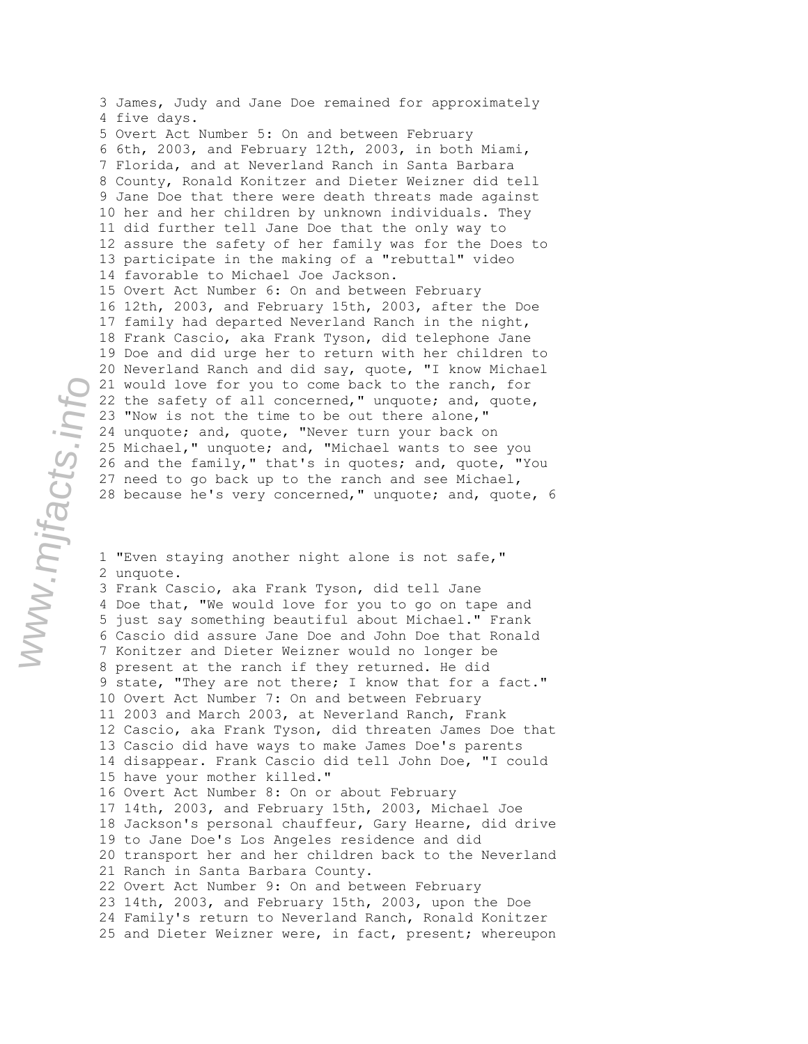3 James, Judy and Jane Doe remained for approximately
4 five days.
5 Overt Act Number 5: On and between February
6 6th, 2003, and February 12th, 2003, in both Miami,
7 Florida, and at Neverland Ranch in Santa Barbara
8 County, Ronald Konitzer and Dieter Weizner did tell
9 Jane Doe that there were death threats made against
10 her and her children by unknown individuals. They
11 did further tell Jane Doe that the only way to
12 assure the safety of her family was for the Does to
13 participate in the making of a "rebuttal" video
14 favorable to Michael Joe Jackson.
15 Overt Act Number 6: On and between February
16 12th, 2003, and February 15th, 2003, after the Doe
17 family had departed Neverland Ranch in the night,
18 Frank Cascio, aka Frank Tyson, did telephone Jane
19 Doe and did urge her to return with her children to
20 Neverland Ranch and did say, quote, "I know Michael
21 would love for you to come back to the ranch, for
22 the safety of all concerned," unquote; and, quote,
23 "Now is not the time to be out there alone,"
24 unquote; and, quote, "Never turn your back on
25 Michael," unquote; and, "Michael wants to see you
26 and the family," that's in quotes; and, quote, "You
27 need to go back up to the ranch and see Michael,
28 because he's very concerned," unquote; and, quote,

1 "Even staying another night alone is not safe,"
2 unquote.
3 Frank Cascio, aka Frank Tyson, did tell Jane
4 Doe that, "We would love for you to go on tape and
5 just say something beautiful about Michael." Frank
6 Cascio did assure Jane Doe and John Doe that Ronald
7 Konitzer and Dieter Weizner would no longer be
8 present at the ranch if they returned. He did
9 state, "They are not there; I know that for a fact."
10 Overt Act Number 7: On and between February
11 2003 and March 2003, at Neverland Ranch, Frank
12 Cascio, aka Frank Tyson, did threaten James Doe that
13 Cascio did have ways to make James Doe's parents
14 disappear. Frank Cascio did tell John Doe, "I could
15 have your mother killed."
16 Overt Act Number 8: On or about February
17 14th, 2003, and February 15th, 2003, Michael Joe
18 Jackson's personal chauffeur, Gary Hearne, did drive
19 to Jane Doe's Los Angeles residence and did
20 transport her and her children back to the Neverland
21 Ranch in Santa Barbara County.
22 Overt Act Number 9: On and between February
23 14th, 2003, and February 15th, 2003, upon the Doe
24 Family's return to Neverland Ranch, Ronald Konitzer
25 and Dieter Weizner were, in fact, present; whereupon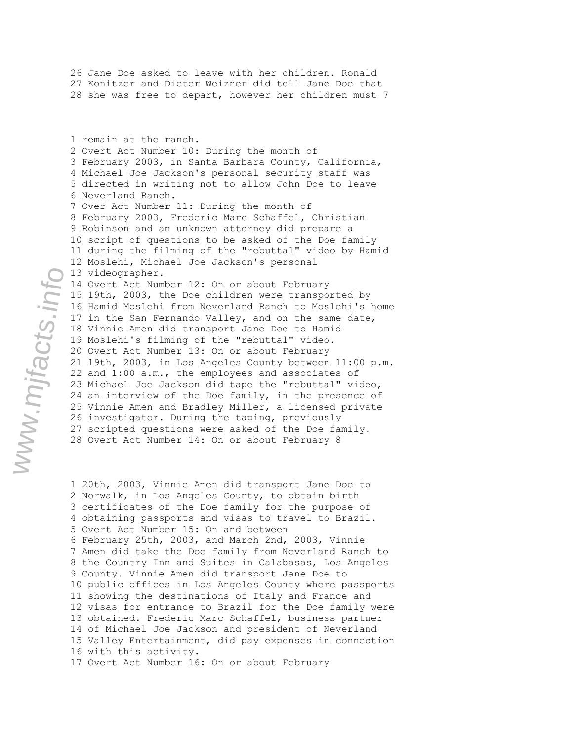26 Jane Doe asked to leave with her children. Ronald
27 Konitzer and Dieter Weizner did tell Jane Doe that
28 she was free to depart, however her children must

1 remain at the ranch.
2 Overt Act Number 10: During the month of
3 February 2003, in Santa Barbara County, California,
4 Michael Joe Jackson's personal security staff was
5 directed in writing not to allow John Doe to leave
6 Neverland Ranch.
7 Over Act Number 11: During the month of
8 February 2003, Frederic Marc Schaffel, Christian
9 Robinson and an unknown attorney did prepare a
10 script of questions to be asked of the Doe family
11 during the filming of the "rebuttal" video by Hamid
12 Moslehi, Michael Joe Jackson's personal
13 videographer.
14 Overt Act Number 12: On or about February
15 19th, 2003, the Doe children were transported by
16 Hamid Moslehi from Neverland Ranch to Moslehi's home
17 in the San Fernando Valley, and on the same date,
18 Vinnie Amen did transport Jane Doe to Hamid
19 Moslehi's filming of the "rebuttal" video.
20 Overt Act Number 13: On or about February
21 19th, 2003, in Los Angeles County between 11:00 p.m.
22 and 1:00 a.m., the employees and associates of
23 Michael Joe Jackson did tape the "rebuttal" video,
24 an interview of the Doe family, in the presence of
25 Vinnie Amen and Bradley Miller, a licensed private
26 investigator. During the taping, previously
27 scripted questions were asked of the Doe family.
28 Overt Act Number 14: On or about February

1 20th, 2003, Vinnie Amen did transport Jane Doe to
2 Norwalk, in Los Angeles County, to obtain birth
3 certificates of the Doe family for the purpose of
4 obtaining passports and visas to travel to Brazil.
5 Overt Act Number 15: On and between
6 February 25th, 2003, and March 2nd, 2003, Vinnie
7 Amen did take the Doe family from Neverland Ranch to
8 the Country Inn and Suites in Calabasas, Los Angeles
9 County. Vinnie Amen did transport Jane Doe to
10 public offices in Los Angeles County where passports
11 showing the destinations of Italy and France and
12 visas for entrance to Brazil for the Doe family were
13 obtained. Frederic Marc Schaffel, business partner
14 of Michael Joe Jackson and president of Neverland
15 Valley Entertainment, did pay expenses in connection
16 with this activity.
17 Overt Act Number 16: On or about February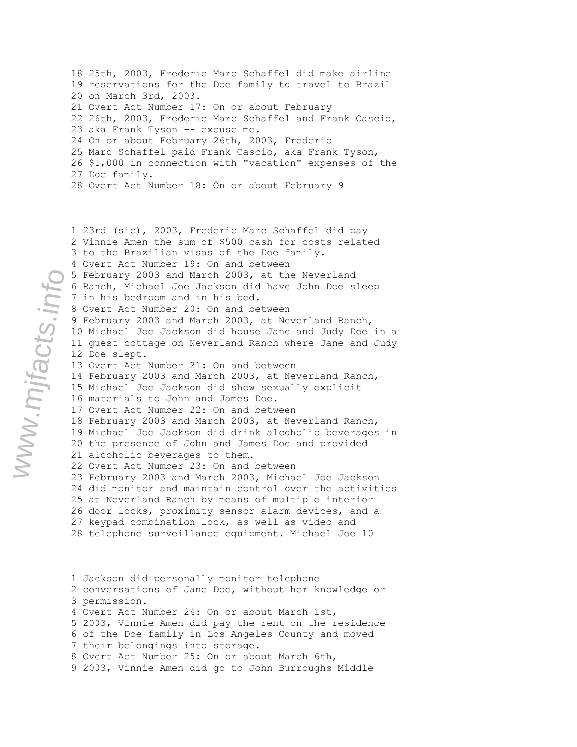18 25th, 2003, Frederic Marc Schaffel did make airline
19 reservations for the Doe family to travel to Brazil
20 on March 3rd, 2003.
21 Overt Act Number 17: On or about February
22 26th, 2003, Frederic Marc Schaffel and Frank Cascio,
23 aka Frank Tyson -- excuse me.
24 On or about February 26th, 2003, Frederic
25 Marc Schaffel paid Frank Cascio, aka Frank Tyson,
26 $1,000 in connection with "vacation" expenses of the
27 Doe family.
28 Overt Act Number 18: On or about February

1 23rd (sic), 2003, Frederic Marc Schaffel did pay
2 Vinnie Amen the sum of $500 cash for costs related
3 to the Brazilian visas of the Doe family.
4 Overt Act Number 19: On and between
5 February 2003 and March 2003, at the Neverland
6 Ranch, Michael Joe Jackson did have John Doe sleep
7 in his bedroom and in his bed.
8 Overt Act Number 20: On and between
9 February 2003 and March 2003, at Neverland Ranch,
10 Michael Joe Jackson did house Jane and Judy Doe in a
11 guest cottage on Neverland Ranch where Jane and Judy
12 Doe slept.
13 Overt Act Number 21: On and between
14 February 2003 and March 2003, at Neverland Ranch,
15 Michael Joe Jackson did show sexually explicit
16 materials to John and James Doe.
17 Overt Act Number 22: On and between
18 February 2003 and March 2003, at Neverland Ranch,
19 Michael Joe Jackson did drink alcoholic beverages in
20 the presence of John and James Doe and provided
21 alcoholic beverages to them.
22 Overt Act Number 23: On and between
23 February 2003 and March 2003, Michael Joe Jackson
24 did monitor and maintain control over the activities
25 at Neverland Ranch by means of multiple interior
26 door locks, proximity sensor alarm devices, and a
27 keypad combination lock, as well as video and
28 telephone surveillance equipment. Michael Joe

1 Jackson did personally monitor telephone
2 conversations of Jane Doe, without her knowledge or
3 permission.
4 Overt Act Number 24: On or about March 1st,
5 2003, Vinnie Amen did pay the rent on the residence
6 of the Doe family in Los Angeles County and moved
7 their belongings into storage.
8 Overt Act Number 25: On or about March 6th,
9 2003, Vinnie Amen did go to John Burroughs Middle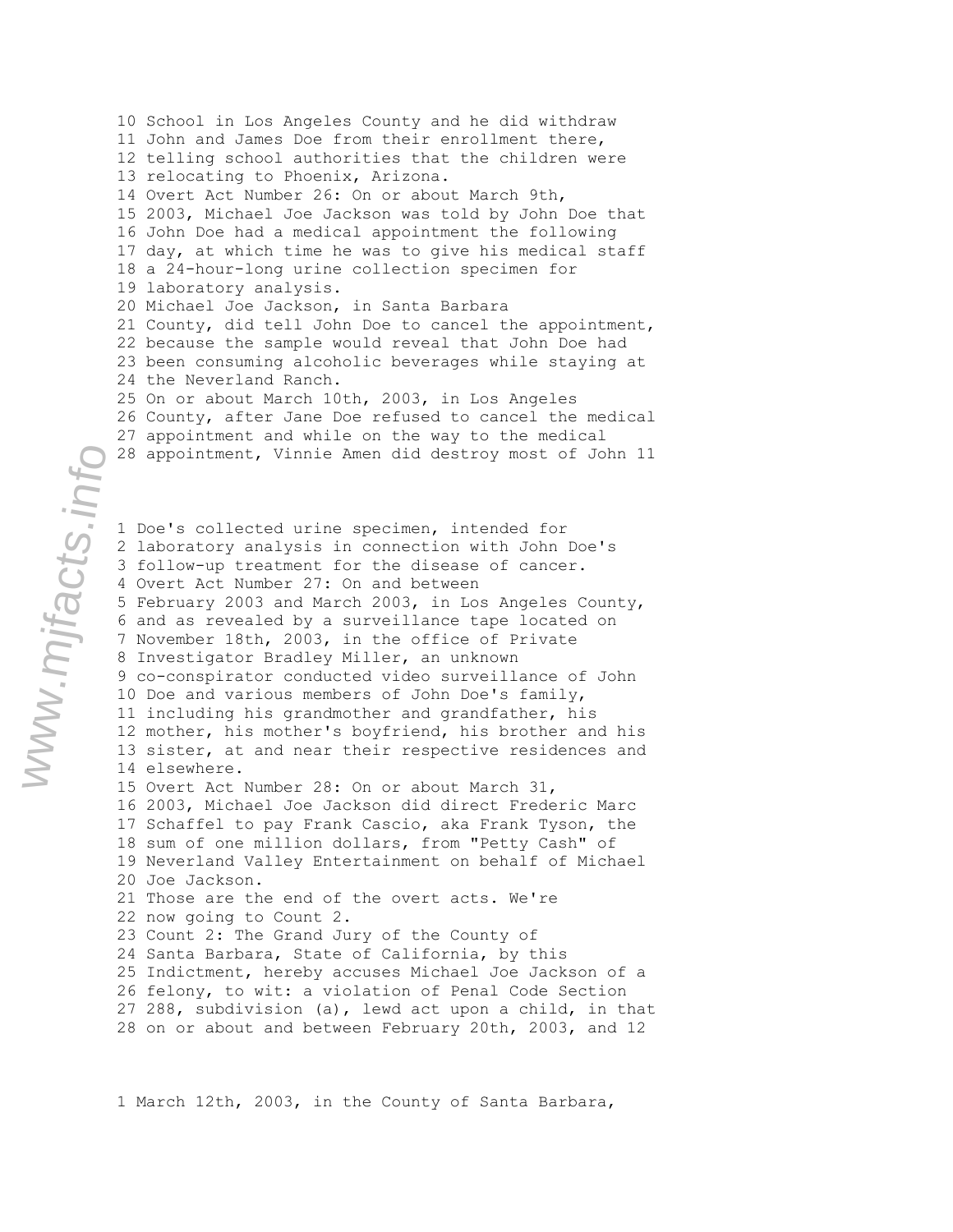10 School in Los Angeles County and he did withdraw
11 John and James Doe from their enrollment there,
12 telling school authorities that the children were
13 relocating to Phoenix, Arizona.
14 Overt Act Number 26: On or about March 9th,
15 2003, Michael Joe Jackson was told by John Doe that
16 John Doe had a medical appointment the following
17 day, at which time he was to give his medical staff
18 a 24-hour-long urine collection specimen for
19 laboratory analysis.
20 Michael Joe Jackson, in Santa Barbara
21 County, did tell John Doe to cancel the appointment,
22 because the sample would reveal that John Doe had
23 been consuming alcoholic beverages while staying at
24 the Neverland Ranch.
25 On or about March 10th, 2003, in Los Angeles
26 County, after Jane Doe refused to cancel the medical
27 appointment and while on the way to the medical
28 appointment, Vinnie Amen did destroy most of John

1 Doe's collected urine specimen, intended for
2 laboratory analysis in connection with John Doe's
3 follow-up treatment for the disease of cancer.
4 Overt Act Number 27: On and between
5 February 2003 and March 2003, in Los Angeles County,
6 and as revealed by a surveillance tape located on
7 November 18th, 2003, in the office of Private
8 Investigator Bradley Miller, an unknown
9 co-conspirator conducted video surveillance of John
10 Doe and various members of John Doe's family,
11 including his grandmother and grandfather, his
12 mother, his mother's boyfriend, his brother and his
13 sister, at and near their respective residences and
14 elsewhere.
15 Overt Act Number 28: On or about March 31,
16 2003, Michael Joe Jackson did direct Frederic Marc
17 Schaffel to pay Frank Cascio, aka Frank Tyson, the
18 sum of one million dollars, from "Petty Cash" of
19 Neverland Valley Entertainment on behalf of Michael
20 Joe Jackson.
21 Those are the end of the overt acts. We're
22 now going to Count 2.
23 Count 2: The Grand Jury of the County of
24 Santa Barbara, State of California, by this
25 Indictment, hereby accuses Michael Joe Jackson of a
26 felony, to wit: a violation of Penal Code Section
27 288, subdivision (a), lewd act upon a child, in that
28 on or about and between February 20th, 2003, and

1 March 12th, 2003, in the County of Santa Barbara,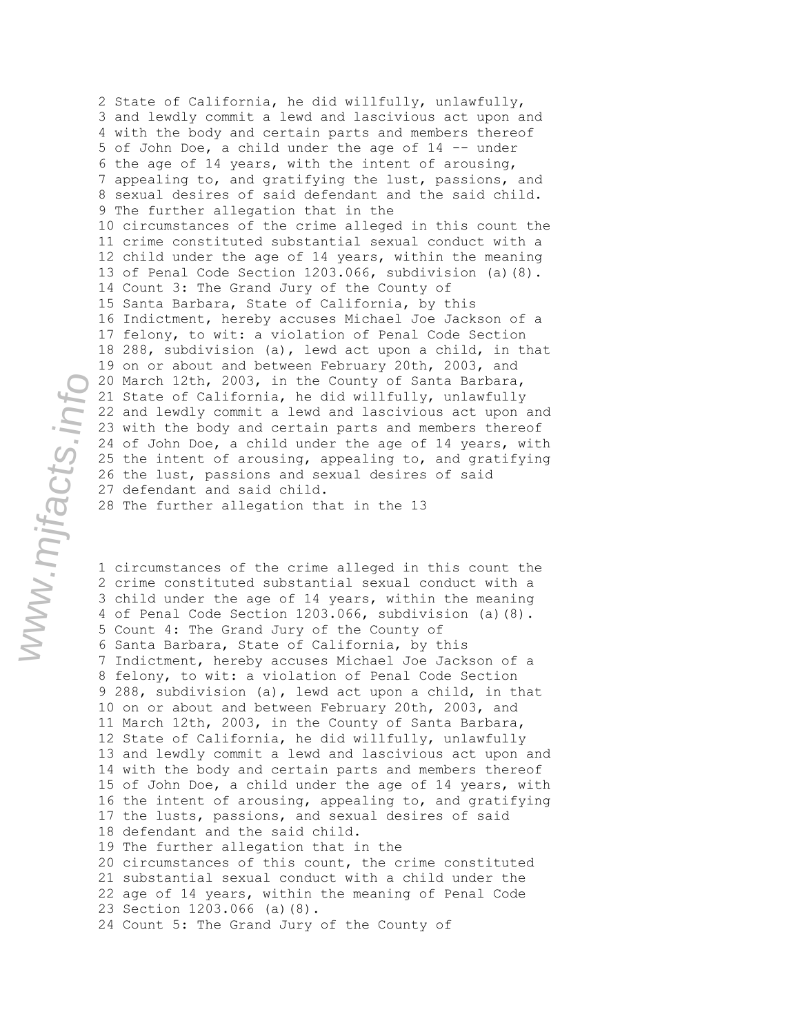2 State of California, he did willfully, unlawfully,
3 and lewdly commit a lewd and lascivious act upon and
4 with the body and certain parts and members thereof
5 of John Doe, a child under the age of 14 -- under
6 the age of 14 years, with the intent of arousing,
7 appealing to, and gratifying the lust, passions, and
8 sexual desires of said defendant and the said child.
9 The further allegation that in the
10 circumstances of the crime alleged in this count the
11 crime constituted substantial sexual conduct with a
12 child under the age of 14 years, within the meaning
13 of Penal Code Section 1203.066, subdivision (a)(8).
14 Count 3: The Grand Jury of the County of
15 Santa Barbara, State of California, by this
16 Indictment, hereby accuses Michael Joe Jackson of a
17 felony, to wit: a violation of Penal Code Section
18 288, subdivision (a), lewd act upon a child, in that
19 on or about and between February 20th, 2003, and
20 March 12th, 2003, in the County of Santa Barbara,
21 State of California, he did willfully, unlawfully
22 and lewdly commit a lewd and lascivious act upon and
23 with the body and certain parts and members thereof
24 of John Doe, a child under the age of 14 years, with
25 the intent of arousing, appealing to, and gratifying
26 the lust, passions and sexual desires of said
27 defendant and said child.
28 The further allegation that in the

1 circumstances of the crime alleged in this count the
2 crime constituted substantial sexual conduct with a
3 child under the age of 14 years, within the meaning
4 of Penal Code Section 1203.066, subdivision (a)(8).
5 Count 4: The Grand Jury of the County of
6 Santa Barbara, State of California, by this
7 Indictment, hereby accuses Michael Joe Jackson of a
8 felony, to wit: a violation of Penal Code Section
9 288, subdivision (a), lewd act upon a child, in that
10 on or about and between February 20th, 2003, and
11 March 12th, 2003, in the County of Santa Barbara,
12 State of California, he did willfully, unlawfully
13 and lewdly commit a lewd and lascivious act upon and
14 with the body and certain parts and members thereof
15 of John Doe, a child under the age of 14 years, with
16 the intent of arousing, appealing to, and gratifying
17 the lusts, passions, and sexual desires of said
18 defendant and the said child.
19 The further allegation that in the
20 circumstances of this count, the crime constituted
21 substantial sexual conduct with a child under the
22 age of 14 years, within the meaning of Penal Code
23 Section 1203.066 (a)(8).
24 Count 5: The Grand Jury of the County of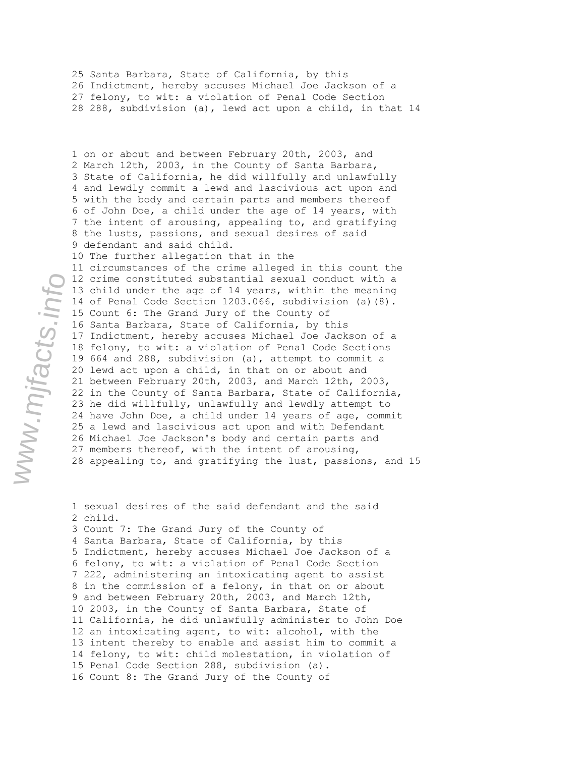25 Santa Barbara, State of California, by this
26 Indictment, hereby accuses Michael Joe Jackson of a
27 felony, to wit: a violation of Penal Code Section
28 288, subdivision (a), lewd act upon a child, in that

1 on or about and between February 20th, 2003, and
2 March 12th, 2003, in the County of Santa Barbara,
3 State of California, he did willfully and unlawfully
4 and lewdly commit a lewd and lascivious act upon and
5 with the body and certain parts and members thereof
6 of John Doe, a child under the age of 14 years, with
7 the intent of arousing, appealing to, and gratifying
8 the lusts, passions, and sexual desires of said
9 defendant and said child.
10 The further allegation that in the
11 circumstances of the crime alleged in this count the
12 crime constituted substantial sexual conduct with a
13 child under the age of 14 years, within the meaning
14 of Penal Code Section 1203.066, subdivision (a)(8).
15 Count 6: The Grand Jury of the County of
16 Santa Barbara, State of California, by this
17 Indictment, hereby accuses Michael Joe Jackson of a
18 felony, to wit: a violation of Penal Code Sections
19 664 and 288, subdivision (a), attempt to commit a
20 lewd act upon a child, in that on or about and
21 between February 20th, 2003, and March 12th, 2003,
22 in the County of Santa Barbara, State of California,
23 he did willfully, unlawfully and lewdly attempt to
24 have John Doe, a child under 14 years of age, commit
25 a lewd and lascivious act upon and with Defendant
26 Michael Joe Jackson's body and certain parts and
27 members thereof, with the intent of arousing,
28 appealing to, and gratifying the lust, passions, and

1 sexual desires of the said defendant and the said
2 child.
3 Count 7: The Grand Jury of the County of
4 Santa Barbara, State of California, by this
5 Indictment, hereby accuses Michael Joe Jackson of a
6 felony, to wit: a violation of Penal Code Section
7 222, administering an intoxicating agent to assist
8 in the commission of a felony, in that on or about
9 and between February 20th, 2003, and March 12th,
10 2003, in the County of Santa Barbara, State of
11 California, he did unlawfully administer to John Doe
12 an intoxicating agent, to wit: alcohol, with the
13 intent thereby to enable and assist him to commit a
14 felony, to wit: child molestation, in violation of
15 Penal Code Section 288, subdivision (a).
16 Count 8: The Grand Jury of the County of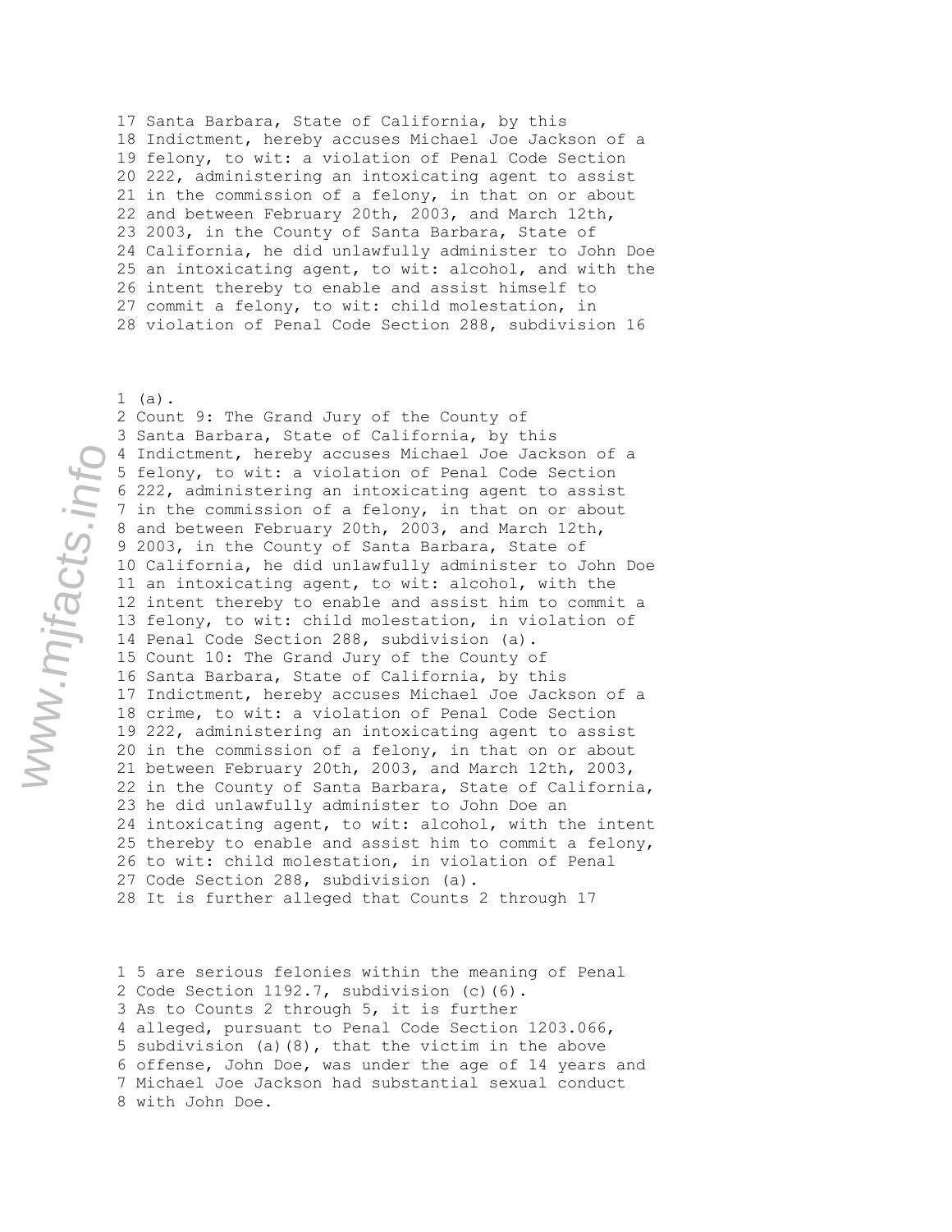17 Santa Barbara, State of California, by this
18 Indictment, hereby accuses Michael Joe Jackson of a
19 felony, to wit: a violation of Penal Code Section
20 222, administering an intoxicating agent to assist
21 in the commission of a felony, in that on or about
22 and between February 20th, 2003, and March 12th,
23 2003, in the County of Santa Barbara, State of
24 California, he did unlawfully administer to John Doe
25 an intoxicating agent, to wit: alcohol, and with the
26 intent thereby to enable and assist himself to
27 commit a felony, to wit: child molestation, in
28 violation of Penal Code Section 288, subdivision

1 (a).
2 Count 9: The Grand Jury of the County of
3 Santa Barbara, State of California, by this
4 Indictment, hereby accuses Michael Joe Jackson of a
5 felony, to wit: a violation of Penal Code Section
6 222, administering an intoxicating agent to assist
7 in the commission of a felony, in that on or about
8 and between February 20th, 2003, and March 12th,
9 2003, in the County of Santa Barbara, State of
10 California, he did unlawfully administer to John Doe
11 an intoxicating agent, to wit: alcohol, with the
12 intent thereby to enable and assist him to commit a
13 felony, to wit: child molestation, in violation of
14 Penal Code Section 288, subdivision (a).
15 Count 10: The Grand Jury of the County of
16 Santa Barbara, State of California, by this
17 Indictment, hereby accuses Michael Joe Jackson of a
18 crime, to wit: a violation of Penal Code Section
19 222, administering an intoxicating agent to assist
20 in the commission of a felony, in that on or about
21 between February 20th, 2003, and March 12th, 2003,
22 in the County of Santa Barbara, State of California,
23 he did unlawfully administer to John Doe an
24 intoxicating agent, to wit: alcohol, with the intent
25 thereby to enable and assist him to commit a felony,
26 to wit: child molestation, in violation of Penal
27 Code Section 288, subdivision (a).
28 It is further alleged that Counts 2 through

1 5 are serious felonies within the meaning of Penal
2 Code Section 1192.7, subdivision (c)(6).
3 As to Counts 2 through 5, it is further
4 alleged, pursuant to Penal Code Section 1203.066,
5 subdivision (a)(8), that the victim in the above
6 offense, John Doe, was under the age of 14 years and
7 Michael Joe Jackson had substantial sexual conduct
8 with John Doe.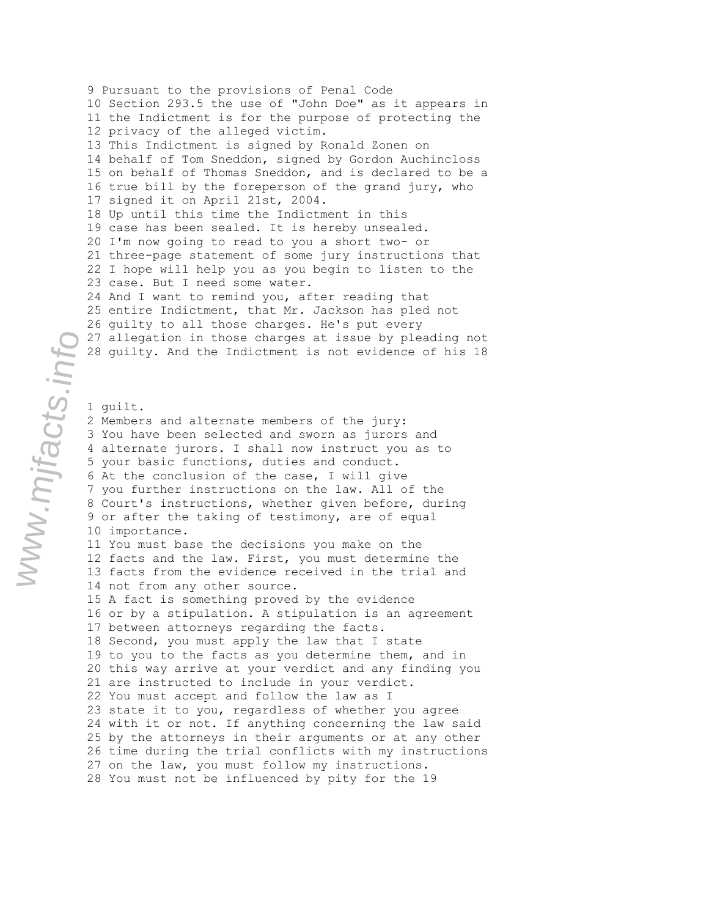9 Pursuant to the provisions of Penal Code
10 Section 293.5 the use of "John Doe" as it appears in
11 the Indictment is for the purpose of protecting the
12 privacy of the alleged victim.
13 This Indictment is signed by Ronald Zonen on
14 behalf of Tom Sneddon, signed by Gordon Auchincloss
15 on behalf of Thomas Sneddon, and is declared to be a
16 true bill by the foreperson of the grand jury, who
17 signed it on April 21st, 2004.
18 Up until this time the Indictment in this
19 case has been sealed. It is hereby unsealed.
20 I'm now going to read to you a short two- or
21 three-page statement of some jury instructions that
22 I hope will help you as you begin to listen to the
23 case. But I need some water.
24 And I want to remind you, after reading that
25 entire Indictment, that Mr. Jackson has pled not
26 guilty to all those charges. He's put every
27 allegation in those charges at issue by pleading not
28 guilty. And the Indictment is not evidence of his

1 guilt.
2 Members and alternate members of the jury:
3 You have been selected and sworn as jurors and
4 alternate jurors. I shall now instruct you as to
5 your basic functions, duties and conduct.
6 At the conclusion of the case, I will give
7 you further instructions on the law. All of the
8 Court's instructions, whether given before, during
9 or after the taking of testimony, are of equal
10 importance.
11 You must base the decisions you make on the
12 facts and the law. First, you must determine the
13 facts from the evidence received in the trial and
14 not from any other source.
15 A fact is something proved by the evidence
16 or by a stipulation. A stipulation is an agreement
17 between attorneys regarding the facts.
18 Second, you must apply the law that I state
19 to you to the facts as you determine them, and in
20 this way arrive at your verdict and any finding you
21 are instructed to include in your verdict.
22 You must accept and follow the law as I
23 state it to you, regardless of whether you agree
24 with it or not. If anything concerning the law said
25 by the attorneys in their arguments or at any other
26 time during the trial conflicts with my instructions
27 on the law, you must follow my instructions.
28 You must not be influenced by pity for the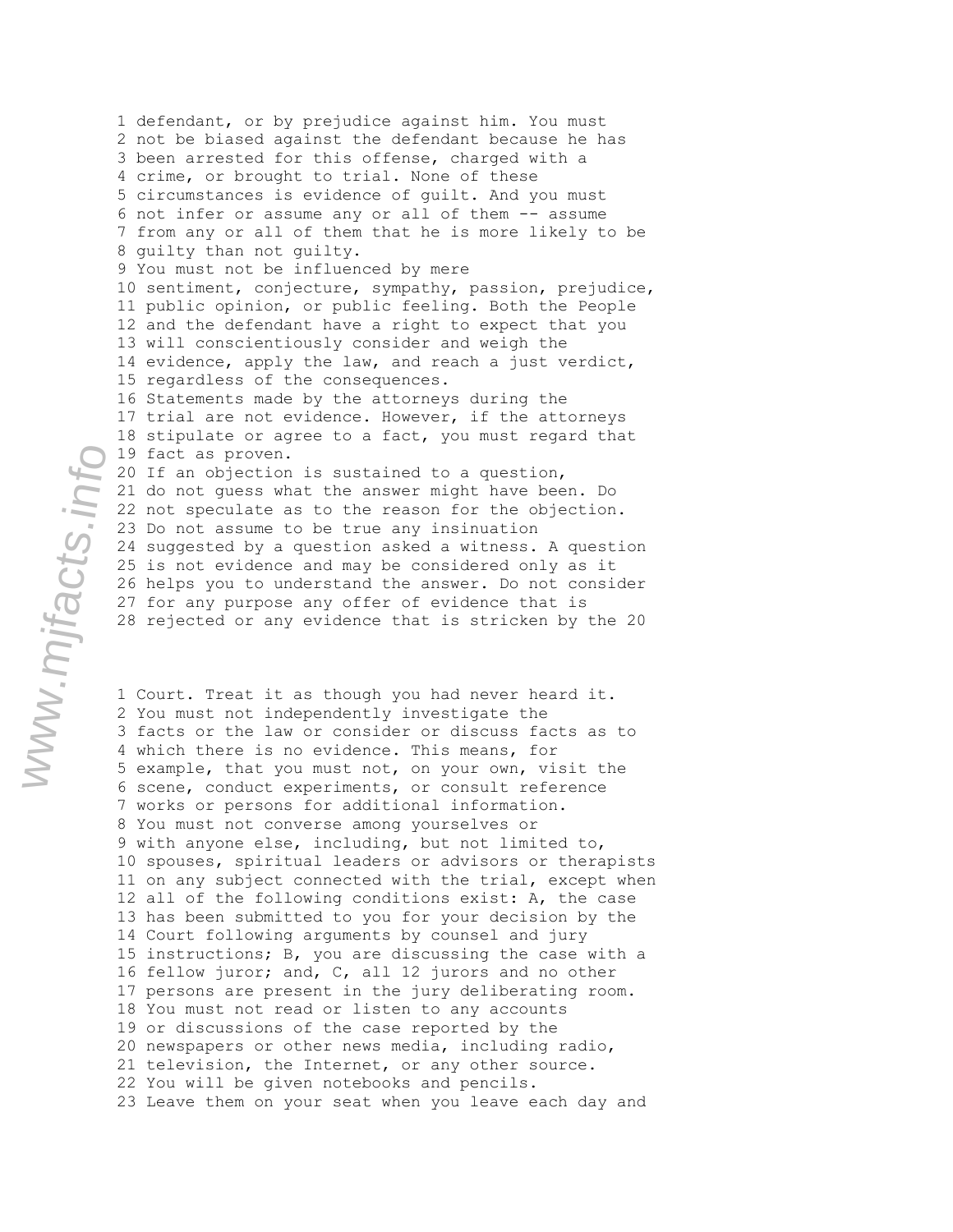1 defendant, or by prejudice against him. You must
2 not be biased against the defendant because he has
3 been arrested for this offense, charged with a
4 crime, or brought to trial. None of these
5 circumstances is evidence of guilt. And you must
6 not infer or assume any or all of them -- assume
7 from any or all of them that he is more likely to be
8 guilty than not guilty.
9 You must not be influenced by mere
10 sentiment, conjecture, sympathy, passion, prejudice,
11 public opinion, or public feeling. Both the People
12 and the defendant have a right to expect that you
13 will conscientiously consider and weigh the
14 evidence, apply the law, and reach a just verdict,
15 regardless of the consequences.
16 Statements made by the attorneys during the
17 trial are not evidence. However, if the attorneys
18 stipulate or agree to a fact, you must regard that
19 fact as proven.
20 If an objection is sustained to a question,
21 do not guess what the answer might have been. Do
22 not speculate as to the reason for the objection.
23 Do not assume to be true any insinuation
24 suggested by a question asked a witness. A question
25 is not evidence and may be considered only as it
26 helps you to understand the answer. Do not consider
27 for any purpose any offer of evidence that is
28 rejected or any evidence that is stricken by the

1 Court. Treat it as though you had never heard it.
2 You must not independently investigate the
3 facts or the law or consider or discuss facts as to
4 which there is no evidence. This means, for
5 example, that you must not, on your own, visit the
6 scene, conduct experiments, or consult reference
7 works or persons for additional information.
8 You must not converse among yourselves or
9 with anyone else, including, but not limited to,
10 spouses, spiritual leaders or advisors or therapists
11 on any subject connected with the trial, except when
12 all of the following conditions exist: A, the case
13 has been submitted to you for your decision by the
14 Court following arguments by counsel and jury
15 instructions; B, you are discussing the case with a
16 fellow juror; and, C, all 12 jurors and no other
17 persons are present in the jury deliberating room.
18 You must not read or listen to any accounts
19 or discussions of the case reported by the
20 newspapers or other news media, including radio,
21 television, the Internet, or any other source.
22 You will be given notebooks and pencils.
23 Leave them on your seat when you leave each day and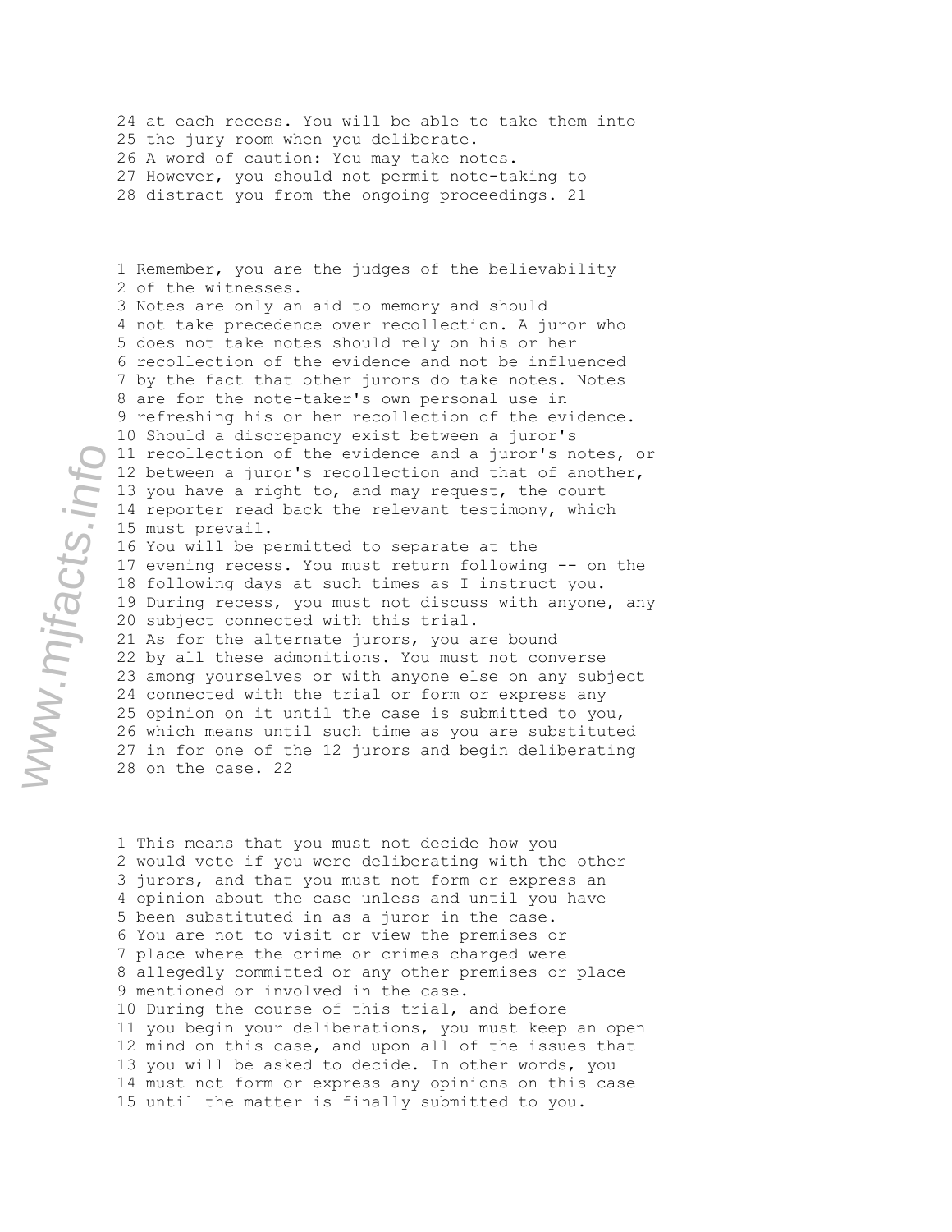24 at each recess. You will be able to take them into
25 the jury room when you deliberate.
26 A word of caution: You may take notes.
27 However, you should not permit note-taking to
28 distract you from the ongoing proceedings.

1 Remember, you are the judges of the believability
2 of the witnesses.
3 Notes are only an aid to memory and should
4 not take precedence over recollection. A juror who
5 does not take notes should rely on his or her
6 recollection of the evidence and not be influenced
7 by the fact that other jurors do take notes. Notes
8 are for the note-taker's own personal use in
9 refreshing his or her recollection of the evidence.
10 Should a discrepancy exist between a juror's
11 recollection of the evidence and a juror's notes, or
12 between a juror's recollection and that of another,
13 you have a right to, and may request, the court
14 reporter read back the relevant testimony, which
15 must prevail.
16 You will be permitted to separate at the
17 evening recess. You must return following -- on the
18 following days at such times as I instruct you.
19 During recess, you must not discuss with anyone, any
20 subject connected with this trial.
21 As for the alternate jurors, you are bound
22 by all these admonitions. You must not converse
23 among yourselves or with anyone else on any subject
24 connected with the trial or form or express any
25 opinion on it until the case is submitted to you,
26 which means until such time as you are substituted
27 in for one of the 12 jurors and begin deliberating
28 on the case.

1 This means that you must not decide how you
2 would vote if you were deliberating with the other
3 jurors, and that you must not form or express an
4 opinion about the case unless and until you have
5 been substituted in as a juror in the case.
6 You are not to visit or view the premises or
7 place where the crime or crimes charged were
8 allegedly committed or any other premises or place
9 mentioned or involved in the case.
10 During the course of this trial, and before
11 you begin your deliberations, you must keep an open
12 mind on this case, and upon all of the issues that
13 you will be asked to decide. In other words, you
14 must not form or express any opinions on this case
15 until the matter is finally submitted to you.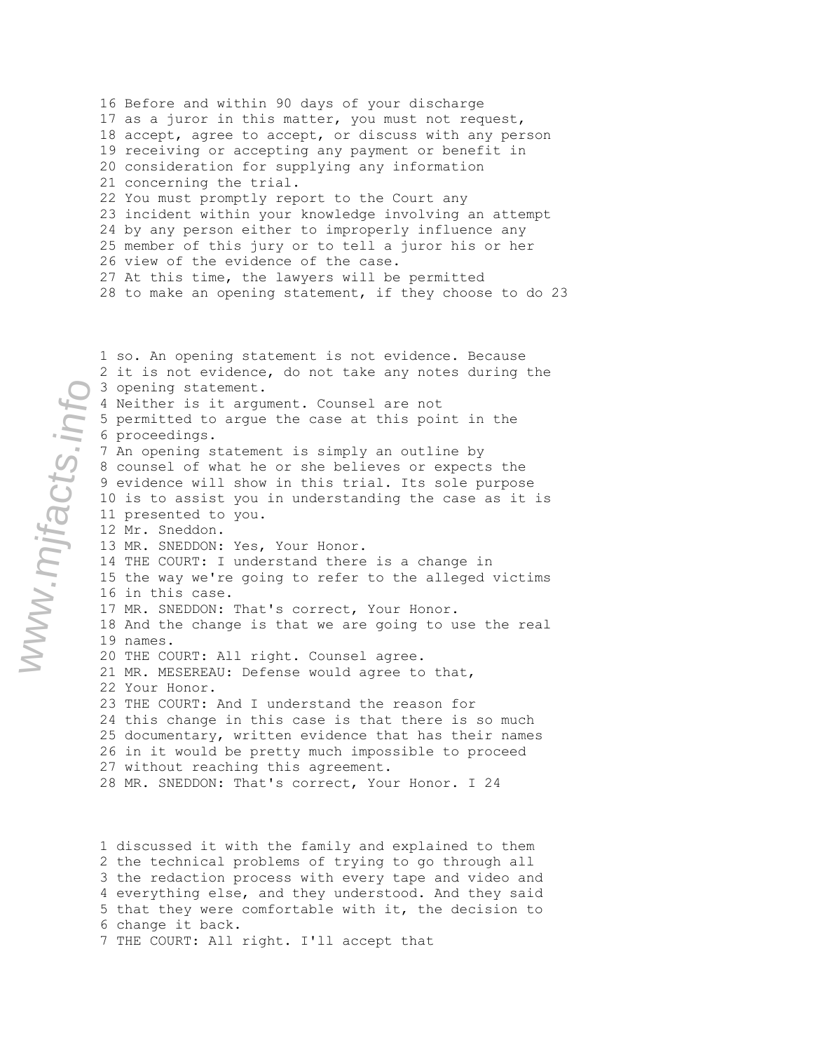16 Before and within 90 days of your discharge
17 as a juror in this matter, you must not request,
18 accept, agree to accept, or discuss with any person
19 receiving or accepting any payment or benefit in
20 consideration for supplying any information
21 concerning the trial.
22 You must promptly report to the Court any
23 incident within your knowledge involving an attempt
24 by any person either to improperly influence any
25 member of this jury or to tell a juror his or her
26 view of the evidence of the case.
27 At this time, the lawyers will be permitted
28 to make an opening statement, if they choose to do 23

1 so. An opening statement is not evidence. Because
2 it is not evidence, do not take any notes during the
3 opening statement.
4 Neither is it argument. Counsel are not
5 permitted to argue the case at this point in the
6 proceedings.
7 An opening statement is simply an outline by
8 counsel of what he or she believes or expects the
9 evidence will show in this trial. Its sole purpose
10 is to assist you in understanding the case as it is
11 presented to you.
12 Mr. Sneddon.
13 MR. SNEDDON: Yes, Your Honor.
14 THE COURT: I understand there is a change in
15 the way we're going to refer to the alleged victims
16 in this case.
17 MR. SNEDDON: That's correct, Your Honor.
18 And the change is that we are going to use the real
19 names.
20 THE COURT: All right. Counsel agree.
21 MR. MESEREAU: Defense would agree to that,
22 Your Honor.
23 THE COURT: And I understand the reason for
24 this change in this case is that there is so much
25 documentary, written evidence that has their names
26 in it would be pretty much impossible to proceed
27 without reaching this agreement.
28 MR. SNEDDON: That's correct, Your Honor. I 24

1 discussed it with the family and explained to them
2 the technical problems of trying to go through all
3 the redaction process with every tape and video and
4 everything else, and they understood. And they said
5 that they were comfortable with it, the decision to
6 change it back.
7 THE COURT: All right. I'll accept that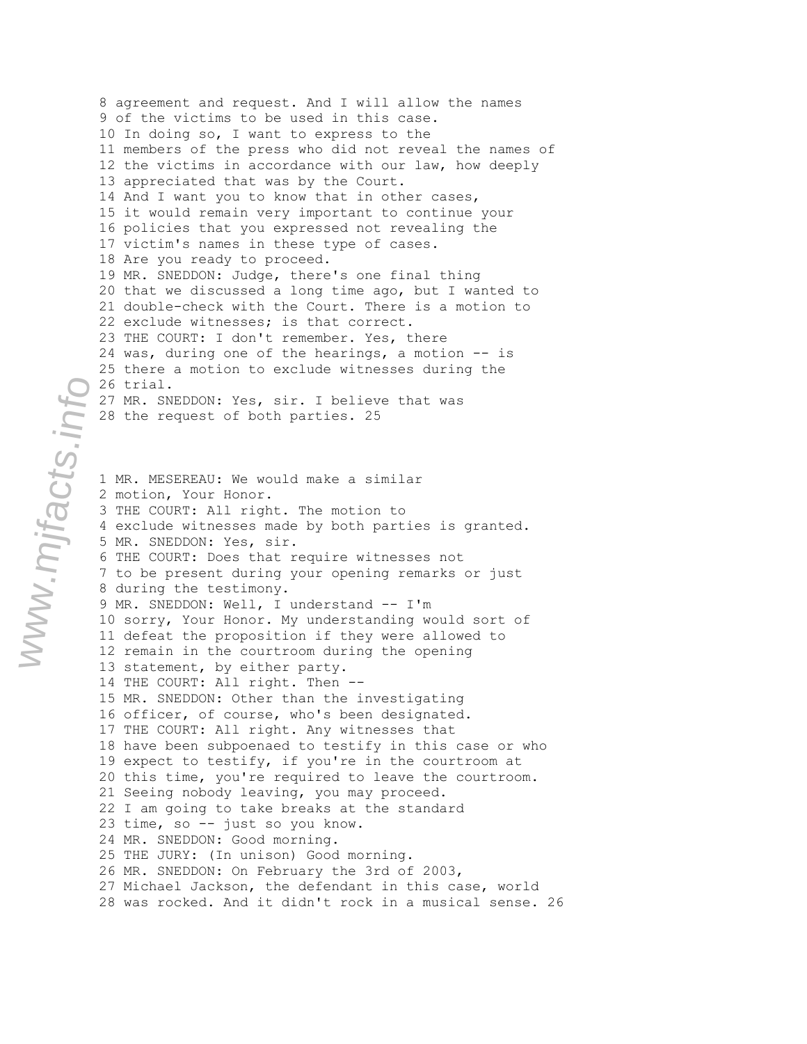8 agreement and request. And I will allow the names
9 of the victims to be used in this case.
10 In doing so, I want to express to the
11 members of the press who did not reveal the names of
12 the victims in accordance with our law, how deeply
13 appreciated that was by the Court.
14 And I want you to know that in other cases,
15 it would remain very important to continue your
16 policies that you expressed not revealing the
17 victim's names in these type of cases.
18 Are you ready to proceed.
19 MR. SNEDDON: Judge, there's one final thing
20 that we discussed a long time ago, but I wanted to
21 double-check with the Court. There is a motion to
22 exclude witnesses; is that correct.
23 THE COURT: I don't remember. Yes, there
24 was, during one of the hearings, a motion -- is
25 there a motion to exclude witnesses during the
26 trial.
27 MR. SNEDDON: Yes, sir. I believe that was
28 the request of both parties.

1 MR. MESEREAU: We would make a similar
2 motion, Your Honor.
3 THE COURT: All right. The motion to
4 exclude witnesses made by both parties is granted.
5 MR. SNEDDON: Yes, sir.
6 THE COURT: Does that require witnesses not
7 to be present during your opening remarks or just
8 during the testimony.
9 MR. SNEDDON: Well, I understand -- I'm
10 sorry, Your Honor. My understanding would sort of
11 defeat the proposition if they were allowed to
12 remain in the courtroom during the opening
13 statement, by either party.
14 THE COURT: All right. Then --
15 MR. SNEDDON: Other than the investigating
16 officer, of course, who's been designated.
17 THE COURT: All right. Any witnesses that
18 have been subpoenaed to testify in this case or who
19 expect to testify, if you're in the courtroom at
20 this time, you're required to leave the courtroom.
21 Seeing nobody leaving, you may proceed.
22 I am going to take breaks at the standard
23 time, so -- just so you know.
24 MR. SNEDDON: Good morning.
25 THE JURY: (In unison) Good morning.
26 MR. SNEDDON: On February the 3rd of 2003,
27 Michael Jackson, the defendant in this case, world
28 was rocked. And it didn't rock in a musical sense.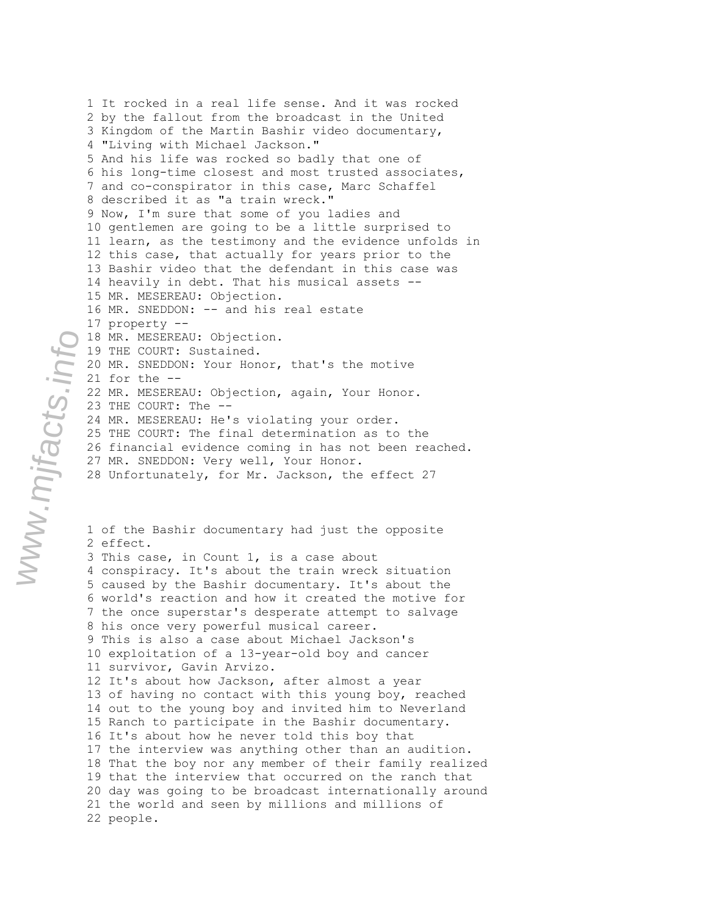1 It rocked in a real life sense. And it was rocked
2 by the fallout from the broadcast in the United
3 Kingdom of the Martin Bashir video documentary,
4 "Living with Michael Jackson."
5 And his life was rocked so badly that one of
6 his long-time closest and most trusted associates,
7 and co-conspirator in this case, Marc Schaffel
8 described it as "a train wreck."
9 Now, I'm sure that some of you ladies and
10 gentlemen are going to be a little surprised to
11 learn, as the testimony and the evidence unfolds in
12 this case, that actually for years prior to the
13 Bashir video that the defendant in this case was
14 heavily in debt. That his musical assets --
15 MR. MESEREAU: Objection.
16 MR. SNEDDON: -- and his real estate
17 property --
18 MR. MESEREAU: Objection.
19 THE COURT: Sustained.
20 MR. SNEDDON: Your Honor, that's the motive
21 for the --
22 MR. MESEREAU: Objection, again, Your Honor.
23 THE COURT: The --
24 MR. MESEREAU: He's violating your order.
25 THE COURT: The final determination as to the
26 financial evidence coming in has not been reached.
27 MR. SNEDDON: Very well, Your Honor.
28 Unfortunately, for Mr. Jackson, the effect

1 of the Bashir documentary had just the opposite
2 effect.
3 This case, in Count 1, is a case about
4 conspiracy. It's about the train wreck situation
5 caused by the Bashir documentary. It's about the
6 world's reaction and how it created the motive for
7 the once superstar's desperate attempt to salvage
8 his once very powerful musical career.
9 This is also a case about Michael Jackson's
10 exploitation of a 13-year-old boy and cancer
11 survivor, Gavin Arvizo.
12 It's about how Jackson, after almost a year
13 of having no contact with this young boy, reached
14 out to the young boy and invited him to Neverland
15 Ranch to participate in the Bashir documentary.
16 It's about how he never told this boy that
17 the interview was anything other than an audition.
18 That the boy nor any member of their family realized
19 that the interview that occurred on the ranch that
20 day was going to be broadcast internationally around
21 the world and seen by millions and millions of
22 people.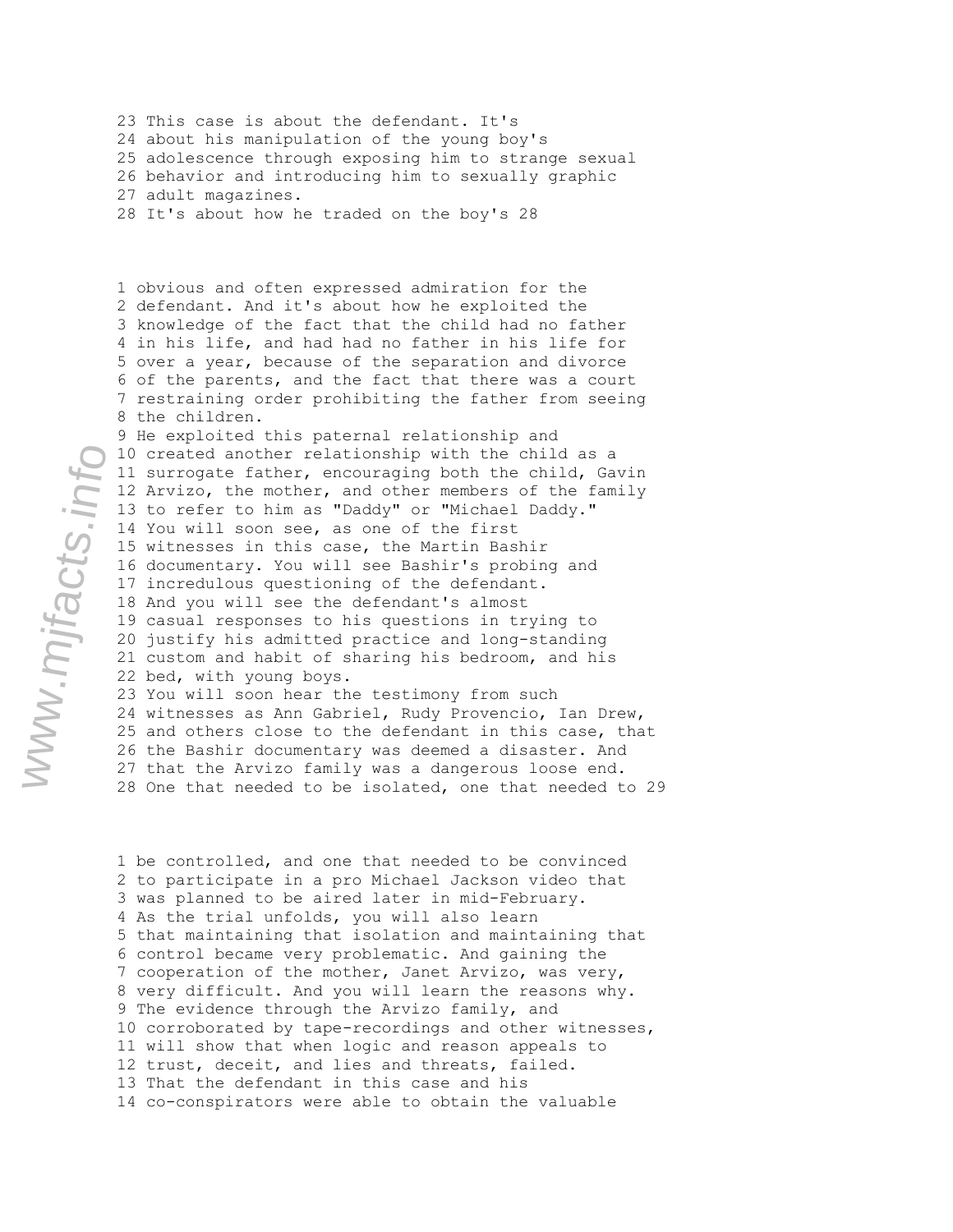23 This case is about the defendant. It's
24 about his manipulation of the young boy's
25 adolescence through exposing him to strange sexual
26 behavior and introducing him to sexually graphic
27 adult magazines.
28 It's about how he traded on the boy's 28

1 obvious and often expressed admiration for the
2 defendant. And it's about how he exploited the
3 knowledge of the fact that the child had no father
4 in his life, and had had no father in his life for
5 over a year, because of the separation and divorce
6 of the parents, and the fact that there was a court
7 restraining order prohibiting the father from seeing
8 the children.
9 He exploited this paternal relationship and
10 created another relationship with the child as a
11 surrogate father, encouraging both the child, Gavin
12 Arvizo, the mother, and other members of the family
13 to refer to him as "Daddy" or "Michael Daddy."
14 You will soon see, as one of the first
15 witnesses in this case, the Martin Bashir
16 documentary. You will see Bashir's probing and
17 incredulous questioning of the defendant.
18 And you will see the defendant's almost
19 casual responses to his questions in trying to
20 justify his admitted practice and long-standing
21 custom and habit of sharing his bedroom, and his
22 bed, with young boys.
23 You will soon hear the testimony from such
24 witnesses as Ann Gabriel, Rudy Provencio, Ian Drew,
25 and others close to the defendant in this case, that
26 the Bashir documentary was deemed a disaster. And
27 that the Arvizo family was a dangerous loose end.
28 One that needed to be isolated, one that needed to 29

1 be controlled, and one that needed to be convinced
2 to participate in a pro Michael Jackson video that
3 was planned to be aired later in mid-February.
4 As the trial unfolds, you will also learn
5 that maintaining that isolation and maintaining that
6 control became very problematic. And gaining the
7 cooperation of the mother, Janet Arvizo, was very,
8 very difficult. And you will learn the reasons why.
9 The evidence through the Arvizo family, and
10 corroborated by tape-recordings and other witnesses,
11 will show that when logic and reason appeals to
12 trust, deceit, and lies and threats, failed.
13 That the defendant in this case and his
14 co-conspirators were able to obtain the valuable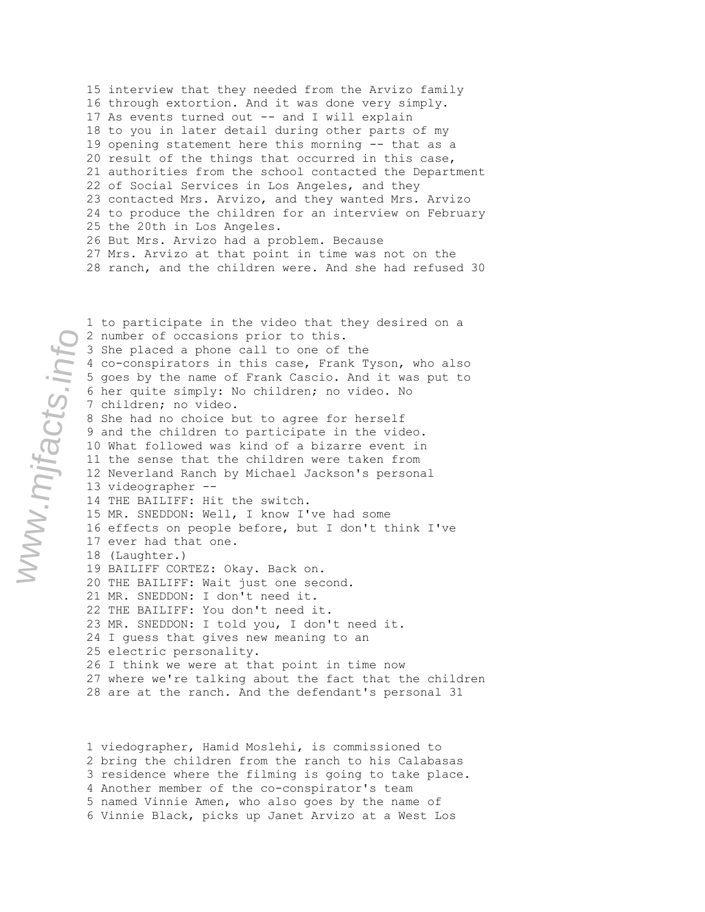15 interview that they needed from the Arvizo family
16 through extortion. And it was done very simply.
17 As events turned out -- and I will explain
18 to you in later detail during other parts of my
19 opening statement here this morning -- that as a
20 result of the things that occurred in this case,
21 authorities from the school contacted the Department
22 of Social Services in Los Angeles, and they
23 contacted Mrs. Arvizo, and they wanted Mrs. Arvizo
24 to produce the children for an interview on February
25 the 20th in Los Angeles.
26 But Mrs. Arvizo had a problem. Because
27 Mrs. Arvizo at that point in time was not on the
28 ranch, and the children were. And she had refused 30

1 to participate in the video that they desired on a
2 number of occasions prior to this.
3 She placed a phone call to one of the
4 co-conspirators in this case, Frank Tyson, who also
5 goes by the name of Frank Cascio. And it was put to
6 her quite simply: No children; no video. No
7 children; no video.
8 She had no choice but to agree for herself
9 and the children to participate in the video.
10 What followed was kind of a bizarre event in
11 the sense that the children were taken from
12 Neverland Ranch by Michael Jackson's personal
13 videographer --
14 THE BAILIFF: Hit the switch.
15 MR. SNEDDON: Well, I know I've had some
16 effects on people before, but I don't think I've
17 ever had that one.
18 (Laughter.)
19 BAILIFF CORTEZ: Okay. Back on.
20 THE BAILIFF: Wait just one second.
21 MR. SNEDDON: I don't need it.
22 THE BAILIFF: You don't need it.
23 MR. SNEDDON: I told you, I don't need it.
24 I guess that gives new meaning to an
25 electric personality.
26 I think we were at that point in time now
27 where we're talking about the fact that the children
28 are at the ranch. And the defendant's personal 31

1 viedographer, Hamid Moslehi, is commissioned to
2 bring the children from the ranch to his Calabasas
3 residence where the filming is going to take place.
4 Another member of the co-conspirator's team
5 named Vinnie Amen, who also goes by the name of
6 Vinnie Black, picks up Janet Arvizo at a West Los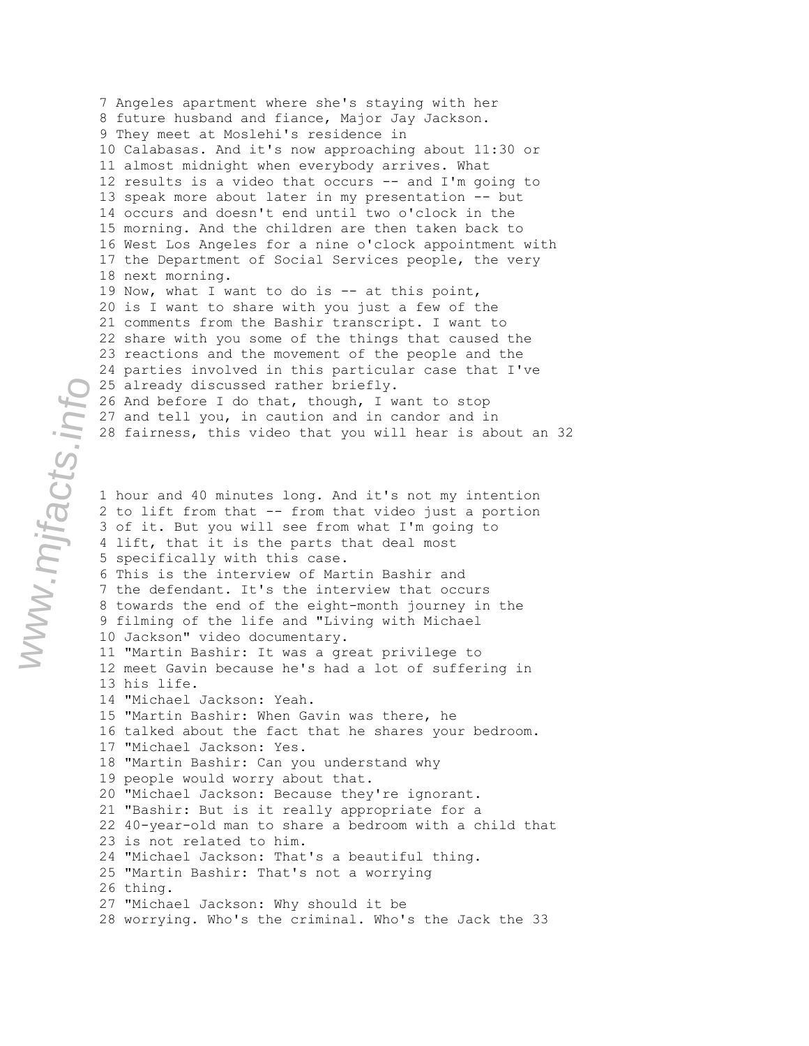7 Angeles apartment where she's staying with her
8 future husband and fiance, Major Jay Jackson.
9 They meet at Moslehi's residence in
10 Calabasas. And it's now approaching about 11:30 or
11 almost midnight when everybody arrives. What
12 results is a video that occurs -- and I'm going to
13 speak more about later in my presentation -- but
14 occurs and doesn't end until two o'clock in the
15 morning. And the children are then taken back to
16 West Los Angeles for a nine o'clock appointment with
17 the Department of Social Services people, the very
18 next morning.
19 Now, what I want to do is -- at this point,
20 is I want to share with you just a few of the
21 comments from the Bashir transcript. I want to
22 share with you some of the things that caused the
23 reactions and the movement of the people and the
24 parties involved in this particular case that I've
25 already discussed rather briefly.
26 And before I do that, though, I want to stop
27 and tell you, in caution and in candor and in
28 fairness, this video that you will hear is about an

1 hour and 40 minutes long. And it's not my intention
2 to lift from that -- from that video just a portion
3 of it. But you will see from what I'm going to
4 lift, that it is the parts that deal most
5 specifically with this case.
6 This is the interview of Martin Bashir and
7 the defendant. It's the interview that occurs
8 towards the end of the eight-month journey in the
9 filming of the life and "Living with Michael
10 Jackson" video documentary.
11 "Martin Bashir: It was a great privilege to
12 meet Gavin because he's had a lot of suffering in
13 his life.
14 "Michael Jackson: Yeah.
15 "Martin Bashir: When Gavin was there, he
16 talked about the fact that he shares your bedroom.
17 "Michael Jackson: Yes.
18 "Martin Bashir: Can you understand why
19 people would worry about that.
20 "Michael Jackson: Because they're ignorant.
21 "Bashir: But is it really appropriate for a
22 40-year-old man to share a bedroom with a child that
23 is not related to him.
24 "Michael Jackson: That's a beautiful thing.
25 "Martin Bashir: That's not a worrying
26 thing.
27 "Michael Jackson: Why should it be
28 worrying. Who's the criminal. Who's the Jack the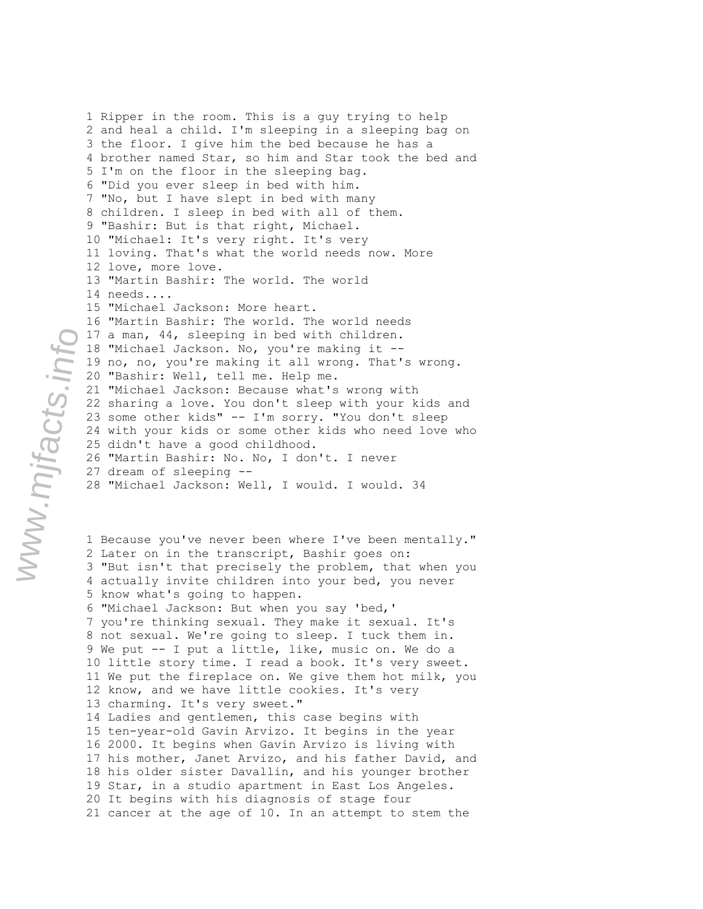Ripper in the room. This is a guy trying to help and heal a child. I'm sleeping in a sleeping bag on the floor. I give him the bed because he has a brother named Star, so him and Star took the bed and I'm on the floor in the sleeping bag.

"Did you ever sleep in bed with him.

"No, but I have slept in bed with many children. I sleep in bed with all of them.

"Bashir: But is that right, Michael.

"Michael: It's very right. It's very loving. That's what the world needs now. More love, more love.

"Martin Bashir: The world. The world needs....

"Michael Jackson: More heart.

"Martin Bashir: The world. The world needs a man, 44, sleeping in bed with children.

"Michael Jackson. No, you're making it -- no, no, you're making it all wrong. That's wrong.

"Bashir: Well, tell me. Help me.

"Michael Jackson: Because what's wrong with sharing a love. You don't sleep with your kids and some other kids" -- I'm sorry. "You don't sleep with your kids or some other kids who need love who didn't have a good childhood.

"Martin Bashir: No. No, I don't. I never dream of sleeping --

"Michael Jackson: Well, I would. I would. Because you've never been where I've been mentally."

Later on in the transcript, Bashir goes on:

"But isn't that precisely the problem, that when you actually invite children into your bed, you never know what's going to happen.

"Michael Jackson: But when you say 'bed,' you're thinking sexual. They make it sexual. It's not sexual. We're going to sleep. I tuck them in. We put -- I put a little, like, music on. We do a little story time. I read a book. It's very sweet. We put the fireplace on. We give them hot milk, you know, and we have little cookies. It's very charming. It's very sweet."

Ladies and gentlemen, this case begins with ten-year-old Gavin Arvizo. It begins in the year 2000. It begins when Gavin Arvizo is living with his mother, Janet Arvizo, and his father David, and his older sister Davallin, and his younger brother Star, in a studio apartment in East Los Angeles. It begins with his diagnosis of stage four cancer at the age of 10. In an attempt to stem the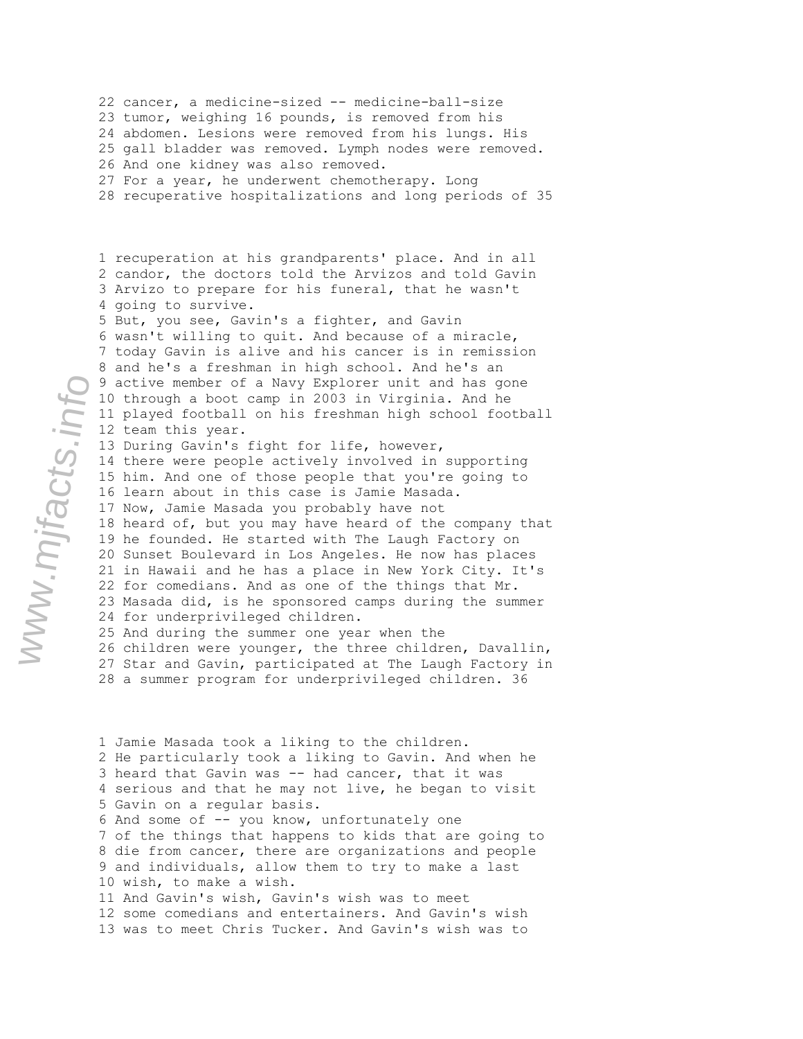22 cancer, a medicine-sized -- medicine-ball-size
23 tumor, weighing 16 pounds, is removed from his
24 abdomen. Lesions were removed from his lungs. His
25 gall bladder was removed. Lymph nodes were removed.
26 And one kidney was also removed.
27 For a year, he underwent chemotherapy. Long
28 recuperative hospitalizations and long periods of

1 recuperation at his grandparents' place. And in all
2 candor, the doctors told the Arvizos and told Gavin
3 Arvizo to prepare for his funeral, that he wasn't
4 going to survive.
5 But, you see, Gavin's a fighter, and Gavin
6 wasn't willing to quit. And because of a miracle,
7 today Gavin is alive and his cancer is in remission
8 and he's a freshman in high school. And he's an
9 active member of a Navy Explorer unit and has gone
10 through a boot camp in 2003 in Virginia. And he
11 played football on his freshman high school football
12 team this year.
13 During Gavin's fight for life, however,
14 there were people actively involved in supporting
15 him. And one of those people that you're going to
16 learn about in this case is Jamie Masada.
17 Now, Jamie Masada you probably have not
18 heard of, but you may have heard of the company that
19 he founded. He started with The Laugh Factory on
20 Sunset Boulevard in Los Angeles. He now has places
21 in Hawaii and he has a place in New York City. It's
22 for comedians. And as one of the things that Mr.
23 Masada did, is he sponsored camps during the summer
24 for underprivileged children.
25 And during the summer one year when the
26 children were younger, the three children, Davallin,
27 Star and Gavin, participated at The Laugh Factory in
28 a summer program for underprivileged children.

1 Jamie Masada took a liking to the children.
2 He particularly took a liking to Gavin. And when he
3 heard that Gavin was -- had cancer, that it was
4 serious and that he may not live, he began to visit
5 Gavin on a regular basis.
6 And some of -- you know, unfortunately one
7 of the things that happens to kids that are going to
8 die from cancer, there are organizations and people
9 and individuals, allow them to try to make a last
10 wish, to make a wish.
11 And Gavin's wish, Gavin's wish was to meet
12 some comedians and entertainers. And Gavin's wish
13 was to meet Chris Tucker. And Gavin's wish was to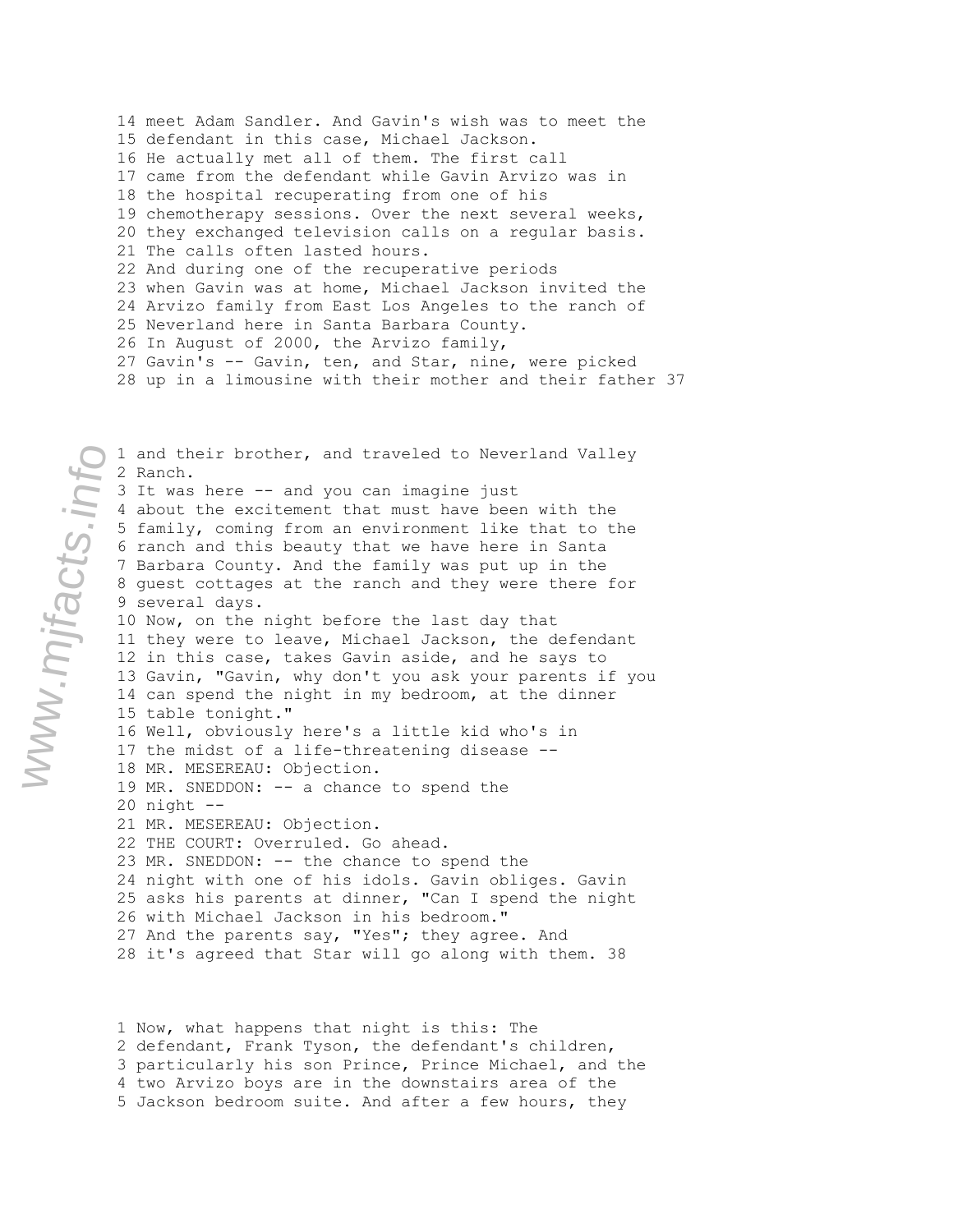14 meet Adam Sandler. And Gavin's wish was to meet the
15 defendant in this case, Michael Jackson.
16 He actually met all of them. The first call
17 came from the defendant while Gavin Arvizo was in
18 the hospital recuperating from one of his
19 chemotherapy sessions. Over the next several weeks,
20 they exchanged television calls on a regular basis.
21 The calls often lasted hours.
22 And during one of the recuperative periods
23 when Gavin was at home, Michael Jackson invited the
24 Arvizo family from East Los Angeles to the ranch of
25 Neverland here in Santa Barbara County.
26 In August of 2000, the Arvizo family,
27 Gavin's -- Gavin, ten, and Star, nine, were picked
28 up in a limousine with their mother and their father

1 and their brother, and traveled to Neverland Valley
2 Ranch.
3 It was here -- and you can imagine just
4 about the excitement that must have been with the
5 family, coming from an environment like that to the
6 ranch and this beauty that we have here in Santa
7 Barbara County. And the family was put up in the
8 guest cottages at the ranch and they were there for
9 several days.
10 Now, on the night before the last day that
11 they were to leave, Michael Jackson, the defendant
12 in this case, takes Gavin aside, and he says to
13 Gavin, "Gavin, why don't you ask your parents if you
14 can spend the night in my bedroom, at the dinner
15 table tonight."
16 Well, obviously here's a little kid who's in
17 the midst of a life-threatening disease --
18 MR. MESEREAU: Objection.
19 MR. SNEDDON: -- a chance to spend the
20 night --
21 MR. MESEREAU: Objection.
22 THE COURT: Overruled. Go ahead.
23 MR. SNEDDON: -- the chance to spend the
24 night with one of his idols. Gavin obliges. Gavin
25 asks his parents at dinner, "Can I spend the night
26 with Michael Jackson in his bedroom."
27 And the parents say, "Yes"; they agree. And
28 it's agreed that Star will go along with them.

1 Now, what happens that night is this: The
2 defendant, Frank Tyson, the defendant's children,
3 particularly his son Prince, Prince Michael, and the
4 two Arvizo boys are in the downstairs area of the
5 Jackson bedroom suite. And after a few hours, they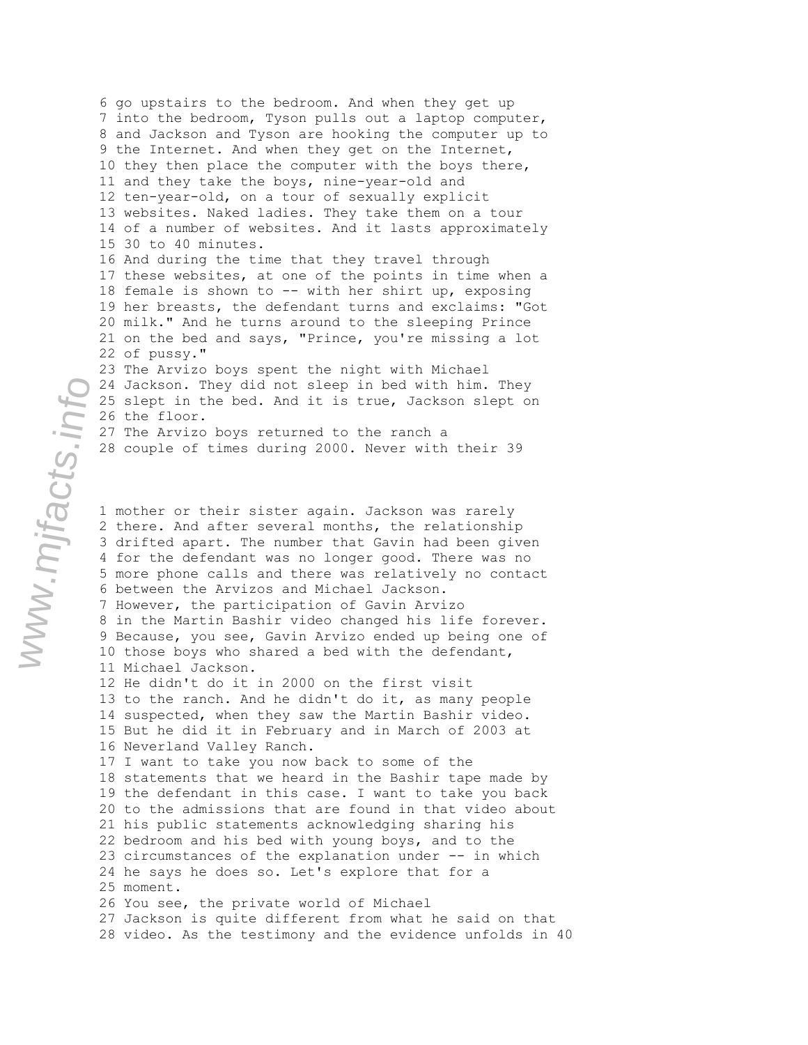6 go upstairs to the bedroom. And when they get up
7 into the bedroom, Tyson pulls out a laptop computer,
8 and Jackson and Tyson are hooking the computer up to
9 the Internet. And when they get on the Internet,
10 they then place the computer with the boys there,
11 and they take the boys, nine-year-old and
12 ten-year-old, on a tour of sexually explicit
13 websites. Naked ladies. They take them on a tour
14 of a number of websites. And it lasts approximately
15 30 to 40 minutes.
16 And during the time that they travel through
17 these websites, at one of the points in time when a
18 female is shown to -- with her shirt up, exposing
19 her breasts, the defendant turns and exclaims: "Got
20 milk." And he turns around to the sleeping Prince
21 on the bed and says, "Prince, you're missing a lot
22 of pussy."
23 The Arvizo boys spent the night with Michael
24 Jackson. They did not sleep in bed with him. They
25 slept in the bed. And it is true, Jackson slept on
26 the floor.
27 The Arvizo boys returned to the ranch a
28 couple of times during 2000. Never with their

1 mother or their sister again. Jackson was rarely
2 there. And after several months, the relationship
3 drifted apart. The number that Gavin had been given
4 for the defendant was no longer good. There was no
5 more phone calls and there was relatively no contact
6 between the Arvizos and Michael Jackson.
7 However, the participation of Gavin Arvizo
8 in the Martin Bashir video changed his life forever.
9 Because, you see, Gavin Arvizo ended up being one of
10 those boys who shared a bed with the defendant,
11 Michael Jackson.
12 He didn't do it in 2000 on the first visit
13 to the ranch. And he didn't do it, as many people
14 suspected, when they saw the Martin Bashir video.
15 But he did it in February and in March of 2003 at
16 Neverland Valley Ranch.
17 I want to take you now back to some of the
18 statements that we heard in the Bashir tape made by
19 the defendant in this case. I want to take you back
20 to the admissions that are found in that video about
21 his public statements acknowledging sharing his
22 bedroom and his bed with young boys, and to the
23 circumstances of the explanation under -- in which
24 he says he does so. Let's explore that for a
25 moment.
26 You see, the private world of Michael
27 Jackson is quite different from what he said on that
28 video. As the testimony and the evidence unfolds in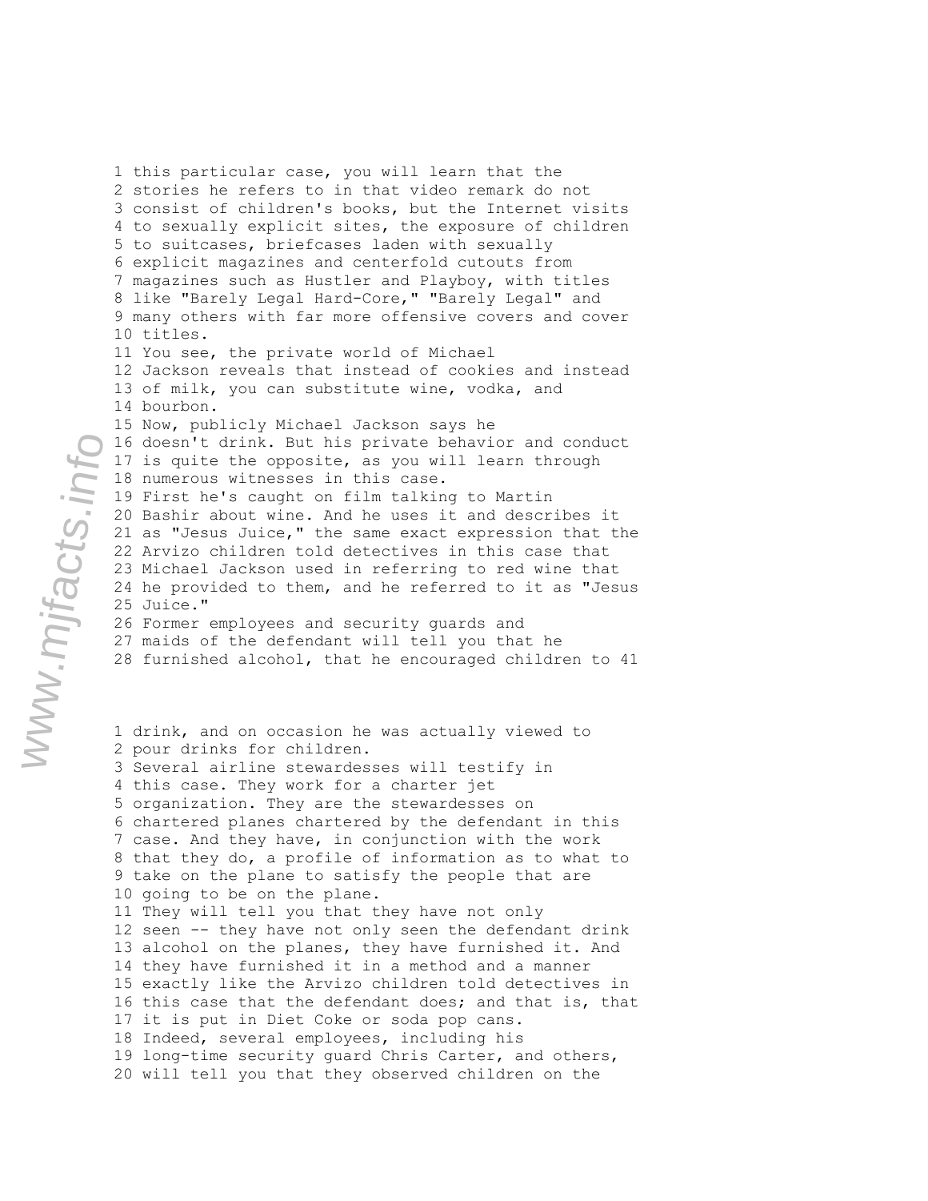1 this particular case, you will learn that the
2 stories he refers to in that video remark do not
3 consist of children's books, but the Internet visits
4 to sexually explicit sites, the exposure of children
5 to suitcases, briefcases laden with sexually
6 explicit magazines and centerfold cutouts from
7 magazines such as Hustler and Playboy, with titles
8 like "Barely Legal Hard-Core," "Barely Legal" and
9 many others with far more offensive covers and cover
10 titles.
11 You see, the private world of Michael
12 Jackson reveals that instead of cookies and instead
13 of milk, you can substitute wine, vodka, and
14 bourbon.
15 Now, publicly Michael Jackson says he
16 doesn't drink. But his private behavior and conduct
17 is quite the opposite, as you will learn through
18 numerous witnesses in this case.
19 First he's caught on film talking to Martin
20 Bashir about wine. And he uses it and describes it
21 as "Jesus Juice," the same exact expression that the
22 Arvizo children told detectives in this case that
23 Michael Jackson used in referring to red wine that
24 he provided to them, and he referred to it as "Jesus
25 Juice."
26 Former employees and security guards and
27 maids of the defendant will tell you that he
28 furnished alcohol, that he encouraged children to 41

1 drink, and on occasion he was actually viewed to
2 pour drinks for children.
3 Several airline stewardesses will testify in
4 this case. They work for a charter jet
5 organization. They are the stewardesses on
6 chartered planes chartered by the defendant in this
7 case. And they have, in conjunction with the work
8 that they do, a profile of information as to what to
9 take on the plane to satisfy the people that are
10 going to be on the plane.
11 They will tell you that they have not only
12 seen -- they have not only seen the defendant drink
13 alcohol on the planes, they have furnished it. And
14 they have furnished it in a method and a manner
15 exactly like the Arvizo children told detectives in
16 this case that the defendant does; and that is, that
17 it is put in Diet Coke or soda pop cans.
18 Indeed, several employees, including his
19 long-time security guard Chris Carter, and others,
20 will tell you that they observed children on the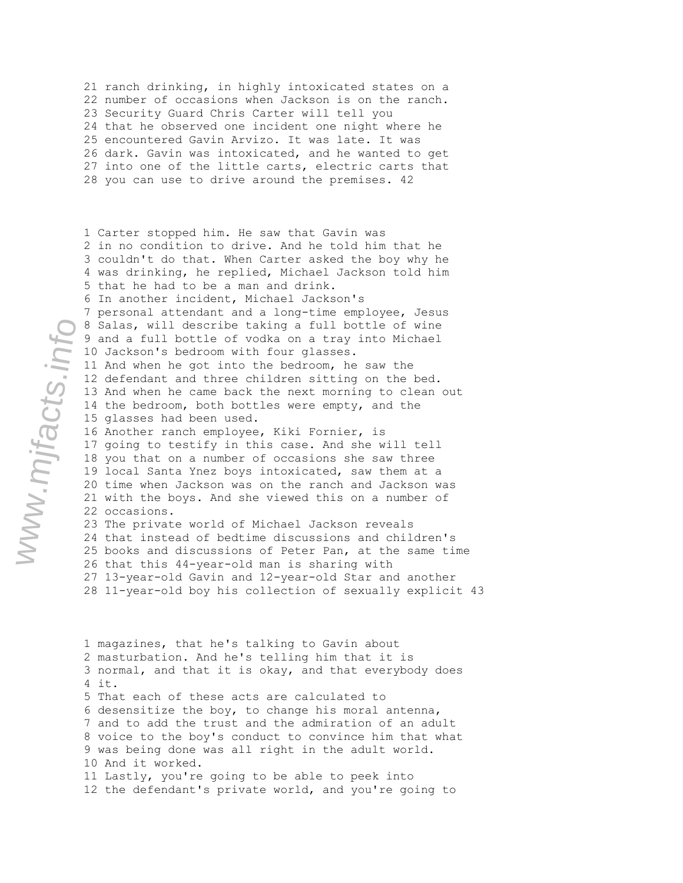21 ranch drinking, in highly intoxicated states on a
22 number of occasions when Jackson is on the ranch.
23 Security Guard Chris Carter will tell you
24 that he observed one incident one night where he
25 encountered Gavin Arvizo. It was late. It was
26 dark. Gavin was intoxicated, and he wanted to get
27 into one of the little carts, electric carts that
28 you can use to drive around the premises.

1 Carter stopped him. He saw that Gavin was
2 in no condition to drive. And he told him that he
3 couldn't do that. When Carter asked the boy why he
4 was drinking, he replied, Michael Jackson told him
5 that he had to be a man and drink.
6 In another incident, Michael Jackson's
7 personal attendant and a long-time employee, Jesus
8 Salas, will describe taking a full bottle of wine
9 and a full bottle of vodka on a tray into Michael
10 Jackson's bedroom with four glasses.
11 And when he got into the bedroom, he saw the
12 defendant and three children sitting on the bed.
13 And when he came back the next morning to clean out
14 the bedroom, both bottles were empty, and the
15 glasses had been used.
16 Another ranch employee, Kiki Fornier, is
17 going to testify in this case. And she will tell
18 you that on a number of occasions she saw three
19 local Santa Ynez boys intoxicated, saw them at a
20 time when Jackson was on the ranch and Jackson was
21 with the boys. And she viewed this on a number of
22 occasions.
23 The private world of Michael Jackson reveals
24 that instead of bedtime discussions and children's
25 books and discussions of Peter Pan, at the same time
26 that this 44-year-old man is sharing with
27 13-year-old Gavin and 12-year-old Star and another
28 11-year-old boy his collection of sexually explicit

1 magazines, that he's talking to Gavin about
2 masturbation. And he's telling him that it is
3 normal, and that it is okay, and that everybody does
4 it.
5 That each of these acts are calculated to
6 desensitize the boy, to change his moral antenna,
7 and to add the trust and the admiration of an adult
8 voice to the boy's conduct to convince him that what
9 was being done was all right in the adult world.
10 And it worked.
11 Lastly, you're going to be able to peek into
12 the defendant's private world, and you're going to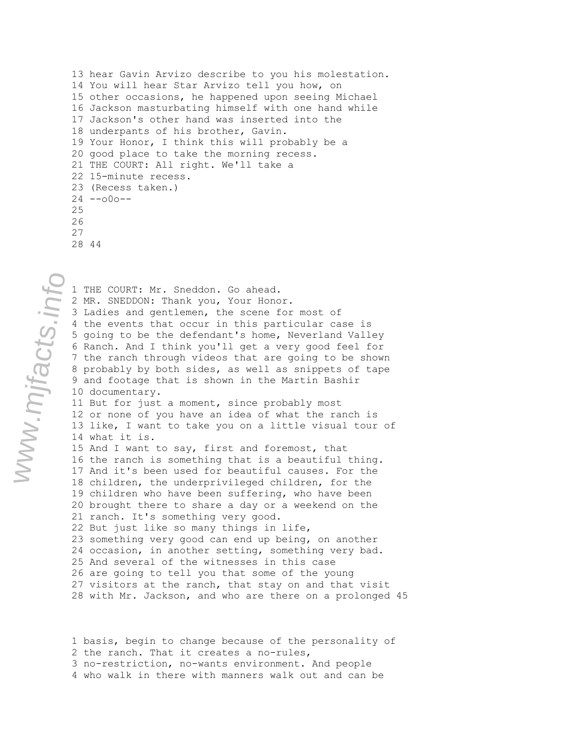13 hear Gavin Arvizo describe to you his molestation.
14 You will hear Star Arvizo tell you how, on
15 other occasions, he happened upon seeing Michael
16 Jackson masturbating himself with one hand while
17 Jackson's other hand was inserted into the
18 underpants of his brother, Gavin.
19 Your Honor, I think this will probably be a
20 good place to take the morning recess.
21 THE COURT: All right. We'll take a
22 15-minute recess.
23 (Recess taken.)
24 --o0o--
25
26
27
28 44

1 THE COURT: Mr. Sneddon. Go ahead.
2 MR. SNEDDON: Thank you, Your Honor.
3 Ladies and gentlemen, the scene for most of
4 the events that occur in this particular case is
5 going to be the defendant's home, Neverland Valley
6 Ranch. And I think you'll get a very good feel for
7 the ranch through videos that are going to be shown
8 probably by both sides, as well as snippets of tape
9 and footage that is shown in the Martin Bashir
10 documentary.
11 But for just a moment, since probably most
12 or none of you have an idea of what the ranch is
13 like, I want to take you on a little visual tour of
14 what it is.
15 And I want to say, first and foremost, that
16 the ranch is something that is a beautiful thing.
17 And it's been used for beautiful causes. For the
18 children, the underprivileged children, for the
19 children who have been suffering, who have been
20 brought there to share a day or a weekend on the
21 ranch. It's something very good.
22 But just like so many things in life,
23 something very good can end up being, on another
24 occasion, in another setting, something very bad.
25 And several of the witnesses in this case
26 are going to tell you that some of the young
27 visitors at the ranch, that stay on and that visit
28 with Mr. Jackson, and who are there on a prolonged 45

1 basis, begin to change because of the personality of
2 the ranch. That it creates a no-rules,
3 no-restriction, no-wants environment. And people
4 who walk in there with manners walk out and can be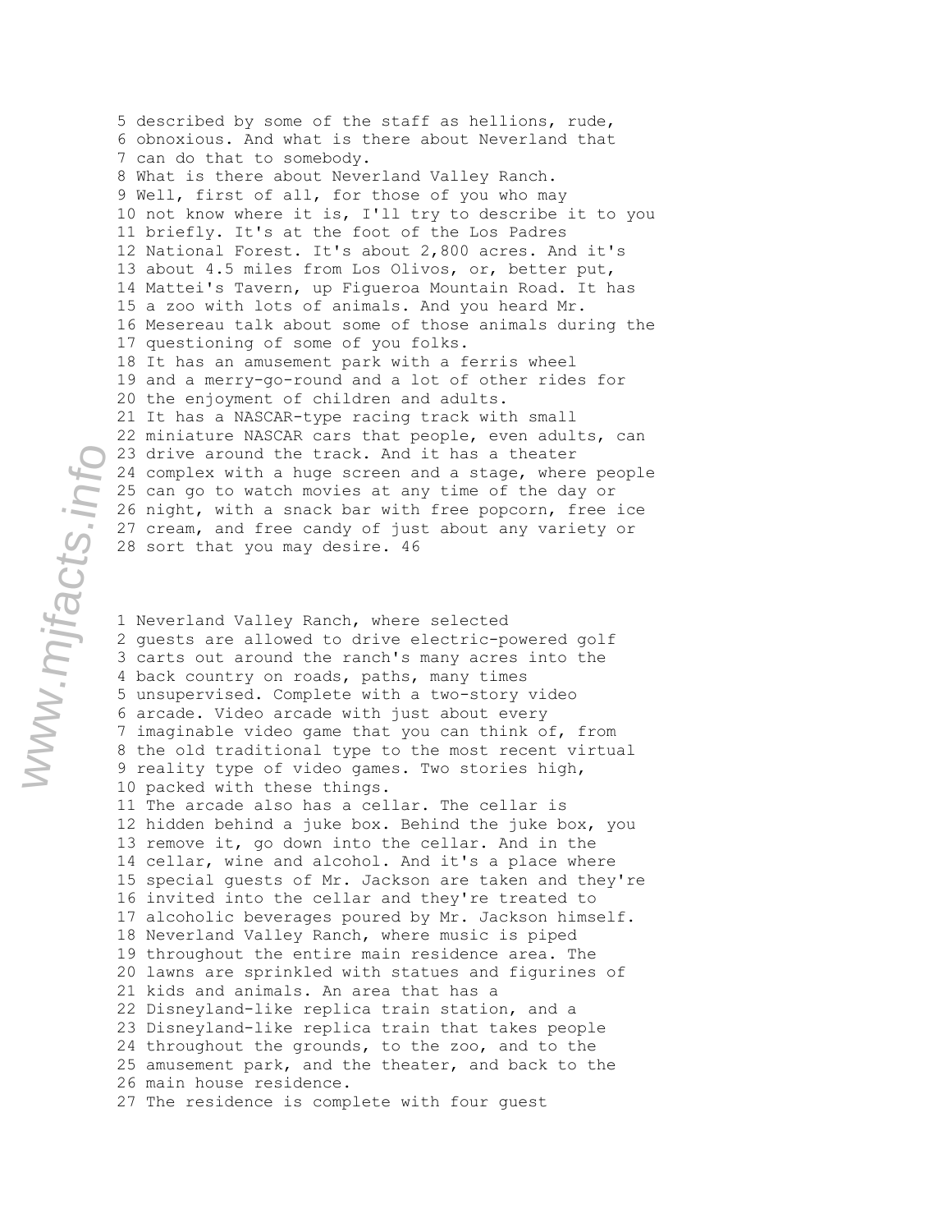5 described by some of the staff as hellions, rude,
6 obnoxious. And what is there about Neverland that
7 can do that to somebody.
8 What is there about Neverland Valley Ranch.
9 Well, first of all, for those of you who may
10 not know where it is, I'll try to describe it to you
11 briefly. It's at the foot of the Los Padres
12 National Forest. It's about 2,800 acres. And it's
13 about 4.5 miles from Los Olivos, or, better put,
14 Mattei's Tavern, up Figueroa Mountain Road. It has
15 a zoo with lots of animals. And you heard Mr.
16 Mesereau talk about some of those animals during the
17 questioning of some of you folks.
18 It has an amusement park with a ferris wheel
19 and a merry-go-round and a lot of other rides for
20 the enjoyment of children and adults.
21 It has a NASCAR-type racing track with small
22 miniature NASCAR cars that people, even adults, can
23 drive around the track. And it has a theater
24 complex with a huge screen and a stage, where people
25 can go to watch movies at any time of the day or
26 night, with a snack bar with free popcorn, free ice
27 cream, and free candy of just about any variety or
28 sort that you may desire.

1 Neverland Valley Ranch, where selected
2 guests are allowed to drive electric-powered golf
3 carts out around the ranch's many acres into the
4 back country on roads, paths, many times
5 unsupervised. Complete with a two-story video
6 arcade. Video arcade with just about every
7 imaginable video game that you can think of, from
8 the old traditional type to the most recent virtual
9 reality type of video games. Two stories high,
10 packed with these things.
11 The arcade also has a cellar. The cellar is
12 hidden behind a juke box. Behind the juke box, you
13 remove it, go down into the cellar. And in the
14 cellar, wine and alcohol. And it's a place where
15 special guests of Mr. Jackson are taken and they're
16 invited into the cellar and they're treated to
17 alcoholic beverages poured by Mr. Jackson himself.
18 Neverland Valley Ranch, where music is piped
19 throughout the entire main residence area. The
20 lawns are sprinkled with statues and figurines of
21 kids and animals. An area that has a
22 Disneyland-like replica train station, and a
23 Disneyland-like replica train that takes people
24 throughout the grounds, to the zoo, and to the
25 amusement park, and the theater, and back to the
26 main house residence.
27 The residence is complete with four guest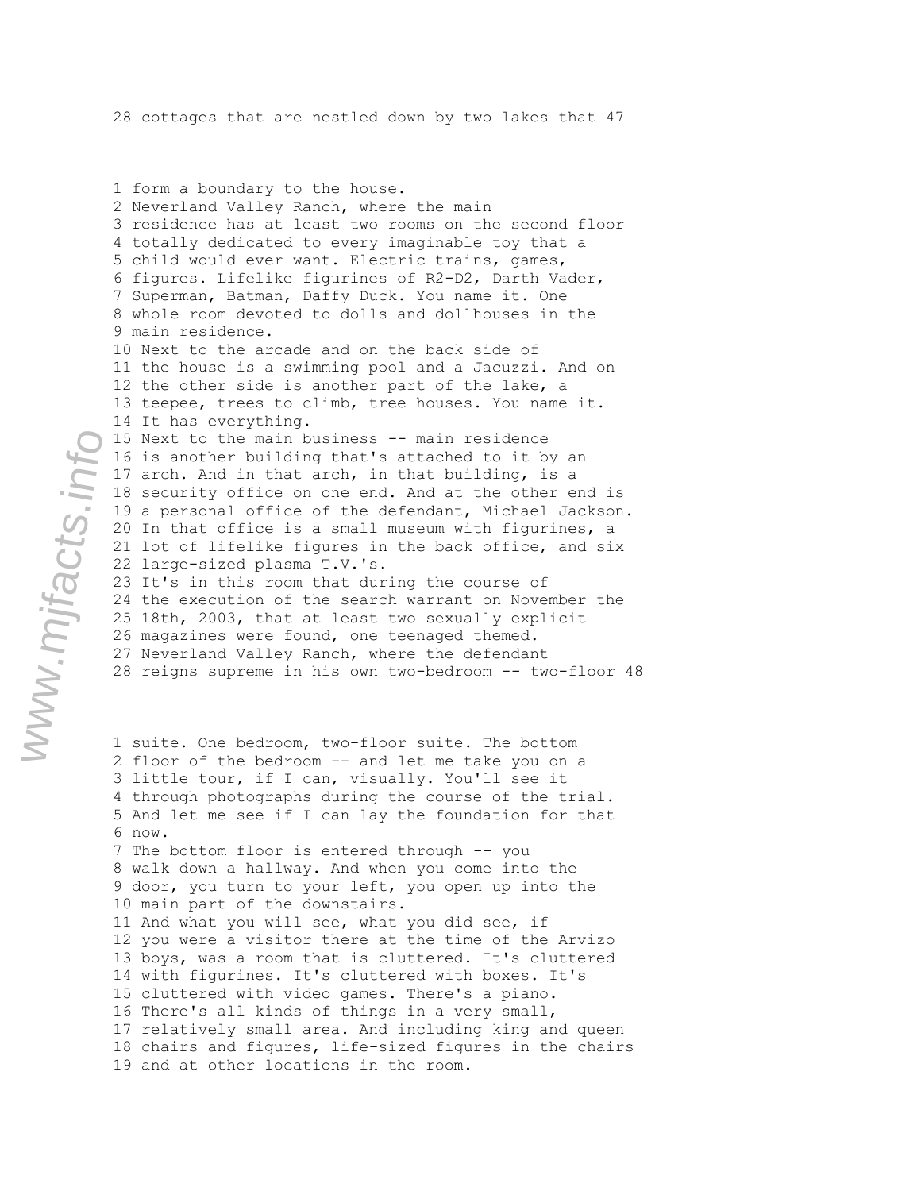28 cottages that are nestled down by two lakes that 47

1 form a boundary to the house.
2 Neverland Valley Ranch, where the main
3 residence has at least two rooms on the second floor
4 totally dedicated to every imaginable toy that a
5 child would ever want. Electric trains, games,
6 figures. Lifelike figurines of R2-D2, Darth Vader,
7 Superman, Batman, Daffy Duck. You name it. One
8 whole room devoted to dolls and dollhouses in the
9 main residence.
10 Next to the arcade and on the back side of
11 the house is a swimming pool and a Jacuzzi. And on
12 the other side is another part of the lake, a
13 teepee, trees to climb, tree houses. You name it.
14 It has everything.
15 Next to the main business -- main residence
16 is another building that's attached to it by an
17 arch. And in that arch, in that building, is a
18 security office on one end. And at the other end is
19 a personal office of the defendant, Michael Jackson.
20 In that office is a small museum with figurines, a
21 lot of lifelike figures in the back office, and six
22 large-sized plasma T.V.'s.
23 It's in this room that during the course of
24 the execution of the search warrant on November the
25 18th, 2003, that at least two sexually explicit
26 magazines were found, one teenaged themed.
27 Neverland Valley Ranch, where the defendant
28 reigns supreme in his own two-bedroom -- two-floor 48

1 suite. One bedroom, two-floor suite. The bottom
2 floor of the bedroom -- and let me take you on a
3 little tour, if I can, visually. You'll see it
4 through photographs during the course of the trial.
5 And let me see if I can lay the foundation for that
6 now.
7 The bottom floor is entered through -- you
8 walk down a hallway. And when you come into the
9 door, you turn to your left, you open up into the
10 main part of the downstairs.
11 And what you will see, what you did see, if
12 you were a visitor there at the time of the Arvizo
13 boys, was a room that is cluttered. It's cluttered
14 with figurines. It's cluttered with boxes. It's
15 cluttered with video games. There's a piano.
16 There's all kinds of things in a very small,
17 relatively small area. And including king and queen
18 chairs and figures, life-sized figures in the chairs
19 and at other locations in the room.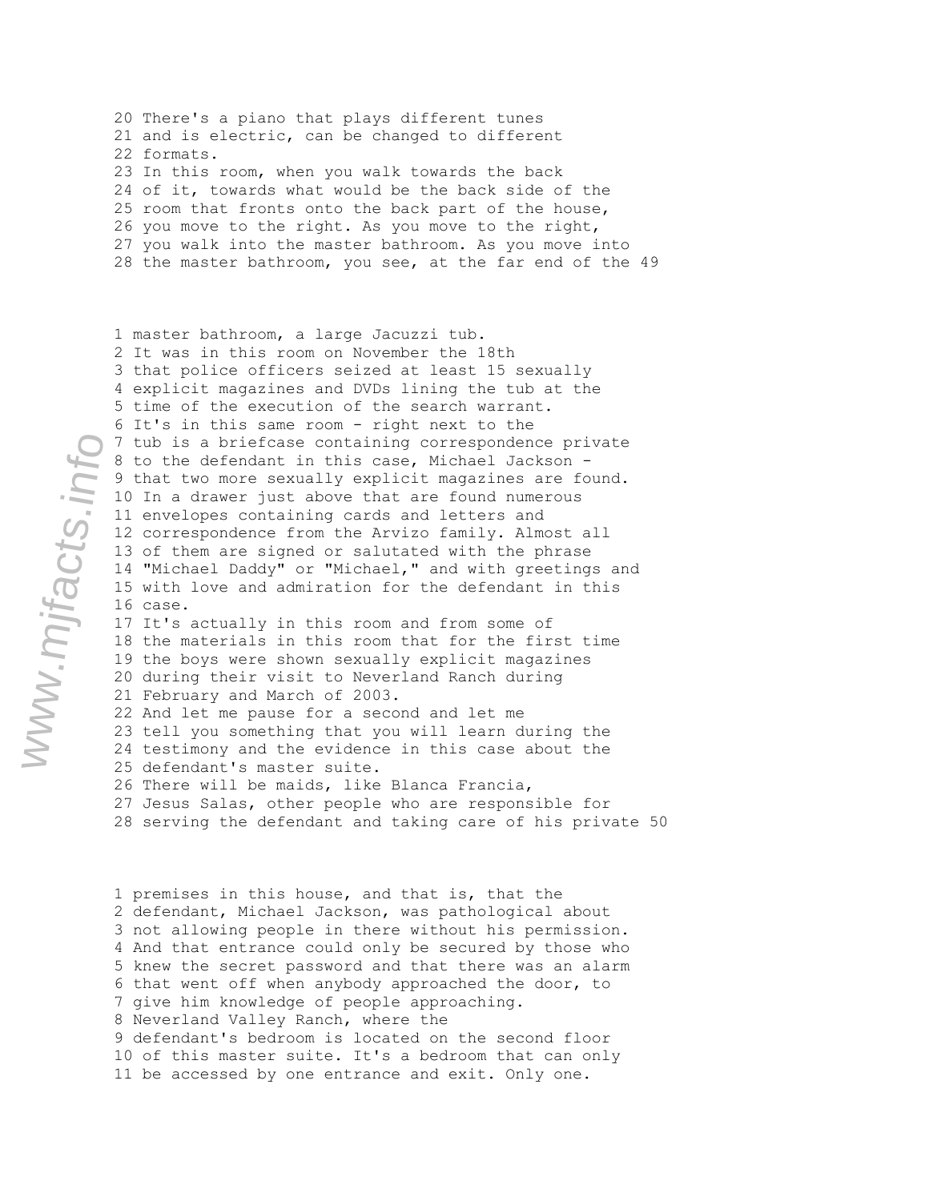20 There's a piano that plays different tunes
21 and is electric, can be changed to different
22 formats.
23 In this room, when you walk towards the back
24 of it, towards what would be the back side of the
25 room that fronts onto the back part of the house,
26 you move to the right. As you move to the right,
27 you walk into the master bathroom. As you move into
28 the master bathroom, you see, at the far end of the

1 master bathroom, a large Jacuzzi tub.
2 It was in this room on November the 18th
3 that police officers seized at least 15 sexually
4 explicit magazines and DVDs lining the tub at the
5 time of the execution of the search warrant.
6 It's in this same room - right next to the
7 tub is a briefcase containing correspondence private
8 to the defendant in this case, Michael Jackson -
9 that two more sexually explicit magazines are found.
10 In a drawer just above that are found numerous
11 envelopes containing cards and letters and
12 correspondence from the Arvizo family. Almost all
13 of them are signed or salutated with the phrase
14 "Michael Daddy" or "Michael," and with greetings and
15 with love and admiration for the defendant in this
16 case.
17 It's actually in this room and from some of
18 the materials in this room that for the first time
19 the boys were shown sexually explicit magazines
20 during their visit to Neverland Ranch during
21 February and March of 2003.
22 And let me pause for a second and let me
23 tell you something that you will learn during the
24 testimony and the evidence in this case about the
25 defendant's master suite.
26 There will be maids, like Blanca Francia,
27 Jesus Salas, other people who are responsible for
28 serving the defendant and taking care of his private

1 premises in this house, and that is, that the
2 defendant, Michael Jackson, was pathological about
3 not allowing people in there without his permission.
4 And that entrance could only be secured by those who
5 knew the secret password and that there was an alarm
6 that went off when anybody approached the door, to
7 give him knowledge of people approaching.
8 Neverland Valley Ranch, where the
9 defendant's bedroom is located on the second floor
10 of this master suite. It's a bedroom that can only
11 be accessed by one entrance and exit. Only one.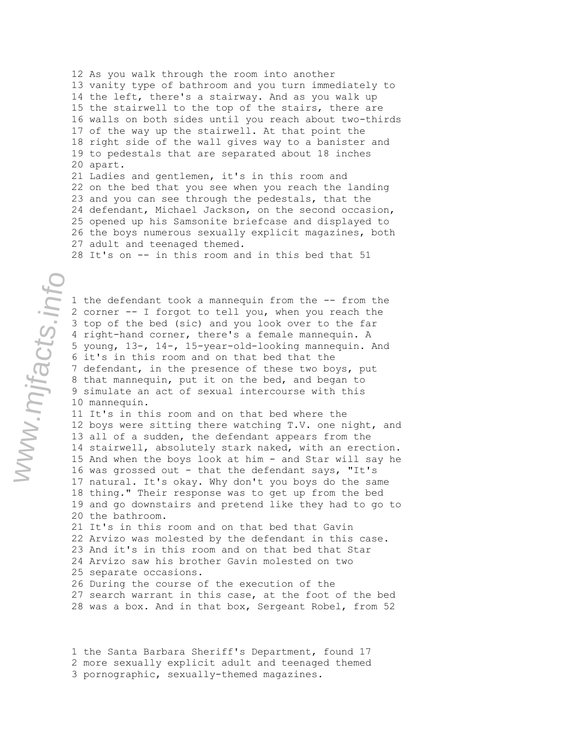12 As you walk through the room into another
13 vanity type of bathroom and you turn immediately to
14 the left, there's a stairway. And as you walk up
15 the stairwell to the top of the stairs, there are
16 walls on both sides until you reach about two-thirds
17 of the way up the stairwell. At that point the
18 right side of the wall gives way to a banister and
19 to pedestals that are separated about 18 inches
20 apart.
21 Ladies and gentlemen, it's in this room and
22 on the bed that you see when you reach the landing
23 and you can see through the pedestals, that the
24 defendant, Michael Jackson, on the second occasion,
25 opened up his Samsonite briefcase and displayed to
26 the boys numerous sexually explicit magazines, both
27 adult and teenaged themed.
28 It's on -- in this room and in this bed that 51

1 the defendant took a mannequin from the -- from the
2 corner -- I forgot to tell you, when you reach the
3 top of the bed (sic) and you look over to the far
4 right-hand corner, there's a female mannequin. A
5 young, 13-, 14-, 15-year-old-looking mannequin. And
6 it's in this room and on that bed that the
7 defendant, in the presence of these two boys, put
8 that mannequin, put it on the bed, and began to
9 simulate an act of sexual intercourse with this
10 mannequin.
11 It's in this room and on that bed where the
12 boys were sitting there watching T.V. one night, and
13 all of a sudden, the defendant appears from the
14 stairwell, absolutely stark naked, with an erection.
15 And when the boys look at him - and Star will say he
16 was grossed out - that the defendant says, "It's
17 natural. It's okay. Why don't you boys do the same
18 thing." Their response was to get up from the bed
19 and go downstairs and pretend like they had to go to
20 the bathroom.
21 It's in this room and on that bed that Gavin
22 Arvizo was molested by the defendant in this case.
23 And it's in this room and on that bed that Star
24 Arvizo saw his brother Gavin molested on two
25 separate occasions.
26 During the course of the execution of the
27 search warrant in this case, at the foot of the bed
28 was a box. And in that box, Sergeant Robel, from 52

1 the Santa Barbara Sheriff's Department, found 17
2 more sexually explicit adult and teenaged themed
3 pornographic, sexually-themed magazines.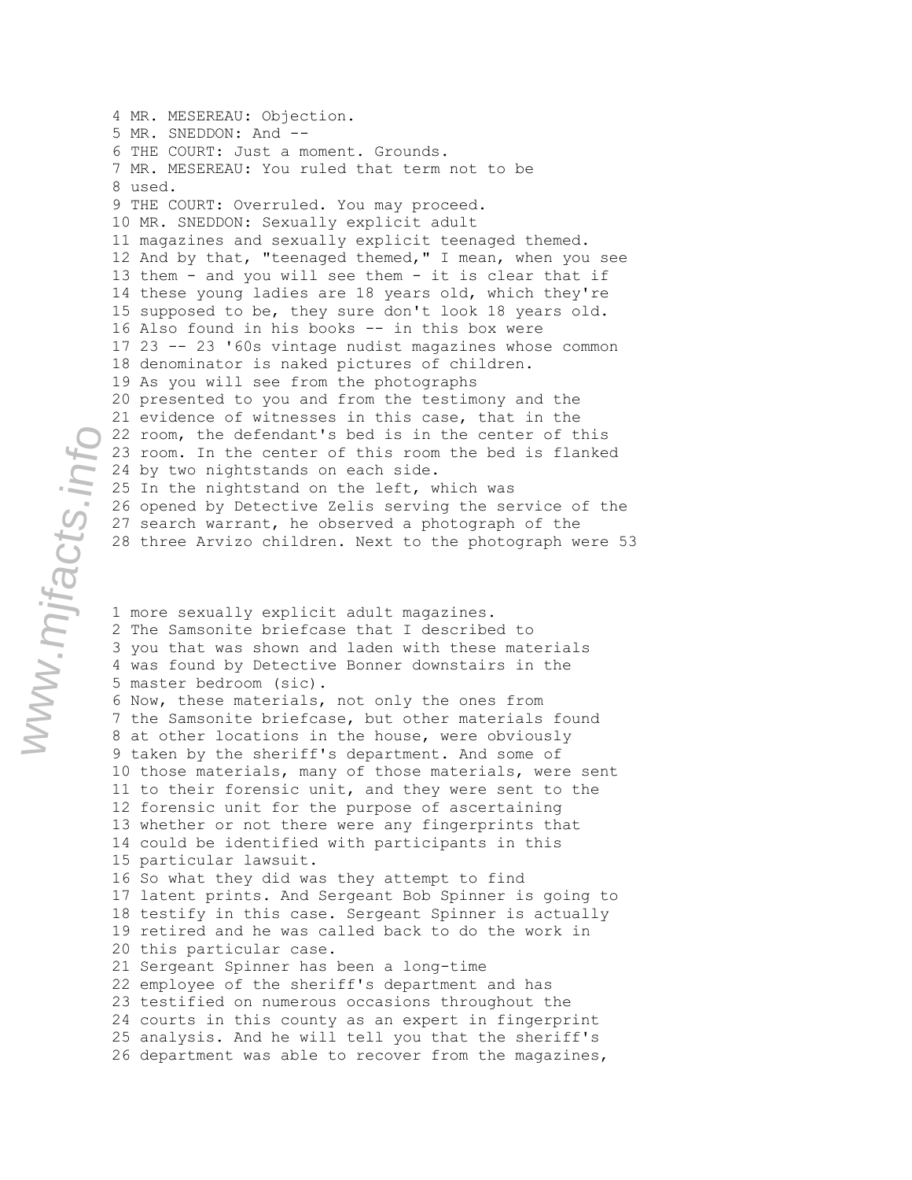4 MR. MESEREAU: Objection.
5 MR. SNEDDON: And --
6 THE COURT: Just a moment. Grounds.
7 MR. MESEREAU: You ruled that term not to be
8 used.
9 THE COURT: Overruled. You may proceed.
10 MR. SNEDDON: Sexually explicit adult
11 magazines and sexually explicit teenaged themed.
12 And by that, "teenaged themed," I mean, when you see
13 them - and you will see them - it is clear that if
14 these young ladies are 18 years old, which they're
15 supposed to be, they sure don't look 18 years old.
16 Also found in his books -- in this box were
17 23 -- 23 '60s vintage nudist magazines whose common
18 denominator is naked pictures of children.
19 As you will see from the photographs
20 presented to you and from the testimony and the
21 evidence of witnesses in this case, that in the
22 room, the defendant's bed is in the center of this
23 room. In the center of this room the bed is flanked
24 by two nightstands on each side.
25 In the nightstand on the left, which was
26 opened by Detective Zelis serving the service of the
27 search warrant, he observed a photograph of the
28 three Arvizo children. Next to the photograph were 53

1 more sexually explicit adult magazines.
2 The Samsonite briefcase that I described to
3 you that was shown and laden with these materials
4 was found by Detective Bonner downstairs in the
5 master bedroom (sic).
6 Now, these materials, not only the ones from
7 the Samsonite briefcase, but other materials found
8 at other locations in the house, were obviously
9 taken by the sheriff's department. And some of
10 those materials, many of those materials, were sent
11 to their forensic unit, and they were sent to the
12 forensic unit for the purpose of ascertaining
13 whether or not there were any fingerprints that
14 could be identified with participants in this
15 particular lawsuit.
16 So what they did was they attempt to find
17 latent prints. And Sergeant Bob Spinner is going to
18 testify in this case. Sergeant Spinner is actually
19 retired and he was called back to do the work in
20 this particular case.
21 Sergeant Spinner has been a long-time
22 employee of the sheriff's department and has
23 testified on numerous occasions throughout the
24 courts in this county as an expert in fingerprint
25 analysis. And he will tell you that the sheriff's
26 department was able to recover from the magazines,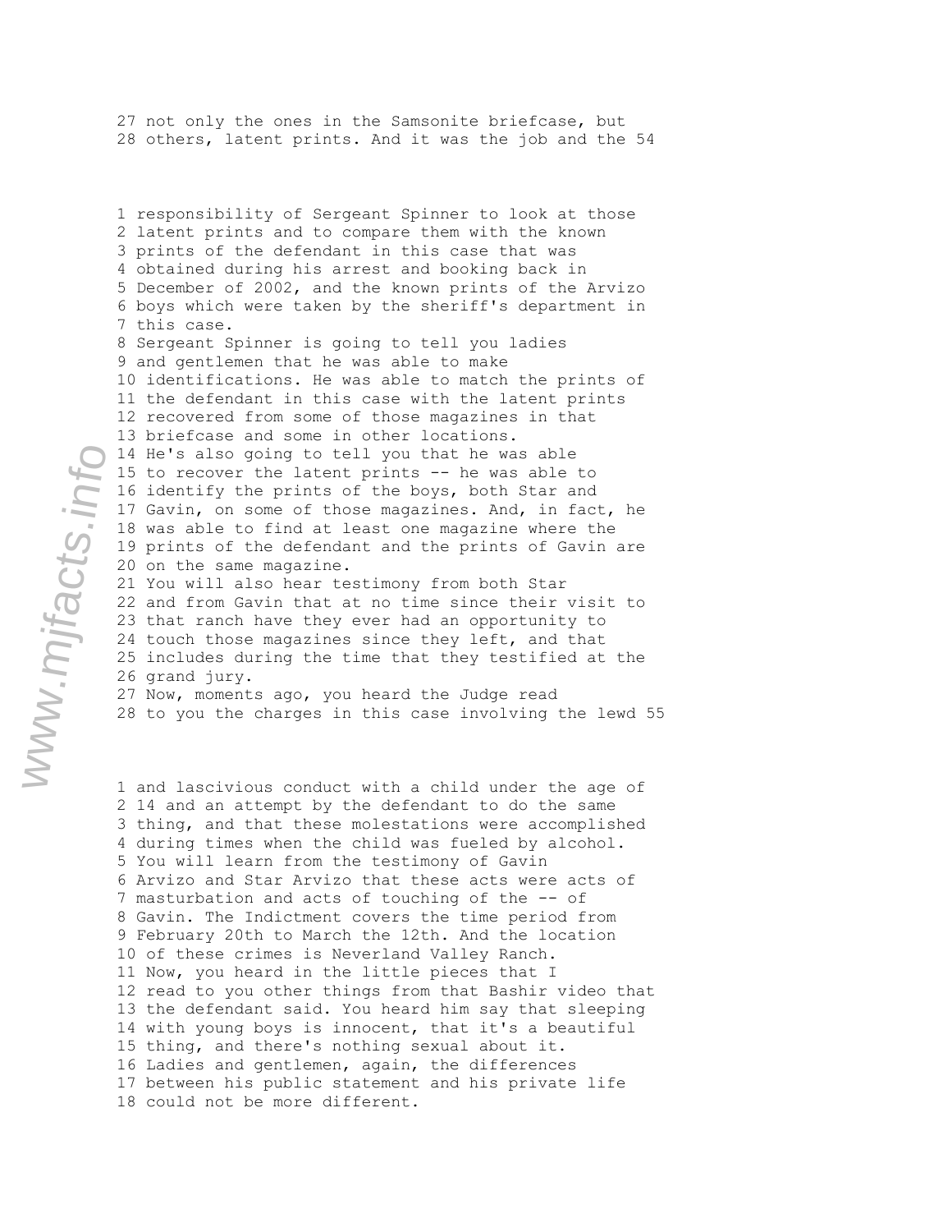27 not only the ones in the Samsonite briefcase, but
28 others, latent prints. And it was the job and the

1 responsibility of Sergeant Spinner to look at those
2 latent prints and to compare them with the known
3 prints of the defendant in this case that was
4 obtained during his arrest and booking back in
5 December of 2002, and the known prints of the Arvizo
6 boys which were taken by the sheriff's department in
7 this case.
8 Sergeant Spinner is going to tell you ladies
9 and gentlemen that he was able to make
10 identifications. He was able to match the prints of
11 the defendant in this case with the latent prints
12 recovered from some of those magazines in that
13 briefcase and some in other locations.
14 He's also going to tell you that he was able
15 to recover the latent prints -- he was able to
16 identify the prints of the boys, both Star and
17 Gavin, on some of those magazines. And, in fact, he
18 was able to find at least one magazine where the
19 prints of the defendant and the prints of Gavin are
20 on the same magazine.
21 You will also hear testimony from both Star
22 and from Gavin that at no time since their visit to
23 that ranch have they ever had an opportunity to
24 touch those magazines since they left, and that
25 includes during the time that they testified at the
26 grand jury.
27 Now, moments ago, you heard the Judge read
28 to you the charges in this case involving the lewd

1 and lascivious conduct with a child under the age of
2 14 and an attempt by the defendant to do the same
3 thing, and that these molestations were accomplished
4 during times when the child was fueled by alcohol.
5 You will learn from the testimony of Gavin
6 Arvizo and Star Arvizo that these acts were acts of
7 masturbation and acts of touching of the -- of
8 Gavin. The Indictment covers the time period from
9 February 20th to March the 12th. And the location
10 of these crimes is Neverland Valley Ranch.
11 Now, you heard in the little pieces that I
12 read to you other things from that Bashir video that
13 the defendant said. You heard him say that sleeping
14 with young boys is innocent, that it's a beautiful
15 thing, and there's nothing sexual about it.
16 Ladies and gentlemen, again, the differences
17 between his public statement and his private life
18 could not be more different.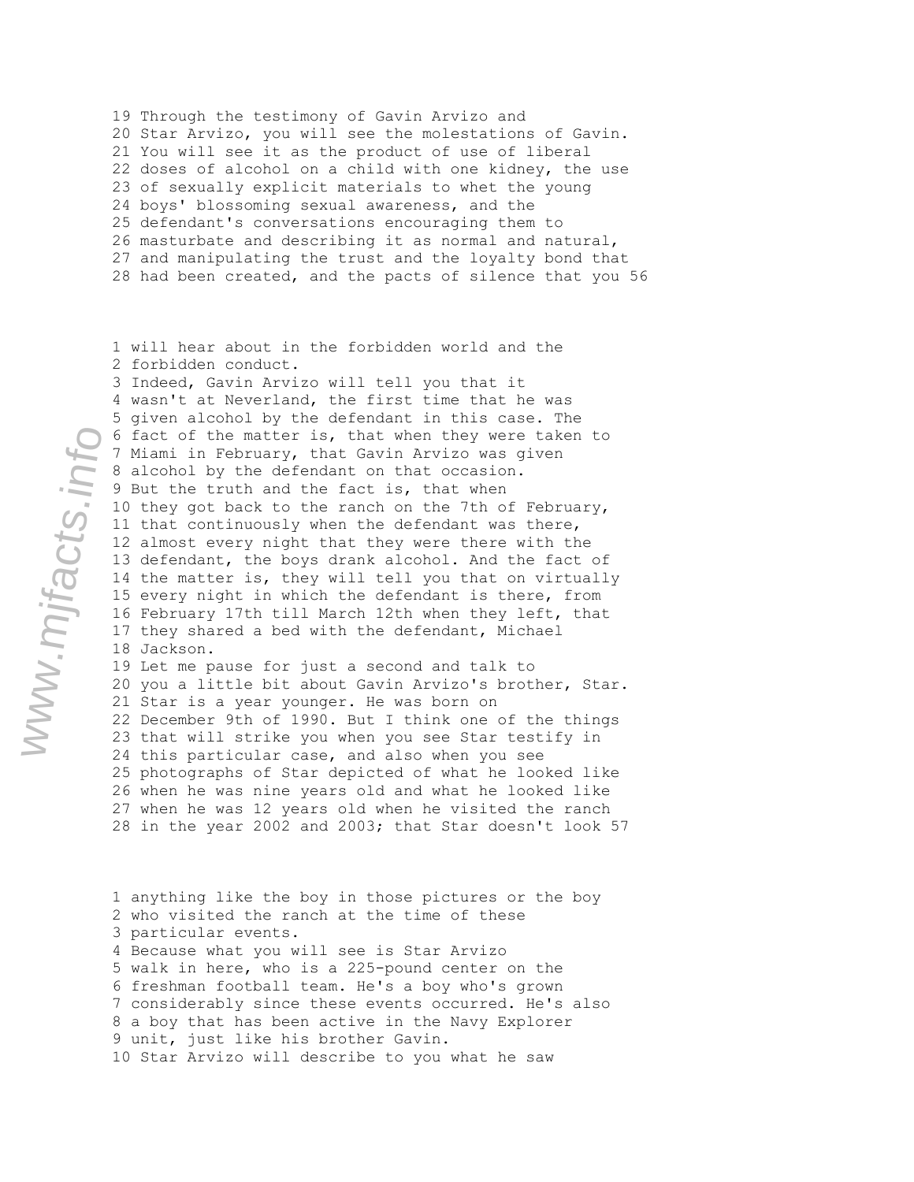19 Through the testimony of Gavin Arvizo and
20 Star Arvizo, you will see the molestations of Gavin.
21 You will see it as the product of use of liberal
22 doses of alcohol on a child with one kidney, the use
23 of sexually explicit materials to whet the young
24 boys' blossoming sexual awareness, and the
25 defendant's conversations encouraging them to
26 masturbate and describing it as normal and natural,
27 and manipulating the trust and the loyalty bond that
28 had been created, and the pacts of silence that you 56

1 will hear about in the forbidden world and the
2 forbidden conduct.
3 Indeed, Gavin Arvizo will tell you that it
4 wasn't at Neverland, the first time that he was
5 given alcohol by the defendant in this case. The
6 fact of the matter is, that when they were taken to
7 Miami in February, that Gavin Arvizo was given
8 alcohol by the defendant on that occasion.
9 But the truth and the fact is, that when
10 they got back to the ranch on the 7th of February,
11 that continuously when the defendant was there,
12 almost every night that they were there with the
13 defendant, the boys drank alcohol. And the fact of
14 the matter is, they will tell you that on virtually
15 every night in which the defendant is there, from
16 February 17th till March 12th when they left, that
17 they shared a bed with the defendant, Michael
18 Jackson.
19 Let me pause for just a second and talk to
20 you a little bit about Gavin Arvizo's brother, Star.
21 Star is a year younger. He was born on
22 December 9th of 1990. But I think one of the things
23 that will strike you when you see Star testify in
24 this particular case, and also when you see
25 photographs of Star depicted of what he looked like
26 when he was nine years old and what he looked like
27 when he was 12 years old when he visited the ranch
28 in the year 2002 and 2003; that Star doesn't look 57

1 anything like the boy in those pictures or the boy
2 who visited the ranch at the time of these
3 particular events.
4 Because what you will see is Star Arvizo
5 walk in here, who is a 225-pound center on the
6 freshman football team. He's a boy who's grown
7 considerably since these events occurred. He's also
8 a boy that has been active in the Navy Explorer
9 unit, just like his brother Gavin.
10 Star Arvizo will describe to you what he saw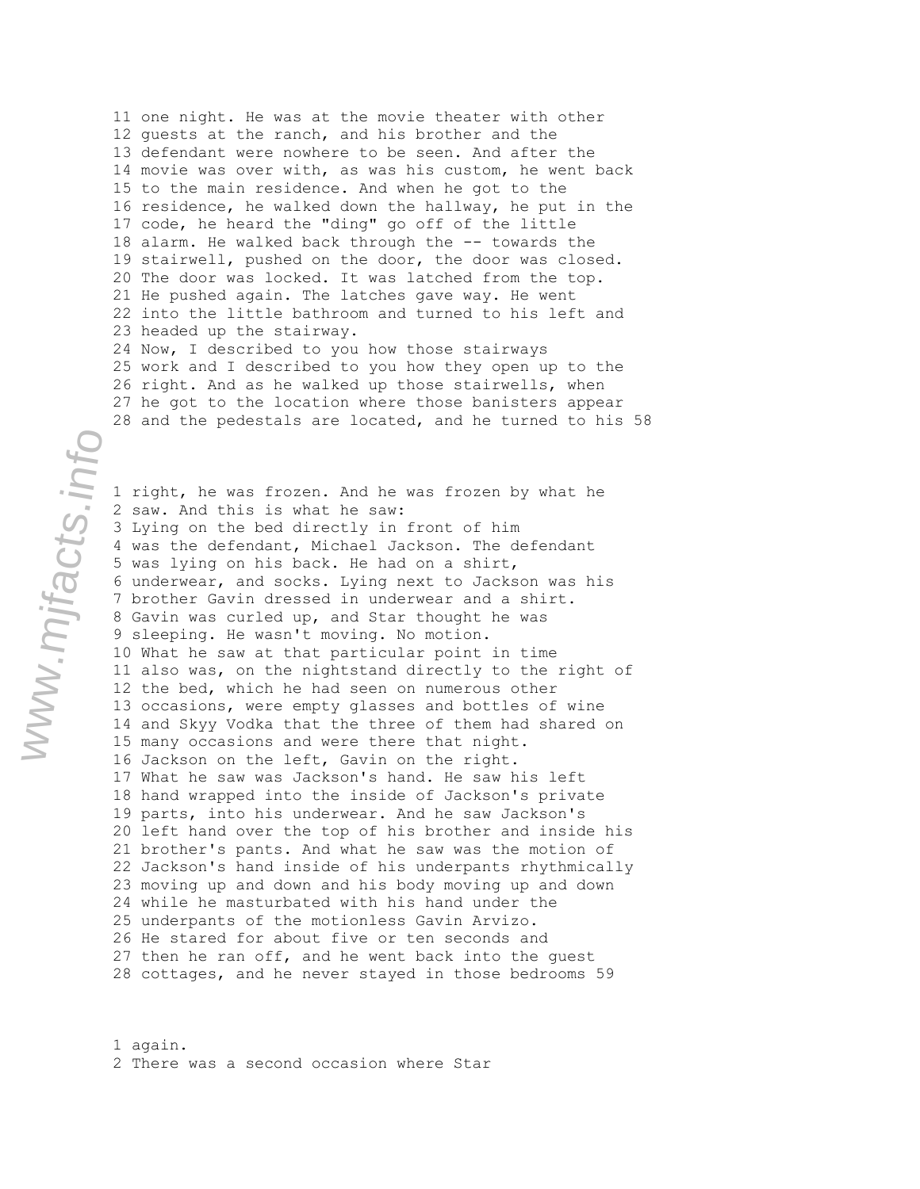11 one night. He was at the movie theater with other
12 guests at the ranch, and his brother and the
13 defendant were nowhere to be seen. And after the
14 movie was over with, as was his custom, he went back
15 to the main residence. And when he got to the
16 residence, he walked down the hallway, he put in the
17 code, he heard the "ding" go off of the little
18 alarm. He walked back through the -- towards the
19 stairwell, pushed on the door, the door was closed.
20 The door was locked. It was latched from the top.
21 He pushed again. The latches gave way. He went
22 into the little bathroom and turned to his left and
23 headed up the stairway.
24 Now, I described to you how those stairways
25 work and I described to you how they open up to the
26 right. And as he walked up those stairwells, when
27 he got to the location where those banisters appear
28 and the pedestals are located, and he turned to his

1 right, he was frozen. And he was frozen by what he
2 saw. And this is what he saw:
3 Lying on the bed directly in front of him
4 was the defendant, Michael Jackson. The defendant
5 was lying on his back. He had on a shirt,
6 underwear, and socks. Lying next to Jackson was his
7 brother Gavin dressed in underwear and a shirt.
8 Gavin was curled up, and Star thought he was
9 sleeping. He wasn't moving. No motion.
10 What he saw at that particular point in time
11 also was, on the nightstand directly to the right of
12 the bed, which he had seen on numerous other
13 occasions, were empty glasses and bottles of wine
14 and Skyy Vodka that the three of them had shared on
15 many occasions and were there that night.
16 Jackson on the left, Gavin on the right.
17 What he saw was Jackson's hand. He saw his left
18 hand wrapped into the inside of Jackson's private
19 parts, into his underwear. And he saw Jackson's
20 left hand over the top of his brother and inside his
21 brother's pants. And what he saw was the motion of
22 Jackson's hand inside of his underpants rhythmically
23 moving up and down and his body moving up and down
24 while he masturbated with his hand under the
25 underpants of the motionless Gavin Arvizo.
26 He stared for about five or ten seconds and
27 then he ran off, and he went back into the guest
28 cottages, and he never stayed in those bedrooms

1 again.
2 There was a second occasion where Star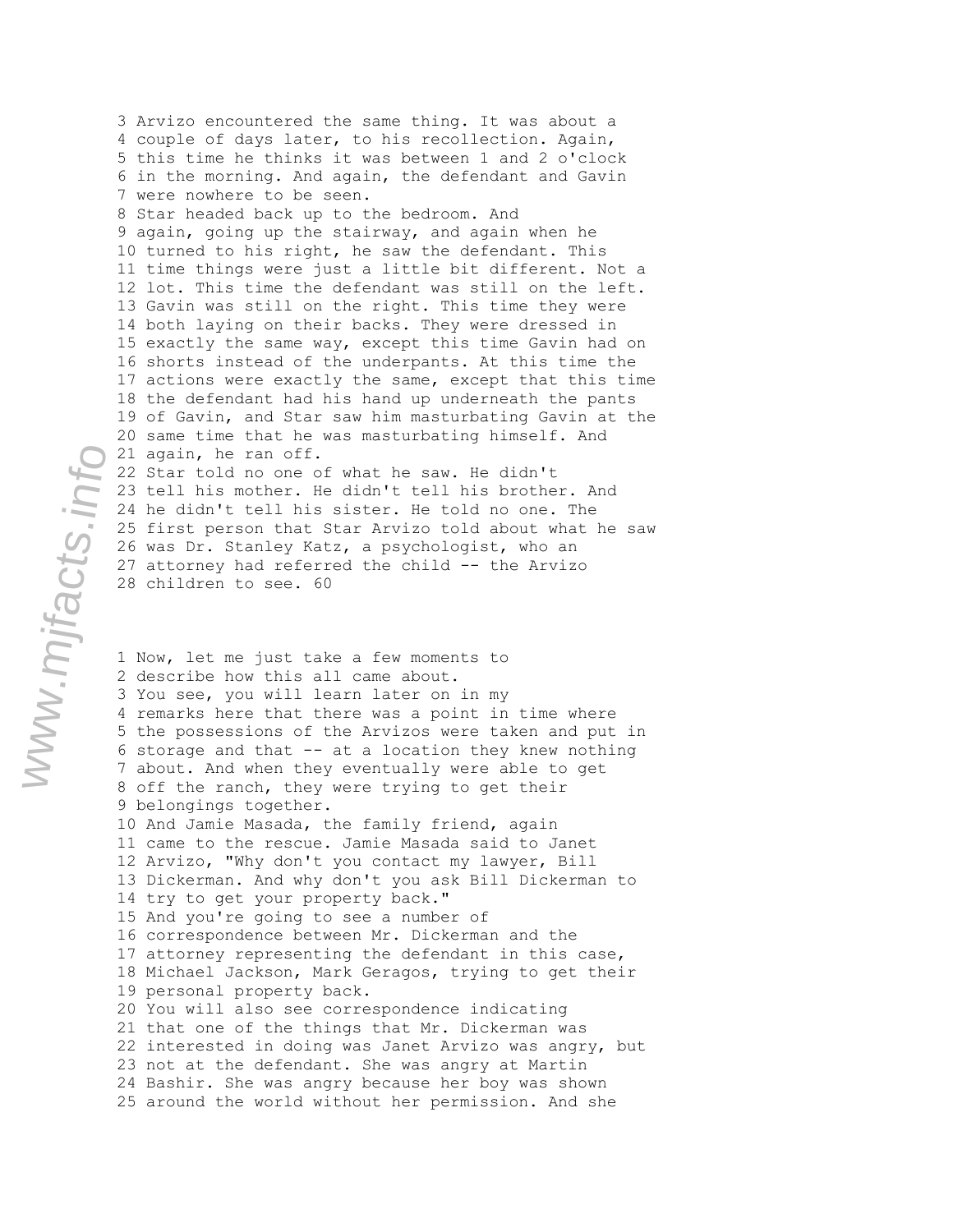3 Arvizo encountered the same thing. It was about a
4 couple of days later, to his recollection. Again,
5 this time he thinks it was between 1 and 2 o'clock
6 in the morning. And again, the defendant and Gavin
7 were nowhere to be seen.
8 Star headed back up to the bedroom. And
9 again, going up the stairway, and again when he
10 turned to his right, he saw the defendant. This
11 time things were just a little bit different. Not a
12 lot. This time the defendant was still on the left.
13 Gavin was still on the right. This time they were
14 both laying on their backs. They were dressed in
15 exactly the same way, except this time Gavin had on
16 shorts instead of the underpants. At this time the
17 actions were exactly the same, except that this time
18 the defendant had his hand up underneath the pants
19 of Gavin, and Star saw him masturbating Gavin at the
20 same time that he was masturbating himself. And
21 again, he ran off.
22 Star told no one of what he saw. He didn't
23 tell his mother. He didn't tell his brother. And
24 he didn't tell his sister. He told no one. The
25 first person that Star Arvizo told about what he saw
26 was Dr. Stanley Katz, a psychologist, who an
27 attorney had referred the child -- the Arvizo
28 children to see.

1 Now, let me just take a few moments to
2 describe how this all came about.
3 You see, you will learn later on in my
4 remarks here that there was a point in time where
5 the possessions of the Arvizos were taken and put in
6 storage and that -- at a location they knew nothing
7 about. And when they eventually were able to get
8 off the ranch, they were trying to get their
9 belongings together.
10 And Jamie Masada, the family friend, again
11 came to the rescue. Jamie Masada said to Janet
12 Arvizo, "Why don't you contact my lawyer, Bill
13 Dickerman. And why don't you ask Bill Dickerman to
14 try to get your property back."
15 And you're going to see a number of
16 correspondence between Mr. Dickerman and the
17 attorney representing the defendant in this case,
18 Michael Jackson, Mark Geragos, trying to get their
19 personal property back.
20 You will also see correspondence indicating
21 that one of the things that Mr. Dickerman was
22 interested in doing was Janet Arvizo was angry, but
23 not at the defendant. She was angry at Martin
24 Bashir. She was angry because her boy was shown
25 around the world without her permission. And she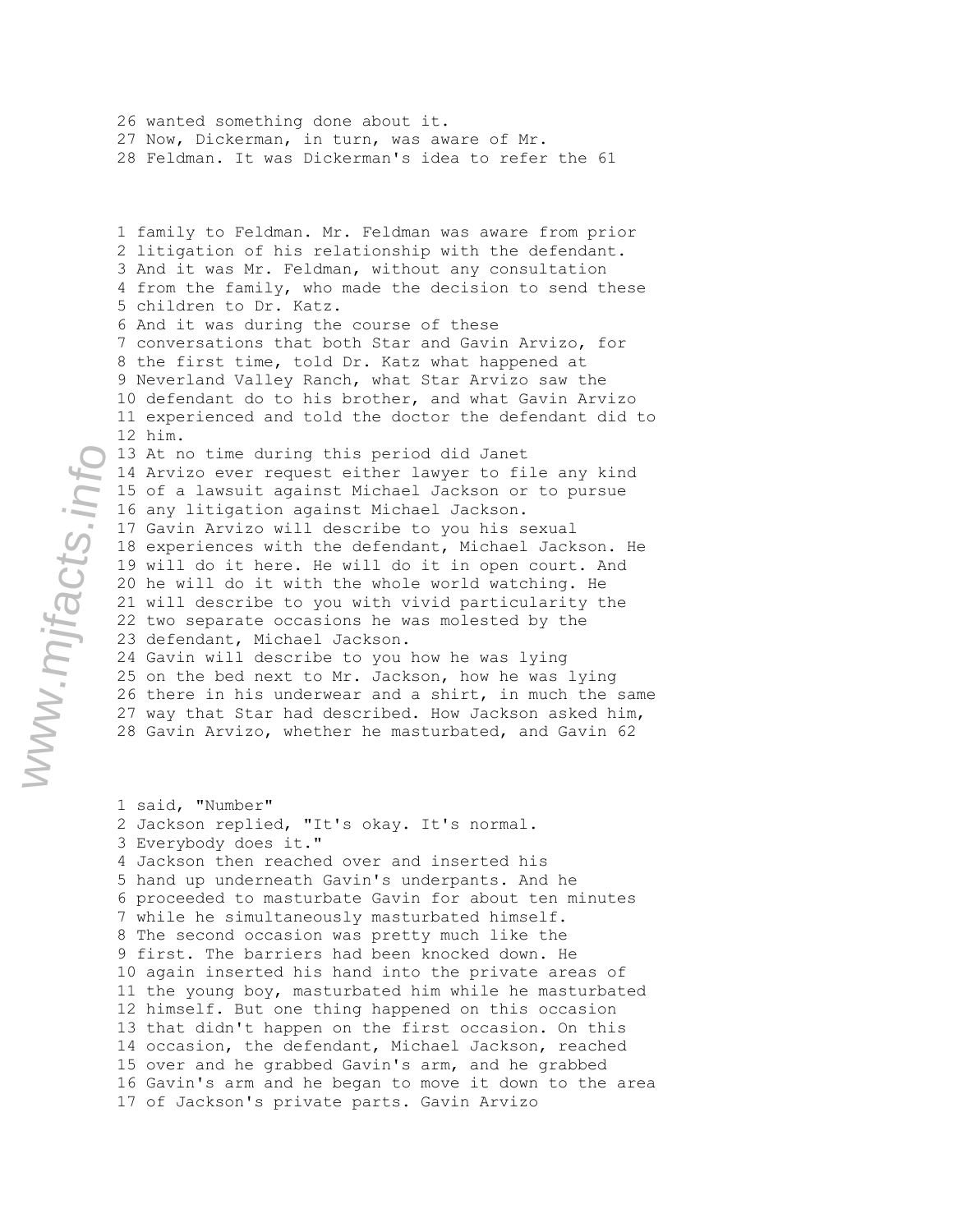26 wanted something done about it.
27 Now, Dickerman, in turn, was aware of Mr.
28 Feldman. It was Dickerman's idea to refer the 61

1 family to Feldman. Mr. Feldman was aware from prior
2 litigation of his relationship with the defendant.
3 And it was Mr. Feldman, without any consultation
4 from the family, who made the decision to send these
5 children to Dr. Katz.
6 And it was during the course of these
7 conversations that both Star and Gavin Arvizo, for
8 the first time, told Dr. Katz what happened at
9 Neverland Valley Ranch, what Star Arvizo saw the
10 defendant do to his brother, and what Gavin Arvizo
11 experienced and told the doctor the defendant did to
12 him.
13 At no time during this period did Janet
14 Arvizo ever request either lawyer to file any kind
15 of a lawsuit against Michael Jackson or to pursue
16 any litigation against Michael Jackson.
17 Gavin Arvizo will describe to you his sexual
18 experiences with the defendant, Michael Jackson. He
19 will do it here. He will do it in open court. And
20 he will do it with the whole world watching. He
21 will describe to you with vivid particularity the
22 two separate occasions he was molested by the
23 defendant, Michael Jackson.
24 Gavin will describe to you how he was lying
25 on the bed next to Mr. Jackson, how he was lying
26 there in his underwear and a shirt, in much the same
27 way that Star had described. How Jackson asked him,
28 Gavin Arvizo, whether he masturbated, and Gavin 62

1 said, "Number"
2 Jackson replied, "It's okay. It's normal.
3 Everybody does it."
4 Jackson then reached over and inserted his
5 hand up underneath Gavin's underpants. And he
6 proceeded to masturbate Gavin for about ten minutes
7 while he simultaneously masturbated himself.
8 The second occasion was pretty much like the
9 first. The barriers had been knocked down. He
10 again inserted his hand into the private areas of
11 the young boy, masturbated him while he masturbated
12 himself. But one thing happened on this occasion
13 that didn't happen on the first occasion. On this
14 occasion, the defendant, Michael Jackson, reached
15 over and he grabbed Gavin's arm, and he grabbed
16 Gavin's arm and he began to move it down to the area
17 of Jackson's private parts. Gavin Arvizo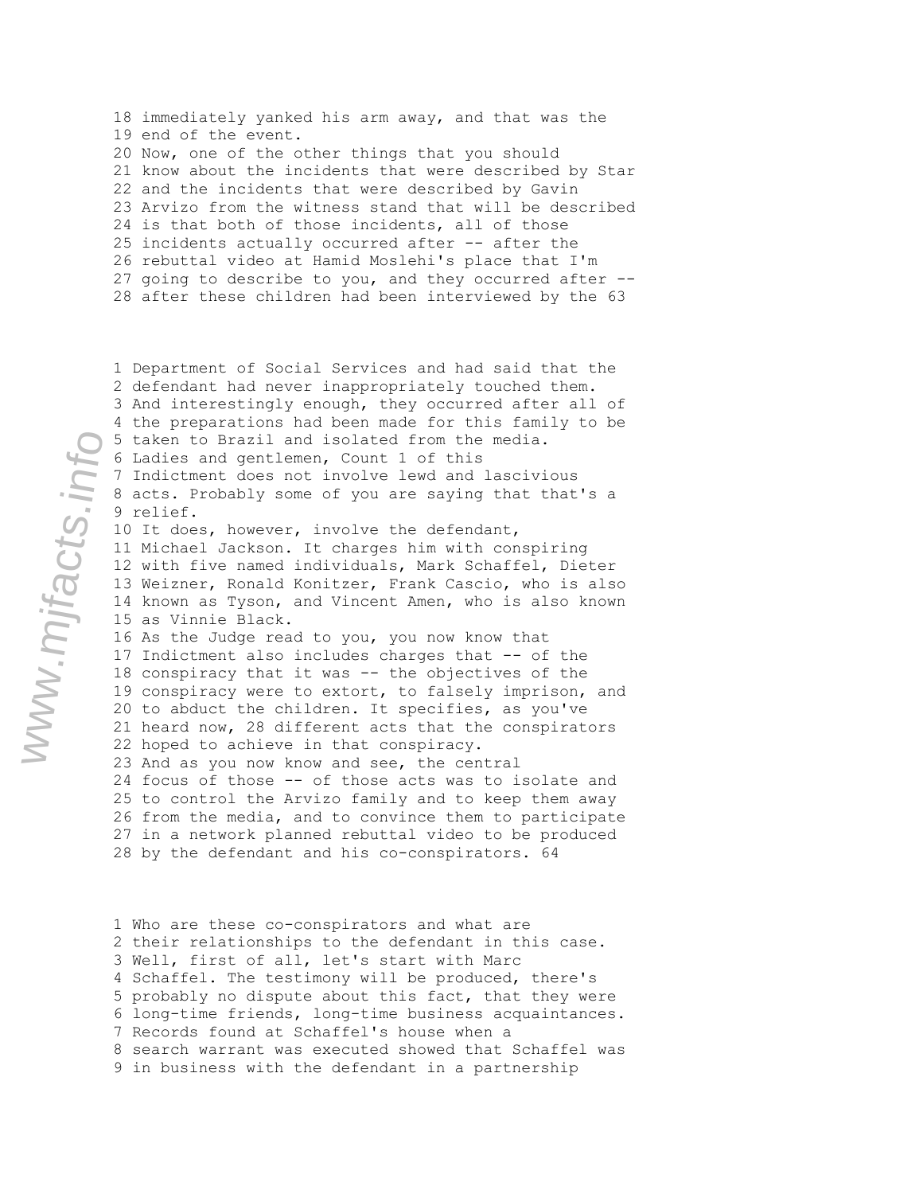18 immediately yanked his arm away, and that was the
19 end of the event.
20 Now, one of the other things that you should
21 know about the incidents that were described by Star
22 and the incidents that were described by Gavin
23 Arvizo from the witness stand that will be described
24 is that both of those incidents, all of those
25 incidents actually occurred after -- after the
26 rebuttal video at Hamid Moslehi's place that I'm
27 going to describe to you, and they occurred after --
28 after these children had been interviewed by the 63

1 Department of Social Services and had said that the
2 defendant had never inappropriately touched them.
3 And interestingly enough, they occurred after all of
4 the preparations had been made for this family to be
5 taken to Brazil and isolated from the media.
6 Ladies and gentlemen, Count 1 of this
7 Indictment does not involve lewd and lascivious
8 acts. Probably some of you are saying that that's a
9 relief.
10 It does, however, involve the defendant,
11 Michael Jackson. It charges him with conspiring
12 with five named individuals, Mark Schaffel, Dieter
13 Weizner, Ronald Konitzer, Frank Cascio, who is also
14 known as Tyson, and Vincent Amen, who is also known
15 as Vinnie Black.
16 As the Judge read to you, you now know that
17 Indictment also includes charges that -- of the
18 conspiracy that it was -- the objectives of the
19 conspiracy were to extort, to falsely imprison, and
20 to abduct the children. It specifies, as you've
21 heard now, 28 different acts that the conspirators
22 hoped to achieve in that conspiracy.
23 And as you now know and see, the central
24 focus of those -- of those acts was to isolate and
25 to control the Arvizo family and to keep them away
26 from the media, and to convince them to participate
27 in a network planned rebuttal video to be produced
28 by the defendant and his co-conspirators. 64

1 Who are these co-conspirators and what are
2 their relationships to the defendant in this case.
3 Well, first of all, let's start with Marc
4 Schaffel. The testimony will be produced, there's
5 probably no dispute about this fact, that they were
6 long-time friends, long-time business acquaintances.
7 Records found at Schaffel's house when a
8 search warrant was executed showed that Schaffel was
9 in business with the defendant in a partnership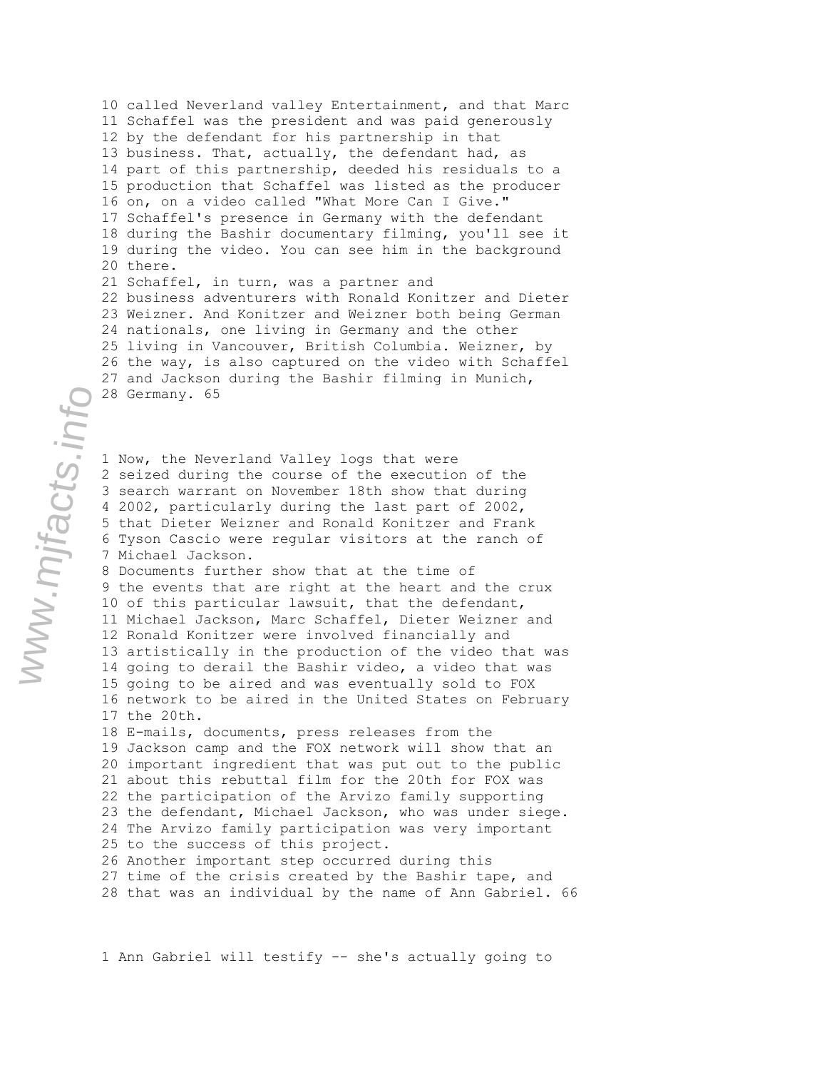10 called Neverland valley Entertainment, and that Marc
11 Schaffel was the president and was paid generously
12 by the defendant for his partnership in that
13 business. That, actually, the defendant had, as
14 part of this partnership, deeded his residuals to a
15 production that Schaffel was listed as the producer
16 on, on a video called "What More Can I Give."
17 Schaffel's presence in Germany with the defendant
18 during the Bashir documentary filming, you'll see it
19 during the video. You can see him in the background
20 there.
21 Schaffel, in turn, was a partner and
22 business adventurers with Ronald Konitzer and Dieter
23 Weizner. And Konitzer and Weizner both being German
24 nationals, one living in Germany and the other
25 living in Vancouver, British Columbia. Weizner, by
26 the way, is also captured on the video with Schaffel
27 and Jackson during the Bashir filming in Munich,
28 Germany.

1 Now, the Neverland Valley logs that were
2 seized during the course of the execution of the
3 search warrant on November 18th show that during
4 2002, particularly during the last part of 2002,
5 that Dieter Weizner and Ronald Konitzer and Frank
6 Tyson Cascio were regular visitors at the ranch of
7 Michael Jackson.
8 Documents further show that at the time of
9 the events that are right at the heart and the crux
10 of this particular lawsuit, that the defendant,
11 Michael Jackson, Marc Schaffel, Dieter Weizner and
12 Ronald Konitzer were involved financially and
13 artistically in the production of the video that was
14 going to derail the Bashir video, a video that was
15 going to be aired and was eventually sold to FOX
16 network to be aired in the United States on February
17 the 20th.
18 E-mails, documents, press releases from the
19 Jackson camp and the FOX network will show that an
20 important ingredient that was put out to the public
21 about this rebuttal film for the 20th for FOX was
22 the participation of the Arvizo family supporting
23 the defendant, Michael Jackson, who was under siege.
24 The Arvizo family participation was very important
25 to the success of this project.
26 Another important step occurred during this
27 time of the crisis created by the Bashir tape, and
28 that was an individual by the name of Ann Gabriel.

1 Ann Gabriel will testify -- she's actually going to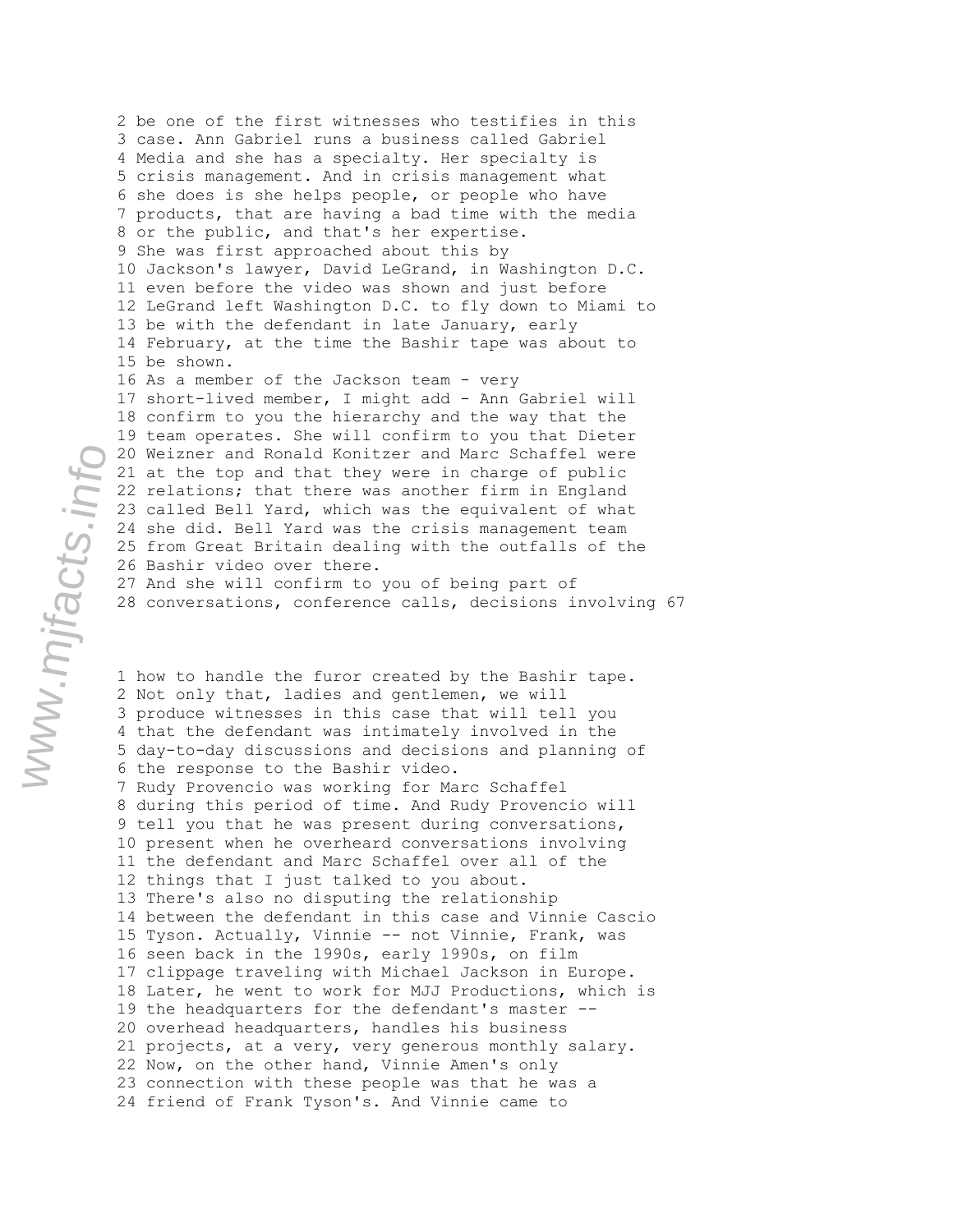2 be one of the first witnesses who testifies in this
3 case. Ann Gabriel runs a business called Gabriel
4 Media and she has a specialty. Her specialty is
5 crisis management. And in crisis management what
6 she does is she helps people, or people who have
7 products, that are having a bad time with the media
8 or the public, and that's her expertise.
9 She was first approached about this by
10 Jackson's lawyer, David LeGrand, in Washington D.C.
11 even before the video was shown and just before
12 LeGrand left Washington D.C. to fly down to Miami to
13 be with the defendant in late January, early
14 February, at the time the Bashir tape was about to
15 be shown.
16 As a member of the Jackson team - very
17 short-lived member, I might add - Ann Gabriel will
18 confirm to you the hierarchy and the way that the
19 team operates. She will confirm to you that Dieter
20 Weizner and Ronald Konitzer and Marc Schaffel were
21 at the top and that they were in charge of public
22 relations; that there was another firm in England
23 called Bell Yard, which was the equivalent of what
24 she did. Bell Yard was the crisis management team
25 from Great Britain dealing with the outfalls of the
26 Bashir video over there.
27 And she will confirm to you of being part of
28 conversations, conference calls, decisions involving 67

1 how to handle the furor created by the Bashir tape.
2 Not only that, ladies and gentlemen, we will
3 produce witnesses in this case that will tell you
4 that the defendant was intimately involved in the
5 day-to-day discussions and decisions and planning of
6 the response to the Bashir video.
7 Rudy Provencio was working for Marc Schaffel
8 during this period of time. And Rudy Provencio will
9 tell you that he was present during conversations,
10 present when he overheard conversations involving
11 the defendant and Marc Schaffel over all of the
12 things that I just talked to you about.
13 There's also no disputing the relationship
14 between the defendant in this case and Vinnie Cascio
15 Tyson. Actually, Vinnie -- not Vinnie, Frank, was
16 seen back in the 1990s, early 1990s, on film
17 clippage traveling with Michael Jackson in Europe.
18 Later, he went to work for MJJ Productions, which is
19 the headquarters for the defendant's master --
20 overhead headquarters, handles his business
21 projects, at a very, very generous monthly salary.
22 Now, on the other hand, Vinnie Amen's only
23 connection with these people was that he was a
24 friend of Frank Tyson's. And Vinnie came to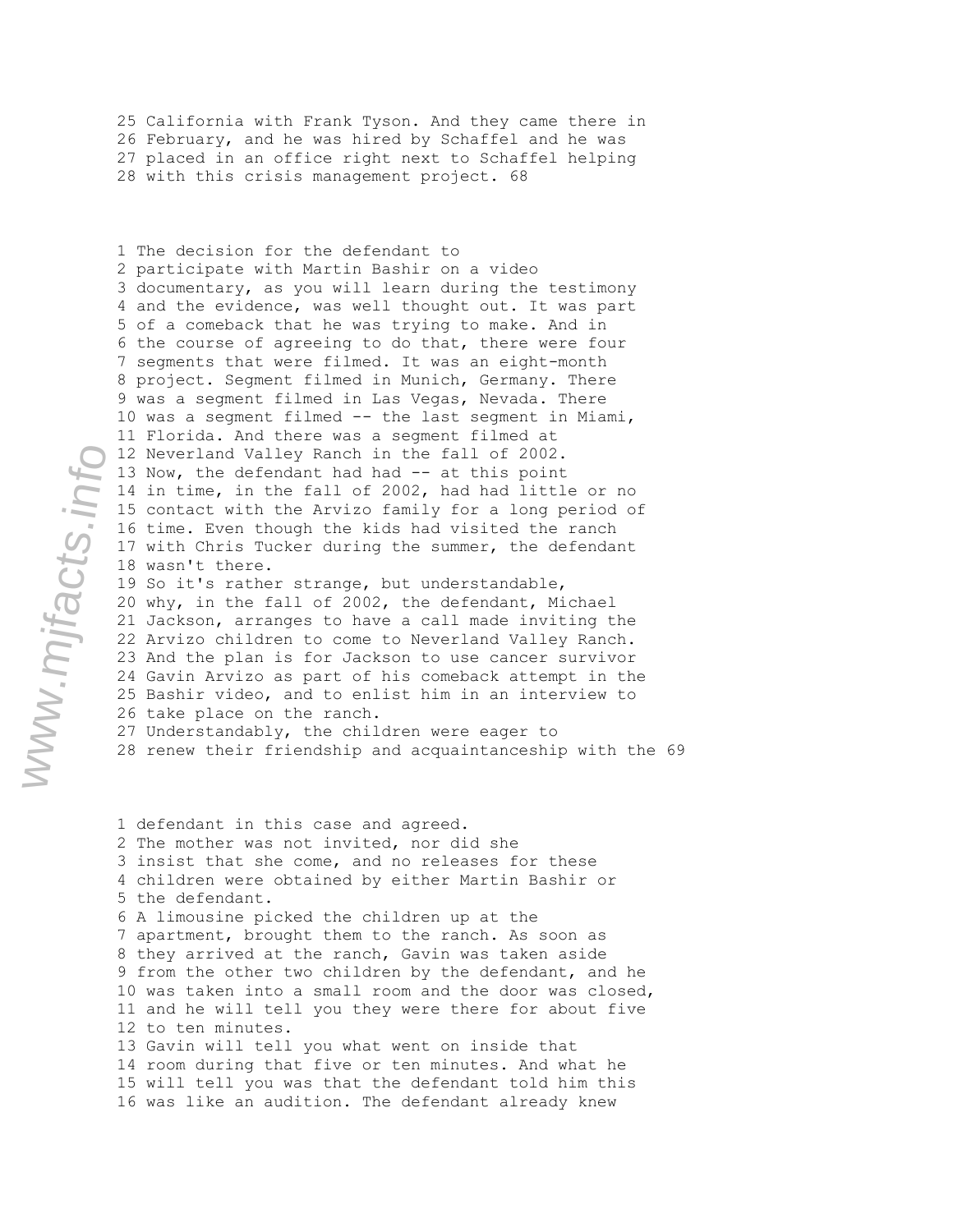25 California with Frank Tyson. And they came there in
26 February, and he was hired by Schaffel and he was
27 placed in an office right next to Schaffel helping
28 with this crisis management project.

1 The decision for the defendant to
2 participate with Martin Bashir on a video
3 documentary, as you will learn during the testimony
4 and the evidence, was well thought out. It was part
5 of a comeback that he was trying to make. And in
6 the course of agreeing to do that, there were four
7 segments that were filmed. It was an eight-month
8 project. Segment filmed in Munich, Germany. There
9 was a segment filmed in Las Vegas, Nevada. There
10 was a segment filmed -- the last segment in Miami,
11 Florida. And there was a segment filmed at
12 Neverland Valley Ranch in the fall of 2002.
13 Now, the defendant had had -- at this point
14 in time, in the fall of 2002, had had little or no
15 contact with the Arvizo family for a long period of
16 time. Even though the kids had visited the ranch
17 with Chris Tucker during the summer, the defendant
18 wasn't there.
19 So it's rather strange, but understandable,
20 why, in the fall of 2002, the defendant, Michael
21 Jackson, arranges to have a call made inviting the
22 Arvizo children to come to Neverland Valley Ranch.
23 And the plan is for Jackson to use cancer survivor
24 Gavin Arvizo as part of his comeback attempt in the
25 Bashir video, and to enlist him in an interview to
26 take place on the ranch.
27 Understandably, the children were eager to
28 renew their friendship and acquaintanceship with the

1 defendant in this case and agreed.
2 The mother was not invited, nor did she
3 insist that she come, and no releases for these
4 children were obtained by either Martin Bashir or
5 the defendant.
6 A limousine picked the children up at the
7 apartment, brought them to the ranch. As soon as
8 they arrived at the ranch, Gavin was taken aside
9 from the other two children by the defendant, and he
10 was taken into a small room and the door was closed,
11 and he will tell you they were there for about five
12 to ten minutes.
13 Gavin will tell you what went on inside that
14 room during that five or ten minutes. And what he
15 will tell you was that the defendant told him this
16 was like an audition. The defendant already knew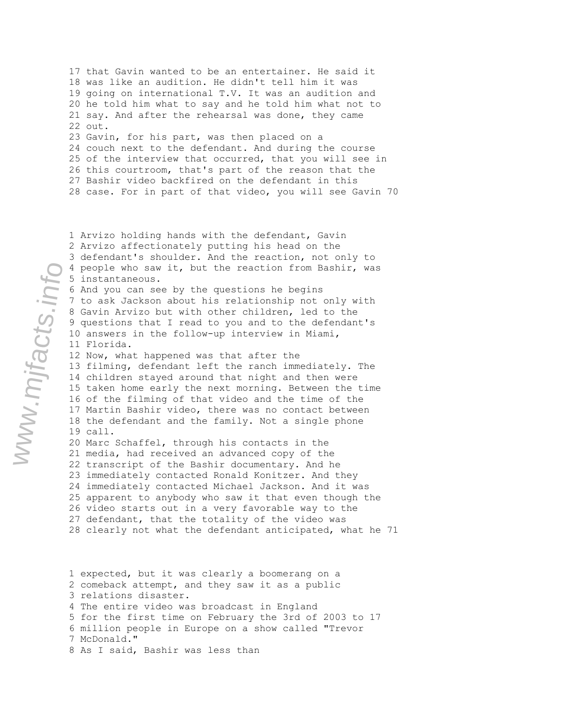17 that Gavin wanted to be an entertainer. He said it
18 was like an audition. He didn't tell him it was
19 going on international T.V. It was an audition and
20 he told him what to say and he told him what not to
21 say. And after the rehearsal was done, they came
22 out.
23 Gavin, for his part, was then placed on a
24 couch next to the defendant. And during the course
25 of the interview that occurred, that you will see in
26 this courtroom, that's part of the reason that the
27 Bashir video backfired on the defendant in this
28 case. For in part of that video, you will see Gavin

1 Arvizo holding hands with the defendant, Gavin
2 Arvizo affectionately putting his head on the
3 defendant's shoulder. And the reaction, not only to
4 people who saw it, but the reaction from Bashir, was
5 instantaneous.
6 And you can see by the questions he begins
7 to ask Jackson about his relationship not only with
8 Gavin Arvizo but with other children, led to the
9 questions that I read to you and to the defendant's
10 answers in the follow-up interview in Miami,
11 Florida.
12 Now, what happened was that after the
13 filming, defendant left the ranch immediately. The
14 children stayed around that night and then were
15 taken home early the next morning. Between the time
16 of the filming of that video and the time of the
17 Martin Bashir video, there was no contact between
18 the defendant and the family. Not a single phone
19 call.
20 Marc Schaffel, through his contacts in the
21 media, had received an advanced copy of the
22 transcript of the Bashir documentary. And he
23 immediately contacted Ronald Konitzer. And they
24 immediately contacted Michael Jackson. And it was
25 apparent to anybody who saw it that even though the
26 video starts out in a very favorable way to the
27 defendant, that the totality of the video was
28 clearly not what the defendant anticipated, what he

1 expected, but it was clearly a boomerang on a
2 comeback attempt, and they saw it as a public
3 relations disaster.
4 The entire video was broadcast in England
5 for the first time on February the 3rd of 2003 to 17
6 million people in Europe on a show called "Trevor
7 McDonald."
8 As I said, Bashir was less than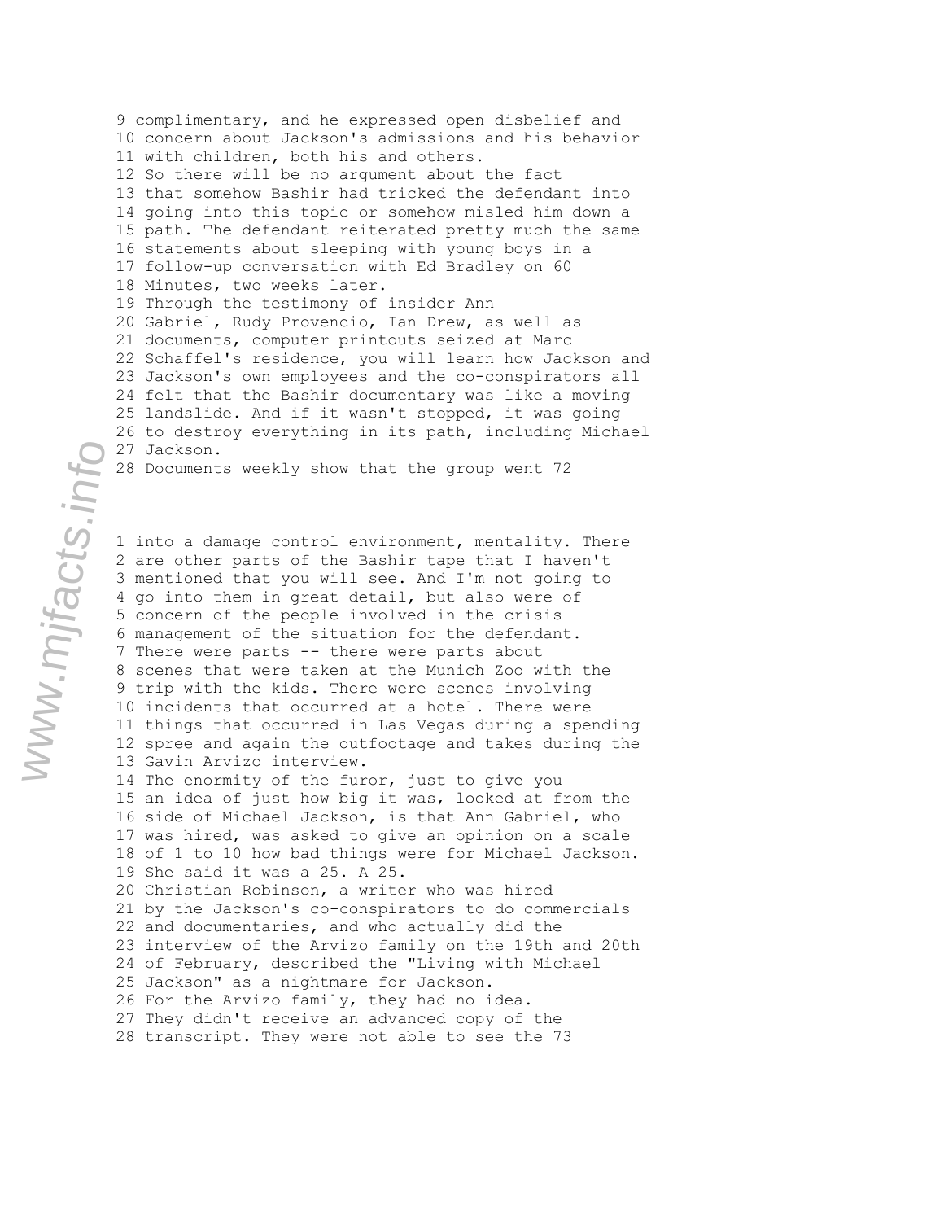9 complimentary, and he expressed open disbelief and
10 concern about Jackson's admissions and his behavior
11 with children, both his and others.
12 So there will be no argument about the fact
13 that somehow Bashir had tricked the defendant into
14 going into this topic or somehow misled him down a
15 path. The defendant reiterated pretty much the same
16 statements about sleeping with young boys in a
17 follow-up conversation with Ed Bradley on 60
18 Minutes, two weeks later.
19 Through the testimony of insider Ann
20 Gabriel, Rudy Provencio, Ian Drew, as well as
21 documents, computer printouts seized at Marc
22 Schaffel's residence, you will learn how Jackson and
23 Jackson's own employees and the co-conspirators all
24 felt that the Bashir documentary was like a moving
25 landslide. And if it wasn't stopped, it was going
26 to destroy everything in its path, including Michael
27 Jackson.
28 Documents weekly show that the group went 72

1 into a damage control environment, mentality. There
2 are other parts of the Bashir tape that I haven't
3 mentioned that you will see. And I'm not going to
4 go into them in great detail, but also were of
5 concern of the people involved in the crisis
6 management of the situation for the defendant.
7 There were parts -- there were parts about
8 scenes that were taken at the Munich Zoo with the
9 trip with the kids. There were scenes involving
10 incidents that occurred at a hotel. There were
11 things that occurred in Las Vegas during a spending
12 spree and again the outfootage and takes during the
13 Gavin Arvizo interview.
14 The enormity of the furor, just to give you
15 an idea of just how big it was, looked at from the
16 side of Michael Jackson, is that Ann Gabriel, who
17 was hired, was asked to give an opinion on a scale
18 of 1 to 10 how bad things were for Michael Jackson.
19 She said it was a 25. A 25.
20 Christian Robinson, a writer who was hired
21 by the Jackson's co-conspirators to do commercials
22 and documentaries, and who actually did the
23 interview of the Arvizo family on the 19th and 20th
24 of February, described the "Living with Michael
25 Jackson" as a nightmare for Jackson.
26 For the Arvizo family, they had no idea.
27 They didn't receive an advanced copy of the
28 transcript. They were not able to see the 73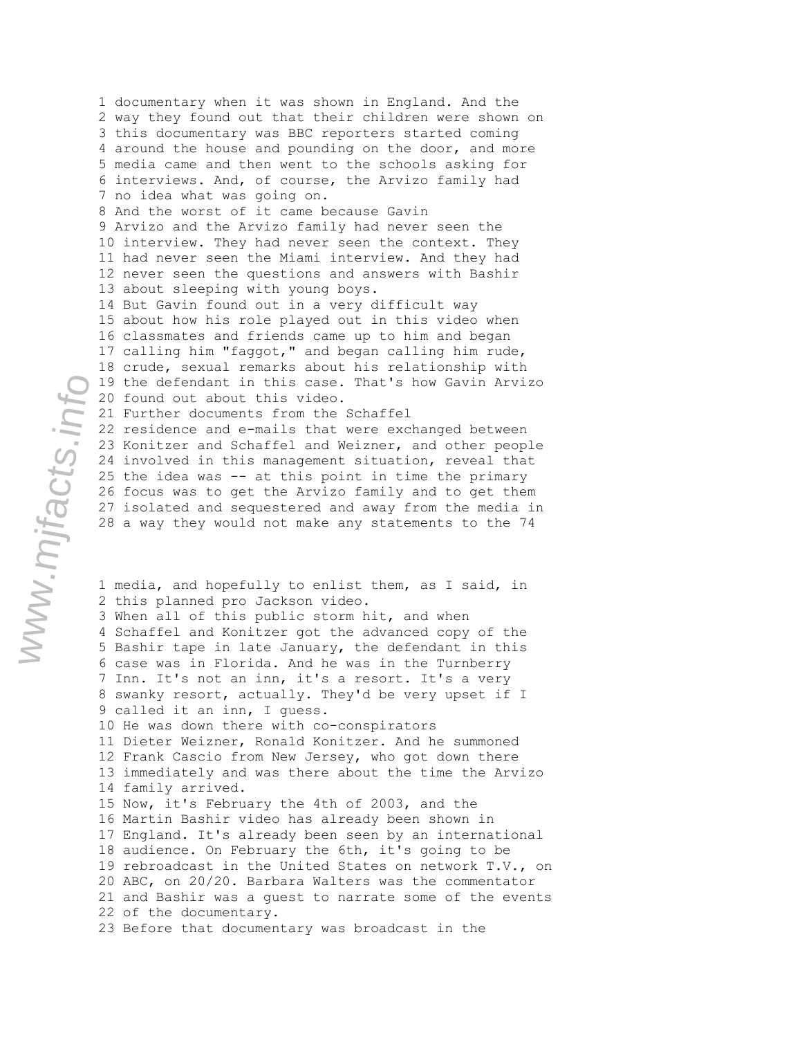1 documentary when it was shown in England. And the
2 way they found out that their children were shown on
3 this documentary was BBC reporters started coming
4 around the house and pounding on the door, and more
5 media came and then went to the schools asking for
6 interviews. And, of course, the Arvizo family had
7 no idea what was going on.
8 And the worst of it came because Gavin
9 Arvizo and the Arvizo family had never seen the
10 interview. They had never seen the context. They
11 had never seen the Miami interview. And they had
12 never seen the questions and answers with Bashir
13 about sleeping with young boys.
14 But Gavin found out in a very difficult way
15 about how his role played out in this video when
16 classmates and friends came up to him and began
17 calling him "faggot," and began calling him rude,
18 crude, sexual remarks about his relationship with
19 the defendant in this case. That's how Gavin Arvizo
20 found out about this video.
21 Further documents from the Schaffel
22 residence and e-mails that were exchanged between
23 Konitzer and Schaffel and Weizner, and other people
24 involved in this management situation, reveal that
25 the idea was -- at this point in time the primary
26 focus was to get the Arvizo family and to get them
27 isolated and sequestered and away from the media in
28 a way they would not make any statements to the

1 media, and hopefully to enlist them, as I said, in
2 this planned pro Jackson video.
3 When all of this public storm hit, and when
4 Schaffel and Konitzer got the advanced copy of the
5 Bashir tape in late January, the defendant in this
6 case was in Florida. And he was in the Turnberry
7 Inn. It's not an inn, it's a resort. It's a very
8 swanky resort, actually. They'd be very upset if I
9 called it an inn, I guess.
10 He was down there with co-conspirators
11 Dieter Weizner, Ronald Konitzer. And he summoned
12 Frank Cascio from New Jersey, who got down there
13 immediately and was there about the time the Arvizo
14 family arrived.
15 Now, it's February the 4th of 2003, and the
16 Martin Bashir video has already been shown in
17 England. It's already been seen by an international
18 audience. On February the 6th, it's going to be
19 rebroadcast in the United States on network T.V., on
20 ABC, on 20/20. Barbara Walters was the commentator
21 and Bashir was a guest to narrate some of the events
22 of the documentary.
23 Before that documentary was broadcast in the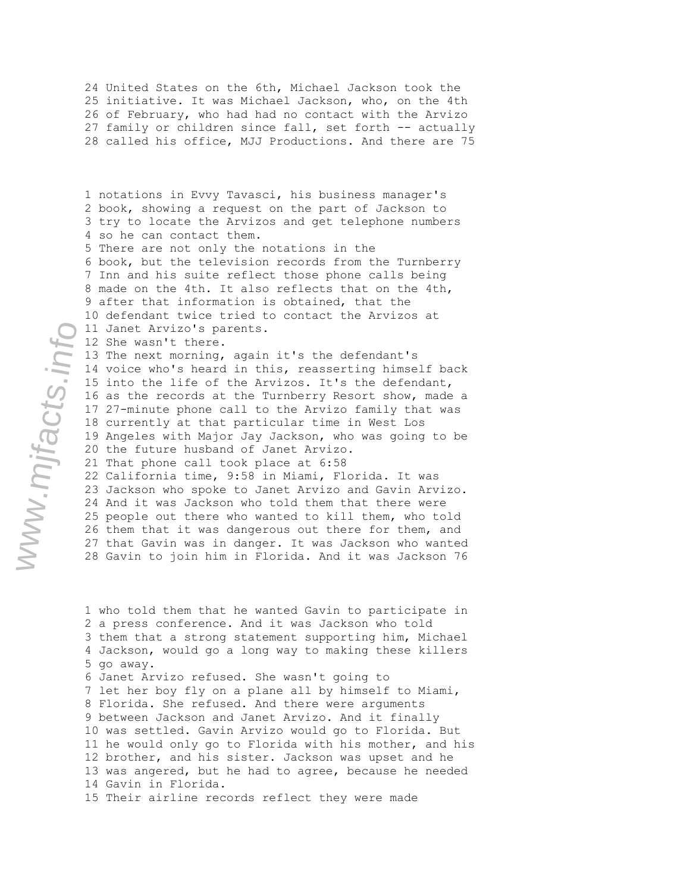24 United States on the 6th, Michael Jackson took the
25 initiative. It was Michael Jackson, who, on the 4th
26 of February, who had had no contact with the Arvizo
27 family or children since fall, set forth -- actually
28 called his office, MJJ Productions. And there are 75

1 notations in Evvy Tavasci, his business manager's
2 book, showing a request on the part of Jackson to
3 try to locate the Arvizos and get telephone numbers
4 so he can contact them.
5 There are not only the notations in the
6 book, but the television records from the Turnberry
7 Inn and his suite reflect those phone calls being
8 made on the 4th. It also reflects that on the 4th,
9 after that information is obtained, that the
10 defendant twice tried to contact the Arvizos at
11 Janet Arvizo's parents.
12 She wasn't there.
13 The next morning, again it's the defendant's
14 voice who's heard in this, reasserting himself back
15 into the life of the Arvizos. It's the defendant,
16 as the records at the Turnberry Resort show, made a
17 27-minute phone call to the Arvizo family that was
18 currently at that particular time in West Los
19 Angeles with Major Jay Jackson, who was going to be
20 the future husband of Janet Arvizo.
21 That phone call took place at 6:58
22 California time, 9:58 in Miami, Florida. It was
23 Jackson who spoke to Janet Arvizo and Gavin Arvizo.
24 And it was Jackson who told them that there were
25 people out there who wanted to kill them, who told
26 them that it was dangerous out there for them, and
27 that Gavin was in danger. It was Jackson who wanted
28 Gavin to join him in Florida. And it was Jackson 76

1 who told them that he wanted Gavin to participate in
2 a press conference. And it was Jackson who told
3 them that a strong statement supporting him, Michael
4 Jackson, would go a long way to making these killers
5 go away.
6 Janet Arvizo refused. She wasn't going to
7 let her boy fly on a plane all by himself to Miami,
8 Florida. She refused. And there were arguments
9 between Jackson and Janet Arvizo. And it finally
10 was settled. Gavin Arvizo would go to Florida. But
11 he would only go to Florida with his mother, and his
12 brother, and his sister. Jackson was upset and he
13 was angered, but he had to agree, because he needed
14 Gavin in Florida.
15 Their airline records reflect they were made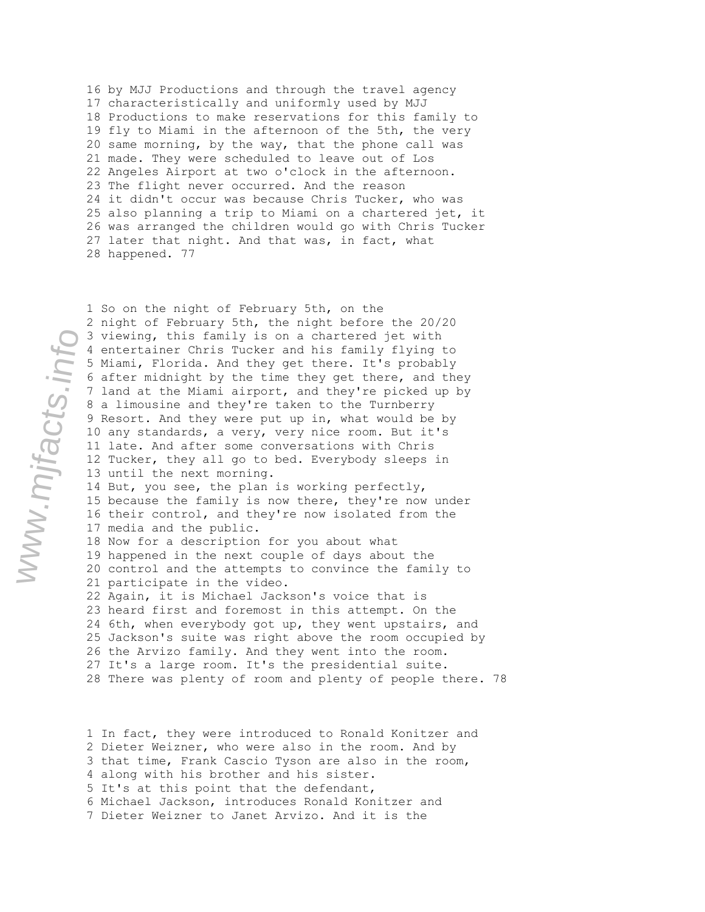16 by MJJ Productions and through the travel agency
17 characteristically and uniformly used by MJJ
18 Productions to make reservations for this family to
19 fly to Miami in the afternoon of the 5th, the very
20 same morning, by the way, that the phone call was
21 made. They were scheduled to leave out of Los
22 Angeles Airport at two o'clock in the afternoon.
23 The flight never occurred. And the reason
24 it didn't occur was because Chris Tucker, who was
25 also planning a trip to Miami on a chartered jet, it
26 was arranged the children would go with Chris Tucker
27 later that night. And that was, in fact, what
28 happened.

1 So on the night of February 5th, on the
2 night of February 5th, the night before the 20/20
3 viewing, this family is on a chartered jet with
4 entertainer Chris Tucker and his family flying to
5 Miami, Florida. And they get there. It's probably
6 after midnight by the time they get there, and they
7 land at the Miami airport, and they're picked up by
8 a limousine and they're taken to the Turnberry
9 Resort. And they were put up in, what would be by
10 any standards, a very, very nice room. But it's
11 late. And after some conversations with Chris
12 Tucker, they all go to bed. Everybody sleeps in
13 until the next morning.
14 But, you see, the plan is working perfectly,
15 because the family is now there, they're now under
16 their control, and they're now isolated from the
17 media and the public.
18 Now for a description for you about what
19 happened in the next couple of days about the
20 control and the attempts to convince the family to
21 participate in the video.
22 Again, it is Michael Jackson's voice that is
23 heard first and foremost in this attempt. On the
24 6th, when everybody got up, they went upstairs, and
25 Jackson's suite was right above the room occupied by
26 the Arvizo family. And they went into the room.
27 It's a large room. It's the presidential suite.
28 There was plenty of room and plenty of people there.

1 In fact, they were introduced to Ronald Konitzer and
2 Dieter Weizner, who were also in the room. And by
3 that time, Frank Cascio Tyson are also in the room,
4 along with his brother and his sister.
5 It's at this point that the defendant,
6 Michael Jackson, introduces Ronald Konitzer and
7 Dieter Weizner to Janet Arvizo. And it is the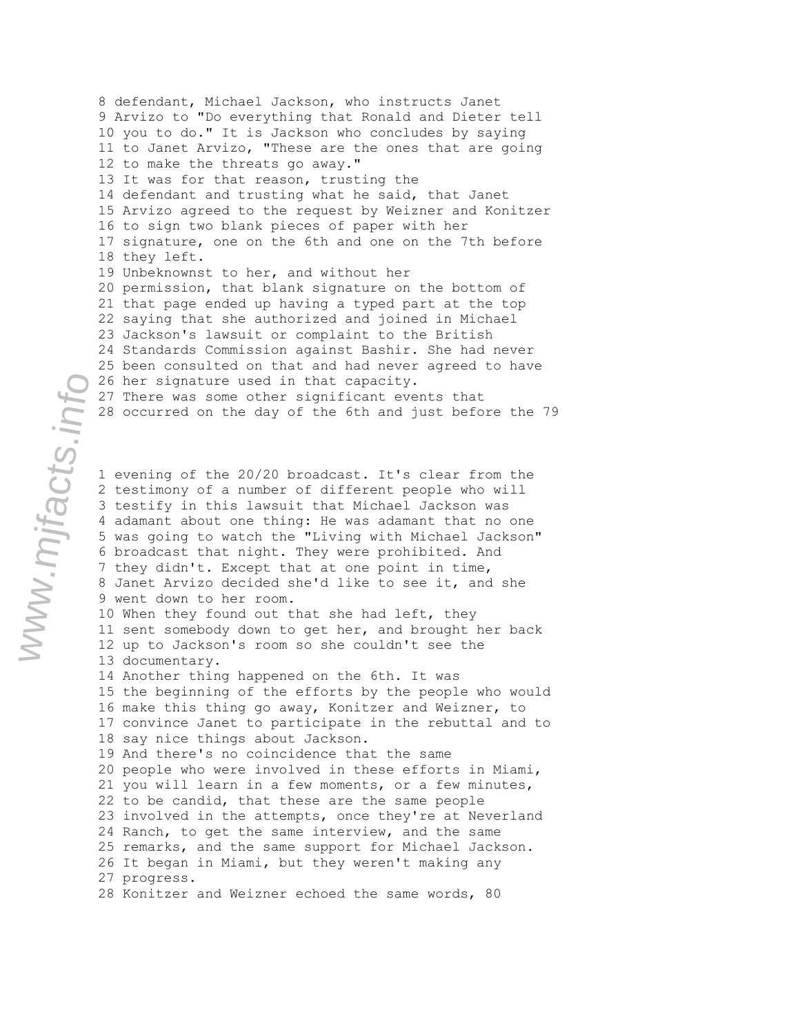8 defendant, Michael Jackson, who instructs Janet
9 Arvizo to "Do everything that Ronald and Dieter tell
10 you to do." It is Jackson who concludes by saying
11 to Janet Arvizo, "These are the ones that are going
12 to make the threats go away."
13 It was for that reason, trusting the
14 defendant and trusting what he said, that Janet
15 Arvizo agreed to the request by Weizner and Konitzer
16 to sign two blank pieces of paper with her
17 signature, one on the 6th and one on the 7th before
18 they left.
19 Unbeknownst to her, and without her
20 permission, that blank signature on the bottom of
21 that page ended up having a typed part at the top
22 saying that she authorized and joined in Michael
23 Jackson's lawsuit or complaint to the British
24 Standards Commission against Bashir. She had never
25 been consulted on that and had never agreed to have
26 her signature used in that capacity.
27 There was some other significant events that
28 occurred on the day of the 6th and just before the

1 evening of the 20/20 broadcast. It's clear from the
2 testimony of a number of different people who will
3 testify in this lawsuit that Michael Jackson was
4 adamant about one thing: He was adamant that no one
5 was going to watch the "Living with Michael Jackson"
6 broadcast that night. They were prohibited. And
7 they didn't. Except that at one point in time,
8 Janet Arvizo decided she'd like to see it, and she
9 went down to her room.
10 When they found out that she had left, they
11 sent somebody down to get her, and brought her back
12 up to Jackson's room so she couldn't see the
13 documentary.
14 Another thing happened on the 6th. It was
15 the beginning of the efforts by the people who would
16 make this thing go away, Konitzer and Weizner, to
17 convince Janet to participate in the rebuttal and to
18 say nice things about Jackson.
19 And there's no coincidence that the same
20 people who were involved in these efforts in Miami,
21 you will learn in a few moments, or a few minutes,
22 to be candid, that these are the same people
23 involved in the attempts, once they're at Neverland
24 Ranch, to get the same interview, and the same
25 remarks, and the same support for Michael Jackson.
26 It began in Miami, but they weren't making any
27 progress.
28 Konitzer and Weizner echoed the same words,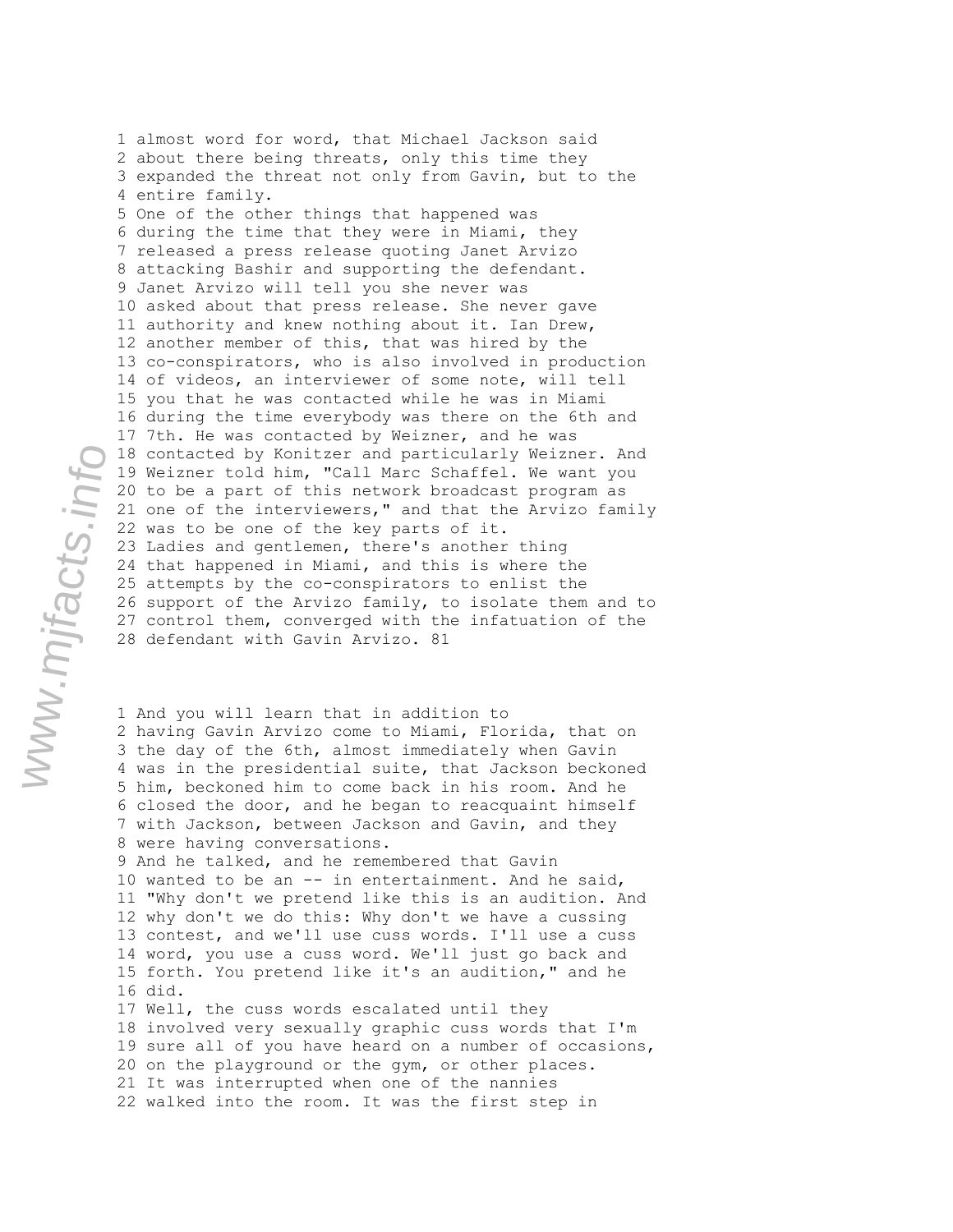1 almost word for word, that Michael Jackson said
2 about there being threats, only this time they
3 expanded the threat not only from Gavin, but to the
4 entire family.
5 One of the other things that happened was
6 during the time that they were in Miami, they
7 released a press release quoting Janet Arvizo
8 attacking Bashir and supporting the defendant.
9 Janet Arvizo will tell you she never was
10 asked about that press release. She never gave
11 authority and knew nothing about it. Ian Drew,
12 another member of this, that was hired by the
13 co-conspirators, who is also involved in production
14 of videos, an interviewer of some note, will tell
15 you that he was contacted while he was in Miami
16 during the time everybody was there on the 6th and
17 7th. He was contacted by Weizner, and he was
18 contacted by Konitzer and particularly Weizner. And
19 Weizner told him, "Call Marc Schaffel. We want you
20 to be a part of this network broadcast program as
21 one of the interviewers," and that the Arvizo family
22 was to be one of the key parts of it.
23 Ladies and gentlemen, there's another thing
24 that happened in Miami, and this is where the
25 attempts by the co-conspirators to enlist the
26 support of the Arvizo family, to isolate them and to
27 control them, converged with the infatuation of the
28 defendant with Gavin Arvizo.

1 And you will learn that in addition to
2 having Gavin Arvizo come to Miami, Florida, that on
3 the day of the 6th, almost immediately when Gavin
4 was in the presidential suite, that Jackson beckoned
5 him, beckoned him to come back in his room. And he
6 closed the door, and he began to reacquaint himself
7 with Jackson, between Jackson and Gavin, and they
8 were having conversations.
9 And he talked, and he remembered that Gavin
10 wanted to be an -- in entertainment. And he said,
11 "Why don't we pretend like this is an audition. And
12 why don't we do this: Why don't we have a cussing
13 contest, and we'll use cuss words. I'll use a cuss
14 word, you use a cuss word. We'll just go back and
15 forth. You pretend like it's an audition," and he
16 did.
17 Well, the cuss words escalated until they
18 involved very sexually graphic cuss words that I'm
19 sure all of you have heard on a number of occasions,
20 on the playground or the gym, or other places.
21 It was interrupted when one of the nannies
22 walked into the room. It was the first step in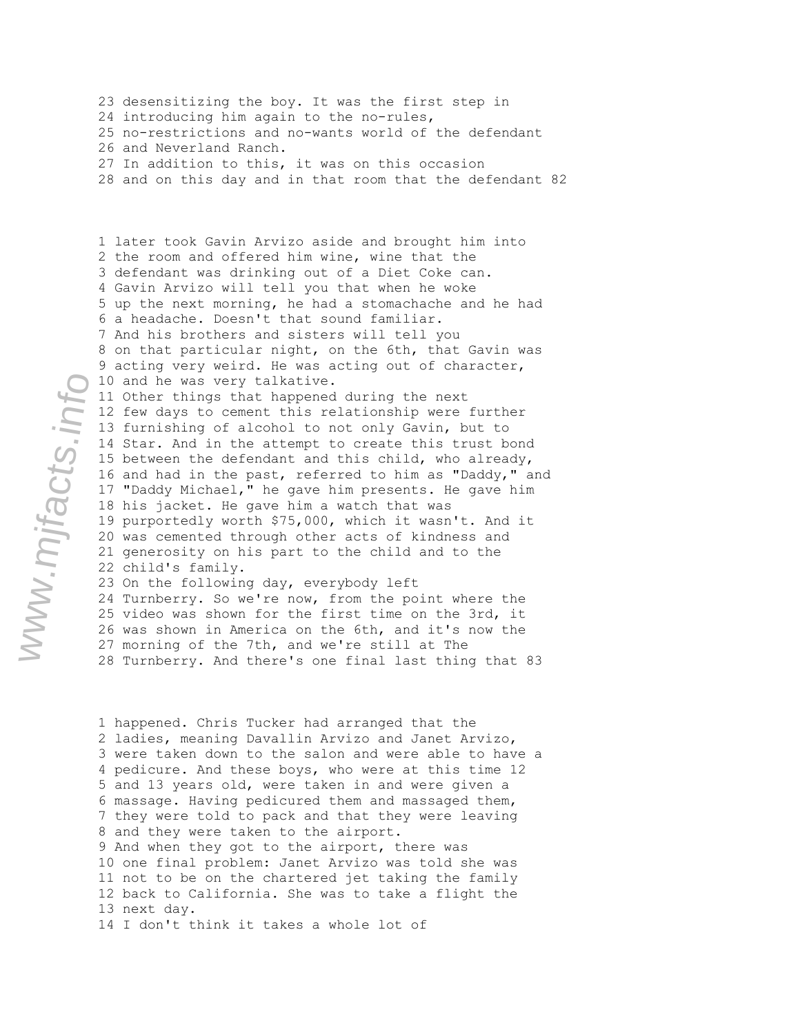23 desensitizing the boy. It was the first step in
24 introducing him again to the no-rules,
25 no-restrictions and no-wants world of the defendant
26 and Neverland Ranch.
27 In addition to this, it was on this occasion
28 and on this day and in that room that the defendant

1 later took Gavin Arvizo aside and brought him into
2 the room and offered him wine, wine that the
3 defendant was drinking out of a Diet Coke can.
4 Gavin Arvizo will tell you that when he woke
5 up the next morning, he had a stomachache and he had
6 a headache. Doesn't that sound familiar.
7 And his brothers and sisters will tell you
8 on that particular night, on the 6th, that Gavin was
9 acting very weird. He was acting out of character,
10 and he was very talkative.
11 Other things that happened during the next
12 few days to cement this relationship were further
13 furnishing of alcohol to not only Gavin, but to
14 Star. And in the attempt to create this trust bond
15 between the defendant and this child, who already,
16 and had in the past, referred to him as "Daddy," and
17 "Daddy Michael," he gave him presents. He gave him
18 his jacket. He gave him a watch that was
19 purportedly worth $75,000, which it wasn't. And it
20 was cemented through other acts of kindness and
21 generosity on his part to the child and to the
22 child's family.
23 On the following day, everybody left
24 Turnberry. So we're now, from the point where the
25 video was shown for the first time on the 3rd, it
26 was shown in America on the 6th, and it's now the
27 morning of the 7th, and we're still at The
28 Turnberry. And there's one final last thing that

1 happened. Chris Tucker had arranged that the
2 ladies, meaning Davallin Arvizo and Janet Arvizo,
3 were taken down to the salon and were able to have a
4 pedicure. And these boys, who were at this time 12
5 and 13 years old, were taken in and were given a
6 massage. Having pedicured them and massaged them,
7 they were told to pack and that they were leaving
8 and they were taken to the airport.
9 And when they got to the airport, there was
10 one final problem: Janet Arvizo was told she was
11 not to be on the chartered jet taking the family
12 back to California. She was to take a flight the
13 next day.
14 I don't think it takes a whole lot of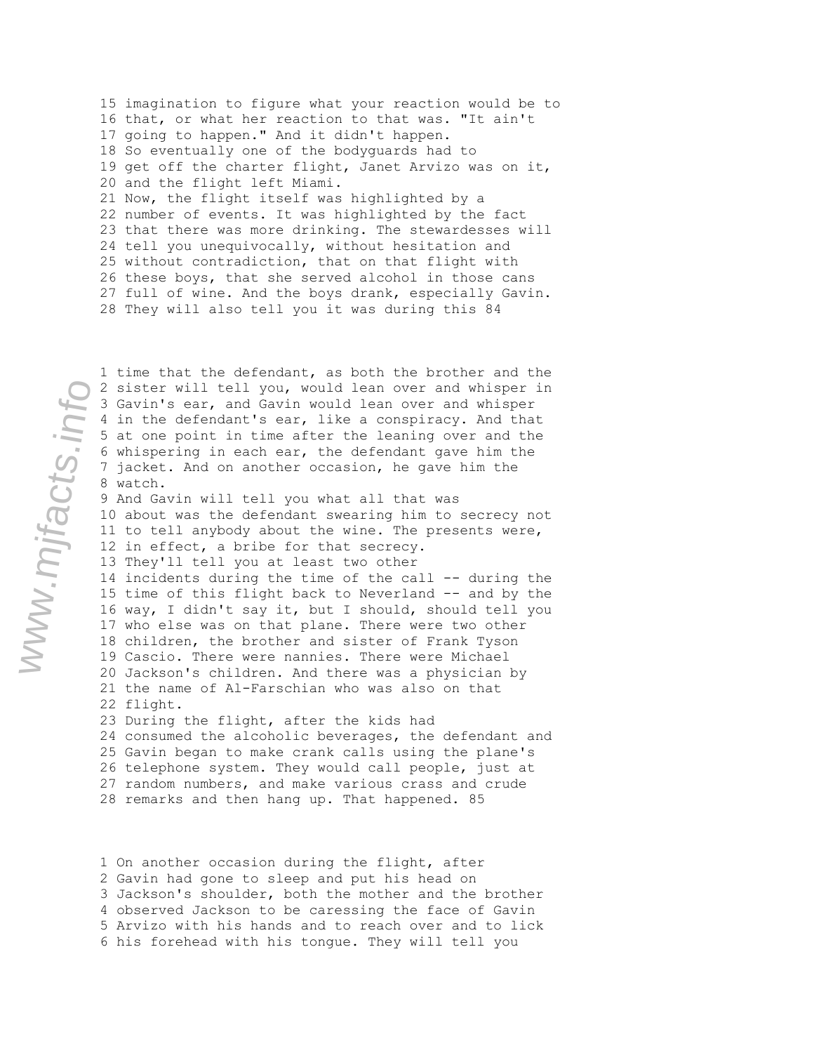15 imagination to figure what your reaction would be to
16 that, or what her reaction to that was. "It ain't
17 going to happen." And it didn't happen.
18 So eventually one of the bodyguards had to
19 get off the charter flight, Janet Arvizo was on it,
20 and the flight left Miami.
21 Now, the flight itself was highlighted by a
22 number of events. It was highlighted by the fact
23 that there was more drinking. The stewardesses will
24 tell you unequivocally, without hesitation and
25 without contradiction, that on that flight with
26 these boys, that she served alcohol in those cans
27 full of wine. And the boys drank, especially Gavin.
28 They will also tell you it was during this

1 time that the defendant, as both the brother and the
2 sister will tell you, would lean over and whisper in
3 Gavin's ear, and Gavin would lean over and whisper
4 in the defendant's ear, like a conspiracy. And that
5 at one point in time after the leaning over and the
6 whispering in each ear, the defendant gave him the
7 jacket. And on another occasion, he gave him the
8 watch.
9 And Gavin will tell you what all that was
10 about was the defendant swearing him to secrecy not
11 to tell anybody about the wine. The presents were,
12 in effect, a bribe for that secrecy.
13 They'll tell you at least two other
14 incidents during the time of the call -- during the
15 time of this flight back to Neverland -- and by the
16 way, I didn't say it, but I should, should tell you
17 who else was on that plane. There were two other
18 children, the brother and sister of Frank Tyson
19 Cascio. There were nannies. There were Michael
20 Jackson's children. And there was a physician by
21 the name of Al-Farschian who was also on that
22 flight.
23 During the flight, after the kids had
24 consumed the alcoholic beverages, the defendant and
25 Gavin began to make crank calls using the plane's
26 telephone system. They would call people, just at
27 random numbers, and make various crass and crude
28 remarks and then hang up. That happened.

1 On another occasion during the flight, after
2 Gavin had gone to sleep and put his head on
3 Jackson's shoulder, both the mother and the brother
4 observed Jackson to be caressing the face of Gavin
5 Arvizo with his hands and to reach over and to lick
6 his forehead with his tongue. They will tell you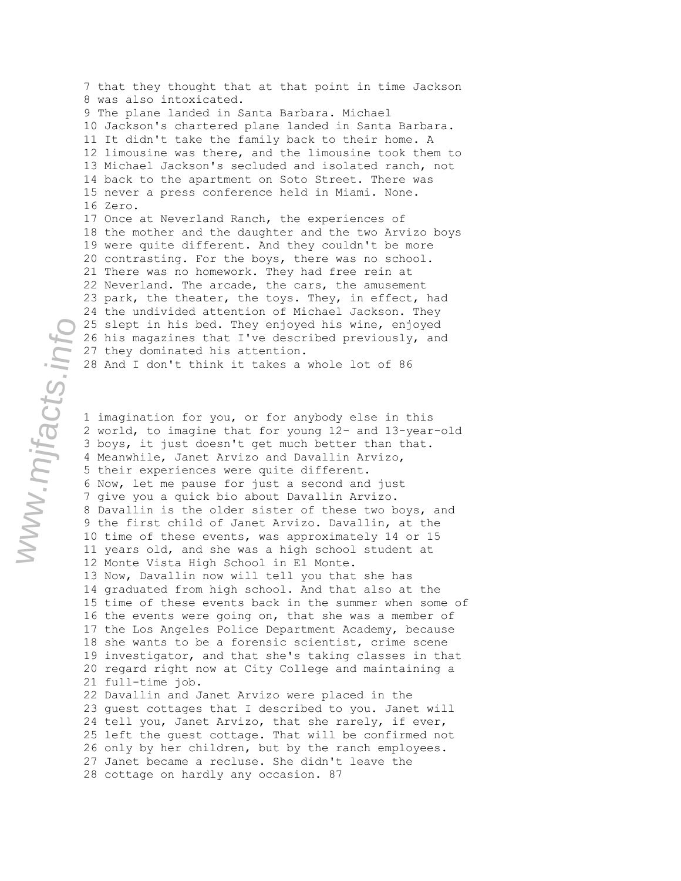7 that they thought that at that point in time Jackson
8 was also intoxicated.
9 The plane landed in Santa Barbara. Michael
10 Jackson's chartered plane landed in Santa Barbara.
11 It didn't take the family back to their home. A
12 limousine was there, and the limousine took them to
13 Michael Jackson's secluded and isolated ranch, not
14 back to the apartment on Soto Street. There was
15 never a press conference held in Miami. None.
16 Zero.
17 Once at Neverland Ranch, the experiences of
18 the mother and the daughter and the two Arvizo boys
19 were quite different. And they couldn't be more
20 contrasting. For the boys, there was no school.
21 There was no homework. They had free rein at
22 Neverland. The arcade, the cars, the amusement
23 park, the theater, the toys. They, in effect, had
24 the undivided attention of Michael Jackson. They
25 slept in his bed. They enjoyed his wine, enjoyed
26 his magazines that I've described previously, and
27 they dominated his attention.
28 And I don't think it takes a whole lot of

1 imagination for you, or for anybody else in this
2 world, to imagine that for young 12- and 13-year-old
3 boys, it just doesn't get much better than that.
4 Meanwhile, Janet Arvizo and Davallin Arvizo,
5 their experiences were quite different.
6 Now, let me pause for just a second and just
7 give you a quick bio about Davallin Arvizo.
8 Davallin is the older sister of these two boys, and
9 the first child of Janet Arvizo. Davallin, at the
10 time of these events, was approximately 14 or 15
11 years old, and she was a high school student at
12 Monte Vista High School in El Monte.
13 Now, Davallin now will tell you that she has
14 graduated from high school. And that also at the
15 time of these events back in the summer when some of
16 the events were going on, that she was a member of
17 the Los Angeles Police Department Academy, because
18 she wants to be a forensic scientist, crime scene
19 investigator, and that she's taking classes in that
20 regard right now at City College and maintaining a
21 full-time job.
22 Davallin and Janet Arvizo were placed in the
23 guest cottages that I described to you. Janet will
24 tell you, Janet Arvizo, that she rarely, if ever,
25 left the guest cottage. That will be confirmed not
26 only by her children, but by the ranch employees.
27 Janet became a recluse. She didn't leave the
28 cottage on hardly any occasion.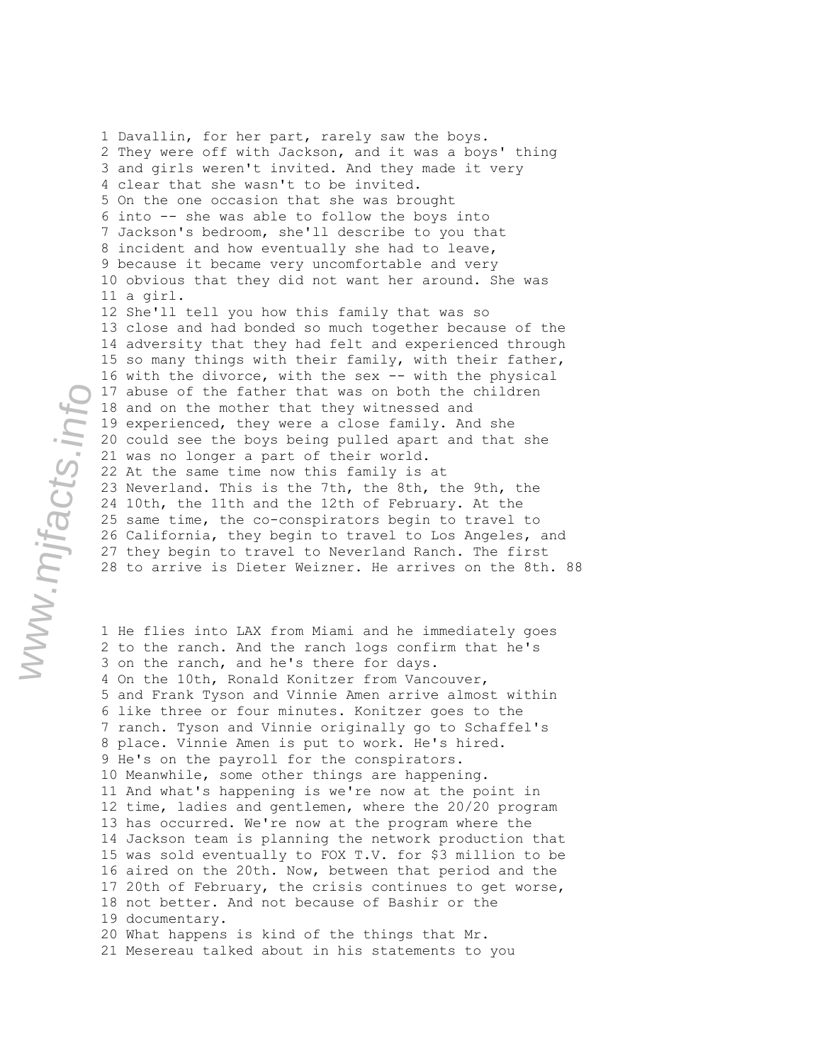1 Davallin, for her part, rarely saw the boys.
2 They were off with Jackson, and it was a boys' thing
3 and girls weren't invited. And they made it very
4 clear that she wasn't to be invited.
5 On the one occasion that she was brought
6 into -- she was able to follow the boys into
7 Jackson's bedroom, she'll describe to you that
8 incident and how eventually she had to leave,
9 because it became very uncomfortable and very
10 obvious that they did not want her around. She was
11 a girl.
12 She'll tell you how this family that was so
13 close and had bonded so much together because of the
14 adversity that they had felt and experienced through
15 so many things with their family, with their father,
16 with the divorce, with the sex -- with the physical
17 abuse of the father that was on both the children
18 and on the mother that they witnessed and
19 experienced, they were a close family. And she
20 could see the boys being pulled apart and that she
21 was no longer a part of their world.
22 At the same time now this family is at
23 Neverland. This is the 7th, the 8th, the 9th, the
24 10th, the 11th and the 12th of February. At the
25 same time, the co-conspirators begin to travel to
26 California, they begin to travel to Los Angeles, and
27 they begin to travel to Neverland Ranch. The first
28 to arrive is Dieter Weizner. He arrives on the 8th.

1 He flies into LAX from Miami and he immediately goes
2 to the ranch. And the ranch logs confirm that he's
3 on the ranch, and he's there for days.
4 On the 10th, Ronald Konitzer from Vancouver,
5 and Frank Tyson and Vinnie Amen arrive almost within
6 like three or four minutes. Konitzer goes to the
7 ranch. Tyson and Vinnie originally go to Schaffel's
8 place. Vinnie Amen is put to work. He's hired.
9 He's on the payroll for the conspirators.
10 Meanwhile, some other things are happening.
11 And what's happening is we're now at the point in
12 time, ladies and gentlemen, where the 20/20 program
13 has occurred. We're now at the program where the
14 Jackson team is planning the network production that
15 was sold eventually to FOX T.V. for $3 million to be
16 aired on the 20th. Now, between that period and the
17 20th of February, the crisis continues to get worse,
18 not better. And not because of Bashir or the
19 documentary.
20 What happens is kind of the things that Mr.
21 Mesereau talked about in his statements to you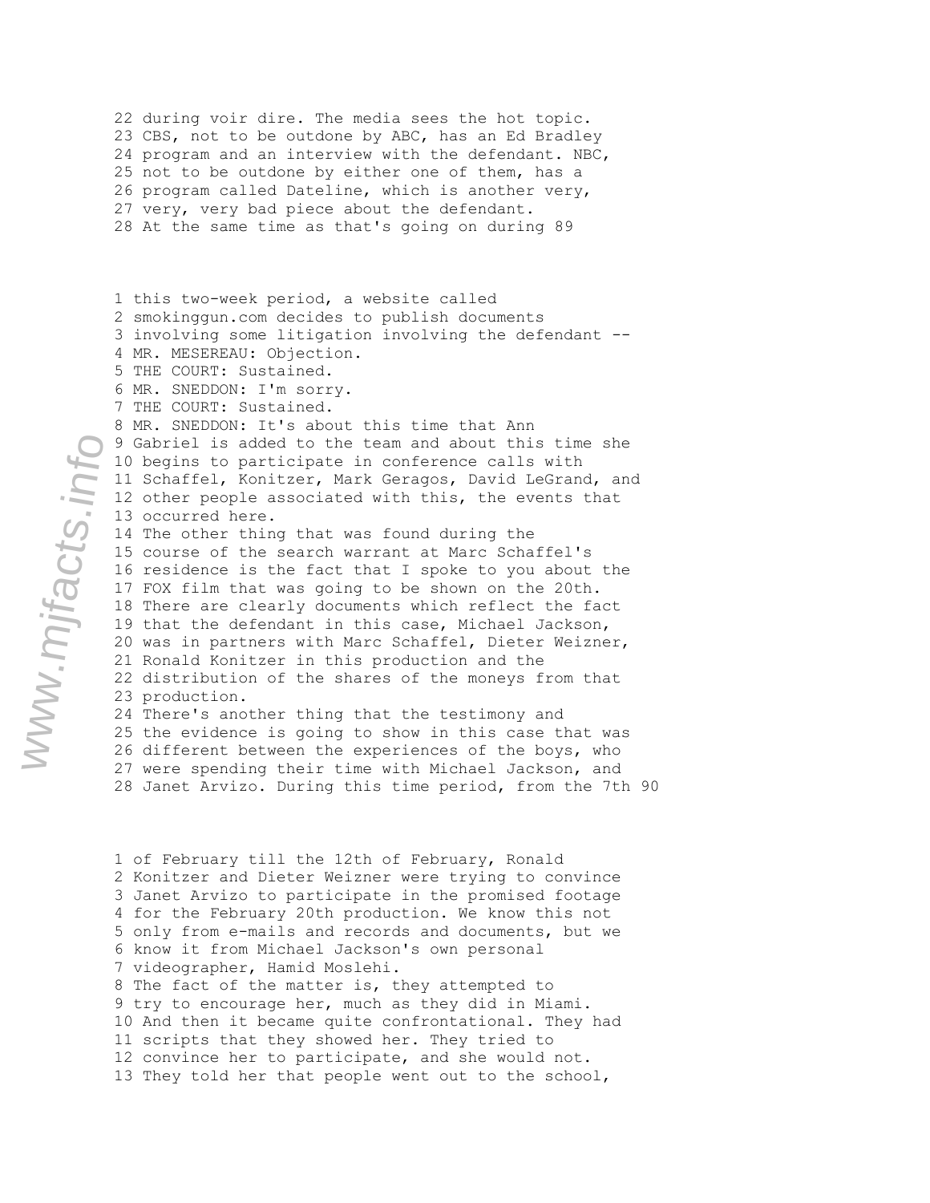22 during voir dire. The media sees the hot topic.
23 CBS, not to be outdone by ABC, has an Ed Bradley
24 program and an interview with the defendant. NBC,
25 not to be outdone by either one of them, has a
26 program called Dateline, which is another very,
27 very, very bad piece about the defendant.
28 At the same time as that's going on during

1 this two-week period, a website called
2 smokinggun.com decides to publish documents
3 involving some litigation involving the defendant --
4 MR. MESEREAU: Objection.
5 THE COURT: Sustained.
6 MR. SNEDDON: I'm sorry.
7 THE COURT: Sustained.
8 MR. SNEDDON: It's about this time that Ann
9 Gabriel is added to the team and about this time she
10 begins to participate in conference calls with
11 Schaffel, Konitzer, Mark Geragos, David LeGrand, and
12 other people associated with this, the events that
13 occurred here.
14 The other thing that was found during the
15 course of the search warrant at Marc Schaffel's
16 residence is the fact that I spoke to you about the
17 FOX film that was going to be shown on the 20th.
18 There are clearly documents which reflect the fact
19 that the defendant in this case, Michael Jackson,
20 was in partners with Marc Schaffel, Dieter Weizner,
21 Ronald Konitzer in this production and the
22 distribution of the shares of the moneys from that
23 production.
24 There's another thing that the testimony and
25 the evidence is going to show in this case that was
26 different between the experiences of the boys, who
27 were spending their time with Michael Jackson, and
28 Janet Arvizo. During this time period, from the 7th

1 of February till the 12th of February, Ronald
2 Konitzer and Dieter Weizner were trying to convince
3 Janet Arvizo to participate in the promised footage
4 for the February 20th production. We know this not
5 only from e-mails and records and documents, but we
6 know it from Michael Jackson's own personal
7 videographer, Hamid Moslehi.
8 The fact of the matter is, they attempted to
9 try to encourage her, much as they did in Miami.
10 And then it became quite confrontational. They had
11 scripts that they showed her. They tried to
12 convince her to participate, and she would not.
13 They told her that people went out to the school,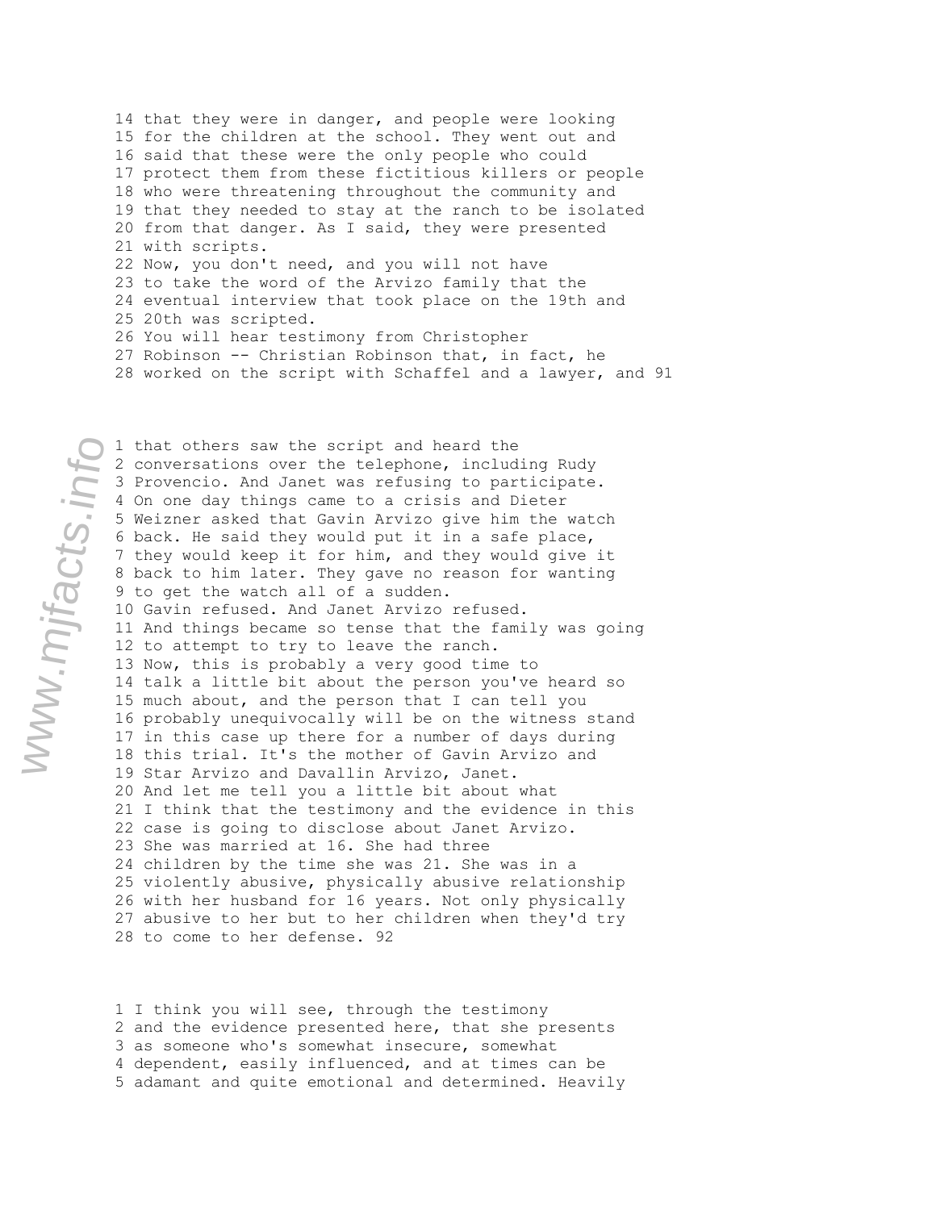14 that they were in danger, and people were looking
15 for the children at the school. They went out and
16 said that these were the only people who could
17 protect them from these fictitious killers or people
18 who were threatening throughout the community and
19 that they needed to stay at the ranch to be isolated
20 from that danger. As I said, they were presented
21 with scripts.
22 Now, you don't need, and you will not have
23 to take the word of the Arvizo family that the
24 eventual interview that took place on the 19th and
25 20th was scripted.
26 You will hear testimony from Christopher
27 Robinson -- Christian Robinson that, in fact, he
28 worked on the script with Schaffel and a lawyer, and

1 that others saw the script and heard the
2 conversations over the telephone, including Rudy
3 Provencio. And Janet was refusing to participate.
4 On one day things came to a crisis and Dieter
5 Weizner asked that Gavin Arvizo give him the watch
6 back. He said they would put it in a safe place,
7 they would keep it for him, and they would give it
8 back to him later. They gave no reason for wanting
9 to get the watch all of a sudden.
10 Gavin refused. And Janet Arvizo refused.
11 And things became so tense that the family was going
12 to attempt to try to leave the ranch.
13 Now, this is probably a very good time to
14 talk a little bit about the person you've heard so
15 much about, and the person that I can tell you
16 probably unequivocally will be on the witness stand
17 in this case up there for a number of days during
18 this trial. It's the mother of Gavin Arvizo and
19 Star Arvizo and Davallin Arvizo, Janet.
20 And let me tell you a little bit about what
21 I think that the testimony and the evidence in this
22 case is going to disclose about Janet Arvizo.
23 She was married at 16. She had three
24 children by the time she was 21. She was in a
25 violently abusive, physically abusive relationship
26 with her husband for 16 years. Not only physically
27 abusive to her but to her children when they'd try
28 to come to her defense.

1 I think you will see, through the testimony
2 and the evidence presented here, that she presents
3 as someone who's somewhat insecure, somewhat
4 dependent, easily influenced, and at times can be
5 adamant and quite emotional and determined. Heavily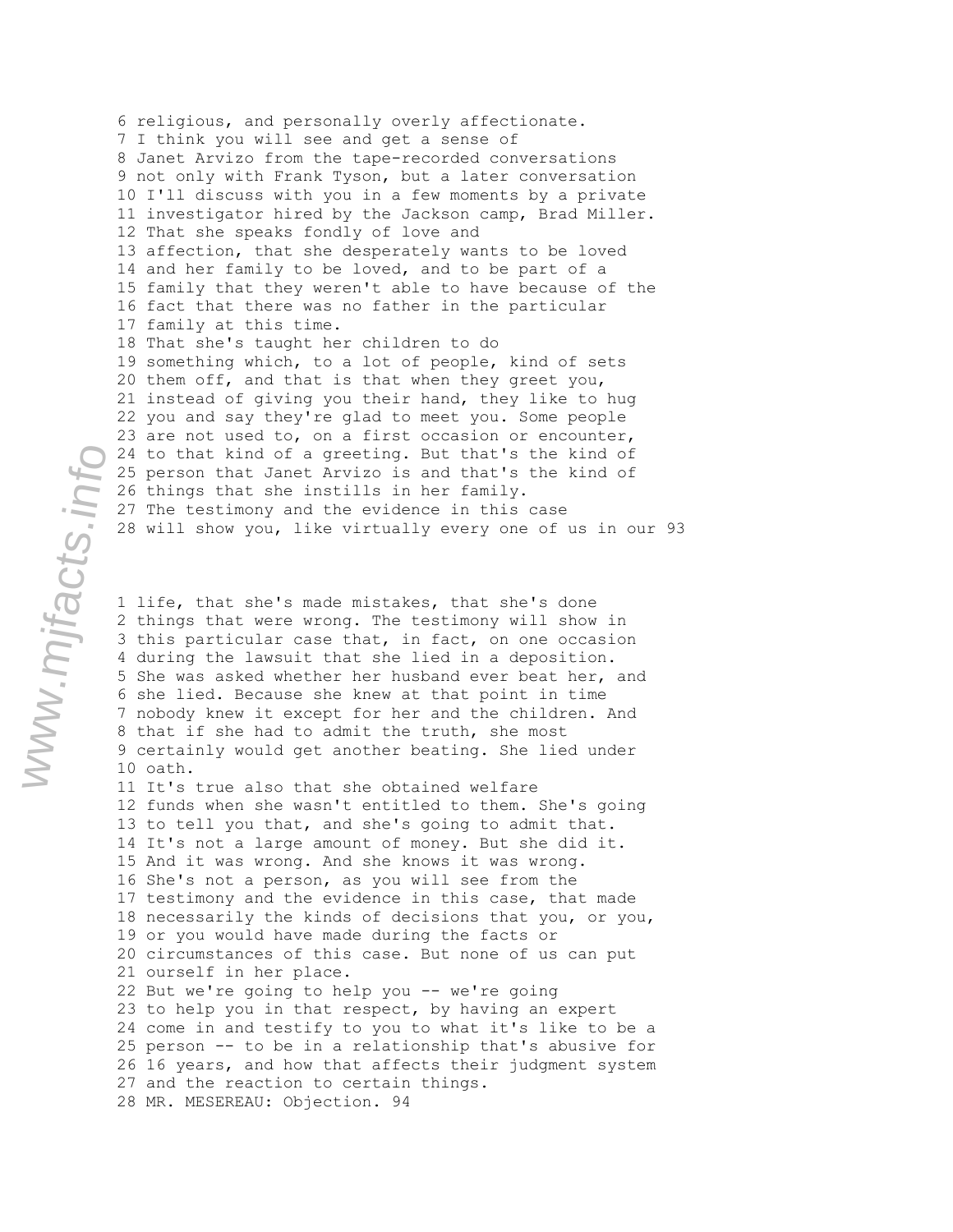6 religious, and personally overly affectionate.
7 I think you will see and get a sense of
8 Janet Arvizo from the tape-recorded conversations
9 not only with Frank Tyson, but a later conversation
10 I'll discuss with you in a few moments by a private
11 investigator hired by the Jackson camp, Brad Miller.
12 That she speaks fondly of love and
13 affection, that she desperately wants to be loved
14 and her family to be loved, and to be part of a
15 family that they weren't able to have because of the
16 fact that there was no father in the particular
17 family at this time.
18 That she's taught her children to do
19 something which, to a lot of people, kind of sets
20 them off, and that is that when they greet you,
21 instead of giving you their hand, they like to hug
22 you and say they're glad to meet you. Some people
23 are not used to, on a first occasion or encounter,
24 to that kind of a greeting. But that's the kind of
25 person that Janet Arvizo is and that's the kind of
26 things that she instills in her family.
27 The testimony and the evidence in this case
28 will show you, like virtually every one of us in our 93

1 life, that she's made mistakes, that she's done
2 things that were wrong. The testimony will show in
3 this particular case that, in fact, on one occasion
4 during the lawsuit that she lied in a deposition.
5 She was asked whether her husband ever beat her, and
6 she lied. Because she knew at that point in time
7 nobody knew it except for her and the children. And
8 that if she had to admit the truth, she most
9 certainly would get another beating. She lied under
10 oath.
11 It's true also that she obtained welfare
12 funds when she wasn't entitled to them. She's going
13 to tell you that, and she's going to admit that.
14 It's not a large amount of money. But she did it.
15 And it was wrong. And she knows it was wrong.
16 She's not a person, as you will see from the
17 testimony and the evidence in this case, that made
18 necessarily the kinds of decisions that you, or you,
19 or you would have made during the facts or
20 circumstances of this case. But none of us can put
21 ourself in her place.
22 But we're going to help you -- we're going
23 to help you in that respect, by having an expert
24 come in and testify to you to what it's like to be a
25 person -- to be in a relationship that's abusive for
26 16 years, and how that affects their judgment system
27 and the reaction to certain things.
28 MR. MESEREAU: Objection. 94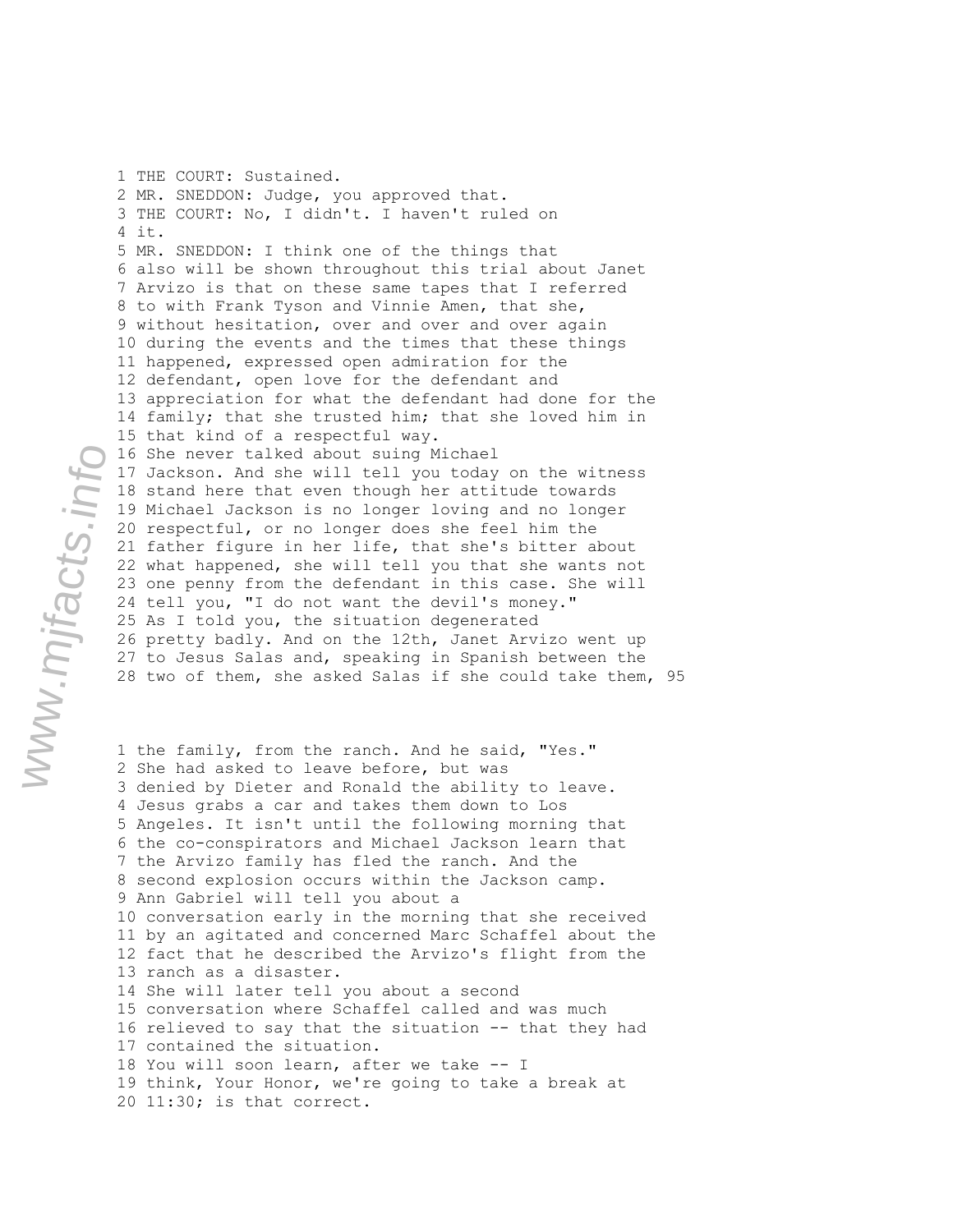1 THE COURT: Sustained.
2 MR. SNEDDON: Judge, you approved that.
3 THE COURT: No, I didn't. I haven't ruled on
4 it.
5 MR. SNEDDON: I think one of the things that
6 also will be shown throughout this trial about Janet
7 Arvizo is that on these same tapes that I referred
8 to with Frank Tyson and Vinnie Amen, that she,
9 without hesitation, over and over and over again
10 during the events and the times that these things
11 happened, expressed open admiration for the
12 defendant, open love for the defendant and
13 appreciation for what the defendant had done for the
14 family; that she trusted him; that she loved him in
15 that kind of a respectful way.
16 She never talked about suing Michael
17 Jackson. And she will tell you today on the witness
18 stand here that even though her attitude towards
19 Michael Jackson is no longer loving and no longer
20 respectful, or no longer does she feel him the
21 father figure in her life, that she's bitter about
22 what happened, she will tell you that she wants not
23 one penny from the defendant in this case. She will
24 tell you, "I do not want the devil's money."
25 As I told you, the situation degenerated
26 pretty badly. And on the 12th, Janet Arvizo went up
27 to Jesus Salas and, speaking in Spanish between the
28 two of them, she asked Salas if she could take them,

1 the family, from the ranch. And he said, "Yes."
2 She had asked to leave before, but was
3 denied by Dieter and Ronald the ability to leave.
4 Jesus grabs a car and takes them down to Los
5 Angeles. It isn't until the following morning that
6 the co-conspirators and Michael Jackson learn that
7 the Arvizo family has fled the ranch. And the
8 second explosion occurs within the Jackson camp.
9 Ann Gabriel will tell you about a
10 conversation early in the morning that she received
11 by an agitated and concerned Marc Schaffel about the
12 fact that he described the Arvizo's flight from the
13 ranch as a disaster.
14 She will later tell you about a second
15 conversation where Schaffel called and was much
16 relieved to say that the situation -- that they had
17 contained the situation.
18 You will soon learn, after we take -- I
19 think, Your Honor, we're going to take a break at
20 11:30; is that correct.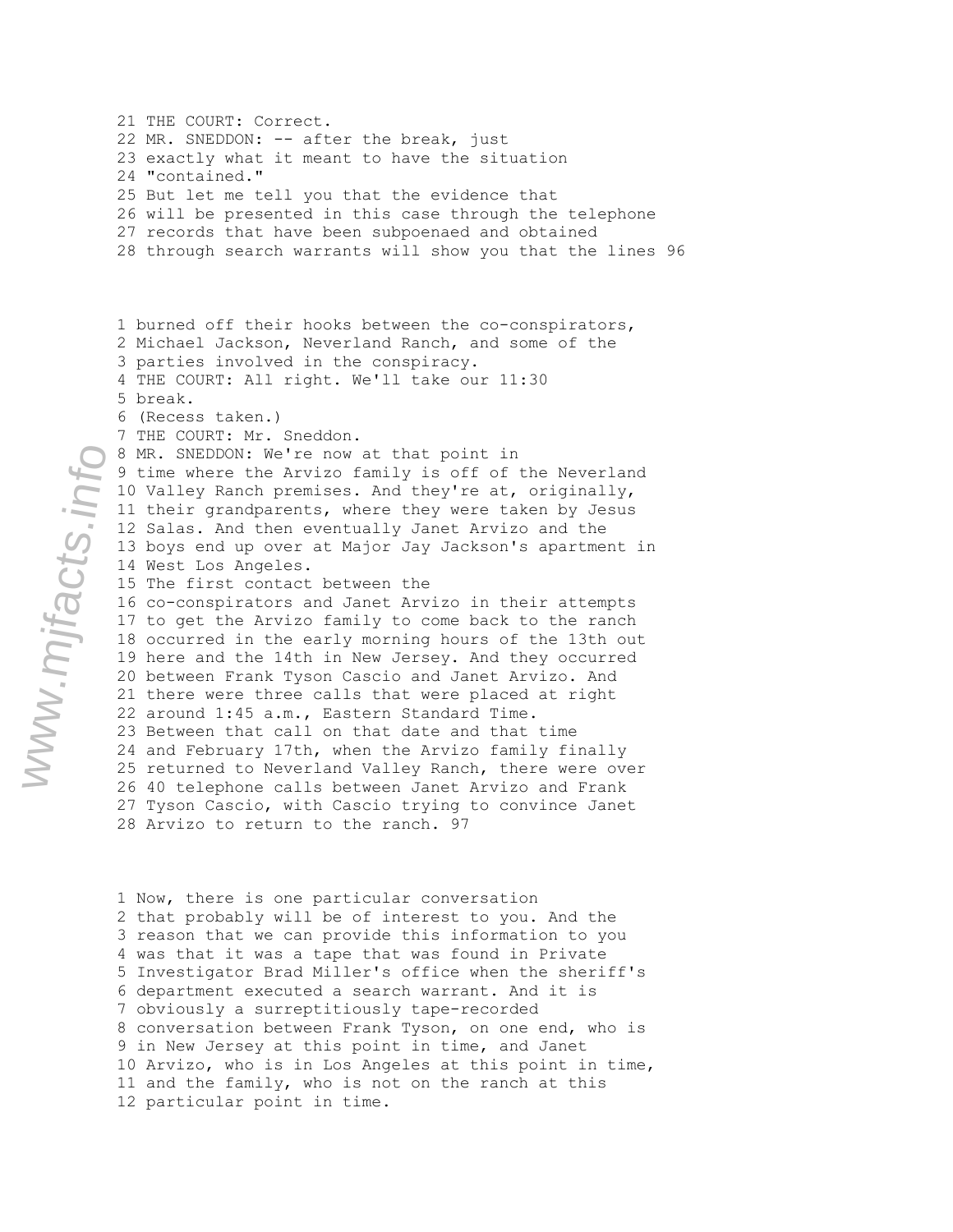21 THE COURT: Correct.
22 MR. SNEDDON: -- after the break, just
23 exactly what it meant to have the situation
24 "contained."
25 But let me tell you that the evidence that
26 will be presented in this case through the telephone
27 records that have been subpoenaed and obtained
28 through search warrants will show you that the lines

1 burned off their hooks between the co-conspirators,
2 Michael Jackson, Neverland Ranch, and some of the
3 parties involved in the conspiracy.
4 THE COURT: All right. We'll take our 11:30
5 break.
6 (Recess taken.)
7 THE COURT: Mr. Sneddon.
8 MR. SNEDDON: We're now at that point in
9 time where the Arvizo family is off of the Neverland
10 Valley Ranch premises. And they're at, originally,
11 their grandparents, where they were taken by Jesus
12 Salas. And then eventually Janet Arvizo and the
13 boys end up over at Major Jay Jackson's apartment in
14 West Los Angeles.
15 The first contact between the
16 co-conspirators and Janet Arvizo in their attempts
17 to get the Arvizo family to come back to the ranch
18 occurred in the early morning hours of the 13th out
19 here and the 14th in New Jersey. And they occurred
20 between Frank Tyson Cascio and Janet Arvizo. And
21 there were three calls that were placed at right
22 around 1:45 a.m., Eastern Standard Time.
23 Between that call on that date and that time
24 and February 17th, when the Arvizo family finally
25 returned to Neverland Valley Ranch, there were over
26 40 telephone calls between Janet Arvizo and Frank
27 Tyson Cascio, with Cascio trying to convince Janet
28 Arvizo to return to the ranch.

1 Now, there is one particular conversation
2 that probably will be of interest to you. And the
3 reason that we can provide this information to you
4 was that it was a tape that was found in Private
5 Investigator Brad Miller's office when the sheriff's
6 department executed a search warrant. And it is
7 obviously a surreptitiously tape-recorded
8 conversation between Frank Tyson, on one end, who is
9 in New Jersey at this point in time, and Janet
10 Arvizo, who is in Los Angeles at this point in time,
11 and the family, who is not on the ranch at this
12 particular point in time.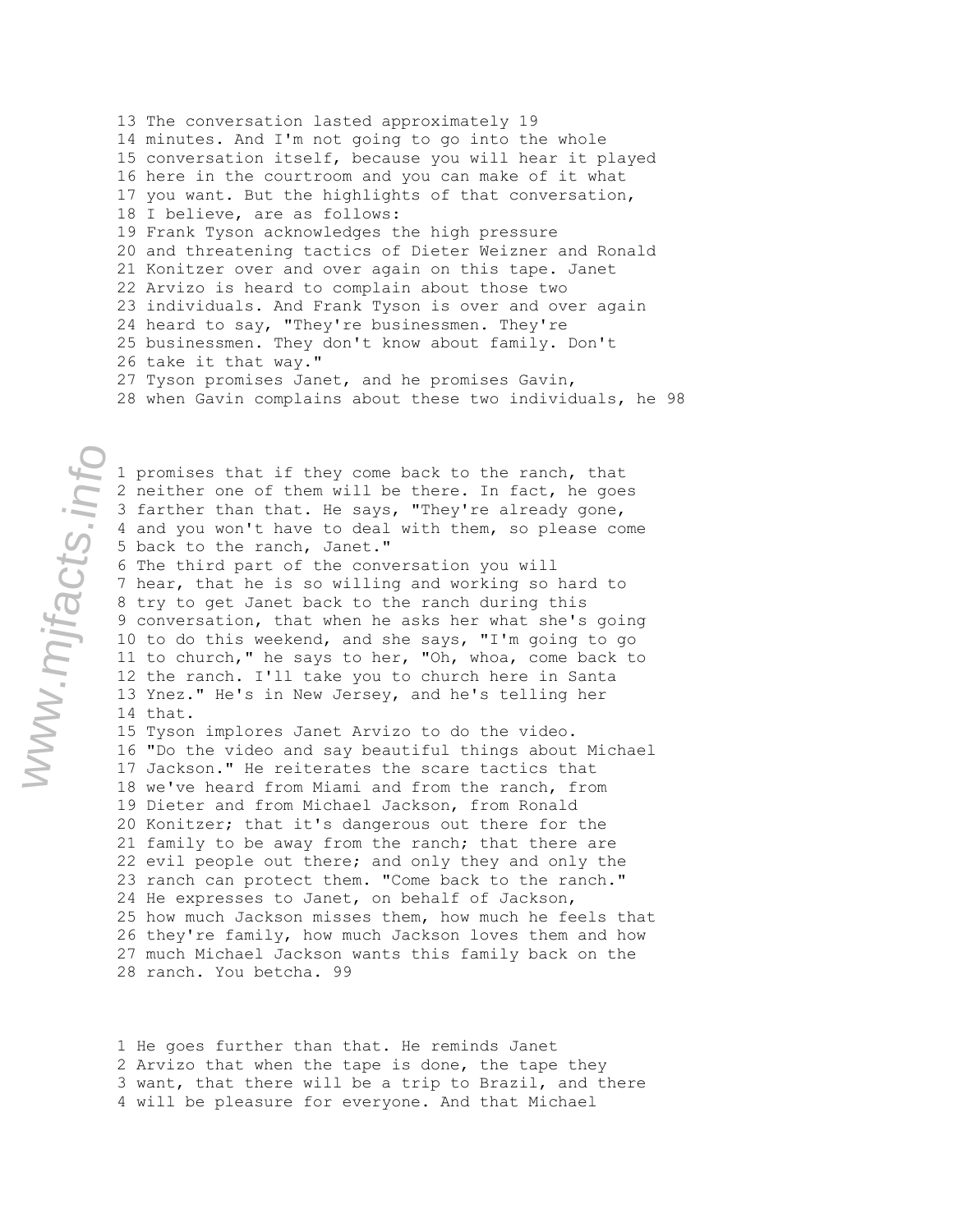13 The conversation lasted approximately 19
14 minutes. And I'm not going to go into the whole
15 conversation itself, because you will hear it played
16 here in the courtroom and you can make of it what
17 you want. But the highlights of that conversation,
18 I believe, are as follows:
19 Frank Tyson acknowledges the high pressure
20 and threatening tactics of Dieter Weizner and Ronald
21 Konitzer over and over again on this tape. Janet
22 Arvizo is heard to complain about those two
23 individuals. And Frank Tyson is over and over again
24 heard to say, "They're businessmen. They're
25 businessmen. They don't know about family. Don't
26 take it that way."
27 Tyson promises Janet, and he promises Gavin,
28 when Gavin complains about these two individuals, he

1 promises that if they come back to the ranch, that
2 neither one of them will be there. In fact, he goes
3 farther than that. He says, "They're already gone,
4 and you won't have to deal with them, so please come
5 back to the ranch, Janet."
6 The third part of the conversation you will
7 hear, that he is so willing and working so hard to
8 try to get Janet back to the ranch during this
9 conversation, that when he asks her what she's going
10 to do this weekend, and she says, "I'm going to go
11 to church," he says to her, "Oh, whoa, come back to
12 the ranch. I'll take you to church here in Santa
13 Ynez." He's in New Jersey, and he's telling her
14 that.
15 Tyson implores Janet Arvizo to do the video.
16 "Do the video and say beautiful things about Michael
17 Jackson." He reiterates the scare tactics that
18 we've heard from Miami and from the ranch, from
19 Dieter and from Michael Jackson, from Ronald
20 Konitzer; that it's dangerous out there for the
21 family to be away from the ranch; that there are
22 evil people out there; and only they and only the
23 ranch can protect them. "Come back to the ranch."
24 He expresses to Janet, on behalf of Jackson,
25 how much Jackson misses them, how much he feels that
26 they're family, how much Jackson loves them and how
27 much Michael Jackson wants this family back on the
28 ranch. You betcha.

1 He goes further than that. He reminds Janet
2 Arvizo that when the tape is done, the tape they
3 want, that there will be a trip to Brazil, and there
4 will be pleasure for everyone. And that Michael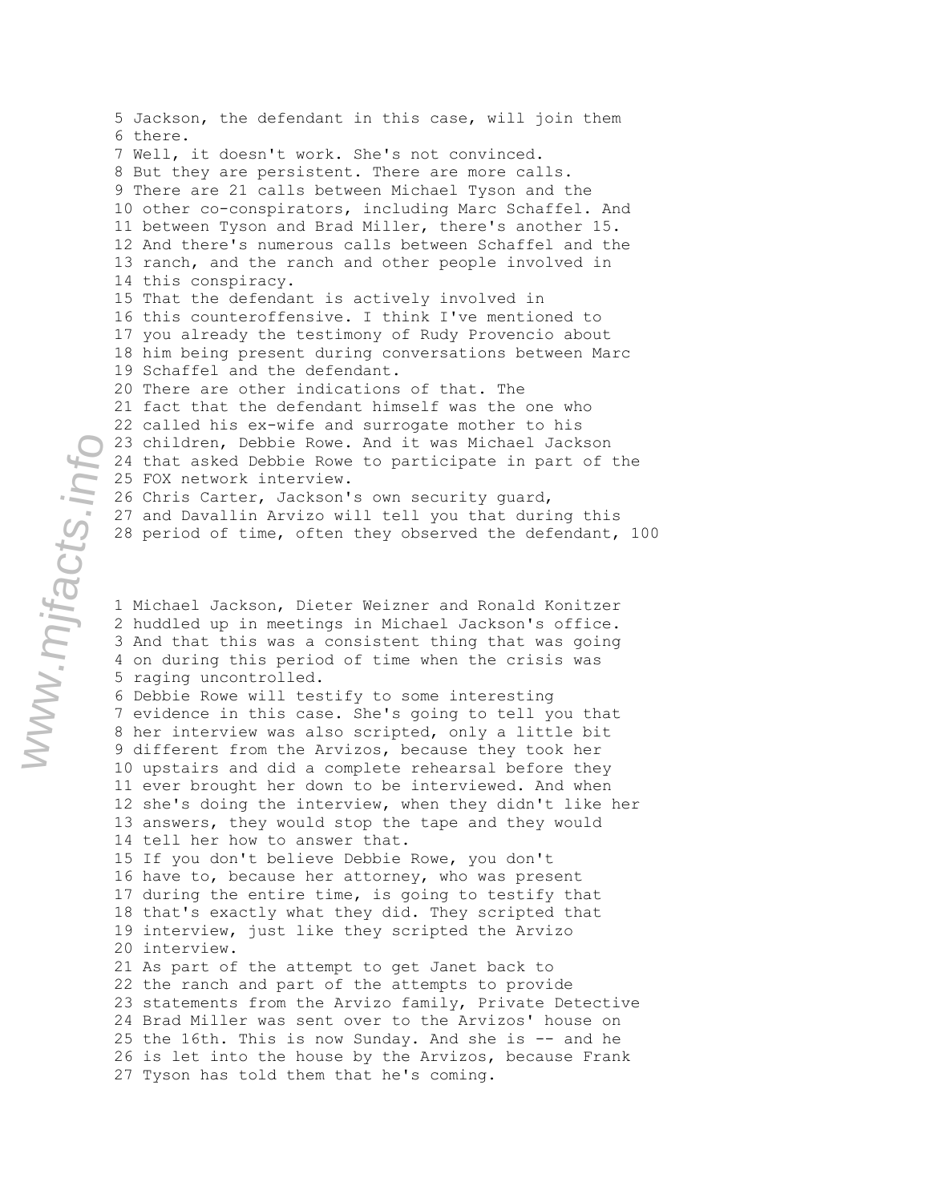5 Jackson, the defendant in this case, will join them
6 there.
7 Well, it doesn't work. She's not convinced.
8 But they are persistent. There are more calls.
9 There are 21 calls between Michael Tyson and the
10 other co-conspirators, including Marc Schaffel. And
11 between Tyson and Brad Miller, there's another 15.
12 And there's numerous calls between Schaffel and the
13 ranch, and the ranch and other people involved in
14 this conspiracy.
15 That the defendant is actively involved in
16 this counteroffensive. I think I've mentioned to
17 you already the testimony of Rudy Provencio about
18 him being present during conversations between Marc
19 Schaffel and the defendant.
20 There are other indications of that. The
21 fact that the defendant himself was the one who
22 called his ex-wife and surrogate mother to his
23 children, Debbie Rowe. And it was Michael Jackson
24 that asked Debbie Rowe to participate in part of the
25 FOX network interview.
26 Chris Carter, Jackson's own security guard,
27 and Davallin Arvizo will tell you that during this
28 period of time, often they observed the defendant, 100

1 Michael Jackson, Dieter Weizner and Ronald Konitzer
2 huddled up in meetings in Michael Jackson's office.
3 And that this was a consistent thing that was going
4 on during this period of time when the crisis was
5 raging uncontrolled.
6 Debbie Rowe will testify to some interesting
7 evidence in this case. She's going to tell you that
8 her interview was also scripted, only a little bit
9 different from the Arvizos, because they took her
10 upstairs and did a complete rehearsal before they
11 ever brought her down to be interviewed. And when
12 she's doing the interview, when they didn't like her
13 answers, they would stop the tape and they would
14 tell her how to answer that.
15 If you don't believe Debbie Rowe, you don't
16 have to, because her attorney, who was present
17 during the entire time, is going to testify that
18 that's exactly what they did. They scripted that
19 interview, just like they scripted the Arvizo
20 interview.
21 As part of the attempt to get Janet back to
22 the ranch and part of the attempts to provide
23 statements from the Arvizo family, Private Detective
24 Brad Miller was sent over to the Arvizos' house on
25 the 16th. This is now Sunday. And she is -- and he
26 is let into the house by the Arvizos, because Frank
27 Tyson has told them that he's coming.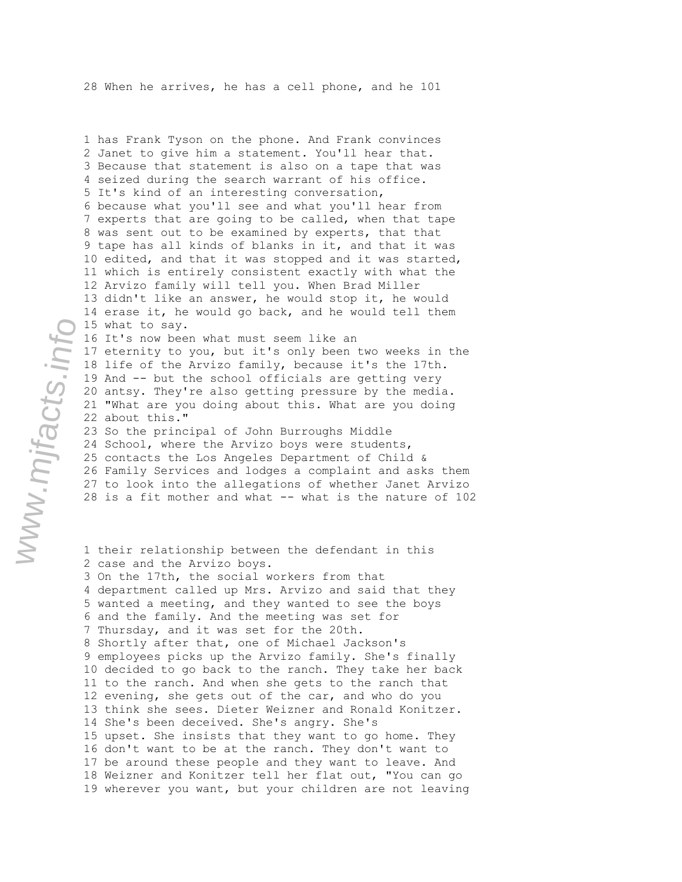28 When he arrives, he has a cell phone, and he 101

1 has Frank Tyson on the phone. And Frank convinces
2 Janet to give him a statement. You'll hear that.
3 Because that statement is also on a tape that was
4 seized during the search warrant of his office.
5 It's kind of an interesting conversation,
6 because what you'll see and what you'll hear from
7 experts that are going to be called, when that tape
8 was sent out to be examined by experts, that that
9 tape has all kinds of blanks in it, and that it was
10 edited, and that it was stopped and it was started,
11 which is entirely consistent exactly with what the
12 Arvizo family will tell you. When Brad Miller
13 didn't like an answer, he would stop it, he would
14 erase it, he would go back, and he would tell them
15 what to say.
16 It's now been what must seem like an
17 eternity to you, but it's only been two weeks in the
18 life of the Arvizo family, because it's the 17th.
19 And -- but the school officials are getting very
20 antsy. They're also getting pressure by the media.
21 "What are you doing about this. What are you doing
22 about this."
23 So the principal of John Burroughs Middle
24 School, where the Arvizo boys were students,
25 contacts the Los Angeles Department of Child &
26 Family Services and lodges a complaint and asks them
27 to look into the allegations of whether Janet Arvizo
28 is a fit mother and what -- what is the nature of 102

1 their relationship between the defendant in this
2 case and the Arvizo boys.
3 On the 17th, the social workers from that
4 department called up Mrs. Arvizo and said that they
5 wanted a meeting, and they wanted to see the boys
6 and the family. And the meeting was set for
7 Thursday, and it was set for the 20th.
8 Shortly after that, one of Michael Jackson's
9 employees picks up the Arvizo family. She's finally
10 decided to go back to the ranch. They take her back
11 to the ranch. And when she gets to the ranch that
12 evening, she gets out of the car, and who do you
13 think she sees. Dieter Weizner and Ronald Konitzer.
14 She's been deceived. She's angry. She's
15 upset. She insists that they want to go home. They
16 don't want to be at the ranch. They don't want to
17 be around these people and they want to leave. And
18 Weizner and Konitzer tell her flat out, "You can go
19 wherever you want, but your children are not leaving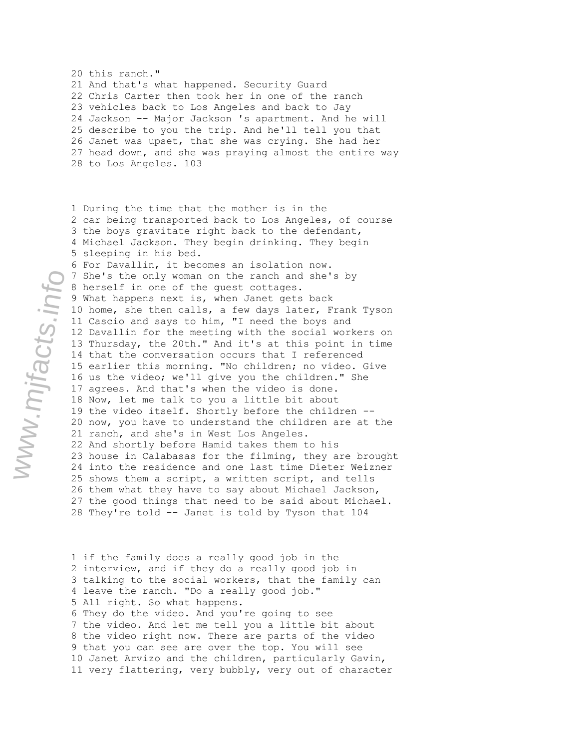20 this ranch."
21 And that's what happened. Security Guard
22 Chris Carter then took her in one of the ranch
23 vehicles back to Los Angeles and back to Jay
24 Jackson -- Major Jackson 's apartment. And he will
25 describe to you the trip. And he'll tell you that
26 Janet was upset, that she was crying. She had her
27 head down, and she was praying almost the entire way
28 to Los Angeles. 103

1 During the time that the mother is in the
2 car being transported back to Los Angeles, of course
3 the boys gravitate right back to the defendant,
4 Michael Jackson. They begin drinking. They begin
5 sleeping in his bed.
6 For Davallin, it becomes an isolation now.
7 She's the only woman on the ranch and she's by
8 herself in one of the guest cottages.
9 What happens next is, when Janet gets back
10 home, she then calls, a few days later, Frank Tyson
11 Cascio and says to him, "I need the boys and
12 Davallin for the meeting with the social workers on
13 Thursday, the 20th." And it's at this point in time
14 that the conversation occurs that I referenced
15 earlier this morning. "No children; no video. Give
16 us the video; we'll give you the children." She
17 agrees. And that's when the video is done.
18 Now, let me talk to you a little bit about
19 the video itself. Shortly before the children --
20 now, you have to understand the children are at the
21 ranch, and she's in West Los Angeles.
22 And shortly before Hamid takes them to his
23 house in Calabasas for the filming, they are brought
24 into the residence and one last time Dieter Weizner
25 shows them a script, a written script, and tells
26 them what they have to say about Michael Jackson,
27 the good things that need to be said about Michael.
28 They're told -- Janet is told by Tyson that 104

1 if the family does a really good job in the
2 interview, and if they do a really good job in
3 talking to the social workers, that the family can
4 leave the ranch. "Do a really good job."
5 All right. So what happens.
6 They do the video. And you're going to see
7 the video. And let me tell you a little bit about
8 the video right now. There are parts of the video
9 that you can see are over the top. You will see
10 Janet Arvizo and the children, particularly Gavin,
11 very flattering, very bubbly, very out of character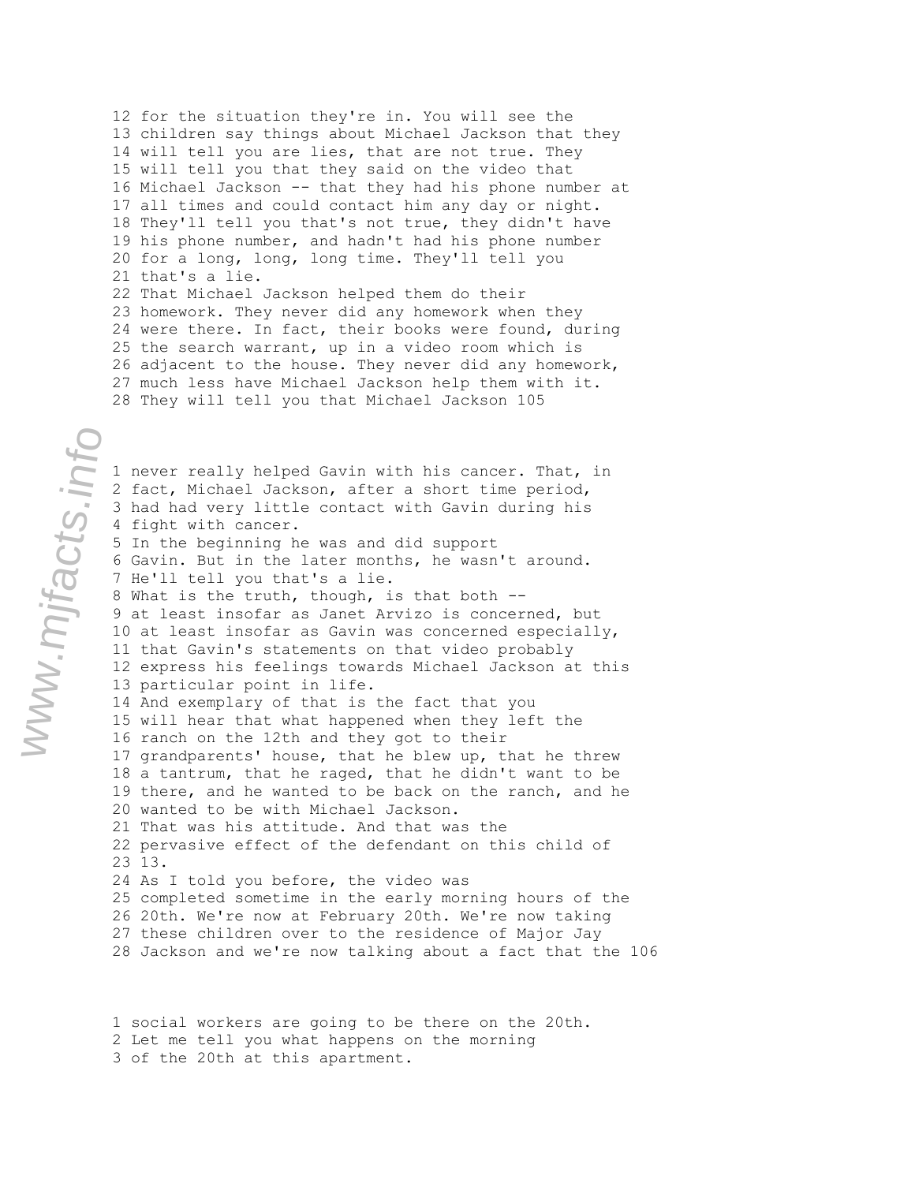12 for the situation they're in. You will see the
13 children say things about Michael Jackson that they
14 will tell you are lies, that are not true. They
15 will tell you that they said on the video that
16 Michael Jackson -- that they had his phone number at
17 all times and could contact him any day or night.
18 They'll tell you that's not true, they didn't have
19 his phone number, and hadn't had his phone number
20 for a long, long, long time. They'll tell you
21 that's a lie.
22 That Michael Jackson helped them do their
23 homework. They never did any homework when they
24 were there. In fact, their books were found, during
25 the search warrant, up in a video room which is
26 adjacent to the house. They never did any homework,
27 much less have Michael Jackson help them with it.
28 They will tell you that Michael Jackson 105

1 never really helped Gavin with his cancer. That, in
2 fact, Michael Jackson, after a short time period,
3 had had very little contact with Gavin during his
4 fight with cancer.
5 In the beginning he was and did support
6 Gavin. But in the later months, he wasn't around.
7 He'll tell you that's a lie.
8 What is the truth, though, is that both --
9 at least insofar as Janet Arvizo is concerned, but
10 at least insofar as Gavin was concerned especially,
11 that Gavin's statements on that video probably
12 express his feelings towards Michael Jackson at this
13 particular point in life.
14 And exemplary of that is the fact that you
15 will hear that what happened when they left the
16 ranch on the 12th and they got to their
17 grandparents' house, that he blew up, that he threw
18 a tantrum, that he raged, that he didn't want to be
19 there, and he wanted to be back on the ranch, and he
20 wanted to be with Michael Jackson.
21 That was his attitude. And that was the
22 pervasive effect of the defendant on this child of
23 13.
24 As I told you before, the video was
25 completed sometime in the early morning hours of the
26 20th. We're now at February 20th. We're now taking
27 these children over to the residence of Major Jay
28 Jackson and we're now talking about a fact that the 106

1 social workers are going to be there on the 20th.
2 Let me tell you what happens on the morning
3 of the 20th at this apartment.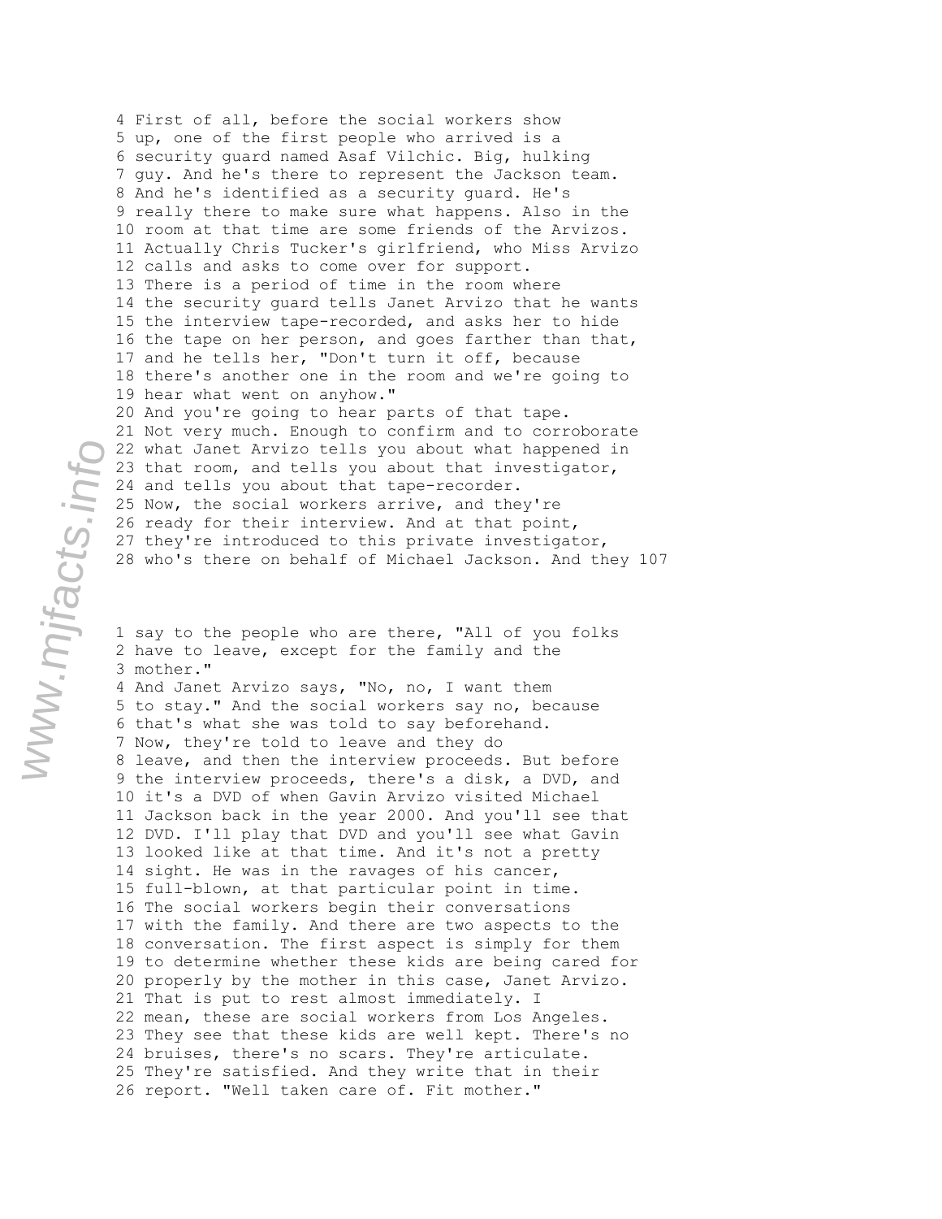4 First of all, before the social workers show
5 up, one of the first people who arrived is a
6 security guard named Asaf Vilchic. Big, hulking
7 guy. And he's there to represent the Jackson team.
8 And he's identified as a security guard. He's
9 really there to make sure what happens. Also in the
10 room at that time are some friends of the Arvizos.
11 Actually Chris Tucker's girlfriend, who Miss Arvizo
12 calls and asks to come over for support.
13 There is a period of time in the room where
14 the security guard tells Janet Arvizo that he wants
15 the interview tape-recorded, and asks her to hide
16 the tape on her person, and goes farther than that,
17 and he tells her, "Don't turn it off, because
18 there's another one in the room and we're going to
19 hear what went on anyhow."
20 And you're going to hear parts of that tape.
21 Not very much. Enough to confirm and to corroborate
22 what Janet Arvizo tells you about what happened in
23 that room, and tells you about that investigator,
24 and tells you about that tape-recorder.
25 Now, the social workers arrive, and they're
26 ready for their interview. And at that point,
27 they're introduced to this private investigator,
28 who's there on behalf of Michael Jackson. And they

1 say to the people who are there, "All of you folks
2 have to leave, except for the family and the
3 mother."
4 And Janet Arvizo says, "No, no, I want them
5 to stay." And the social workers say no, because
6 that's what she was told to say beforehand.
7 Now, they're told to leave and they do
8 leave, and then the interview proceeds. But before
9 the interview proceeds, there's a disk, a DVD, and
10 it's a DVD of when Gavin Arvizo visited Michael
11 Jackson back in the year 2000. And you'll see that
12 DVD. I'll play that DVD and you'll see what Gavin
13 looked like at that time. And it's not a pretty
14 sight. He was in the ravages of his cancer,
15 full-blown, at that particular point in time.
16 The social workers begin their conversations
17 with the family. And there are two aspects to the
18 conversation. The first aspect is simply for them
19 to determine whether these kids are being cared for
20 properly by the mother in this case, Janet Arvizo.
21 That is put to rest almost immediately. I
22 mean, these are social workers from Los Angeles.
23 They see that these kids are well kept. There's no
24 bruises, there's no scars. They're articulate.
25 They're satisfied. And they write that in their
26 report. "Well taken care of. Fit mother."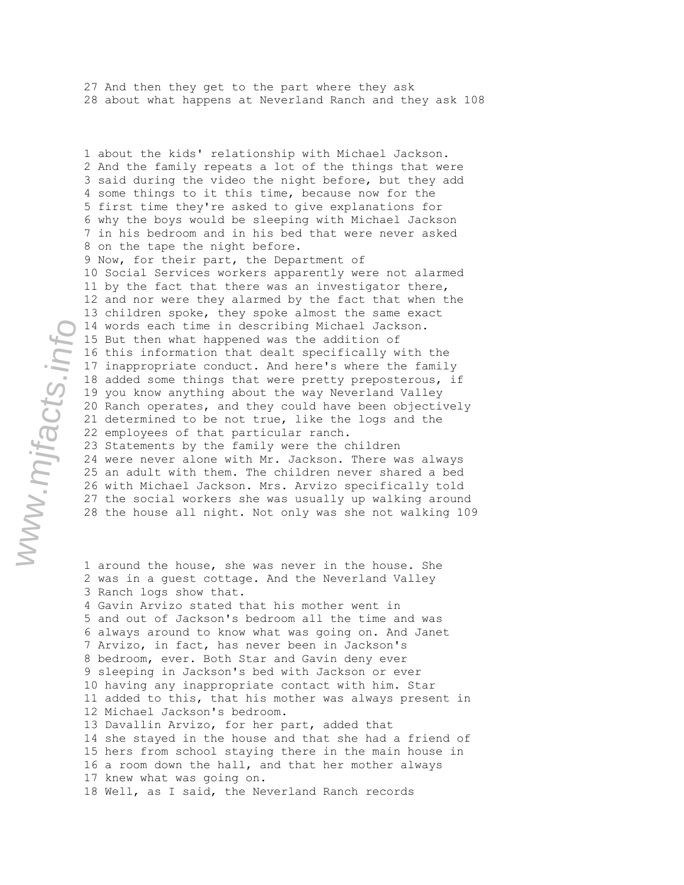27 And then they get to the part where they ask
28 about what happens at Neverland Ranch and they ask

1 about the kids' relationship with Michael Jackson.
2 And the family repeats a lot of the things that were
3 said during the video the night before, but they add
4 some things to it this time, because now for the
5 first time they're asked to give explanations for
6 why the boys would be sleeping with Michael Jackson
7 in his bedroom and in his bed that were never asked
8 on the tape the night before.
9 Now, for their part, the Department of
10 Social Services workers apparently were not alarmed
11 by the fact that there was an investigator there,
12 and nor were they alarmed by the fact that when the
13 children spoke, they spoke almost the same exact
14 words each time in describing Michael Jackson.
15 But then what happened was the addition of
16 this information that dealt specifically with the
17 inappropriate conduct. And here's where the family
18 added some things that were pretty preposterous, if
19 you know anything about the way Neverland Valley
20 Ranch operates, and they could have been objectively
21 determined to be not true, like the logs and the
22 employees of that particular ranch.
23 Statements by the family were the children
24 were never alone with Mr. Jackson. There was always
25 an adult with them. The children never shared a bed
26 with Michael Jackson. Mrs. Arvizo specifically told
27 the social workers she was usually up walking around
28 the house all night. Not only was she not walking

1 around the house, she was never in the house. She
2 was in a guest cottage. And the Neverland Valley
3 Ranch logs show that.
4 Gavin Arvizo stated that his mother went in
5 and out of Jackson's bedroom all the time and was
6 always around to know what was going on. And Janet
7 Arvizo, in fact, has never been in Jackson's
8 bedroom, ever. Both Star and Gavin deny ever
9 sleeping in Jackson's bed with Jackson or ever
10 having any inappropriate contact with him. Star
11 added to this, that his mother was always present in
12 Michael Jackson's bedroom.
13 Davallin Arvizo, for her part, added that
14 she stayed in the house and that she had a friend of
15 hers from school staying there in the main house in
16 a room down the hall, and that her mother always
17 knew what was going on.
18 Well, as I said, the Neverland Ranch records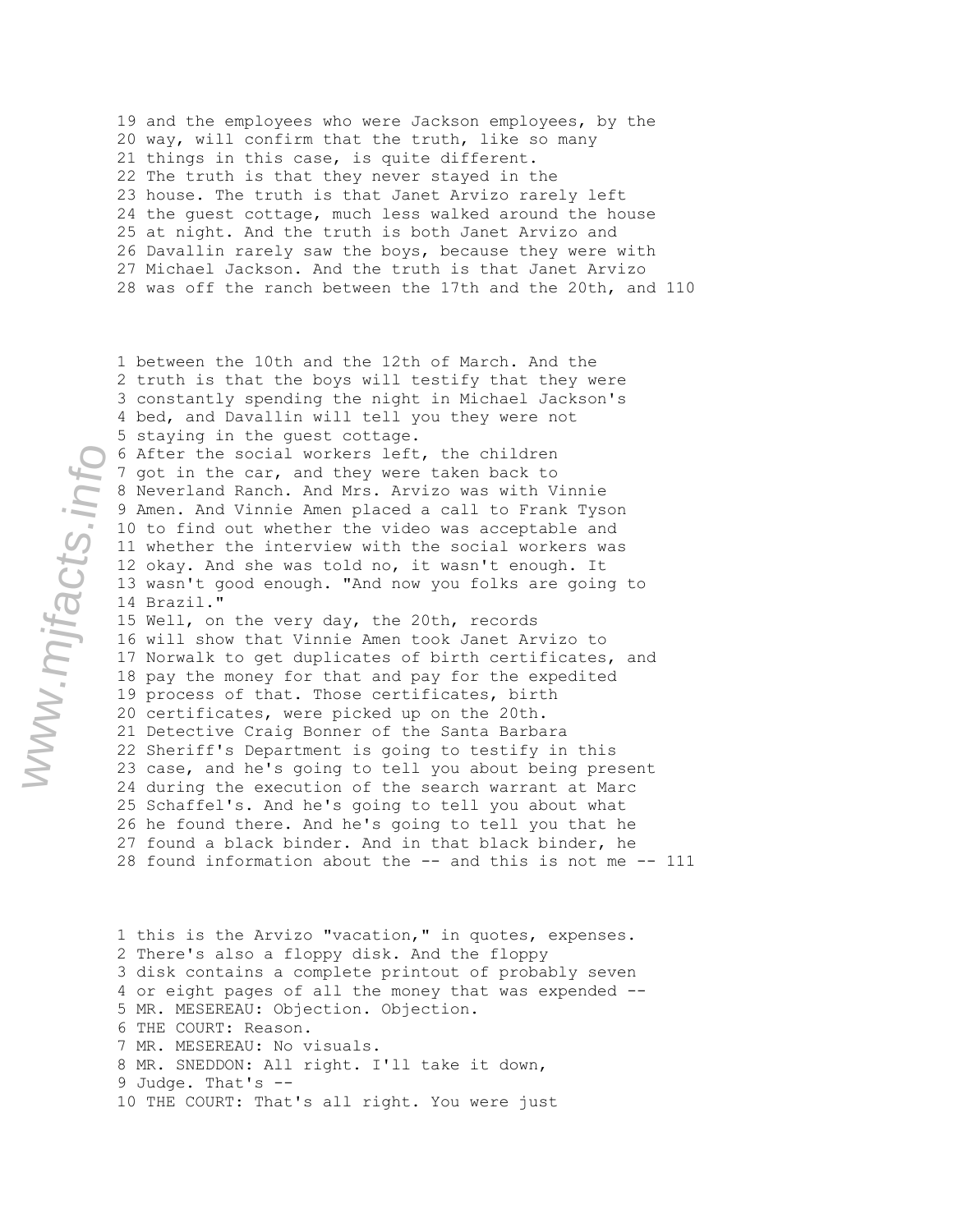19 and the employees who were Jackson employees, by the
20 way, will confirm that the truth, like so many
21 things in this case, is quite different.
22 The truth is that they never stayed in the
23 house. The truth is that Janet Arvizo rarely left
24 the guest cottage, much less walked around the house
25 at night. And the truth is both Janet Arvizo and
26 Davallin rarely saw the boys, because they were with
27 Michael Jackson. And the truth is that Janet Arvizo
28 was off the ranch between the 17th and the 20th, and

1 between the 10th and the 12th of March. And the
2 truth is that the boys will testify that they were
3 constantly spending the night in Michael Jackson's
4 bed, and Davallin will tell you they were not
5 staying in the guest cottage.
6 After the social workers left, the children
7 got in the car, and they were taken back to
8 Neverland Ranch. And Mrs. Arvizo was with Vinnie
9 Amen. And Vinnie Amen placed a call to Frank Tyson
10 to find out whether the video was acceptable and
11 whether the interview with the social workers was
12 okay. And she was told no, it wasn't enough. It
13 wasn't good enough. "And now you folks are going to
14 Brazil."
15 Well, on the very day, the 20th, records
16 will show that Vinnie Amen took Janet Arvizo to
17 Norwalk to get duplicates of birth certificates, and
18 pay the money for that and pay for the expedited
19 process of that. Those certificates, birth
20 certificates, were picked up on the 20th.
21 Detective Craig Bonner of the Santa Barbara
22 Sheriff's Department is going to testify in this
23 case, and he's going to tell you about being present
24 during the execution of the search warrant at Marc
25 Schaffel's. And he's going to tell you about what
26 he found there. And he's going to tell you that he
27 found a black binder. And in that black binder, he
28 found information about the -- and this is not me --

1 this is the Arvizo "vacation," in quotes, expenses.
2 There's also a floppy disk. And the floppy
3 disk contains a complete printout of probably seven
4 or eight pages of all the money that was expended --
5 MR. MESEREAU: Objection. Objection.
6 THE COURT: Reason.
7 MR. MESEREAU: No visuals.
8 MR. SNEDDON: All right. I'll take it down,
9 Judge. That's --
10 THE COURT: That's all right. You were just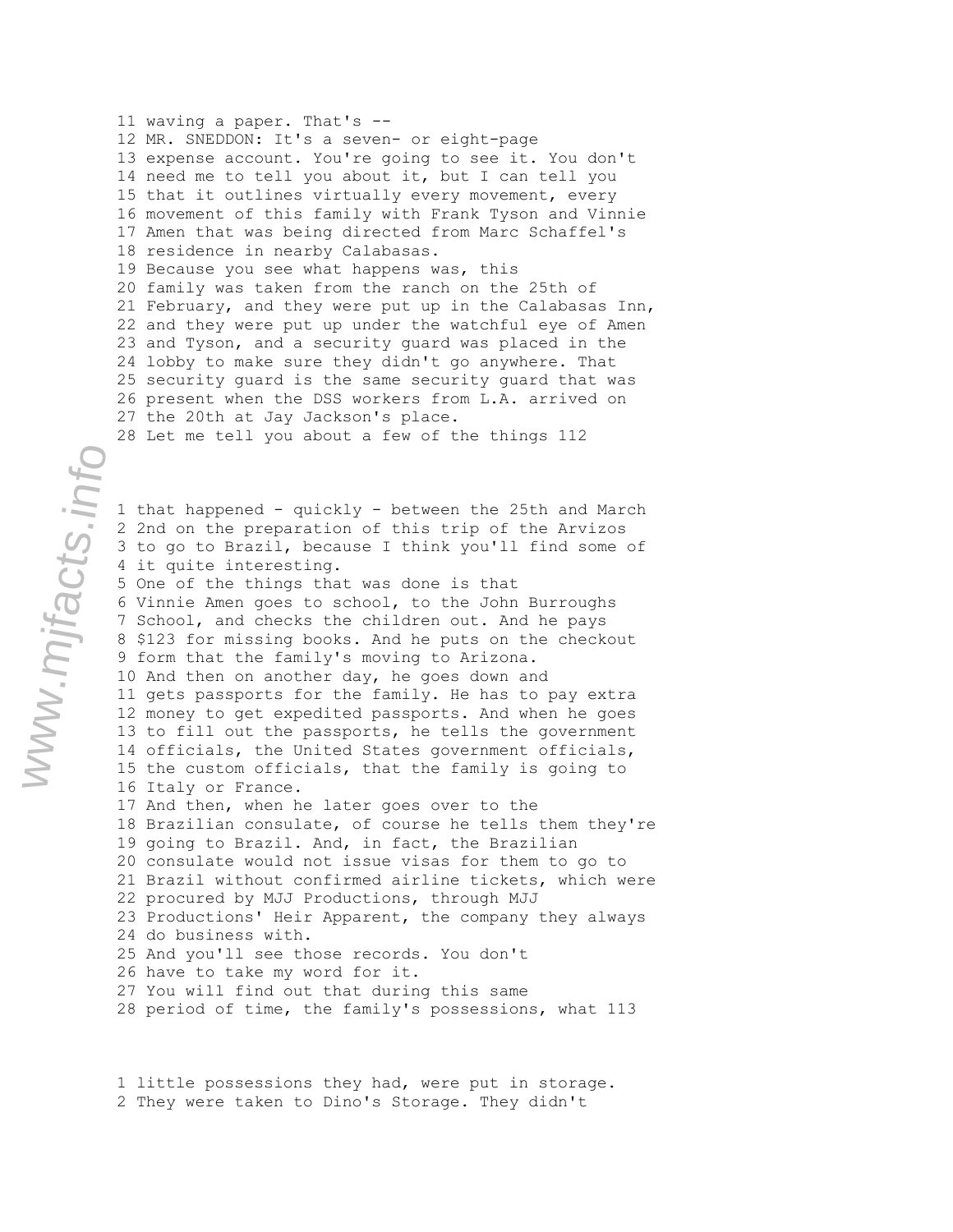11 waving a paper. That's --
12 MR. SNEDDON: It's a seven- or eight-page
13 expense account. You're going to see it. You don't
14 need me to tell you about it, but I can tell you
15 that it outlines virtually every movement, every
16 movement of this family with Frank Tyson and Vinnie
17 Amen that was being directed from Marc Schaffel's
18 residence in nearby Calabasas.
19 Because you see what happens was, this
20 family was taken from the ranch on the 25th of
21 February, and they were put up in the Calabasas Inn,
22 and they were put up under the watchful eye of Amen
23 and Tyson, and a security guard was placed in the
24 lobby to make sure they didn't go anywhere. That
25 security guard is the same security guard that was
26 present when the DSS workers from L.A. arrived on
27 the 20th at Jay Jackson's place.
28 Let me tell you about a few of the things 112

1 that happened - quickly - between the 25th and March
2 2nd on the preparation of this trip of the Arvizos
3 to go to Brazil, because I think you'll find some of
4 it quite interesting.
5 One of the things that was done is that
6 Vinnie Amen goes to school, to the John Burroughs
7 School, and checks the children out. And he pays
8 $123 for missing books. And he puts on the checkout
9 form that the family's moving to Arizona.
10 And then on another day, he goes down and
11 gets passports for the family. He has to pay extra
12 money to get expedited passports. And when he goes
13 to fill out the passports, he tells the government
14 officials, the United States government officials,
15 the custom officials, that the family is going to
16 Italy or France.
17 And then, when he later goes over to the
18 Brazilian consulate, of course he tells them they're
19 going to Brazil. And, in fact, the Brazilian
20 consulate would not issue visas for them to go to
21 Brazil without confirmed airline tickets, which were
22 procured by MJJ Productions, through MJJ
23 Productions' Heir Apparent, the company they always
24 do business with.
25 And you'll see those records. You don't
26 have to take my word for it.
27 You will find out that during this same
28 period of time, the family's possessions, what 113

1 little possessions they had, were put in storage.
2 They were taken to Dino's Storage. They didn't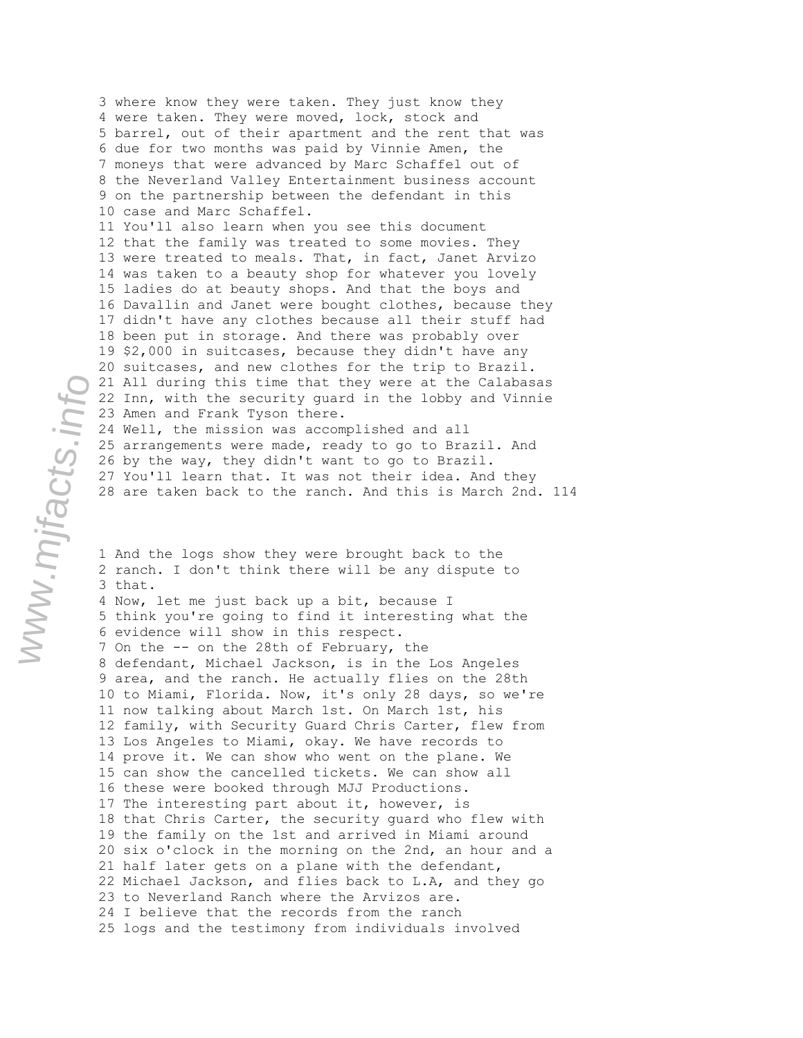3 where know they were taken. They just know they
4 were taken. They were moved, lock, stock and
5 barrel, out of their apartment and the rent that was
6 due for two months was paid by Vinnie Amen, the
7 moneys that were advanced by Marc Schaffel out of
8 the Neverland Valley Entertainment business account
9 on the partnership between the defendant in this
10 case and Marc Schaffel.
11 You'll also learn when you see this document
12 that the family was treated to some movies. They
13 were treated to meals. That, in fact, Janet Arvizo
14 was taken to a beauty shop for whatever you lovely
15 ladies do at beauty shops. And that the boys and
16 Davallin and Janet were bought clothes, because they
17 didn't have any clothes because all their stuff had
18 been put in storage. And there was probably over
19 $2,000 in suitcases, because they didn't have any
20 suitcases, and new clothes for the trip to Brazil.
21 All during this time that they were at the Calabasas
22 Inn, with the security guard in the lobby and Vinnie
23 Amen and Frank Tyson there.
24 Well, the mission was accomplished and all
25 arrangements were made, ready to go to Brazil. And
26 by the way, they didn't want to go to Brazil.
27 You'll learn that. It was not their idea. And they
28 are taken back to the ranch. And this is March 2nd. 114

1 And the logs show they were brought back to the
2 ranch. I don't think there will be any dispute to
3 that.
4 Now, let me just back up a bit, because I
5 think you're going to find it interesting what the
6 evidence will show in this respect.
7 On the -- on the 28th of February, the
8 defendant, Michael Jackson, is in the Los Angeles
9 area, and the ranch. He actually flies on the 28th
10 to Miami, Florida. Now, it's only 28 days, so we're
11 now talking about March 1st. On March 1st, his
12 family, with Security Guard Chris Carter, flew from
13 Los Angeles to Miami, okay. We have records to
14 prove it. We can show who went on the plane. We
15 can show the cancelled tickets. We can show all
16 these were booked through MJJ Productions.
17 The interesting part about it, however, is
18 that Chris Carter, the security guard who flew with
19 the family on the 1st and arrived in Miami around
20 six o'clock in the morning on the 2nd, an hour and a
21 half later gets on a plane with the defendant,
22 Michael Jackson, and flies back to L.A, and they go
23 to Neverland Ranch where the Arvizos are.
24 I believe that the records from the ranch
25 logs and the testimony from individuals involved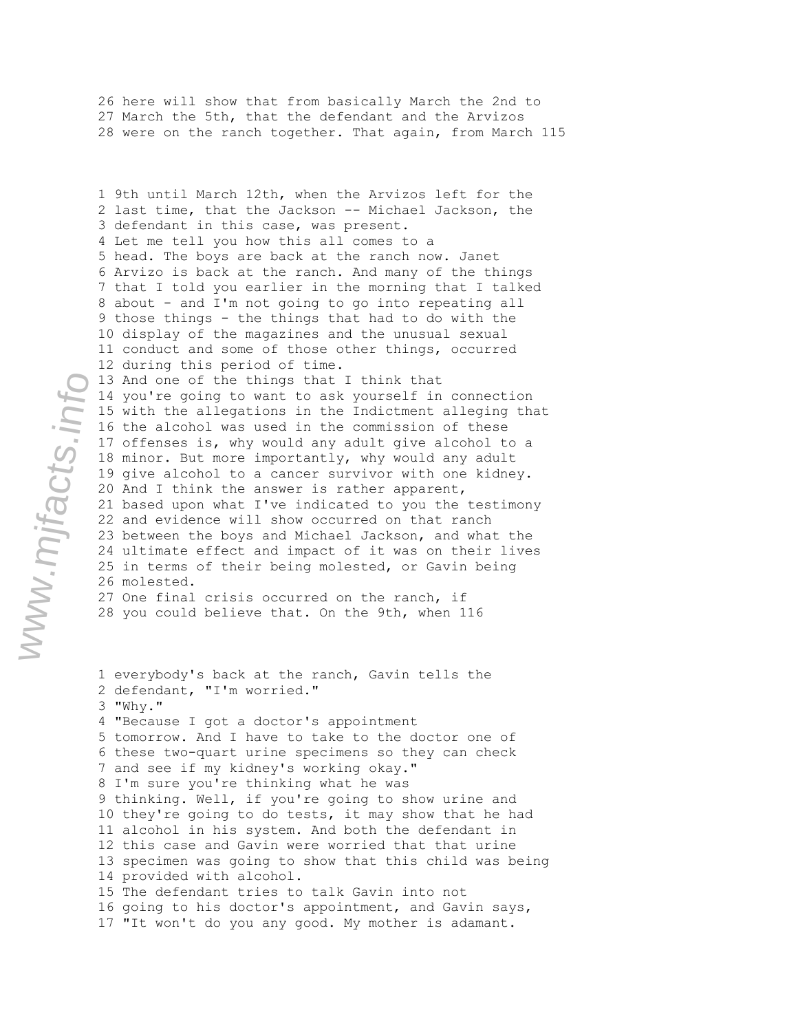26 here will show that from basically March the 2nd to
27 March the 5th, that the defendant and the Arvizos
28 were on the ranch together. That again, from March

1 9th until March 12th, when the Arvizos left for the
2 last time, that the Jackson -- Michael Jackson, the
3 defendant in this case, was present.
4 Let me tell you how this all comes to a
5 head. The boys are back at the ranch now. Janet
6 Arvizo is back at the ranch. And many of the things
7 that I told you earlier in the morning that I talked
8 about - and I'm not going to go into repeating all
9 those things - the things that had to do with the
10 display of the magazines and the unusual sexual
11 conduct and some of those other things, occurred
12 during this period of time.
13 And one of the things that I think that
14 you're going to want to ask yourself in connection
15 with the allegations in the Indictment alleging that
16 the alcohol was used in the commission of these
17 offenses is, why would any adult give alcohol to a
18 minor. But more importantly, why would any adult
19 give alcohol to a cancer survivor with one kidney.
20 And I think the answer is rather apparent,
21 based upon what I've indicated to you the testimony
22 and evidence will show occurred on that ranch
23 between the boys and Michael Jackson, and what the
24 ultimate effect and impact of it was on their lives
25 in terms of their being molested, or Gavin being
26 molested.
27 One final crisis occurred on the ranch, if
28 you could believe that. On the 9th, when

1 everybody's back at the ranch, Gavin tells the
2 defendant, "I'm worried."
3 "Why."
4 "Because I got a doctor's appointment
5 tomorrow. And I have to take to the doctor one of
6 these two-quart urine specimens so they can check
7 and see if my kidney's working okay."
8 I'm sure you're thinking what he was
9 thinking. Well, if you're going to show urine and
10 they're going to do tests, it may show that he had
11 alcohol in his system. And both the defendant in
12 this case and Gavin were worried that that urine
13 specimen was going to show that this child was being
14 provided with alcohol.
15 The defendant tries to talk Gavin into not
16 going to his doctor's appointment, and Gavin says,
17 "It won't do you any good. My mother is adamant.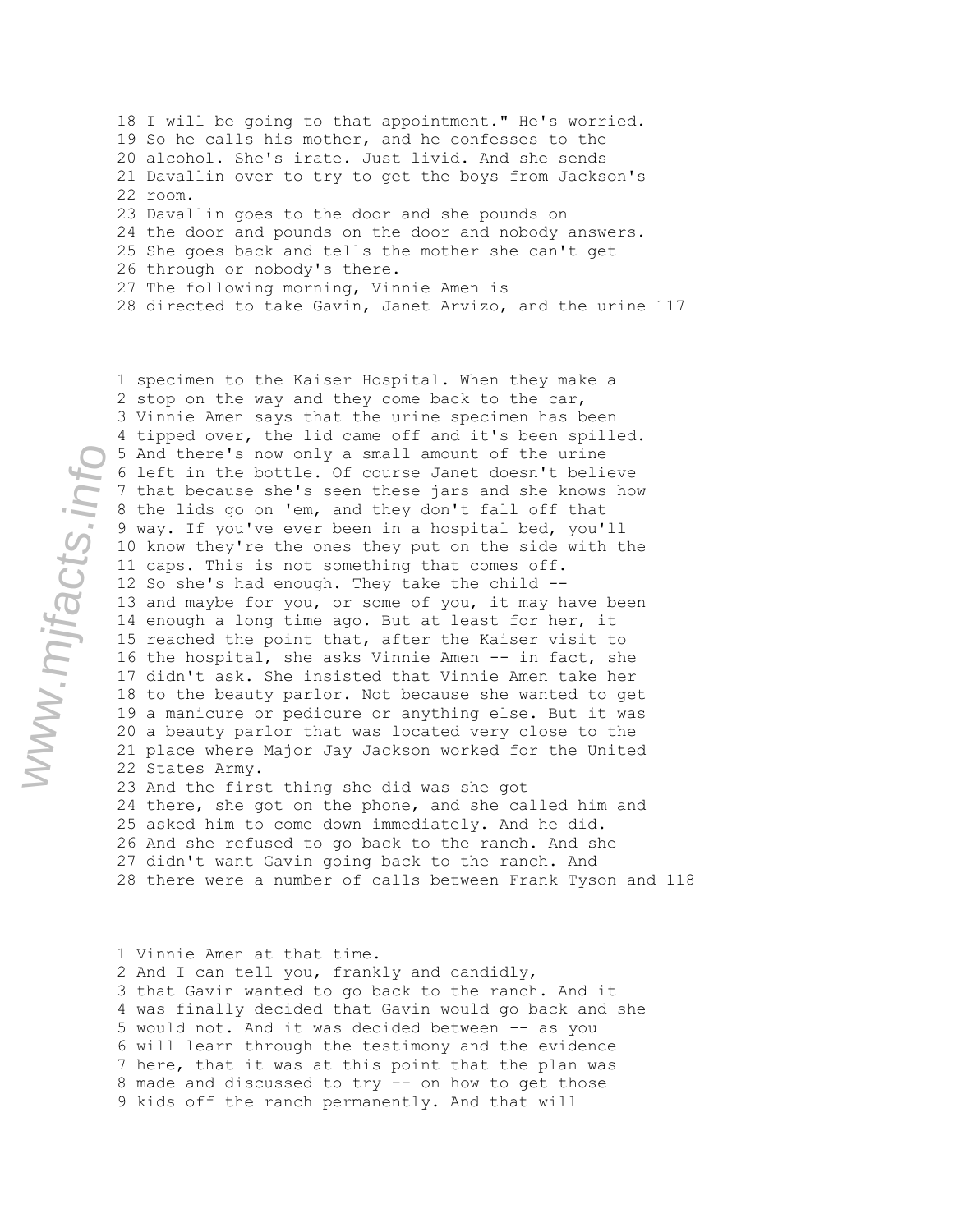18 I will be going to that appointment." He's worried.
19 So he calls his mother, and he confesses to the
20 alcohol. She's irate. Just livid. And she sends
21 Davallin over to try to get the boys from Jackson's
22 room.
23 Davallin goes to the door and she pounds on
24 the door and pounds on the door and nobody answers.
25 She goes back and tells the mother she can't get
26 through or nobody's there.
27 The following morning, Vinnie Amen is
28 directed to take Gavin, Janet Arvizo, and the urine

1 specimen to the Kaiser Hospital. When they make a
2 stop on the way and they come back to the car,
3 Vinnie Amen says that the urine specimen has been
4 tipped over, the lid came off and it's been spilled.
5 And there's now only a small amount of the urine
6 left in the bottle. Of course Janet doesn't believe
7 that because she's seen these jars and she knows how
8 the lids go on 'em, and they don't fall off that
9 way. If you've ever been in a hospital bed, you'll
10 know they're the ones they put on the side with the
11 caps. This is not something that comes off.
12 So she's had enough. They take the child --
13 and maybe for you, or some of you, it may have been
14 enough a long time ago. But at least for her, it
15 reached the point that, after the Kaiser visit to
16 the hospital, she asks Vinnie Amen -- in fact, she
17 didn't ask. She insisted that Vinnie Amen take her
18 to the beauty parlor. Not because she wanted to get
19 a manicure or pedicure or anything else. But it was
20 a beauty parlor that was located very close to the
21 place where Major Jay Jackson worked for the United
22 States Army.
23 And the first thing she did was she got
24 there, she got on the phone, and she called him and
25 asked him to come down immediately. And he did.
26 And she refused to go back to the ranch. And she
27 didn't want Gavin going back to the ranch. And
28 there were a number of calls between Frank Tyson and

1 Vinnie Amen at that time.
2 And I can tell you, frankly and candidly,
3 that Gavin wanted to go back to the ranch. And it
4 was finally decided that Gavin would go back and she
5 would not. And it was decided between -- as you
6 will learn through the testimony and the evidence
7 here, that it was at this point that the plan was
8 made and discussed to try -- on how to get those
9 kids off the ranch permanently. And that will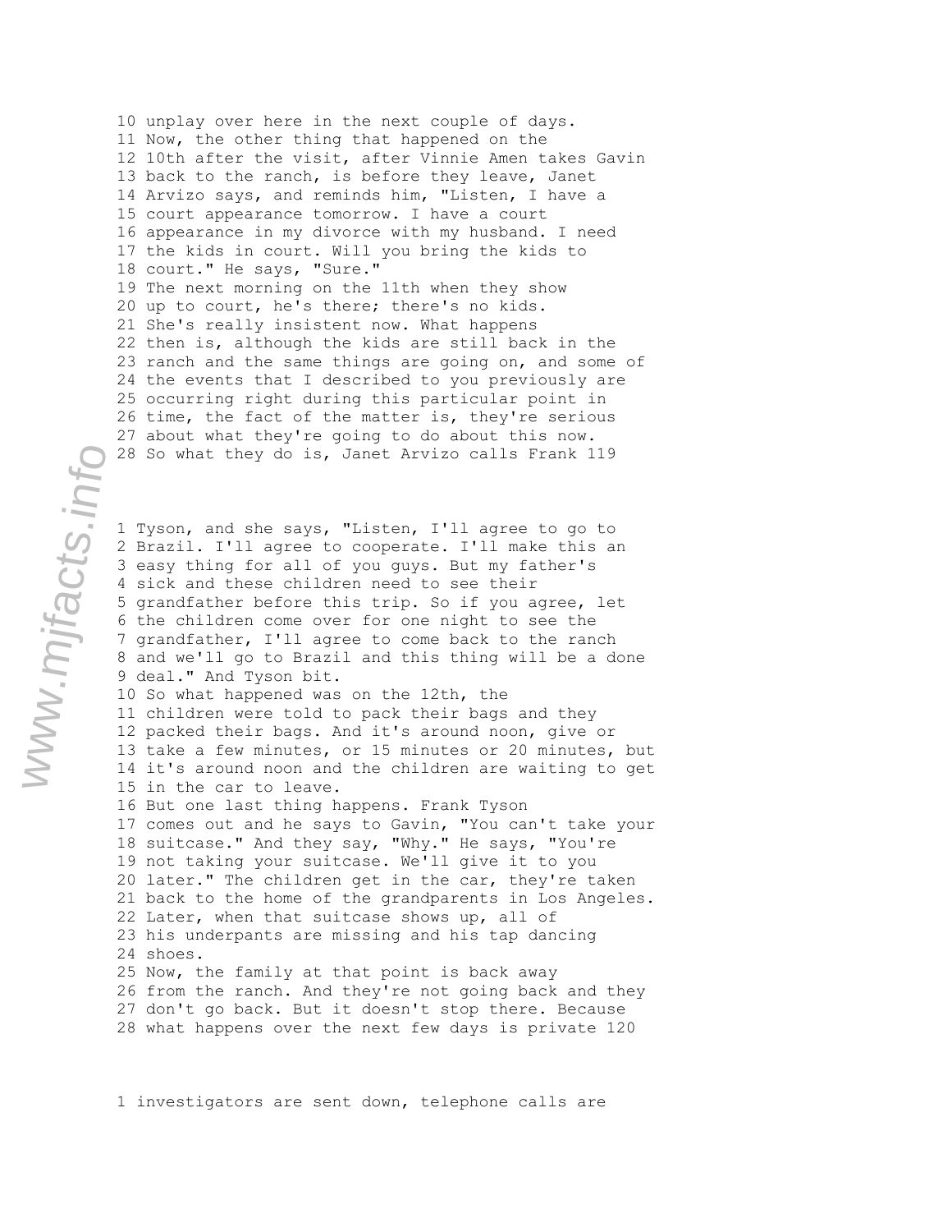10 unplay over here in the next couple of days.
11 Now, the other thing that happened on the
12 10th after the visit, after Vinnie Amen takes Gavin
13 back to the ranch, is before they leave, Janet
14 Arvizo says, and reminds him, "Listen, I have a
15 court appearance tomorrow. I have a court
16 appearance in my divorce with my husband. I need
17 the kids in court. Will you bring the kids to
18 court." He says, "Sure."
19 The next morning on the 11th when they show
20 up to court, he's there; there's no kids.
21 She's really insistent now. What happens
22 then is, although the kids are still back in the
23 ranch and the same things are going on, and some of
24 the events that I described to you previously are
25 occurring right during this particular point in
26 time, the fact of the matter is, they're serious
27 about what they're going to do about this now.
28 So what they do is, Janet Arvizo calls Frank

1 Tyson, and she says, "Listen, I'll agree to go to
2 Brazil. I'll agree to cooperate. I'll make this an
3 easy thing for all of you guys. But my father's
4 sick and these children need to see their
5 grandfather before this trip. So if you agree, let
6 the children come over for one night to see the
7 grandfather, I'll agree to come back to the ranch
8 and we'll go to Brazil and this thing will be a done
9 deal." And Tyson bit.
10 So what happened was on the 12th, the
11 children were told to pack their bags and they
12 packed their bags. And it's around noon, give or
13 take a few minutes, or 15 minutes or 20 minutes, but
14 it's around noon and the children are waiting to get
15 in the car to leave.
16 But one last thing happens. Frank Tyson
17 comes out and he says to Gavin, "You can't take your
18 suitcase." And they say, "Why." He says, "You're
19 not taking your suitcase. We'll give it to you
20 later." The children get in the car, they're taken
21 back to the home of the grandparents in Los Angeles.
22 Later, when that suitcase shows up, all of
23 his underpants are missing and his tap dancing
24 shoes.
25 Now, the family at that point is back away
26 from the ranch. And they're not going back and they
27 don't go back. But it doesn't stop there. Because
28 what happens over the next few days is private

1 investigators are sent down, telephone calls are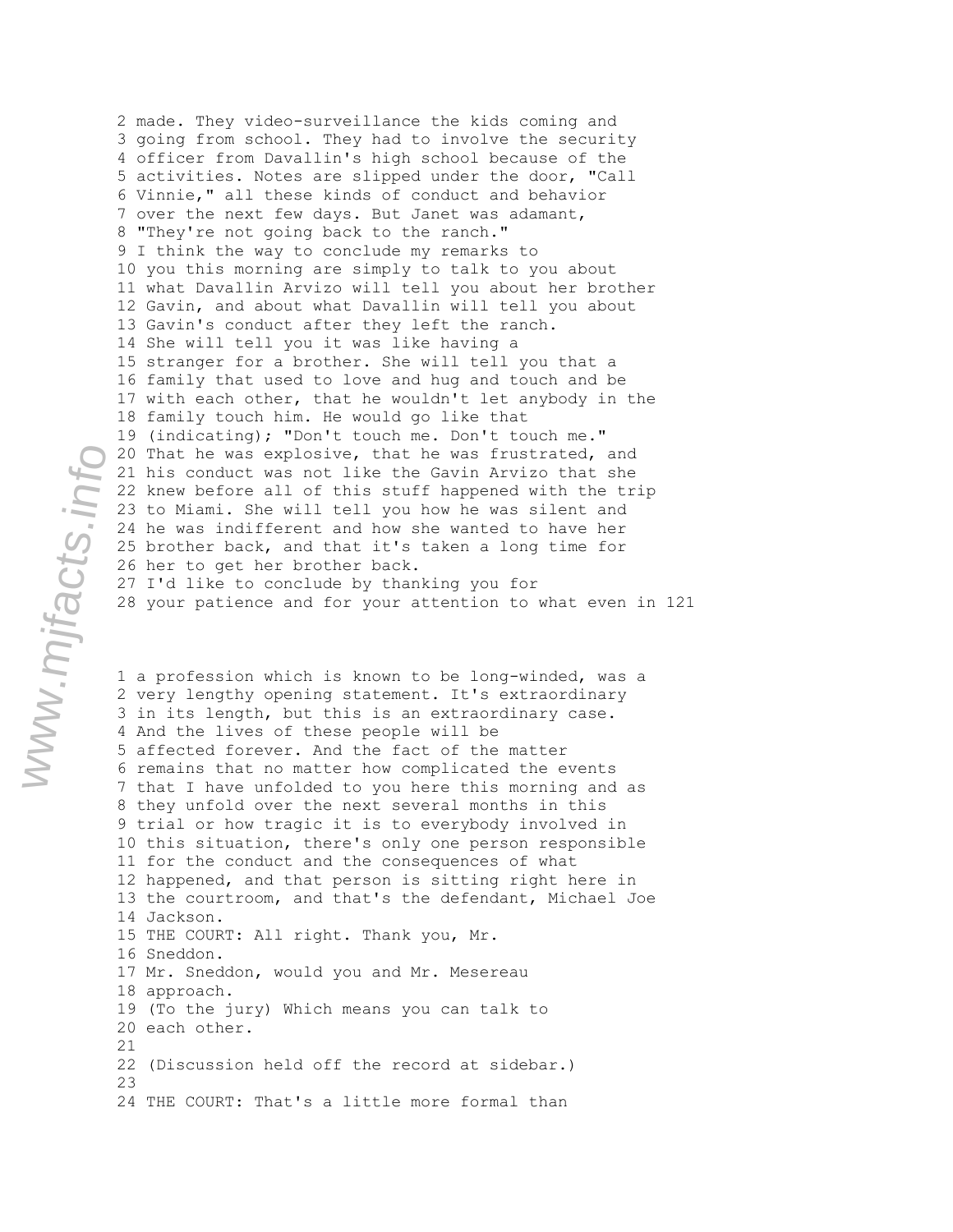2 made. They video-surveillance the kids coming and
3 going from school. They had to involve the security
4 officer from Davallin's high school because of the
5 activities. Notes are slipped under the door, "Call
6 Vinnie," all these kinds of conduct and behavior
7 over the next few days. But Janet was adamant,
8 "They're not going back to the ranch."
9 I think the way to conclude my remarks to
10 you this morning are simply to talk to you about
11 what Davallin Arvizo will tell you about her brother
12 Gavin, and about what Davallin will tell you about
13 Gavin's conduct after they left the ranch.
14 She will tell you it was like having a
15 stranger for a brother. She will tell you that a
16 family that used to love and hug and touch and be
17 with each other, that he wouldn't let anybody in the
18 family touch him. He would go like that
19 (indicating); "Don't touch me. Don't touch me."
20 That he was explosive, that he was frustrated, and
21 his conduct was not like the Gavin Arvizo that she
22 knew before all of this stuff happened with the trip
23 to Miami. She will tell you how he was silent and
24 he was indifferent and how she wanted to have her
25 brother back, and that it's taken a long time for
26 her to get her brother back.
27 I'd like to conclude by thanking you for
28 your patience and for your attention to what even in 121

1 a profession which is known to be long-winded, was a
2 very lengthy opening statement. It's extraordinary
3 in its length, but this is an extraordinary case.
4 And the lives of these people will be
5 affected forever. And the fact of the matter
6 remains that no matter how complicated the events
7 that I have unfolded to you here this morning and as
8 they unfold over the next several months in this
9 trial or how tragic it is to everybody involved in
10 this situation, there's only one person responsible
11 for the conduct and the consequences of what
12 happened, and that person is sitting right here in
13 the courtroom, and that's the defendant, Michael Joe
14 Jackson.
15 THE COURT: All right. Thank you, Mr.
16 Sneddon.
17 Mr. Sneddon, would you and Mr. Mesereau
18 approach.
19 (To the jury) Which means you can talk to
20 each other.
21
22 (Discussion held off the record at sidebar.)
23
24 THE COURT: That's a little more formal than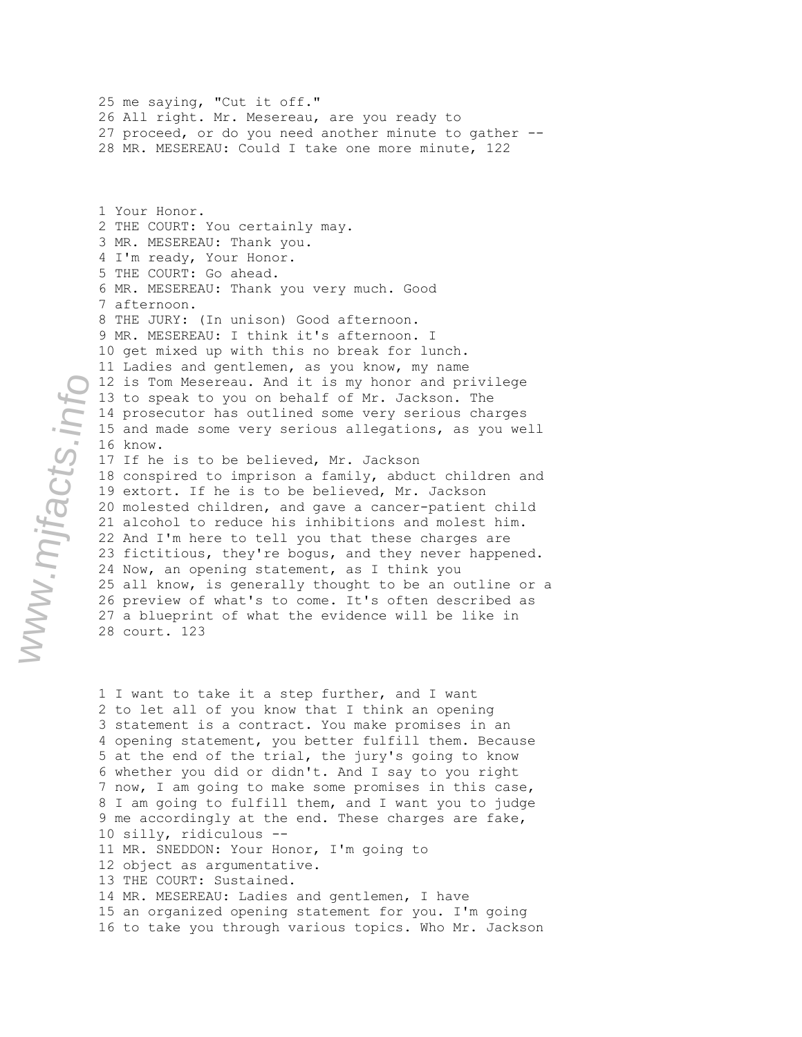25 me saying, "Cut it off."
26 All right. Mr. Mesereau, are you ready to
27 proceed, or do you need another minute to gather --
28 MR. MESEREAU: Could I take one more minute,

1 Your Honor.
2 THE COURT: You certainly may.
3 MR. MESEREAU: Thank you.
4 I'm ready, Your Honor.
5 THE COURT: Go ahead.
6 MR. MESEREAU: Thank you very much. Good
7 afternoon.
8 THE JURY: (In unison) Good afternoon.
9 MR. MESEREAU: I think it's afternoon. I
10 get mixed up with this no break for lunch.
11 Ladies and gentlemen, as you know, my name
12 is Tom Mesereau. And it is my honor and privilege
13 to speak to you on behalf of Mr. Jackson. The
14 prosecutor has outlined some very serious charges
15 and made some very serious allegations, as you well
16 know.
17 If he is to be believed, Mr. Jackson
18 conspired to imprison a family, abduct children and
19 extort. If he is to be believed, Mr. Jackson
20 molested children, and gave a cancer-patient child
21 alcohol to reduce his inhibitions and molest him.
22 And I'm here to tell you that these charges are
23 fictitious, they're bogus, and they never happened.
24 Now, an opening statement, as I think you
25 all know, is generally thought to be an outline or a
26 preview of what's to come. It's often described as
27 a blueprint of what the evidence will be like in
28 court.

1 I want to take it a step further, and I want
2 to let all of you know that I think an opening
3 statement is a contract. You make promises in an
4 opening statement, you better fulfill them. Because
5 at the end of the trial, the jury's going to know
6 whether you did or didn't. And I say to you right
7 now, I am going to make some promises in this case,
8 I am going to fulfill them, and I want you to judge
9 me accordingly at the end. These charges are fake,
10 silly, ridiculous --
11 MR. SNEDDON: Your Honor, I'm going to
12 object as argumentative.
13 THE COURT: Sustained.
14 MR. MESEREAU: Ladies and gentlemen, I have
15 an organized opening statement for you. I'm going
16 to take you through various topics. Who Mr. Jackson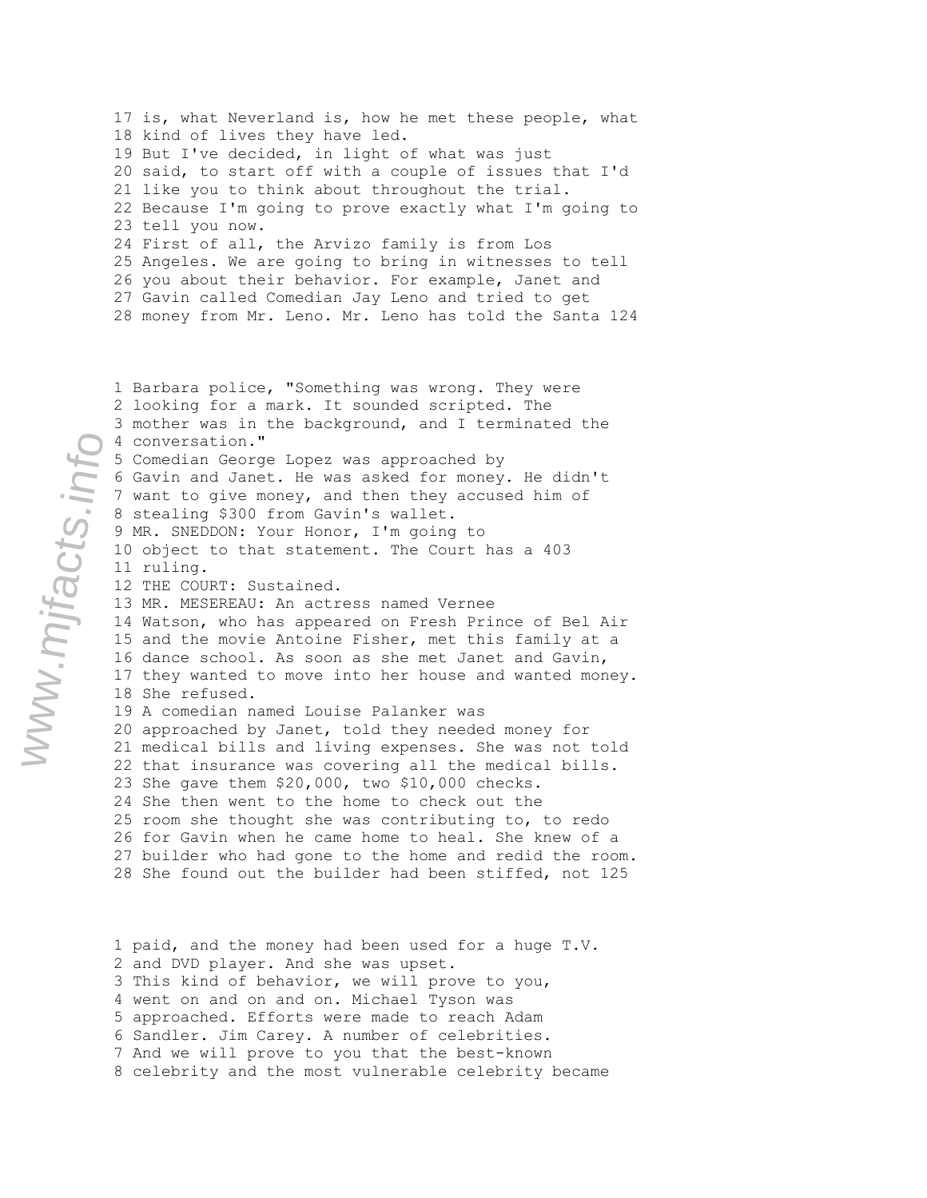17 is, what Neverland is, how he met these people, what
18 kind of lives they have led.
19 But I've decided, in light of what was just
20 said, to start off with a couple of issues that I'd
21 like you to think about throughout the trial.
22 Because I'm going to prove exactly what I'm going to
23 tell you now.
24 First of all, the Arvizo family is from Los
25 Angeles. We are going to bring in witnesses to tell
26 you about their behavior. For example, Janet and
27 Gavin called Comedian Jay Leno and tried to get
28 money from Mr. Leno. Mr. Leno has told the Santa 124

1 Barbara police, "Something was wrong. They were
2 looking for a mark. It sounded scripted. The
3 mother was in the background, and I terminated the
4 conversation."
5 Comedian George Lopez was approached by
6 Gavin and Janet. He was asked for money. He didn't
7 want to give money, and then they accused him of
8 stealing $300 from Gavin's wallet.
9 MR. SNEDDON: Your Honor, I'm going to
10 object to that statement. The Court has a 403
11 ruling.
12 THE COURT: Sustained.
13 MR. MESEREAU: An actress named Vernee
14 Watson, who has appeared on Fresh Prince of Bel Air
15 and the movie Antoine Fisher, met this family at a
16 dance school. As soon as she met Janet and Gavin,
17 they wanted to move into her house and wanted money.
18 She refused.
19 A comedian named Louise Palanker was
20 approached by Janet, told they needed money for
21 medical bills and living expenses. She was not told
22 that insurance was covering all the medical bills.
23 She gave them $20,000, two $10,000 checks.
24 She then went to the home to check out the
25 room she thought she was contributing to, to redo
26 for Gavin when he came home to heal. She knew of a
27 builder who had gone to the home and redid the room.
28 She found out the builder had been stiffed, not 125

1 paid, and the money had been used for a huge T.V.
2 and DVD player. And she was upset.
3 This kind of behavior, we will prove to you,
4 went on and on and on. Michael Tyson was
5 approached. Efforts were made to reach Adam
6 Sandler. Jim Carey. A number of celebrities.
7 And we will prove to you that the best-known
8 celebrity and the most vulnerable celebrity became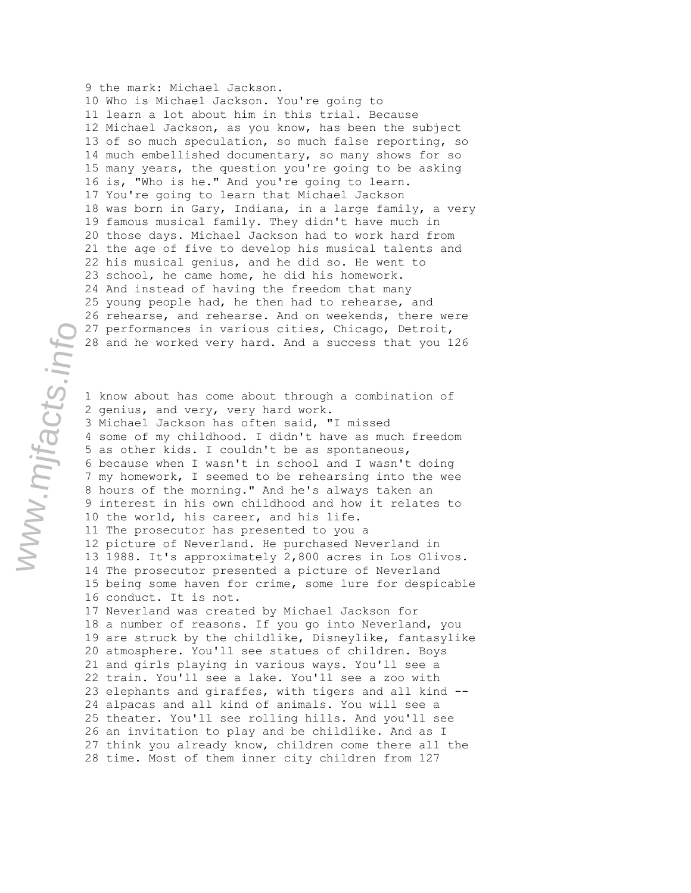9 the mark: Michael Jackson.
10 Who is Michael Jackson. You're going to
11 learn a lot about him in this trial. Because
12 Michael Jackson, as you know, has been the subject
13 of so much speculation, so much false reporting, so
14 much embellished documentary, so many shows for so
15 many years, the question you're going to be asking
16 is, "Who is he." And you're going to learn.
17 You're going to learn that Michael Jackson
18 was born in Gary, Indiana, in a large family, a very
19 famous musical family. They didn't have much in
20 those days. Michael Jackson had to work hard from
21 the age of five to develop his musical talents and
22 his musical genius, and he did so. He went to
23 school, he came home, he did his homework.
24 And instead of having the freedom that many
25 young people had, he then had to rehearse, and
26 rehearse, and rehearse. And on weekends, there were
27 performances in various cities, Chicago, Detroit,
28 and he worked very hard. And a success that you

1 know about has come about through a combination of
2 genius, and very, very hard work.
3 Michael Jackson has often said, "I missed
4 some of my childhood. I didn't have as much freedom
5 as other kids. I couldn't be as spontaneous,
6 because when I wasn't in school and I wasn't doing
7 my homework, I seemed to be rehearsing into the wee
8 hours of the morning." And he's always taken an
9 interest in his own childhood and how it relates to
10 the world, his career, and his life.
11 The prosecutor has presented to you a
12 picture of Neverland. He purchased Neverland in
13 1988. It's approximately 2,800 acres in Los Olivos.
14 The prosecutor presented a picture of Neverland
15 being some haven for crime, some lure for despicable
16 conduct. It is not.
17 Neverland was created by Michael Jackson for
18 a number of reasons. If you go into Neverland, you
19 are struck by the childlike, Disneylike, fantasylike
20 atmosphere. You'll see statues of children. Boys
21 and girls playing in various ways. You'll see a
22 train. You'll see a lake. You'll see a zoo with
23 elephants and giraffes, with tigers and all kind --
24 alpacas and all kind of animals. You will see a
25 theater. You'll see rolling hills. And you'll see
26 an invitation to play and be childlike. And as I
27 think you already know, children come there all the
28 time. Most of them inner city children from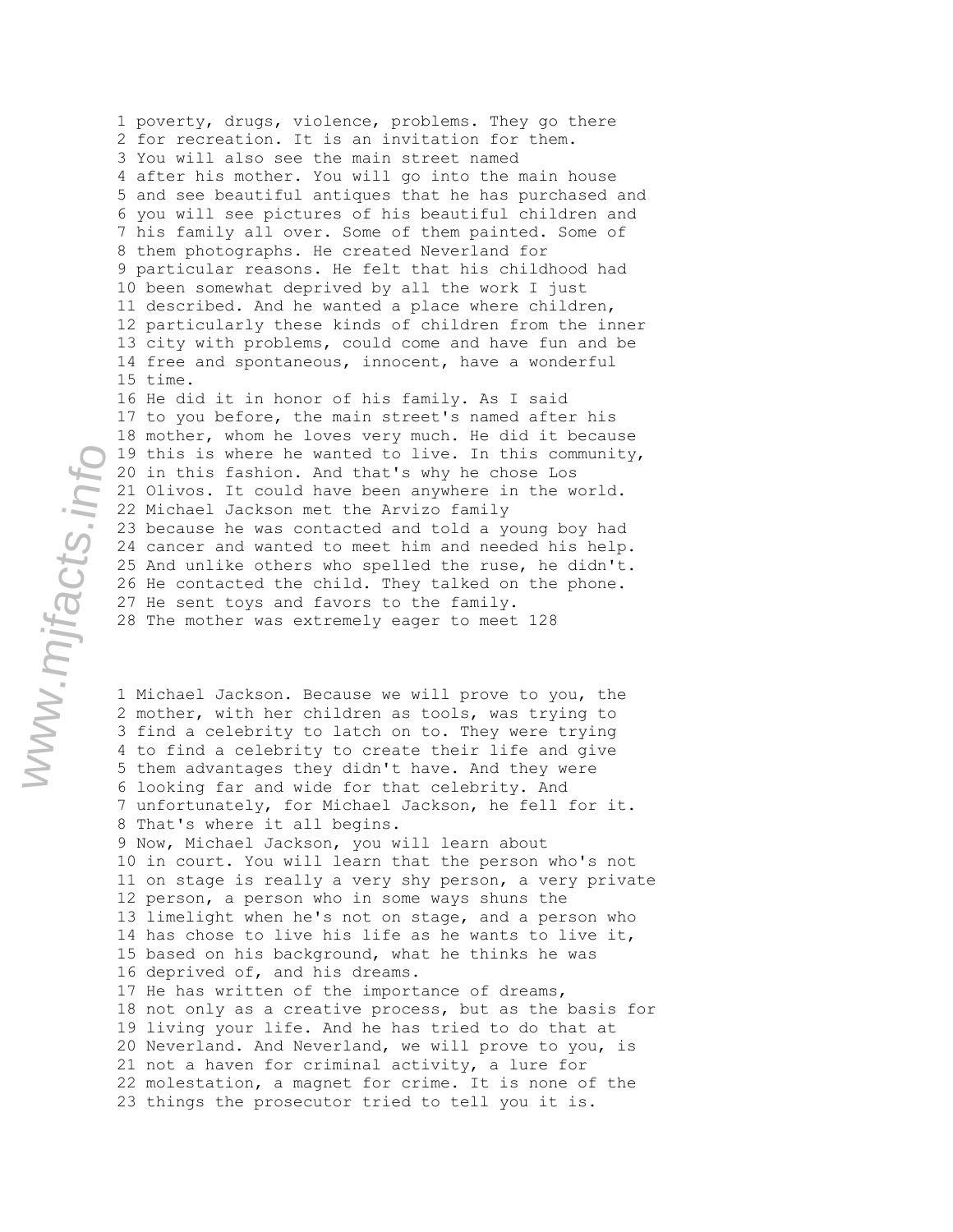1 poverty, drugs, violence, problems. They go there
2 for recreation. It is an invitation for them.
3 You will also see the main street named
4 after his mother. You will go into the main house
5 and see beautiful antiques that he has purchased and
6 you will see pictures of his beautiful children and
7 his family all over. Some of them painted. Some of
8 them photographs. He created Neverland for
9 particular reasons. He felt that his childhood had
10 been somewhat deprived by all the work I just
11 described. And he wanted a place where children,
12 particularly these kinds of children from the inner
13 city with problems, could come and have fun and be
14 free and spontaneous, innocent, have a wonderful
15 time.
16 He did it in honor of his family. As I said
17 to you before, the main street's named after his
18 mother, whom he loves very much. He did it because
19 this is where he wanted to live. In this community,
20 in this fashion. And that's why he chose Los
21 Olivos. It could have been anywhere in the world.
22 Michael Jackson met the Arvizo family
23 because he was contacted and told a young boy had
24 cancer and wanted to meet him and needed his help.
25 And unlike others who spelled the ruse, he didn't.
26 He contacted the child. They talked on the phone.
27 He sent toys and favors to the family.
28 The mother was extremely eager to meet

1 Michael Jackson. Because we will prove to you, the
2 mother, with her children as tools, was trying to
3 find a celebrity to latch on to. They were trying
4 to find a celebrity to create their life and give
5 them advantages they didn't have. And they were
6 looking far and wide for that celebrity. And
7 unfortunately, for Michael Jackson, he fell for it.
8 That's where it all begins.
9 Now, Michael Jackson, you will learn about
10 in court. You will learn that the person who's not
11 on stage is really a very shy person, a very private
12 person, a person who in some ways shuns the
13 limelight when he's not on stage, and a person who
14 has chose to live his life as he wants to live it,
15 based on his background, what he thinks he was
16 deprived of, and his dreams.
17 He has written of the importance of dreams,
18 not only as a creative process, but as the basis for
19 living your life. And he has tried to do that at
20 Neverland. And Neverland, we will prove to you, is
21 not a haven for criminal activity, a lure for
22 molestation, a magnet for crime. It is none of the
23 things the prosecutor tried to tell you it is.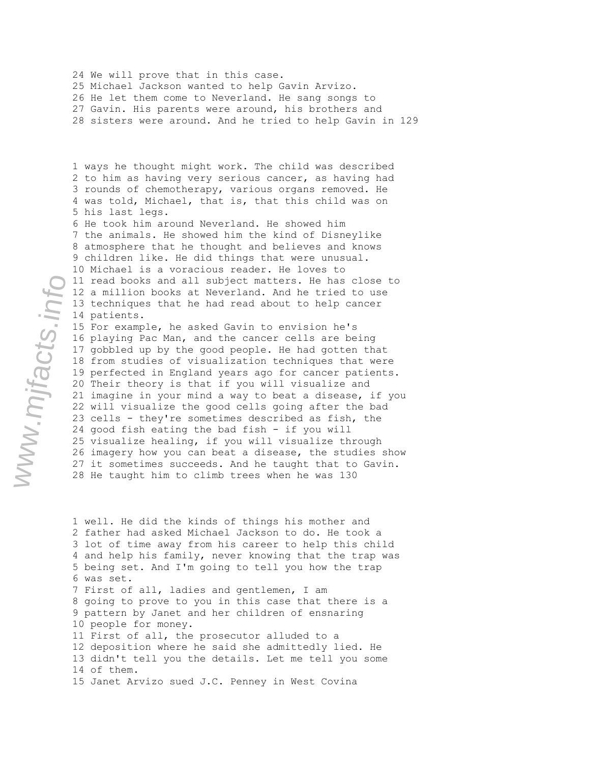24 We will prove that in this case.
25 Michael Jackson wanted to help Gavin Arvizo.
26 He let them come to Neverland. He sang songs to
27 Gavin. His parents were around, his brothers and
28 sisters were around. And he tried to help Gavin in

1 ways he thought might work. The child was described
2 to him as having very serious cancer, as having had
3 rounds of chemotherapy, various organs removed. He
4 was told, Michael, that is, that this child was on
5 his last legs.
6 He took him around Neverland. He showed him
7 the animals. He showed him the kind of Disneylike
8 atmosphere that he thought and believes and knows
9 children like. He did things that were unusual.
10 Michael is a voracious reader. He loves to
11 read books and all subject matters. He has close to
12 a million books at Neverland. And he tried to use
13 techniques that he had read about to help cancer
14 patients.
15 For example, he asked Gavin to envision he's
16 playing Pac Man, and the cancer cells are being
17 gobbled up by the good people. He had gotten that
18 from studies of visualization techniques that were
19 perfected in England years ago for cancer patients.
20 Their theory is that if you will visualize and
21 imagine in your mind a way to beat a disease, if you
22 will visualize the good cells going after the bad
23 cells - they're sometimes described as fish, the
24 good fish eating the bad fish - if you will
25 visualize healing, if you will visualize through
26 imagery how you can beat a disease, the studies show
27 it sometimes succeeds. And he taught that to Gavin.
28 He taught him to climb trees when he was

1 well. He did the kinds of things his mother and
2 father had asked Michael Jackson to do. He took a
3 lot of time away from his career to help this child
4 and help his family, never knowing that the trap was
5 being set. And I'm going to tell you how the trap
6 was set.
7 First of all, ladies and gentlemen, I am
8 going to prove to you in this case that there is a
9 pattern by Janet and her children of ensnaring
10 people for money.
11 First of all, the prosecutor alluded to a
12 deposition where he said she admittedly lied. He
13 didn't tell you the details. Let me tell you some
14 of them.
15 Janet Arvizo sued J.C. Penney in West Covina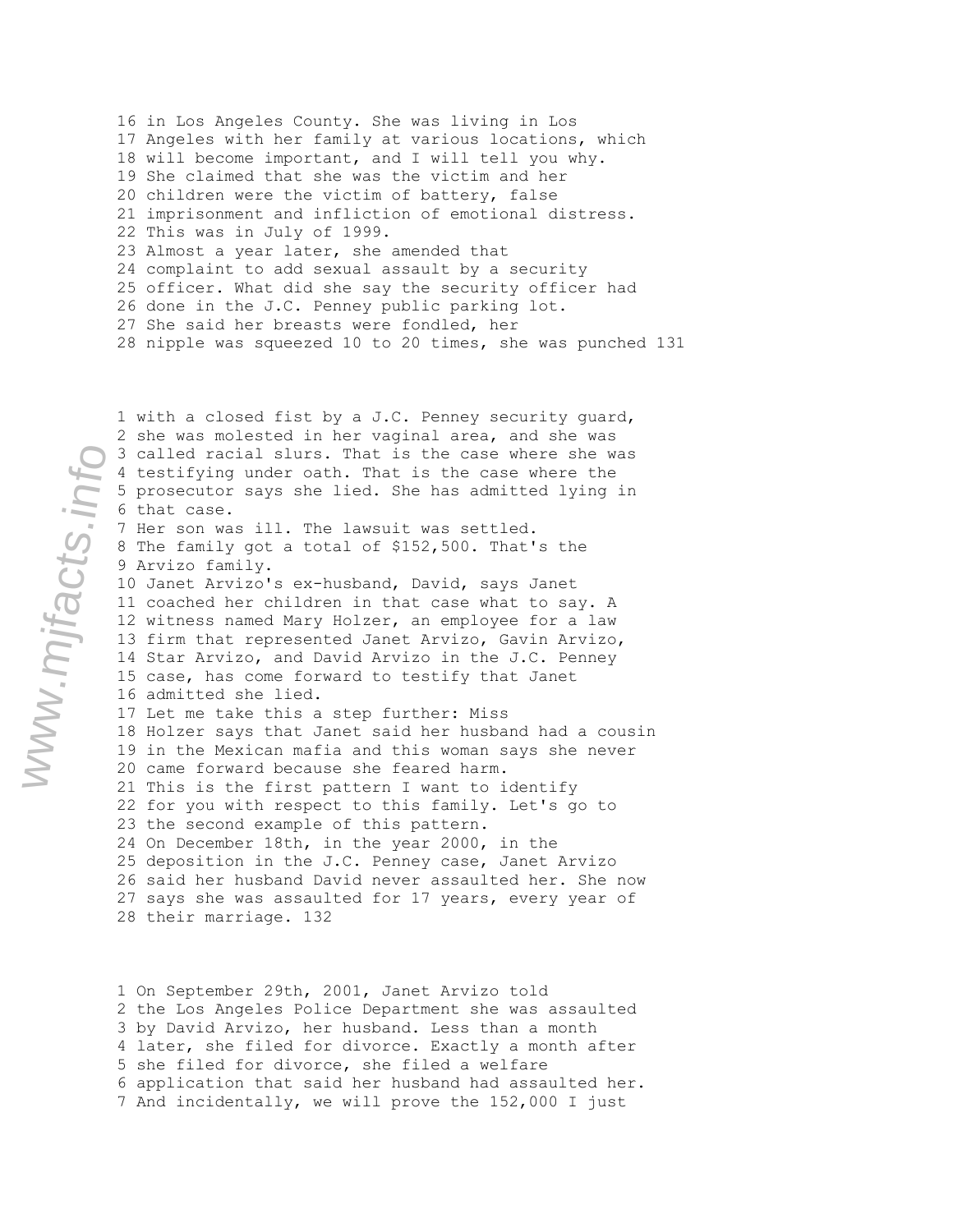16 in Los Angeles County. She was living in Los
17 Angeles with her family at various locations, which
18 will become important, and I will tell you why.
19 She claimed that she was the victim and her
20 children were the victim of battery, false
21 imprisonment and infliction of emotional distress.
22 This was in July of 1999.
23 Almost a year later, she amended that
24 complaint to add sexual assault by a security
25 officer. What did she say the security officer had
26 done in the J.C. Penney public parking lot.
27 She said her breasts were fondled, her
28 nipple was squeezed 10 to 20 times, she was punched 131

1 with a closed fist by a J.C. Penney security guard,
2 she was molested in her vaginal area, and she was
3 called racial slurs. That is the case where she was
4 testifying under oath. That is the case where the
5 prosecutor says she lied. She has admitted lying in
6 that case.
7 Her son was ill. The lawsuit was settled.
8 The family got a total of $152,500. That's the
9 Arvizo family.
10 Janet Arvizo's ex-husband, David, says Janet
11 coached her children in that case what to say. A
12 witness named Mary Holzer, an employee for a law
13 firm that represented Janet Arvizo, Gavin Arvizo,
14 Star Arvizo, and David Arvizo in the J.C. Penney
15 case, has come forward to testify that Janet
16 admitted she lied.
17 Let me take this a step further: Miss
18 Holzer says that Janet said her husband had a cousin
19 in the Mexican mafia and this woman says she never
20 came forward because she feared harm.
21 This is the first pattern I want to identify
22 for you with respect to this family. Let's go to
23 the second example of this pattern.
24 On December 18th, in the year 2000, in the
25 deposition in the J.C. Penney case, Janet Arvizo
26 said her husband David never assaulted her. She now
27 says she was assaulted for 17 years, every year of
28 their marriage. 132

1 On September 29th, 2001, Janet Arvizo told
2 the Los Angeles Police Department she was assaulted
3 by David Arvizo, her husband. Less than a month
4 later, she filed for divorce. Exactly a month after
5 she filed for divorce, she filed a welfare
6 application that said her husband had assaulted her.
7 And incidentally, we will prove the 152,000 I just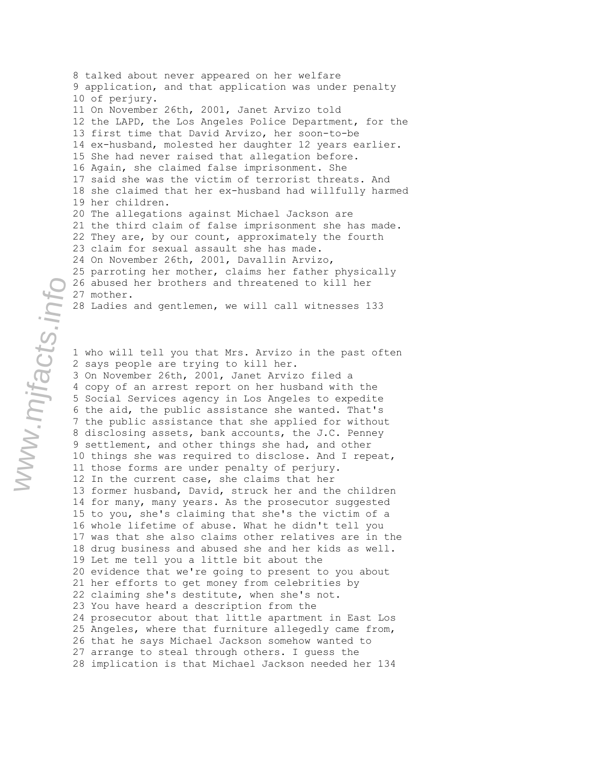8 talked about never appeared on her welfare
9 application, and that application was under penalty
10 of perjury.
11 On November 26th, 2001, Janet Arvizo told
12 the LAPD, the Los Angeles Police Department, for the
13 first time that David Arvizo, her soon-to-be
14 ex-husband, molested her daughter 12 years earlier.
15 She had never raised that allegation before.
16 Again, she claimed false imprisonment. She
17 said she was the victim of terrorist threats. And
18 she claimed that her ex-husband had willfully harmed
19 her children.
20 The allegations against Michael Jackson are
21 the third claim of false imprisonment she has made.
22 They are, by our count, approximately the fourth
23 claim for sexual assault she has made.
24 On November 26th, 2001, Davallin Arvizo,
25 parroting her mother, claims her father physically
26 abused her brothers and threatened to kill her
27 mother.
28 Ladies and gentlemen, we will call witnesses 133

1 who will tell you that Mrs. Arvizo in the past often
2 says people are trying to kill her.
3 On November 26th, 2001, Janet Arvizo filed a
4 copy of an arrest report on her husband with the
5 Social Services agency in Los Angeles to expedite
6 the aid, the public assistance she wanted. That's
7 the public assistance that she applied for without
8 disclosing assets, bank accounts, the J.C. Penney
9 settlement, and other things she had, and other
10 things she was required to disclose. And I repeat,
11 those forms are under penalty of perjury.
12 In the current case, she claims that her
13 former husband, David, struck her and the children
14 for many, many years. As the prosecutor suggested
15 to you, she's claiming that she's the victim of a
16 whole lifetime of abuse. What he didn't tell you
17 was that she also claims other relatives are in the
18 drug business and abused she and her kids as well.
19 Let me tell you a little bit about the
20 evidence that we're going to present to you about
21 her efforts to get money from celebrities by
22 claiming she's destitute, when she's not.
23 You have heard a description from the
24 prosecutor about that little apartment in East Los
25 Angeles, where that furniture allegedly came from,
26 that he says Michael Jackson somehow wanted to
27 arrange to steal through others. I guess the
28 implication is that Michael Jackson needed her 134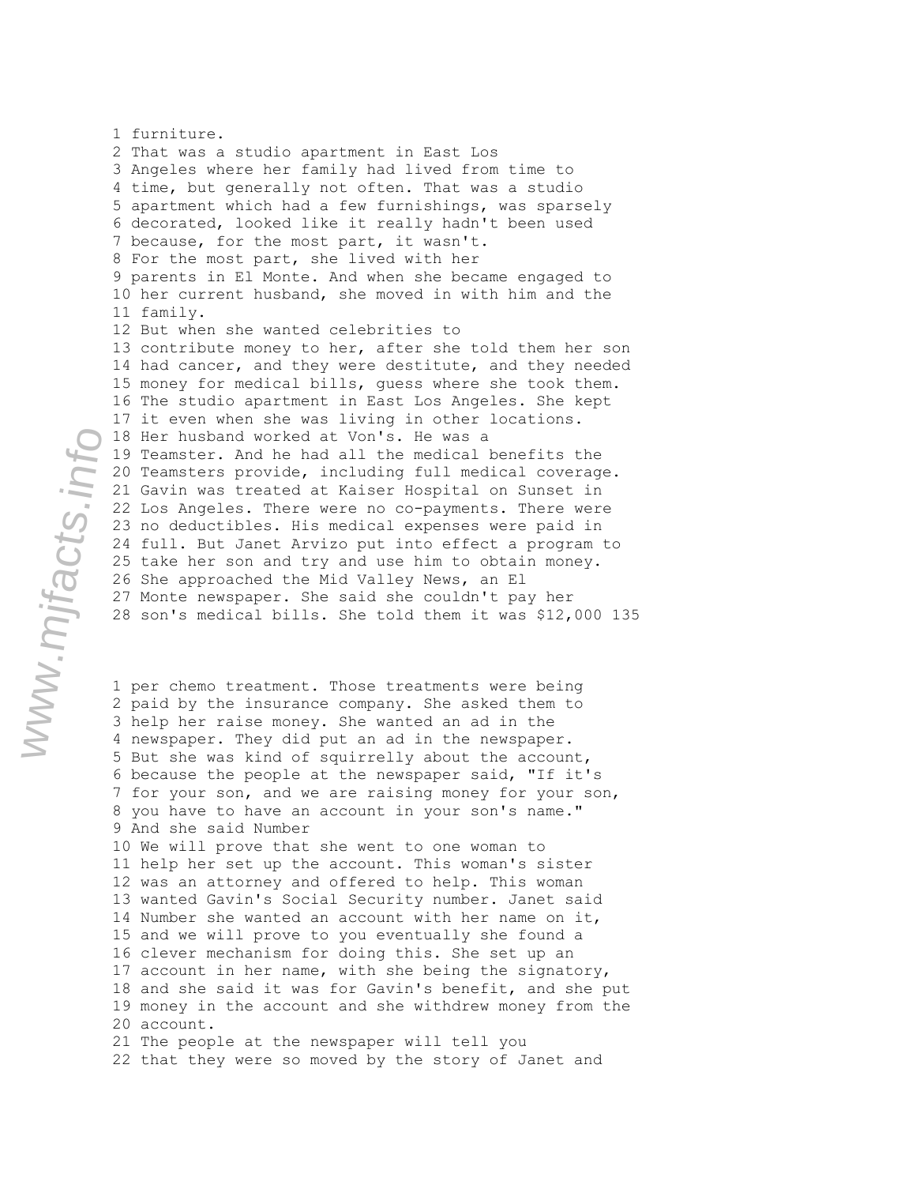1 furniture.
2 That was a studio apartment in East Los
3 Angeles where her family had lived from time to
4 time, but generally not often. That was a studio
5 apartment which had a few furnishings, was sparsely
6 decorated, looked like it really hadn't been used
7 because, for the most part, it wasn't.
8 For the most part, she lived with her
9 parents in El Monte. And when she became engaged to
10 her current husband, she moved in with him and the
11 family.
12 But when she wanted celebrities to
13 contribute money to her, after she told them her son
14 had cancer, and they were destitute, and they needed
15 money for medical bills, guess where she took them.
16 The studio apartment in East Los Angeles. She kept
17 it even when she was living in other locations.
18 Her husband worked at Von's. He was a
19 Teamster. And he had all the medical benefits the
20 Teamsters provide, including full medical coverage.
21 Gavin was treated at Kaiser Hospital on Sunset in
22 Los Angeles. There were no co-payments. There were
23 no deductibles. His medical expenses were paid in
24 full. But Janet Arvizo put into effect a program to
25 take her son and try and use him to obtain money.
26 She approached the Mid Valley News, an El
27 Monte newspaper. She said she couldn't pay her
28 son's medical bills. She told them it was $12,000

1 per chemo treatment. Those treatments were being
2 paid by the insurance company. She asked them to
3 help her raise money. She wanted an ad in the
4 newspaper. They did put an ad in the newspaper.
5 But she was kind of squirrelly about the account,
6 because the people at the newspaper said, "If it's
7 for your son, and we are raising money for your son,
8 you have to have an account in your son's name."
9 And she said Number
10 We will prove that she went to one woman to
11 help her set up the account. This woman's sister
12 was an attorney and offered to help. This woman
13 wanted Gavin's Social Security number. Janet said
14 Number she wanted an account with her name on it,
15 and we will prove to you eventually she found a
16 clever mechanism for doing this. She set up an
17 account in her name, with she being the signatory,
18 and she said it was for Gavin's benefit, and she put
19 money in the account and she withdrew money from the
20 account.
21 The people at the newspaper will tell you
22 that they were so moved by the story of Janet and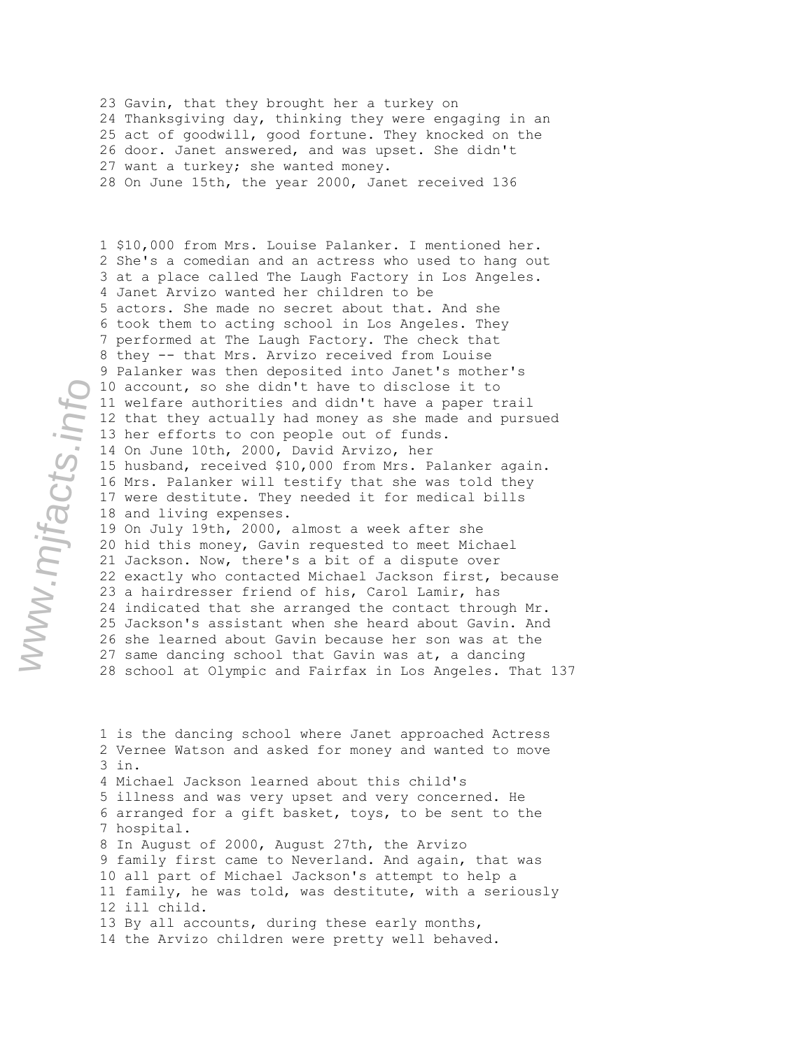23 Gavin, that they brought her a turkey on
24 Thanksgiving day, thinking they were engaging in an
25 act of goodwill, good fortune. They knocked on the
26 door. Janet answered, and was upset. She didn't
27 want a turkey; she wanted money.
28 On June 15th, the year 2000, Janet received 136

1 $10,000 from Mrs. Louise Palanker. I mentioned her.
2 She's a comedian and an actress who used to hang out
3 at a place called The Laugh Factory in Los Angeles.
4 Janet Arvizo wanted her children to be
5 actors. She made no secret about that. And she
6 took them to acting school in Los Angeles. They
7 performed at The Laugh Factory. The check that
8 they -- that Mrs. Arvizo received from Louise
9 Palanker was then deposited into Janet's mother's
10 account, so she didn't have to disclose it to
11 welfare authorities and didn't have a paper trail
12 that they actually had money as she made and pursued
13 her efforts to con people out of funds.
14 On June 10th, 2000, David Arvizo, her
15 husband, received $10,000 from Mrs. Palanker again.
16 Mrs. Palanker will testify that she was told they
17 were destitute. They needed it for medical bills
18 and living expenses.
19 On July 19th, 2000, almost a week after she
20 hid this money, Gavin requested to meet Michael
21 Jackson. Now, there's a bit of a dispute over
22 exactly who contacted Michael Jackson first, because
23 a hairdresser friend of his, Carol Lamir, has
24 indicated that she arranged the contact through Mr.
25 Jackson's assistant when she heard about Gavin. And
26 she learned about Gavin because her son was at the
27 same dancing school that Gavin was at, a dancing
28 school at Olympic and Fairfax in Los Angeles. That 137

1 is the dancing school where Janet approached Actress
2 Vernee Watson and asked for money and wanted to move
3 in.
4 Michael Jackson learned about this child's
5 illness and was very upset and very concerned. He
6 arranged for a gift basket, toys, to be sent to the
7 hospital.
8 In August of 2000, August 27th, the Arvizo
9 family first came to Neverland. And again, that was
10 all part of Michael Jackson's attempt to help a
11 family, he was told, was destitute, with a seriously
12 ill child.
13 By all accounts, during these early months,
14 the Arvizo children were pretty well behaved.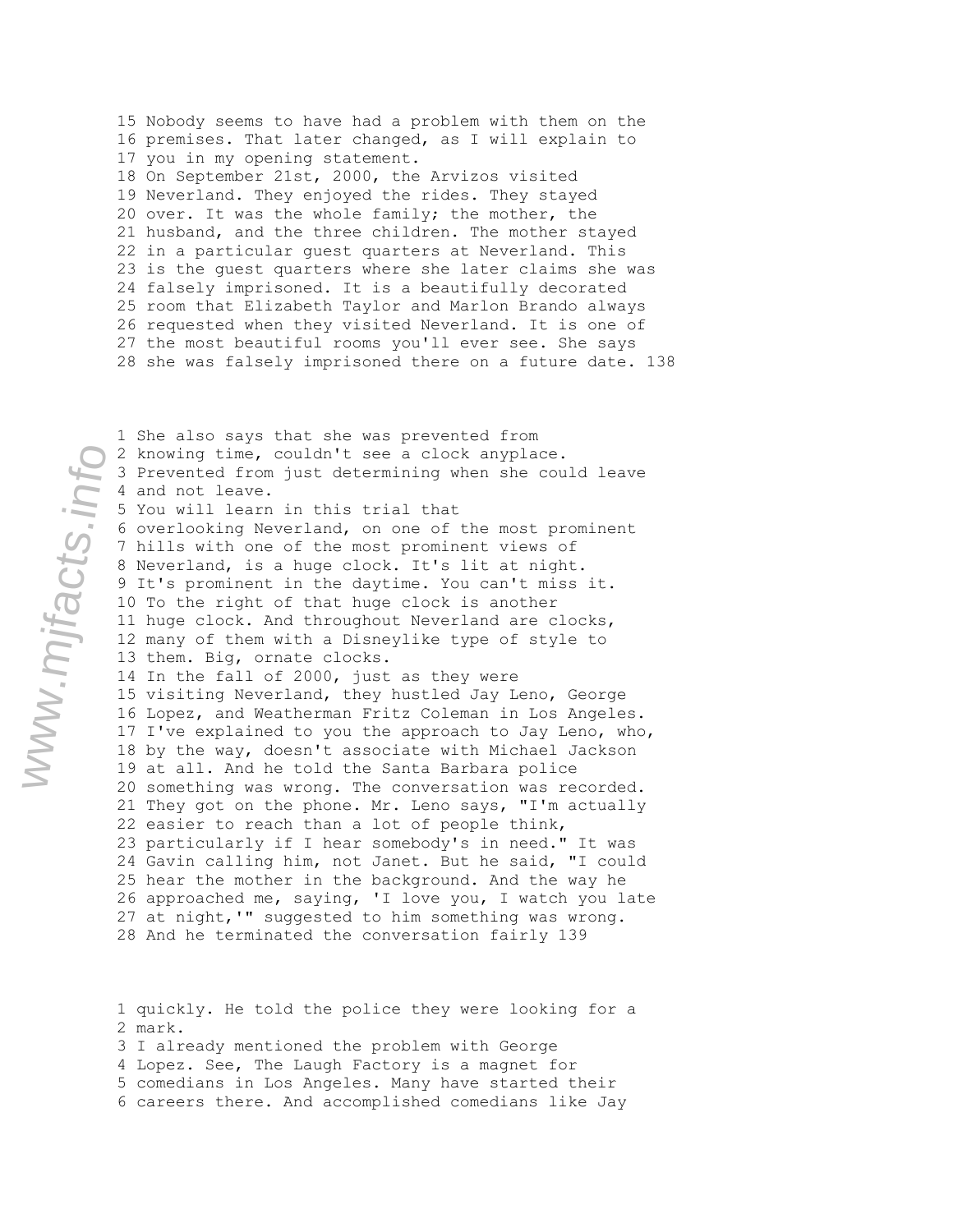15 Nobody seems to have had a problem with them on the
16 premises. That later changed, as I will explain to
17 you in my opening statement.
18 On September 21st, 2000, the Arvizos visited
19 Neverland. They enjoyed the rides. They stayed
20 over. It was the whole family; the mother, the
21 husband, and the three children. The mother stayed
22 in a particular guest quarters at Neverland. This
23 is the guest quarters where she later claims she was
24 falsely imprisoned. It is a beautifully decorated
25 room that Elizabeth Taylor and Marlon Brando always
26 requested when they visited Neverland. It is one of
27 the most beautiful rooms you'll ever see. She says
28 she was falsely imprisoned there on a future date. 138

1 She also says that she was prevented from
2 knowing time, couldn't see a clock anyplace.
3 Prevented from just determining when she could leave
4 and not leave.
5 You will learn in this trial that
6 overlooking Neverland, on one of the most prominent
7 hills with one of the most prominent views of
8 Neverland, is a huge clock. It's lit at night.
9 It's prominent in the daytime. You can't miss it.
10 To the right of that huge clock is another
11 huge clock. And throughout Neverland are clocks,
12 many of them with a Disneylike type of style to
13 them. Big, ornate clocks.
14 In the fall of 2000, just as they were
15 visiting Neverland, they hustled Jay Leno, George
16 Lopez, and Weatherman Fritz Coleman in Los Angeles.
17 I've explained to you the approach to Jay Leno, who,
18 by the way, doesn't associate with Michael Jackson
19 at all. And he told the Santa Barbara police
20 something was wrong. The conversation was recorded.
21 They got on the phone. Mr. Leno says, "I'm actually
22 easier to reach than a lot of people think,
23 particularly if I hear somebody's in need." It was
24 Gavin calling him, not Janet. But he said, "I could
25 hear the mother in the background. And the way he
26 approached me, saying, 'I love you, I watch you late
27 at night,'" suggested to him something was wrong.
28 And he terminated the conversation fairly 139

1 quickly. He told the police they were looking for a
2 mark.
3 I already mentioned the problem with George
4 Lopez. See, The Laugh Factory is a magnet for
5 comedians in Los Angeles. Many have started their
6 careers there. And accomplished comedians like Jay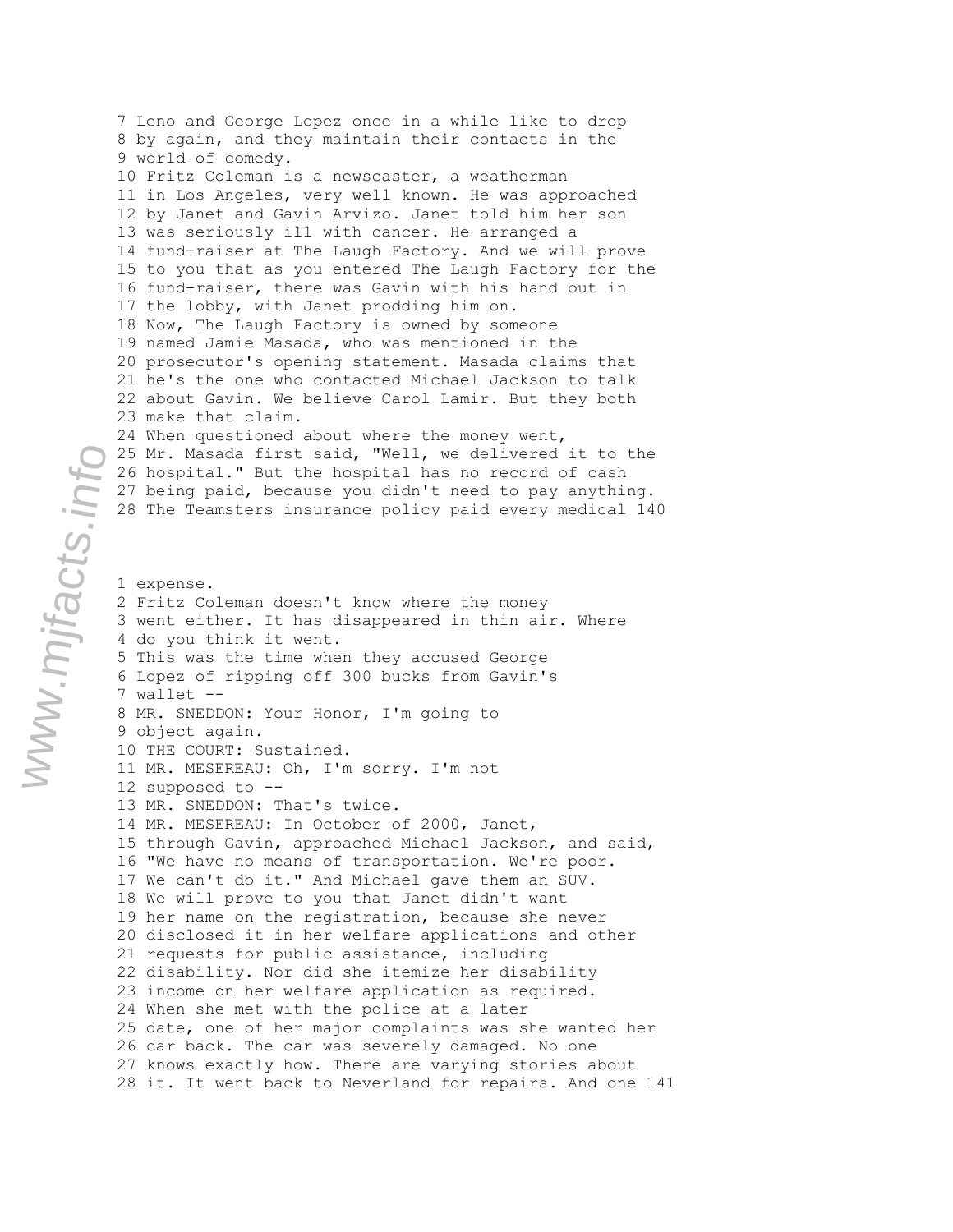7 Leno and George Lopez once in a while like to drop
8 by again, and they maintain their contacts in the
9 world of comedy.
10 Fritz Coleman is a newscaster, a weatherman
11 in Los Angeles, very well known. He was approached
12 by Janet and Gavin Arvizo. Janet told him her son
13 was seriously ill with cancer. He arranged a
14 fund-raiser at The Laugh Factory. And we will prove
15 to you that as you entered The Laugh Factory for the
16 fund-raiser, there was Gavin with his hand out in
17 the lobby, with Janet prodding him on.
18 Now, The Laugh Factory is owned by someone
19 named Jamie Masada, who was mentioned in the
20 prosecutor's opening statement. Masada claims that
21 he's the one who contacted Michael Jackson to talk
22 about Gavin. We believe Carol Lamir. But they both
23 make that claim.
24 When questioned about where the money went,
25 Mr. Masada first said, "Well, we delivered it to the
26 hospital." But the hospital has no record of cash
27 being paid, because you didn't need to pay anything.
28 The Teamsters insurance policy paid every medical

1 expense.
2 Fritz Coleman doesn't know where the money
3 went either. It has disappeared in thin air. Where
4 do you think it went.
5 This was the time when they accused George
6 Lopez of ripping off 300 bucks from Gavin's
7 wallet --
8 MR. SNEDDON: Your Honor, I'm going to
9 object again.
10 THE COURT: Sustained.
11 MR. MESEREAU: Oh, I'm sorry. I'm not
12 supposed to --
13 MR. SNEDDON: That's twice.
14 MR. MESEREAU: In October of 2000, Janet,
15 through Gavin, approached Michael Jackson, and said,
16 "We have no means of transportation. We're poor.
17 We can't do it." And Michael gave them an SUV.
18 We will prove to you that Janet didn't want
19 her name on the registration, because she never
20 disclosed it in her welfare applications and other
21 requests for public assistance, including
22 disability. Nor did she itemize her disability
23 income on her welfare application as required.
24 When she met with the police at a later
25 date, one of her major complaints was she wanted her
26 car back. The car was severely damaged. No one
27 knows exactly how. There are varying stories about
28 it. It went back to Neverland for repairs. And one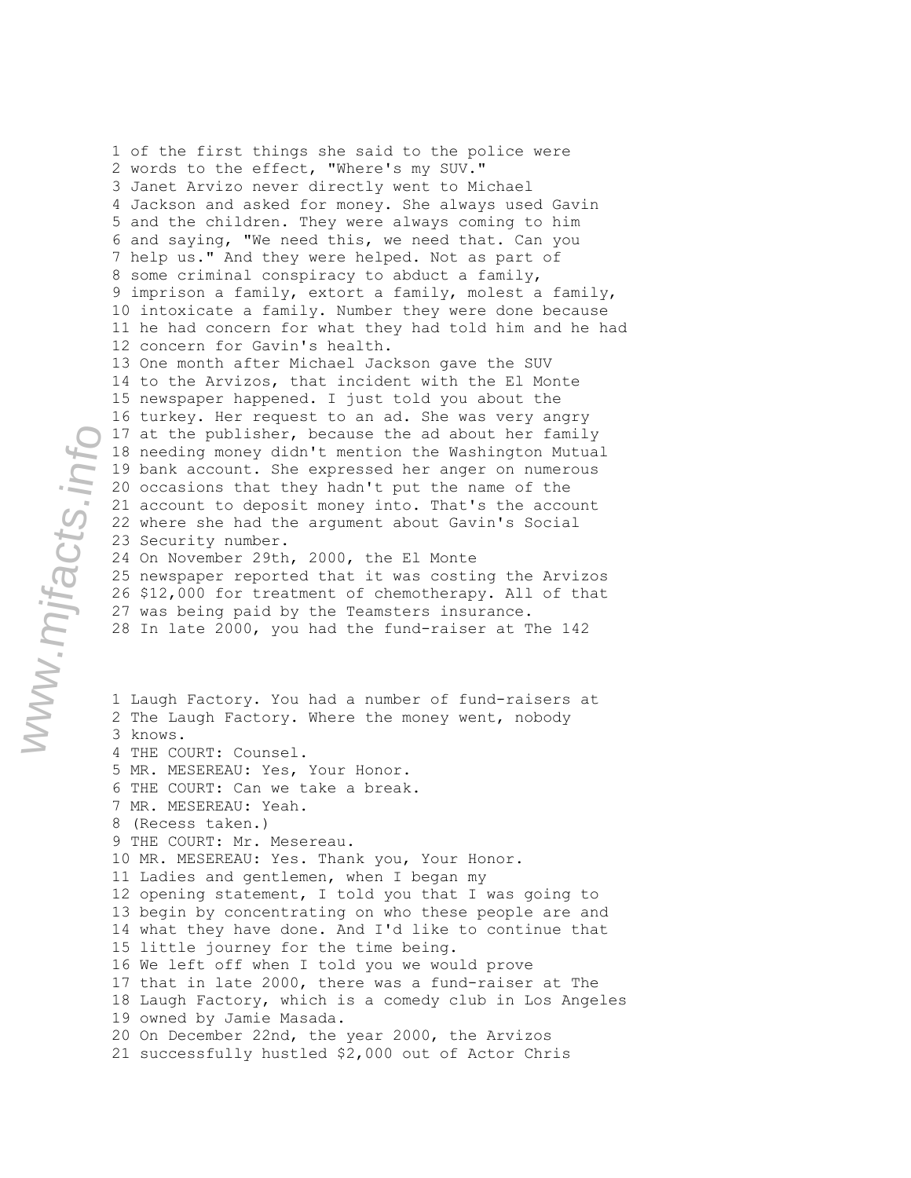1 of the first things she said to the police were
2 words to the effect, "Where's my SUV."
3 Janet Arvizo never directly went to Michael
4 Jackson and asked for money. She always used Gavin
5 and the children. They were always coming to him
6 and saying, "We need this, we need that. Can you
7 help us." And they were helped. Not as part of
8 some criminal conspiracy to abduct a family,
9 imprison a family, extort a family, molest a family,
10 intoxicate a family. Number they were done because
11 he had concern for what they had told him and he had
12 concern for Gavin's health.
13 One month after Michael Jackson gave the SUV
14 to the Arvizos, that incident with the El Monte
15 newspaper happened. I just told you about the
16 turkey. Her request to an ad. She was very angry
17 at the publisher, because the ad about her family
18 needing money didn't mention the Washington Mutual
19 bank account. She expressed her anger on numerous
20 occasions that they hadn't put the name of the
21 account to deposit money into. That's the account
22 where she had the argument about Gavin's Social
23 Security number.
24 On November 29th, 2000, the El Monte
25 newspaper reported that it was costing the Arvizos
26 $12,000 for treatment of chemotherapy. All of that
27 was being paid by the Teamsters insurance.
28 In late 2000, you had the fund-raiser at The 142

1 Laugh Factory. You had a number of fund-raisers at
2 The Laugh Factory. Where the money went, nobody
3 knows.
4 THE COURT: Counsel.
5 MR. MESEREAU: Yes, Your Honor.
6 THE COURT: Can we take a break.
7 MR. MESEREAU: Yeah.
8 (Recess taken.)
9 THE COURT: Mr. Mesereau.
10 MR. MESEREAU: Yes. Thank you, Your Honor.
11 Ladies and gentlemen, when I began my
12 opening statement, I told you that I was going to
13 begin by concentrating on who these people are and
14 what they have done. And I'd like to continue that
15 little journey for the time being.
16 We left off when I told you we would prove
17 that in late 2000, there was a fund-raiser at The
18 Laugh Factory, which is a comedy club in Los Angeles
19 owned by Jamie Masada.
20 On December 22nd, the year 2000, the Arvizos
21 successfully hustled $2,000 out of Actor Chris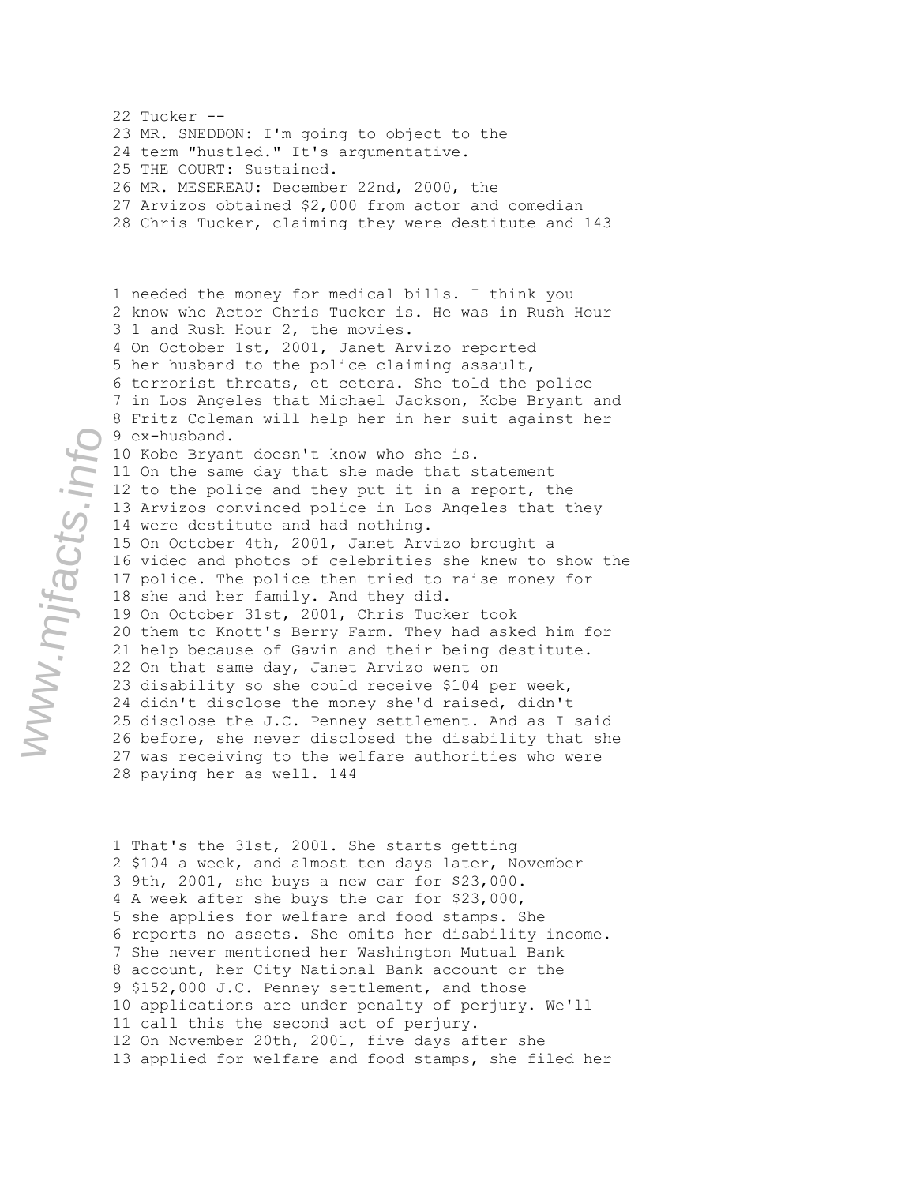22 Tucker --
23 MR. SNEDDON: I'm going to object to the
24 term "hustled." It's argumentative.
25 THE COURT: Sustained.
26 MR. MESEREAU: December 22nd, 2000, the
27 Arvizos obtained $2,000 from actor and comedian
28 Chris Tucker, claiming they were destitute and

1 needed the money for medical bills. I think you
2 know who Actor Chris Tucker is. He was in Rush Hour
3 1 and Rush Hour 2, the movies.
4 On October 1st, 2001, Janet Arvizo reported
5 her husband to the police claiming assault,
6 terrorist threats, et cetera. She told the police
7 in Los Angeles that Michael Jackson, Kobe Bryant and
8 Fritz Coleman will help her in her suit against her
9 ex-husband.
10 Kobe Bryant doesn't know who she is.
11 On the same day that she made that statement
12 to the police and they put it in a report, the
13 Arvizos convinced police in Los Angeles that they
14 were destitute and had nothing.
15 On October 4th, 2001, Janet Arvizo brought a
16 video and photos of celebrities she knew to show the
17 police. The police then tried to raise money for
18 she and her family. And they did.
19 On October 31st, 2001, Chris Tucker took
20 them to Knott's Berry Farm. They had asked him for
21 help because of Gavin and their being destitute.
22 On that same day, Janet Arvizo went on
23 disability so she could receive $104 per week,
24 didn't disclose the money she'd raised, didn't
25 disclose the J.C. Penney settlement. And as I said
26 before, she never disclosed the disability that she
27 was receiving to the welfare authorities who were
28 paying her as well.

1 That's the 31st, 2001. She starts getting
2 $104 a week, and almost ten days later, November
3 9th, 2001, she buys a new car for $23,000.
4 A week after she buys the car for $23,000,
5 she applies for welfare and food stamps. She
6 reports no assets. She omits her disability income.
7 She never mentioned her Washington Mutual Bank
8 account, her City National Bank account or the
9 $152,000 J.C. Penney settlement, and those
10 applications are under penalty of perjury. We'll
11 call this the second act of perjury.
12 On November 20th, 2001, five days after she
13 applied for welfare and food stamps, she filed her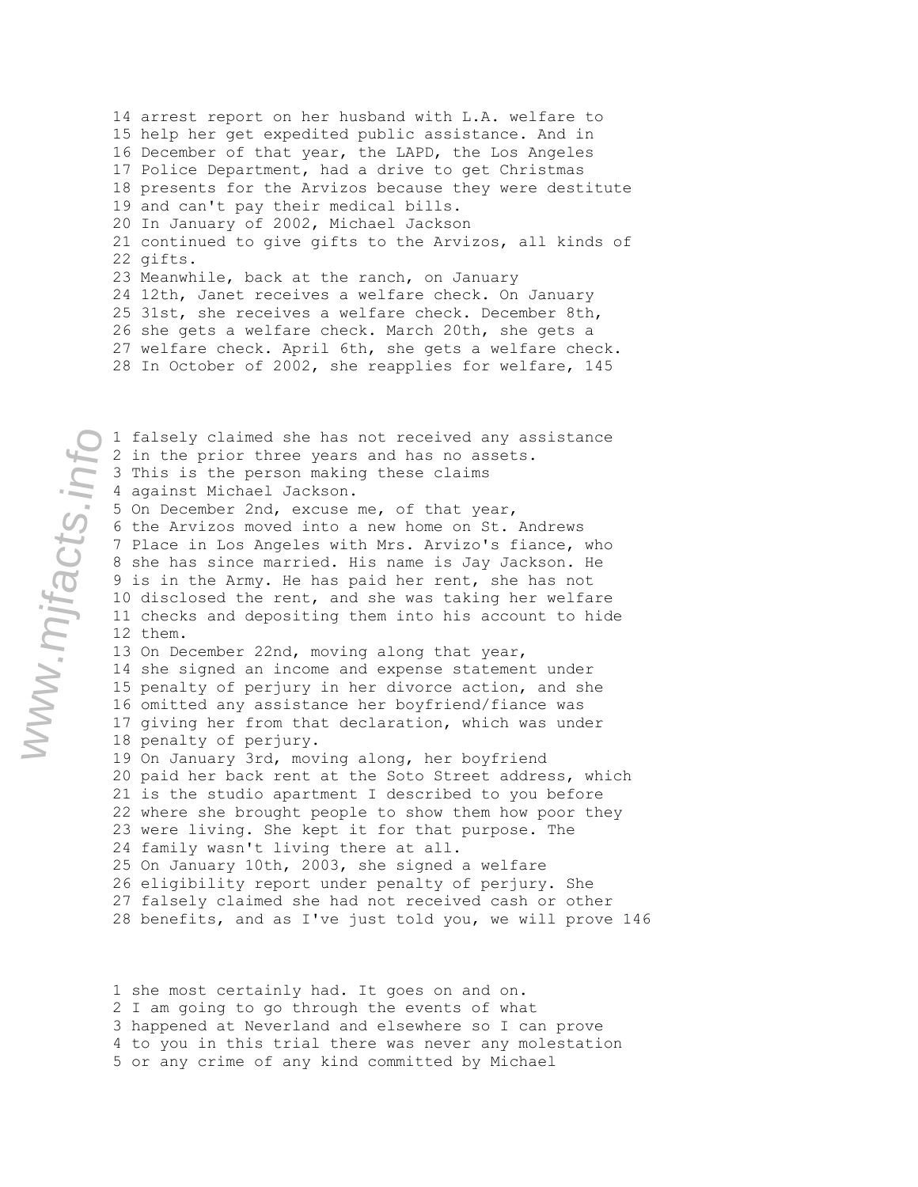14 arrest report on her husband with L.A. welfare to
15 help her get expedited public assistance. And in
16 December of that year, the LAPD, the Los Angeles
17 Police Department, had a drive to get Christmas
18 presents for the Arvizos because they were destitute
19 and can't pay their medical bills.
20 In January of 2002, Michael Jackson
21 continued to give gifts to the Arvizos, all kinds of
22 gifts.
23 Meanwhile, back at the ranch, on January
24 12th, Janet receives a welfare check. On January
25 31st, she receives a welfare check. December 8th,
26 she gets a welfare check. March 20th, she gets a
27 welfare check. April 6th, she gets a welfare check.
28 In October of 2002, she reapplies for welfare,

1 falsely claimed she has not received any assistance
2 in the prior three years and has no assets.
3 This is the person making these claims
4 against Michael Jackson.
5 On December 2nd, excuse me, of that year,
6 the Arvizos moved into a new home on St. Andrews
7 Place in Los Angeles with Mrs. Arvizo's fiance, who
8 she has since married. His name is Jay Jackson. He
9 is in the Army. He has paid her rent, she has not
10 disclosed the rent, and she was taking her welfare
11 checks and depositing them into his account to hide
12 them.
13 On December 22nd, moving along that year,
14 she signed an income and expense statement under
15 penalty of perjury in her divorce action, and she
16 omitted any assistance her boyfriend/fiance was
17 giving her from that declaration, which was under
18 penalty of perjury.
19 On January 3rd, moving along, her boyfriend
20 paid her back rent at the Soto Street address, which
21 is the studio apartment I described to you before
22 where she brought people to show them how poor they
23 were living. She kept it for that purpose. The
24 family wasn't living there at all.
25 On January 10th, 2003, she signed a welfare
26 eligibility report under penalty of perjury. She
27 falsely claimed she had not received cash or other
28 benefits, and as I've just told you, we will prove

1 she most certainly had. It goes on and on.
2 I am going to go through the events of what
3 happened at Neverland and elsewhere so I can prove
4 to you in this trial there was never any molestation
5 or any crime of any kind committed by Michael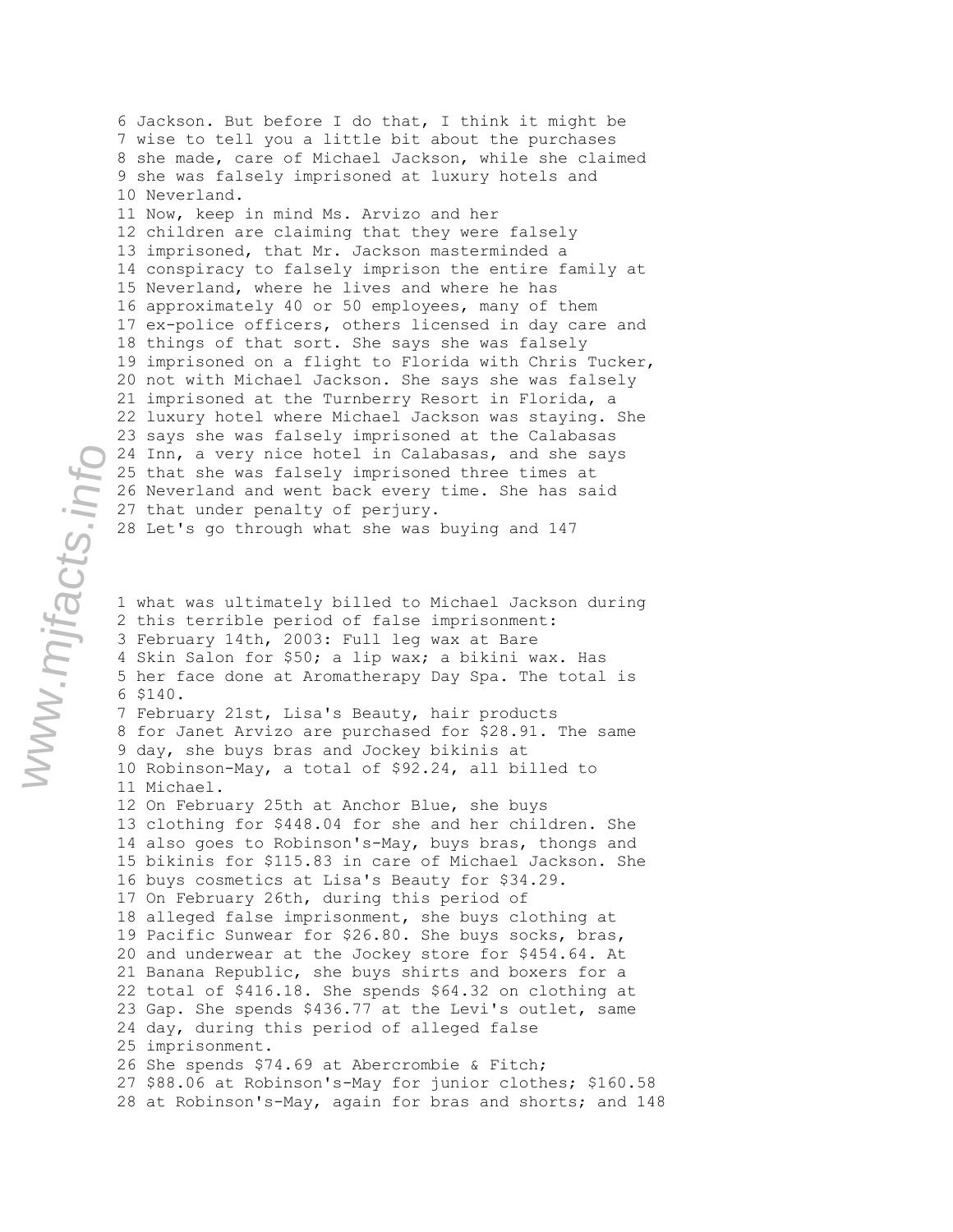6 Jackson. But before I do that, I think it might be
7 wise to tell you a little bit about the purchases
8 she made, care of Michael Jackson, while she claimed
9 she was falsely imprisoned at luxury hotels and
10 Neverland.
11 Now, keep in mind Ms. Arvizo and her
12 children are claiming that they were falsely
13 imprisoned, that Mr. Jackson masterminded a
14 conspiracy to falsely imprison the entire family at
15 Neverland, where he lives and where he has
16 approximately 40 or 50 employees, many of them
17 ex-police officers, others licensed in day care and
18 things of that sort. She says she was falsely
19 imprisoned on a flight to Florida with Chris Tucker,
20 not with Michael Jackson. She says she was falsely
21 imprisoned at the Turnberry Resort in Florida, a
22 luxury hotel where Michael Jackson was staying. She
23 says she was falsely imprisoned at the Calabasas
24 Inn, a very nice hotel in Calabasas, and she says
25 that she was falsely imprisoned three times at
26 Neverland and went back every time. She has said
27 that under penalty of perjury.
28 Let's go through what she was buying and

1 what was ultimately billed to Michael Jackson during
2 this terrible period of false imprisonment:
3 February 14th, 2003: Full leg wax at Bare
4 Skin Salon for $50; a lip wax; a bikini wax. Has
5 her face done at Aromatherapy Day Spa. The total is
6 $140.
7 February 21st, Lisa's Beauty, hair products
8 for Janet Arvizo are purchased for $28.91. The same
9 day, she buys bras and Jockey bikinis at
10 Robinson-May, a total of $92.24, all billed to
11 Michael.
12 On February 25th at Anchor Blue, she buys
13 clothing for $448.04 for she and her children. She
14 also goes to Robinson's-May, buys bras, thongs and
15 bikinis for $115.83 in care of Michael Jackson. She
16 buys cosmetics at Lisa's Beauty for $34.29.
17 On February 26th, during this period of
18 alleged false imprisonment, she buys clothing at
19 Pacific Sunwear for $26.80. She buys socks, bras,
20 and underwear at the Jockey store for $454.64. At
21 Banana Republic, she buys shirts and boxers for a
22 total of $416.18. She spends $64.32 on clothing at
23 Gap. She spends $436.77 at the Levi's outlet, same
24 day, during this period of alleged false
25 imprisonment.
26 She spends $74.69 at Abercrombie & Fitch;
27 $88.06 at Robinson's-May for junior clothes; $160.58
28 at Robinson's-May, again for bras and shorts; and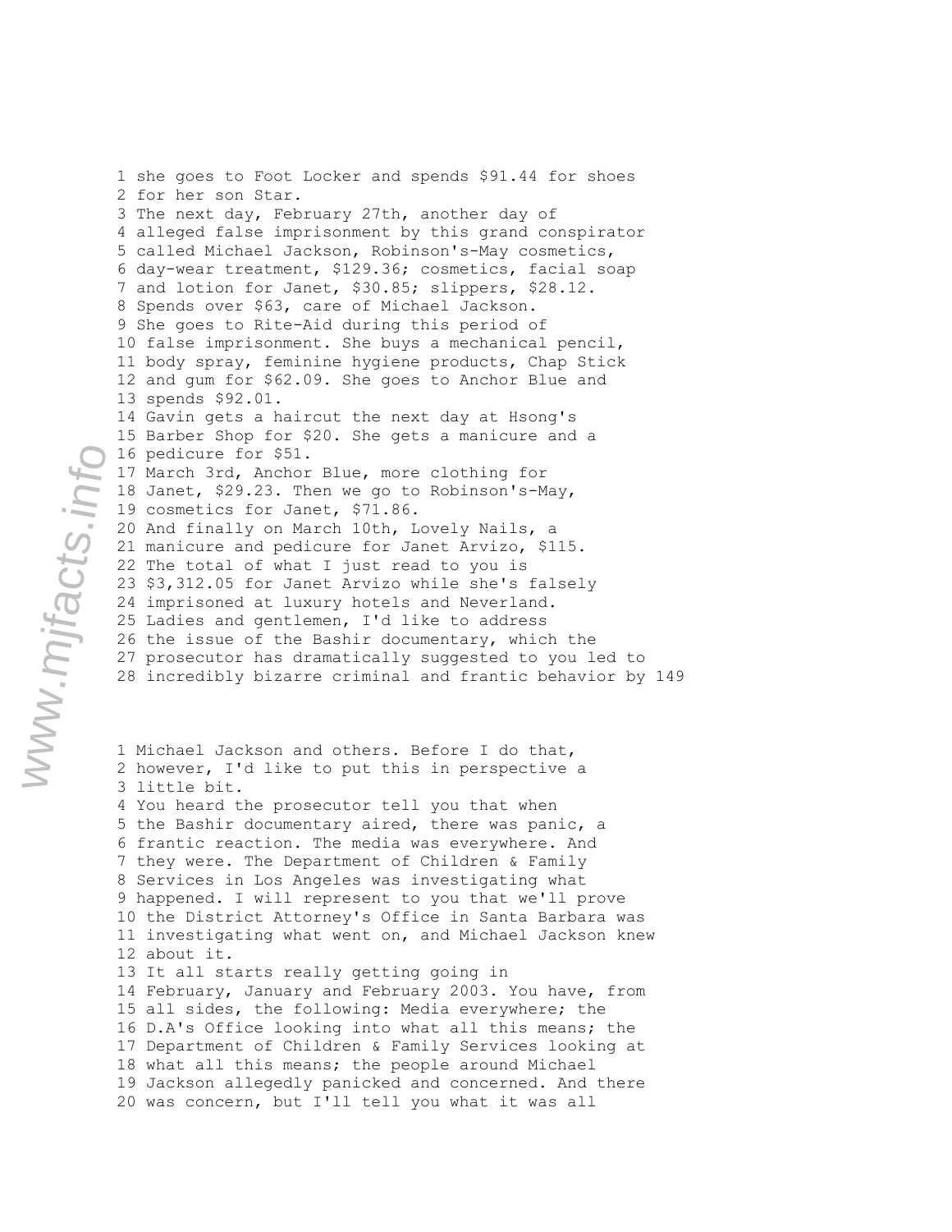1 she goes to Foot Locker and spends $91.44 for shoes
2 for her son Star.
3 The next day, February 27th, another day of
4 alleged false imprisonment by this grand conspirator
5 called Michael Jackson, Robinson's-May cosmetics,
6 day-wear treatment, $129.36; cosmetics, facial soap
7 and lotion for Janet, $30.85; slippers, $28.12.
8 Spends over $63, care of Michael Jackson.
9 She goes to Rite-Aid during this period of
10 false imprisonment. She buys a mechanical pencil,
11 body spray, feminine hygiene products, Chap Stick
12 and gum for $62.09. She goes to Anchor Blue and
13 spends $92.01.
14 Gavin gets a haircut the next day at Hsong's
15 Barber Shop for $20. She gets a manicure and a
16 pedicure for $51.
17 March 3rd, Anchor Blue, more clothing for
18 Janet, $29.23. Then we go to Robinson's-May,
19 cosmetics for Janet, $71.86.
20 And finally on March 10th, Lovely Nails, a
21 manicure and pedicure for Janet Arvizo, $115.
22 The total of what I just read to you is
23 $3,312.05 for Janet Arvizo while she's falsely
24 imprisoned at luxury hotels and Neverland.
25 Ladies and gentlemen, I'd like to address
26 the issue of the Bashir documentary, which the
27 prosecutor has dramatically suggested to you led to
28 incredibly bizarre criminal and frantic behavior by

1 Michael Jackson and others. Before I do that,
2 however, I'd like to put this in perspective a
3 little bit.
4 You heard the prosecutor tell you that when
5 the Bashir documentary aired, there was panic, a
6 frantic reaction. The media was everywhere. And
7 they were. The Department of Children & Family
8 Services in Los Angeles was investigating what
9 happened. I will represent to you that we'll prove
10 the District Attorney's Office in Santa Barbara was
11 investigating what went on, and Michael Jackson knew
12 about it.
13 It all starts really getting going in
14 February, January and February 2003. You have, from
15 all sides, the following: Media everywhere; the
16 D.A's Office looking into what all this means; the
17 Department of Children & Family Services looking at
18 what all this means; the people around Michael
19 Jackson allegedly panicked and concerned. And there
20 was concern, but I'll tell you what it was all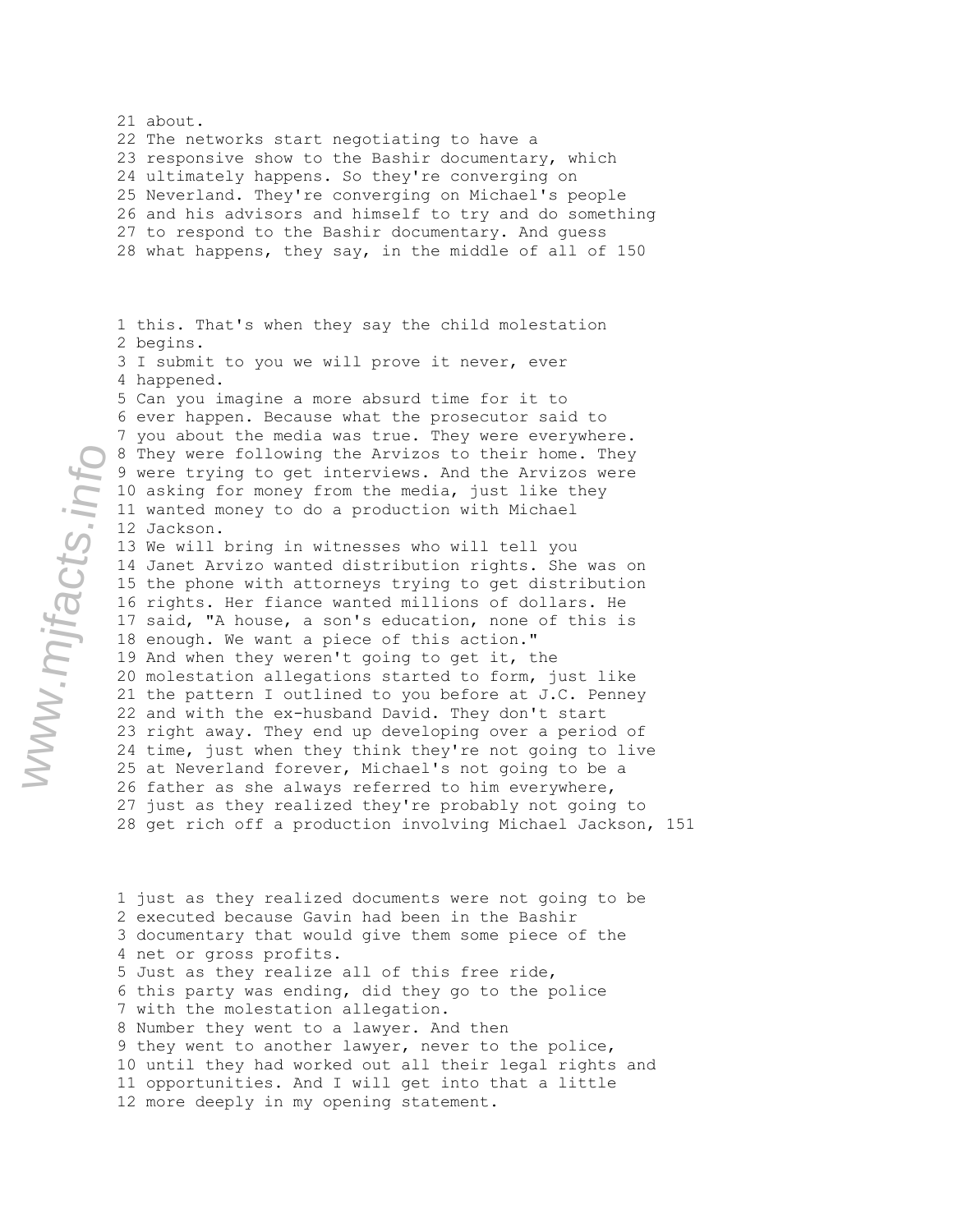21 about.
22 The networks start negotiating to have a
23 responsive show to the Bashir documentary, which
24 ultimately happens. So they're converging on
25 Neverland. They're converging on Michael's people
26 and his advisors and himself to try and do something
27 to respond to the Bashir documentary. And guess
28 what happens, they say, in the middle of all of

1 this. That's when they say the child molestation
2 begins.
3 I submit to you we will prove it never, ever
4 happened.
5 Can you imagine a more absurd time for it to
6 ever happen. Because what the prosecutor said to
7 you about the media was true. They were everywhere.
8 They were following the Arvizos to their home. They
9 were trying to get interviews. And the Arvizos were
10 asking for money from the media, just like they
11 wanted money to do a production with Michael
12 Jackson.
13 We will bring in witnesses who will tell you
14 Janet Arvizo wanted distribution rights. She was on
15 the phone with attorneys trying to get distribution
16 rights. Her fiance wanted millions of dollars. He
17 said, "A house, a son's education, none of this is
18 enough. We want a piece of this action."
19 And when they weren't going to get it, the
20 molestation allegations started to form, just like
21 the pattern I outlined to you before at J.C. Penney
22 and with the ex-husband David. They don't start
23 right away. They end up developing over a period of
24 time, just when they think they're not going to live
25 at Neverland forever, Michael's not going to be a
26 father as she always referred to him everywhere,
27 just as they realized they're probably not going to
28 get rich off a production involving Michael Jackson,

1 just as they realized documents were not going to be
2 executed because Gavin had been in the Bashir
3 documentary that would give them some piece of the
4 net or gross profits.
5 Just as they realize all of this free ride,
6 this party was ending, did they go to the police
7 with the molestation allegation.
8 Number they went to a lawyer. And then
9 they went to another lawyer, never to the police,
10 until they had worked out all their legal rights and
11 opportunities. And I will get into that a little
12 more deeply in my opening statement.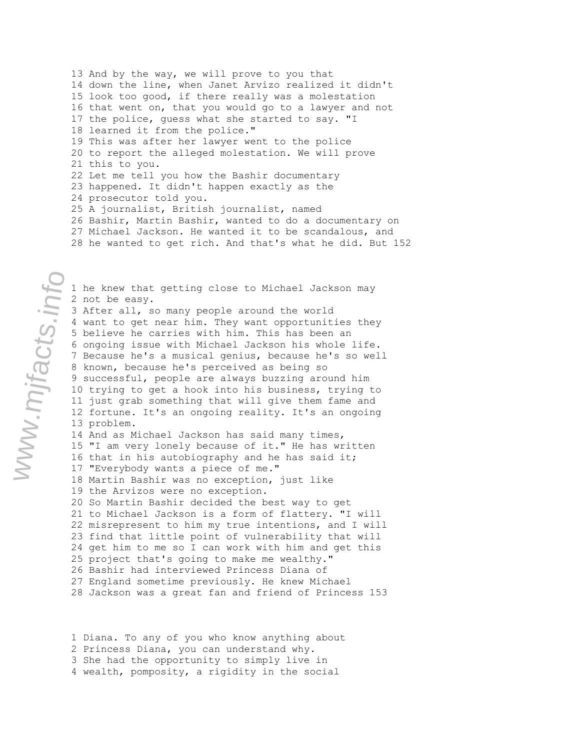13 And by the way, we will prove to you that
14 down the line, when Janet Arvizo realized it didn't
15 look too good, if there really was a molestation
16 that went on, that you would go to a lawyer and not
17 the police, guess what she started to say. "I
18 learned it from the police."
19 This was after her lawyer went to the police
20 to report the alleged molestation. We will prove
21 this to you.
22 Let me tell you how the Bashir documentary
23 happened. It didn't happen exactly as the
24 prosecutor told you.
25 A journalist, British journalist, named
26 Bashir, Martin Bashir, wanted to do a documentary on
27 Michael Jackson. He wanted it to be scandalous, and
28 he wanted to get rich. And that's what he did. But

1 he knew that getting close to Michael Jackson may
2 not be easy.
3 After all, so many people around the world
4 want to get near him. They want opportunities they
5 believe he carries with him. This has been an
6 ongoing issue with Michael Jackson his whole life.
7 Because he's a musical genius, because he's so well
8 known, because he's perceived as being so
9 successful, people are always buzzing around him
10 trying to get a hook into his business, trying to
11 just grab something that will give them fame and
12 fortune. It's an ongoing reality. It's an ongoing
13 problem.
14 And as Michael Jackson has said many times,
15 "I am very lonely because of it." He has written
16 that in his autobiography and he has said it;
17 "Everybody wants a piece of me."
18 Martin Bashir was no exception, just like
19 the Arvizos were no exception.
20 So Martin Bashir decided the best way to get
21 to Michael Jackson is a form of flattery. "I will
22 misrepresent to him my true intentions, and I will
23 find that little point of vulnerability that will
24 get him to me so I can work with him and get this
25 project that's going to make me wealthy."
26 Bashir had interviewed Princess Diana of
27 England sometime previously. He knew Michael
28 Jackson was a great fan and friend of Princess

1 Diana. To any of you who know anything about
2 Princess Diana, you can understand why.
3 She had the opportunity to simply live in
4 wealth, pomposity, a rigidity in the social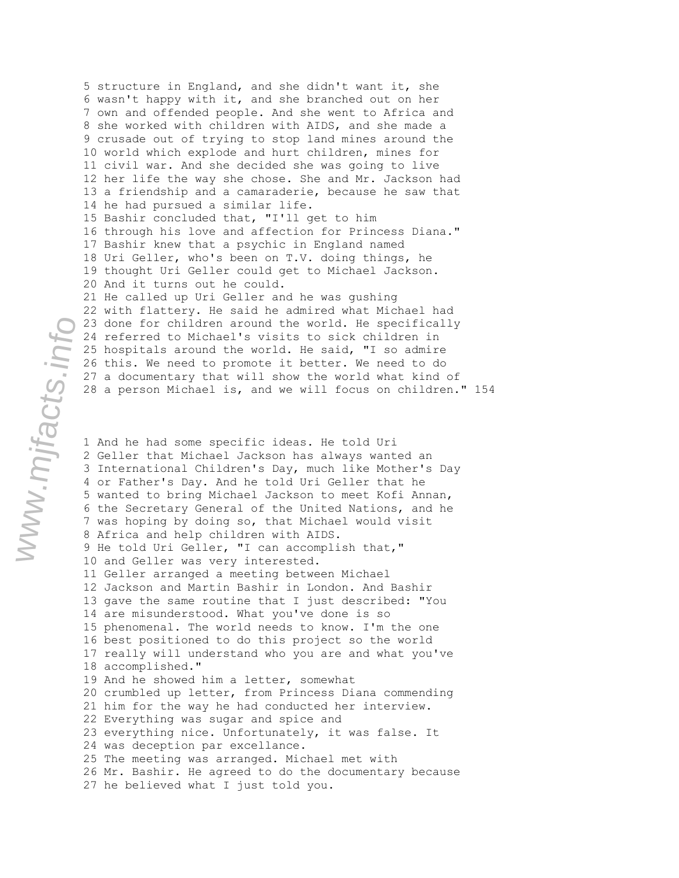5 structure in England, and she didn't want it, she
6 wasn't happy with it, and she branched out on her
7 own and offended people. And she went to Africa and
8 she worked with children with AIDS, and she made a
9 crusade out of trying to stop land mines around the
10 world which explode and hurt children, mines for
11 civil war. And she decided she was going to live
12 her life the way she chose. She and Mr. Jackson had
13 a friendship and a camaraderie, because he saw that
14 he had pursued a similar life.
15 Bashir concluded that, "I'll get to him
16 through his love and affection for Princess Diana."
17 Bashir knew that a psychic in England named
18 Uri Geller, who's been on T.V. doing things, he
19 thought Uri Geller could get to Michael Jackson.
20 And it turns out he could.
21 He called up Uri Geller and he was gushing
22 with flattery. He said he admired what Michael had
23 done for children around the world. He specifically
24 referred to Michael's visits to sick children in
25 hospitals around the world. He said, "I so admire
26 this. We need to promote it better. We need to do
27 a documentary that will show the world what kind of
28 a person Michael is, and we will focus on children."

1 And he had some specific ideas. He told Uri
2 Geller that Michael Jackson has always wanted an
3 International Children's Day, much like Mother's Day
4 or Father's Day. And he told Uri Geller that he
5 wanted to bring Michael Jackson to meet Kofi Annan,
6 the Secretary General of the United Nations, and he
7 was hoping by doing so, that Michael would visit
8 Africa and help children with AIDS.
9 He told Uri Geller, "I can accomplish that,"
10 and Geller was very interested.
11 Geller arranged a meeting between Michael
12 Jackson and Martin Bashir in London. And Bashir
13 gave the same routine that I just described: "You
14 are misunderstood. What you've done is so
15 phenomenal. The world needs to know. I'm the one
16 best positioned to do this project so the world
17 really will understand who you are and what you've
18 accomplished."
19 And he showed him a letter, somewhat
20 crumbled up letter, from Princess Diana commending
21 him for the way he had conducted her interview.
22 Everything was sugar and spice and
23 everything nice. Unfortunately, it was false. It
24 was deception par excellance.
25 The meeting was arranged. Michael met with
26 Mr. Bashir. He agreed to do the documentary because
27 he believed what I just told you.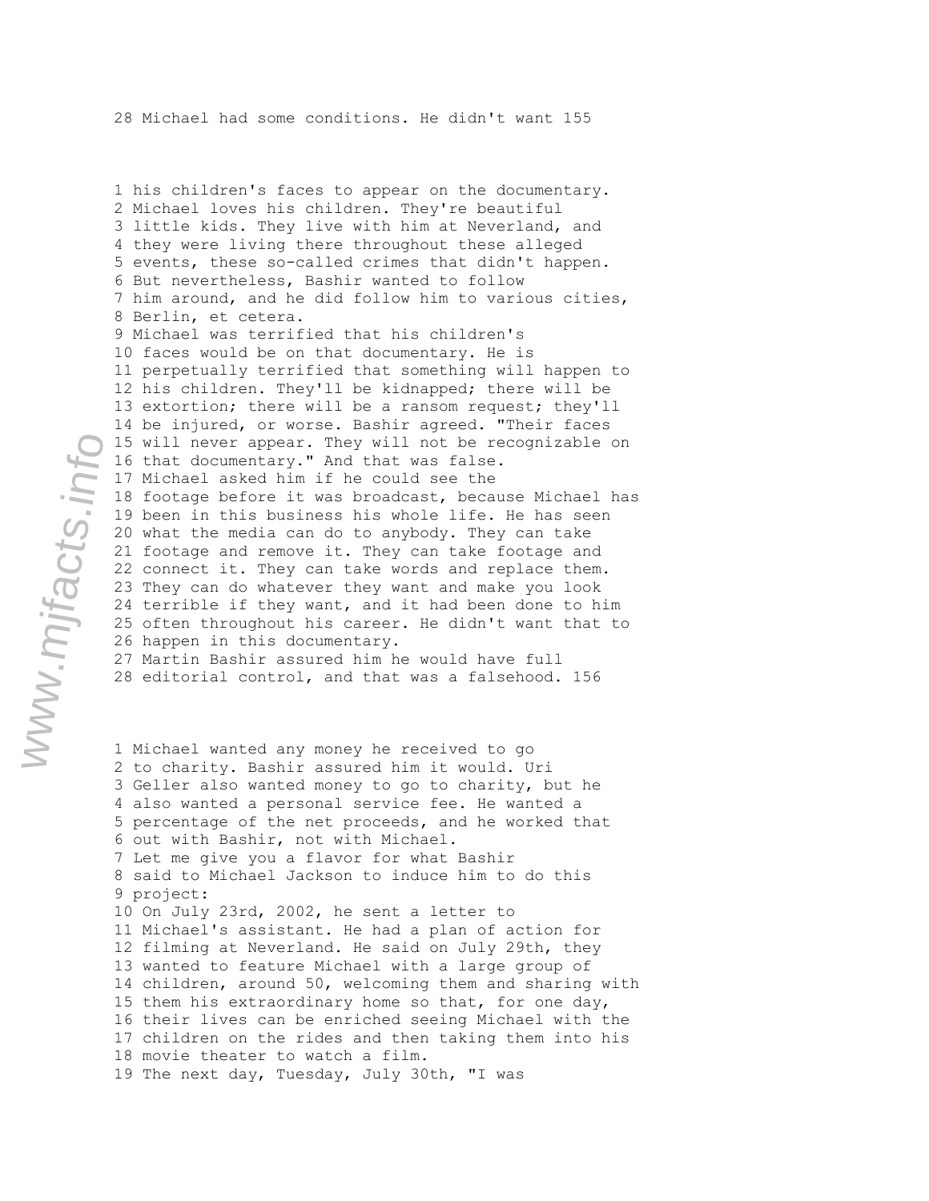28 Michael had some conditions. He didn't want

1 his children's faces to appear on the documentary.
2 Michael loves his children. They're beautiful
3 little kids. They live with him at Neverland, and
4 they were living there throughout these alleged
5 events, these so-called crimes that didn't happen.
6 But nevertheless, Bashir wanted to follow
7 him around, and he did follow him to various cities,
8 Berlin, et cetera.
9 Michael was terrified that his children's
10 faces would be on that documentary. He is
11 perpetually terrified that something will happen to
12 his children. They'll be kidnapped; there will be
13 extortion; there will be a ransom request; they'll
14 be injured, or worse. Bashir agreed. "Their faces
15 will never appear. They will not be recognizable on
16 that documentary." And that was false.
17 Michael asked him if he could see the
18 footage before it was broadcast, because Michael has
19 been in this business his whole life. He has seen
20 what the media can do to anybody. They can take
21 footage and remove it. They can take footage and
22 connect it. They can take words and replace them.
23 They can do whatever they want and make you look
24 terrible if they want, and it had been done to him
25 often throughout his career. He didn't want that to
26 happen in this documentary.
27 Martin Bashir assured him he would have full
28 editorial control, and that was a falsehood.

1 Michael wanted any money he received to go
2 to charity. Bashir assured him it would. Uri
3 Geller also wanted money to go to charity, but he
4 also wanted a personal service fee. He wanted a
5 percentage of the net proceeds, and he worked that
6 out with Bashir, not with Michael.
7 Let me give you a flavor for what Bashir
8 said to Michael Jackson to induce him to do this
9 project:
10 On July 23rd, 2002, he sent a letter to
11 Michael's assistant. He had a plan of action for
12 filming at Neverland. He said on July 29th, they
13 wanted to feature Michael with a large group of
14 children, around 50, welcoming them and sharing with
15 them his extraordinary home so that, for one day,
16 their lives can be enriched seeing Michael with the
17 children on the rides and then taking them into his
18 movie theater to watch a film.
19 The next day, Tuesday, July 30th, "I was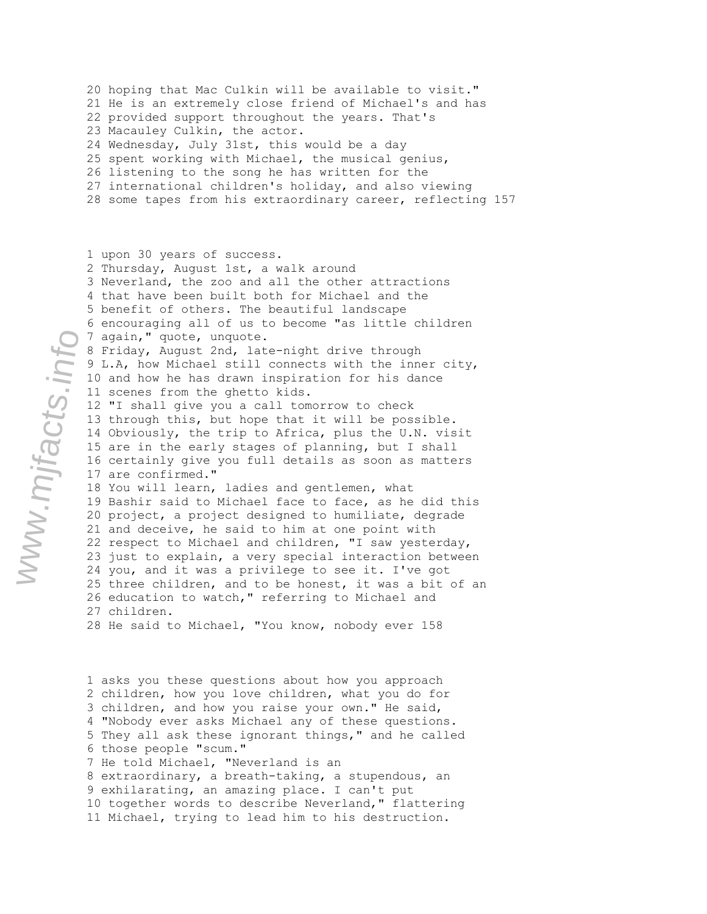20 hoping that Mac Culkin will be available to visit."
21 He is an extremely close friend of Michael's and has
22 provided support throughout the years. That's
23 Macauley Culkin, the actor.
24 Wednesday, July 31st, this would be a day
25 spent working with Michael, the musical genius,
26 listening to the song he has written for the
27 international children's holiday, and also viewing
28 some tapes from his extraordinary career, reflecting

1 upon 30 years of success.
2 Thursday, August 1st, a walk around
3 Neverland, the zoo and all the other attractions
4 that have been built both for Michael and the
5 benefit of others. The beautiful landscape
6 encouraging all of us to become "as little children
7 again," quote, unquote.
8 Friday, August 2nd, late-night drive through
9 L.A, how Michael still connects with the inner city,
10 and how he has drawn inspiration for his dance
11 scenes from the ghetto kids.
12 "I shall give you a call tomorrow to check
13 through this, but hope that it will be possible.
14 Obviously, the trip to Africa, plus the U.N. visit
15 are in the early stages of planning, but I shall
16 certainly give you full details as soon as matters
17 are confirmed."
18 You will learn, ladies and gentlemen, what
19 Bashir said to Michael face to face, as he did this
20 project, a project designed to humiliate, degrade
21 and deceive, he said to him at one point with
22 respect to Michael and children, "I saw yesterday,
23 just to explain, a very special interaction between
24 you, and it was a privilege to see it. I've got
25 three children, and to be honest, it was a bit of an
26 education to watch," referring to Michael and
27 children.
28 He said to Michael, "You know, nobody ever

1 asks you these questions about how you approach
2 children, how you love children, what you do for
3 children, and how you raise your own." He said,
4 "Nobody ever asks Michael any of these questions.
5 They all ask these ignorant things," and he called
6 those people "scum."
7 He told Michael, "Neverland is an
8 extraordinary, a breath-taking, a stupendous, an
9 exhilarating, an amazing place. I can't put
10 together words to describe Neverland," flattering
11 Michael, trying to lead him to his destruction.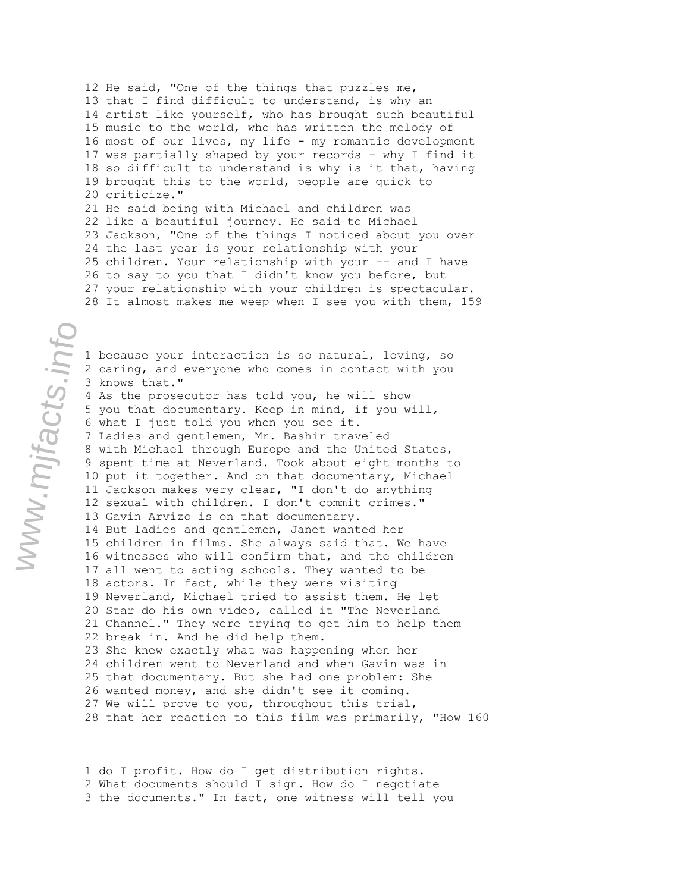12 He said, "One of the things that puzzles me,
13 that I find difficult to understand, is why an
14 artist like yourself, who has brought such beautiful
15 music to the world, who has written the melody of
16 most of our lives, my life - my romantic development
17 was partially shaped by your records - why I find it
18 so difficult to understand is why is it that, having
19 brought this to the world, people are quick to
20 criticize."
21 He said being with Michael and children was
22 like a beautiful journey. He said to Michael
23 Jackson, "One of the things I noticed about you over
24 the last year is your relationship with your
25 children. Your relationship with your -- and I have
26 to say to you that I didn't know you before, but
27 your relationship with your children is spectacular.
28 It almost makes me weep when I see you with them,

1 because your interaction is so natural, loving, so
2 caring, and everyone who comes in contact with you
3 knows that."
4 As the prosecutor has told you, he will show
5 you that documentary. Keep in mind, if you will,
6 what I just told you when you see it.
7 Ladies and gentlemen, Mr. Bashir traveled
8 with Michael through Europe and the United States,
9 spent time at Neverland. Took about eight months to
10 put it together. And on that documentary, Michael
11 Jackson makes very clear, "I don't do anything
12 sexual with children. I don't commit crimes."
13 Gavin Arvizo is on that documentary.
14 But ladies and gentlemen, Janet wanted her
15 children in films. She always said that. We have
16 witnesses who will confirm that, and the children
17 all went to acting schools. They wanted to be
18 actors. In fact, while they were visiting
19 Neverland, Michael tried to assist them. He let
20 Star do his own video, called it "The Neverland
21 Channel." They were trying to get him to help them
22 break in. And he did help them.
23 She knew exactly what was happening when her
24 children went to Neverland and when Gavin was in
25 that documentary. But she had one problem: She
26 wanted money, and she didn't see it coming.
27 We will prove to you, throughout this trial,
28 that her reaction to this film was primarily, "How

1 do I profit. How do I get distribution rights.
2 What documents should I sign. How do I negotiate
3 the documents." In fact, one witness will tell you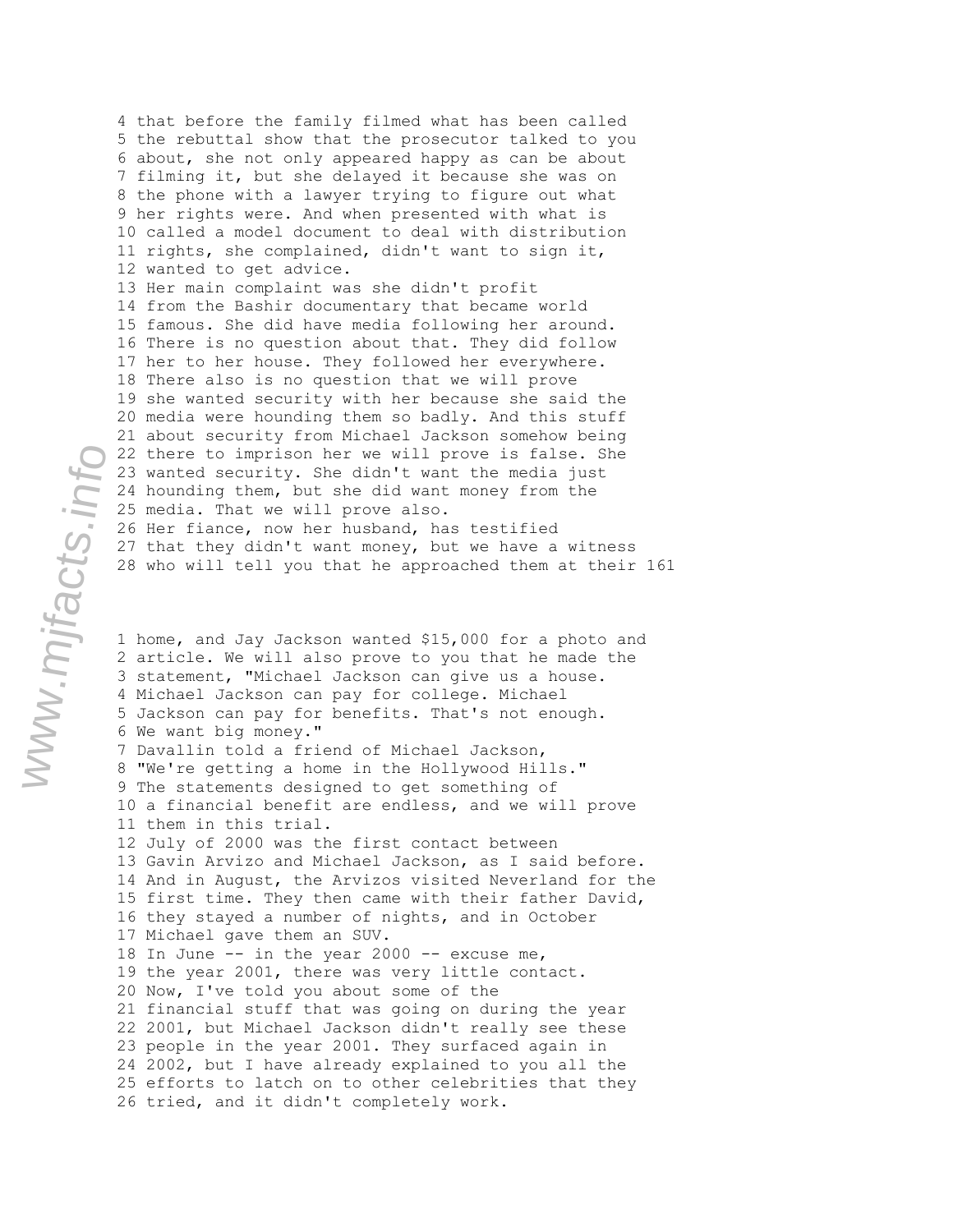4 that before the family filmed what has been called
5 the rebuttal show that the prosecutor talked to you
6 about, she not only appeared happy as can be about
7 filming it, but she delayed it because she was on
8 the phone with a lawyer trying to figure out what
9 her rights were. And when presented with what is
10 called a model document to deal with distribution
11 rights, she complained, didn't want to sign it,
12 wanted to get advice.
13 Her main complaint was she didn't profit
14 from the Bashir documentary that became world
15 famous. She did have media following her around.
16 There is no question about that. They did follow
17 her to her house. They followed her everywhere.
18 There also is no question that we will prove
19 she wanted security with her because she said the
20 media were hounding them so badly. And this stuff
21 about security from Michael Jackson somehow being
22 there to imprison her we will prove is false. She
23 wanted security. She didn't want the media just
24 hounding them, but she did want money from the
25 media. That we will prove also.
26 Her fiance, now her husband, has testified
27 that they didn't want money, but we have a witness
28 who will tell you that he approached them at their 161

1 home, and Jay Jackson wanted $15,000 for a photo and
2 article. We will also prove to you that he made the
3 statement, "Michael Jackson can give us a house.
4 Michael Jackson can pay for college. Michael
5 Jackson can pay for benefits. That's not enough.
6 We want big money."
7 Davallin told a friend of Michael Jackson,
8 "We're getting a home in the Hollywood Hills."
9 The statements designed to get something of
10 a financial benefit are endless, and we will prove
11 them in this trial.
12 July of 2000 was the first contact between
13 Gavin Arvizo and Michael Jackson, as I said before.
14 And in August, the Arvizos visited Neverland for the
15 first time. They then came with their father David,
16 they stayed a number of nights, and in October
17 Michael gave them an SUV.
18 In June -- in the year 2000 -- excuse me,
19 the year 2001, there was very little contact.
20 Now, I've told you about some of the
21 financial stuff that was going on during the year
22 2001, but Michael Jackson didn't really see these
23 people in the year 2001. They surfaced again in
24 2002, but I have already explained to you all the
25 efforts to latch on to other celebrities that they
26 tried, and it didn't completely work.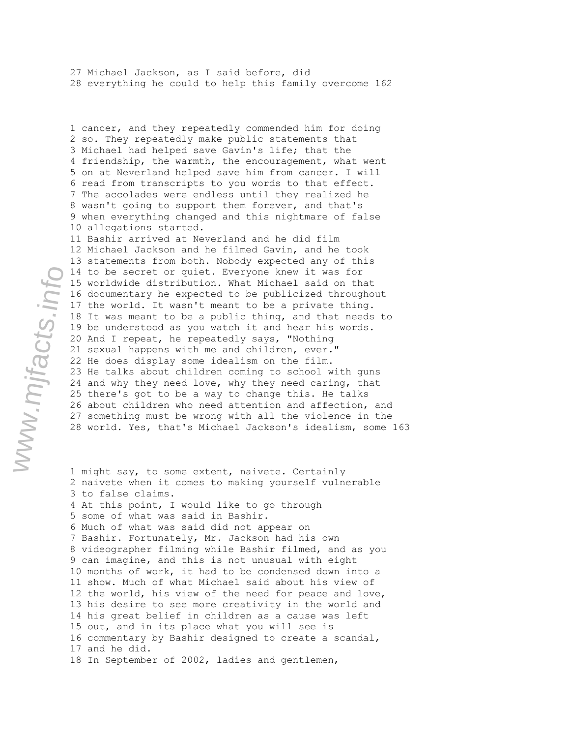27 Michael Jackson, as I said before, did
28 everything he could to help this family overcome

1 cancer, and they repeatedly commended him for doing
2 so. They repeatedly make public statements that
3 Michael had helped save Gavin's life; that the
4 friendship, the warmth, the encouragement, what went
5 on at Neverland helped save him from cancer. I will
6 read from transcripts to you words to that effect.
7 The accolades were endless until they realized he
8 wasn't going to support them forever, and that's
9 when everything changed and this nightmare of false
10 allegations started.
11 Bashir arrived at Neverland and he did film
12 Michael Jackson and he filmed Gavin, and he took
13 statements from both. Nobody expected any of this
14 to be secret or quiet. Everyone knew it was for
15 worldwide distribution. What Michael said on that
16 documentary he expected to be publicized throughout
17 the world. It wasn't meant to be a private thing.
18 It was meant to be a public thing, and that needs to
19 be understood as you watch it and hear his words.
20 And I repeat, he repeatedly says, "Nothing
21 sexual happens with me and children, ever."
22 He does display some idealism on the film.
23 He talks about children coming to school with guns
24 and why they need love, why they need caring, that
25 there's got to be a way to change this. He talks
26 about children who need attention and affection, and
27 something must be wrong with all the violence in the
28 world. Yes, that's Michael Jackson's idealism, some

1 might say, to some extent, naivete. Certainly
2 naivete when it comes to making yourself vulnerable
3 to false claims.
4 At this point, I would like to go through
5 some of what was said in Bashir.
6 Much of what was said did not appear on
7 Bashir. Fortunately, Mr. Jackson had his own
8 videographer filming while Bashir filmed, and as you
9 can imagine, and this is not unusual with eight
10 months of work, it had to be condensed down into a
11 show. Much of what Michael said about his view of
12 the world, his view of the need for peace and love,
13 his desire to see more creativity in the world and
14 his great belief in children as a cause was left
15 out, and in its place what you will see is
16 commentary by Bashir designed to create a scandal,
17 and he did.
18 In September of 2002, ladies and gentlemen,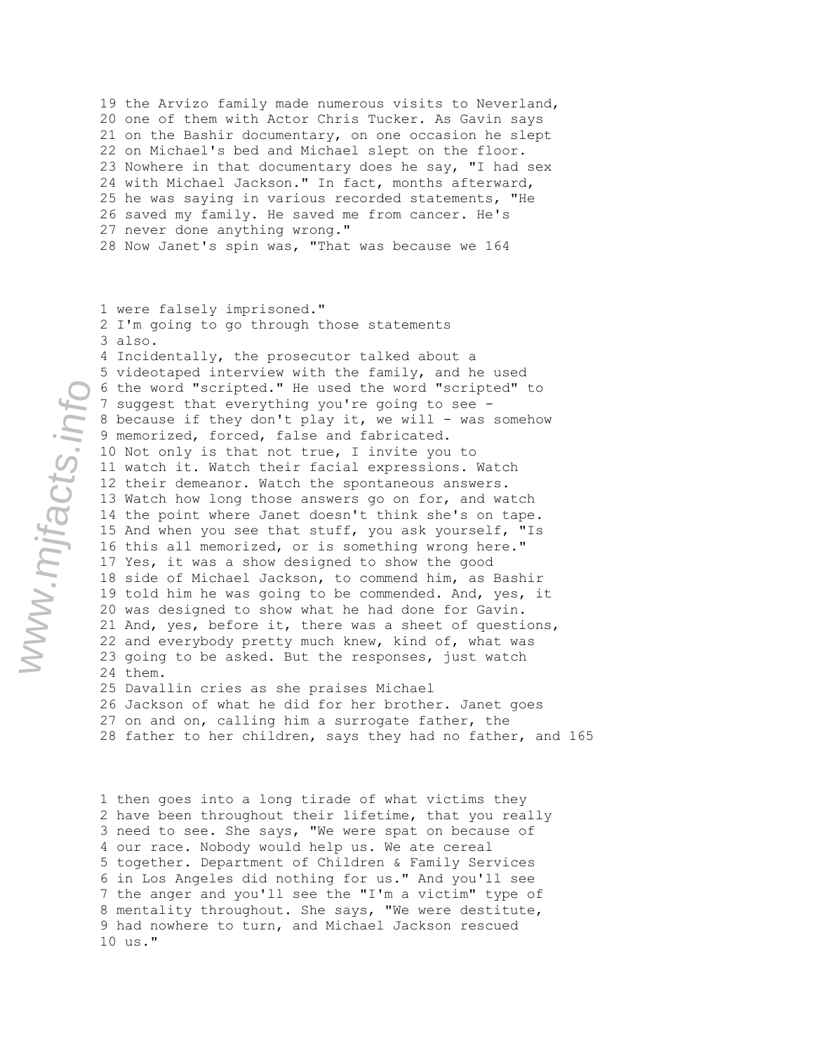19 the Arvizo family made numerous visits to Neverland,
20 one of them with Actor Chris Tucker. As Gavin says
21 on the Bashir documentary, on one occasion he slept
22 on Michael's bed and Michael slept on the floor.
23 Nowhere in that documentary does he say, "I had sex
24 with Michael Jackson." In fact, months afterward,
25 he was saying in various recorded statements, "He
26 saved my family. He saved me from cancer. He's
27 never done anything wrong."
28 Now Janet's spin was, "That was because we

1 were falsely imprisoned."
2 I'm going to go through those statements
3 also.
4 Incidentally, the prosecutor talked about a
5 videotaped interview with the family, and he used
6 the word "scripted." He used the word "scripted" to
7 suggest that everything you're going to see -
8 because if they don't play it, we will - was somehow
9 memorized, forced, false and fabricated.
10 Not only is that not true, I invite you to
11 watch it. Watch their facial expressions. Watch
12 their demeanor. Watch the spontaneous answers.
13 Watch how long those answers go on for, and watch
14 the point where Janet doesn't think she's on tape.
15 And when you see that stuff, you ask yourself, "Is
16 this all memorized, or is something wrong here."
17 Yes, it was a show designed to show the good
18 side of Michael Jackson, to commend him, as Bashir
19 told him he was going to be commended. And, yes, it
20 was designed to show what he had done for Gavin.
21 And, yes, before it, there was a sheet of questions,
22 and everybody pretty much knew, kind of, what was
23 going to be asked. But the responses, just watch
24 them.
25 Davallin cries as she praises Michael
26 Jackson of what he did for her brother. Janet goes
27 on and on, calling him a surrogate father, the
28 father to her children, says they had no father, and

1 then goes into a long tirade of what victims they
2 have been throughout their lifetime, that you really
3 need to see. She says, "We were spat on because of
4 our race. Nobody would help us. We ate cereal
5 together. Department of Children & Family Services
6 in Los Angeles did nothing for us." And you'll see
7 the anger and you'll see the "I'm a victim" type of
8 mentality throughout. She says, "We were destitute,
9 had nowhere to turn, and Michael Jackson rescued
10 us."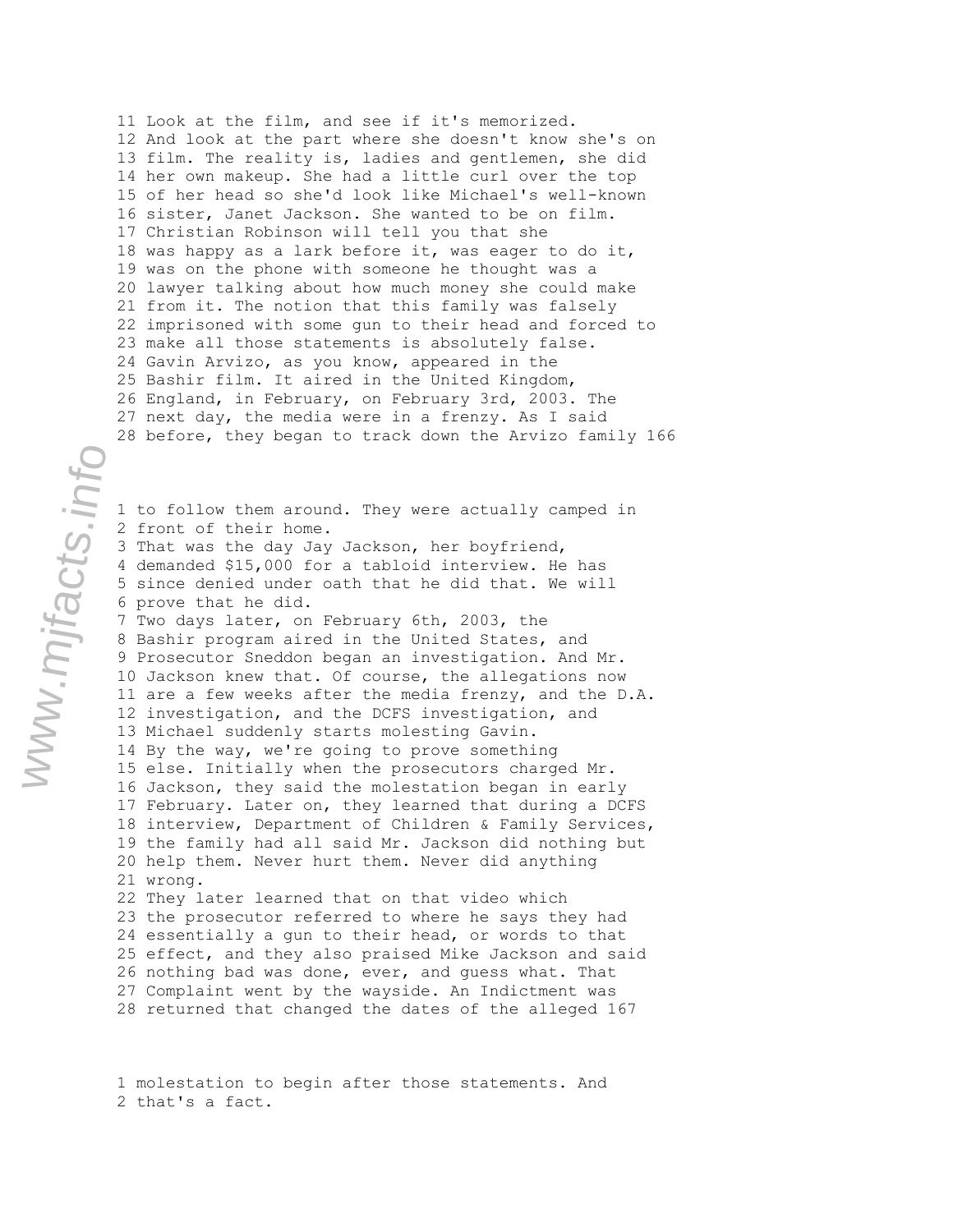11 Look at the film, and see if it's memorized.
12 And look at the part where she doesn't know she's on
13 film. The reality is, ladies and gentlemen, she did
14 her own makeup. She had a little curl over the top
15 of her head so she'd look like Michael's well-known
16 sister, Janet Jackson. She wanted to be on film.
17 Christian Robinson will tell you that she
18 was happy as a lark before it, was eager to do it,
19 was on the phone with someone he thought was a
20 lawyer talking about how much money she could make
21 from it. The notion that this family was falsely
22 imprisoned with some gun to their head and forced to
23 make all those statements is absolutely false.
24 Gavin Arvizo, as you know, appeared in the
25 Bashir film. It aired in the United Kingdom,
26 England, in February, on February 3rd, 2003. The
27 next day, the media were in a frenzy. As I said
28 before, they began to track down the Arvizo family

1 to follow them around. They were actually camped in
2 front of their home.
3 That was the day Jay Jackson, her boyfriend,
4 demanded $15,000 for a tabloid interview. He has
5 since denied under oath that he did that. We will
6 prove that he did.
7 Two days later, on February 6th, 2003, the
8 Bashir program aired in the United States, and
9 Prosecutor Sneddon began an investigation. And Mr.
10 Jackson knew that. Of course, the allegations now
11 are a few weeks after the media frenzy, and the D.A.
12 investigation, and the DCFS investigation, and
13 Michael suddenly starts molesting Gavin.
14 By the way, we're going to prove something
15 else. Initially when the prosecutors charged Mr.
16 Jackson, they said the molestation began in early
17 February. Later on, they learned that during a DCFS
18 interview, Department of Children & Family Services,
19 the family had all said Mr. Jackson did nothing but
20 help them. Never hurt them. Never did anything
21 wrong.
22 They later learned that on that video which
23 the prosecutor referred to where he says they had
24 essentially a gun to their head, or words to that
25 effect, and they also praised Mike Jackson and said
26 nothing bad was done, ever, and guess what. That
27 Complaint went by the wayside. An Indictment was
28 returned that changed the dates of the alleged

1 molestation to begin after those statements. And
2 that's a fact.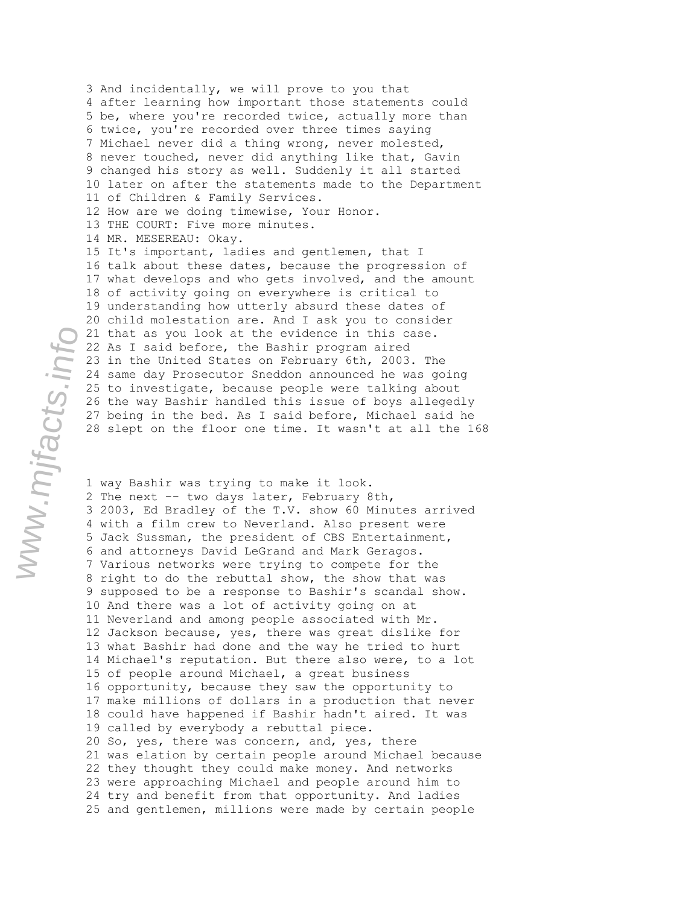3 And incidentally, we will prove to you that
4 after learning how important those statements could
5 be, where you're recorded twice, actually more than
6 twice, you're recorded over three times saying
7 Michael never did a thing wrong, never molested,
8 never touched, never did anything like that, Gavin
9 changed his story as well. Suddenly it all started
10 later on after the statements made to the Department
11 of Children & Family Services.
12 How are we doing timewise, Your Honor.
13 THE COURT: Five more minutes.
14 MR. MESEREAU: Okay.
15 It's important, ladies and gentlemen, that I
16 talk about these dates, because the progression of
17 what develops and who gets involved, and the amount
18 of activity going on everywhere is critical to
19 understanding how utterly absurd these dates of
20 child molestation are. And I ask you to consider
21 that as you look at the evidence in this case.
22 As I said before, the Bashir program aired
23 in the United States on February 6th, 2003. The
24 same day Prosecutor Sneddon announced he was going
25 to investigate, because people were talking about
26 the way Bashir handled this issue of boys allegedly
27 being in the bed. As I said before, Michael said he
28 slept on the floor one time. It wasn't at all the

1 way Bashir was trying to make it look.
2 The next -- two days later, February 8th,
3 2003, Ed Bradley of the T.V. show 60 Minutes arrived
4 with a film crew to Neverland. Also present were
5 Jack Sussman, the president of CBS Entertainment,
6 and attorneys David LeGrand and Mark Geragos.
7 Various networks were trying to compete for the
8 right to do the rebuttal show, the show that was
9 supposed to be a response to Bashir's scandal show.
10 And there was a lot of activity going on at
11 Neverland and among people associated with Mr.
12 Jackson because, yes, there was great dislike for
13 what Bashir had done and the way he tried to hurt
14 Michael's reputation. But there also were, to a lot
15 of people around Michael, a great business
16 opportunity, because they saw the opportunity to
17 make millions of dollars in a production that never
18 could have happened if Bashir hadn't aired. It was
19 called by everybody a rebuttal piece.
20 So, yes, there was concern, and, yes, there
21 was elation by certain people around Michael because
22 they thought they could make money. And networks
23 were approaching Michael and people around him to
24 try and benefit from that opportunity. And ladies
25 and gentlemen, millions were made by certain people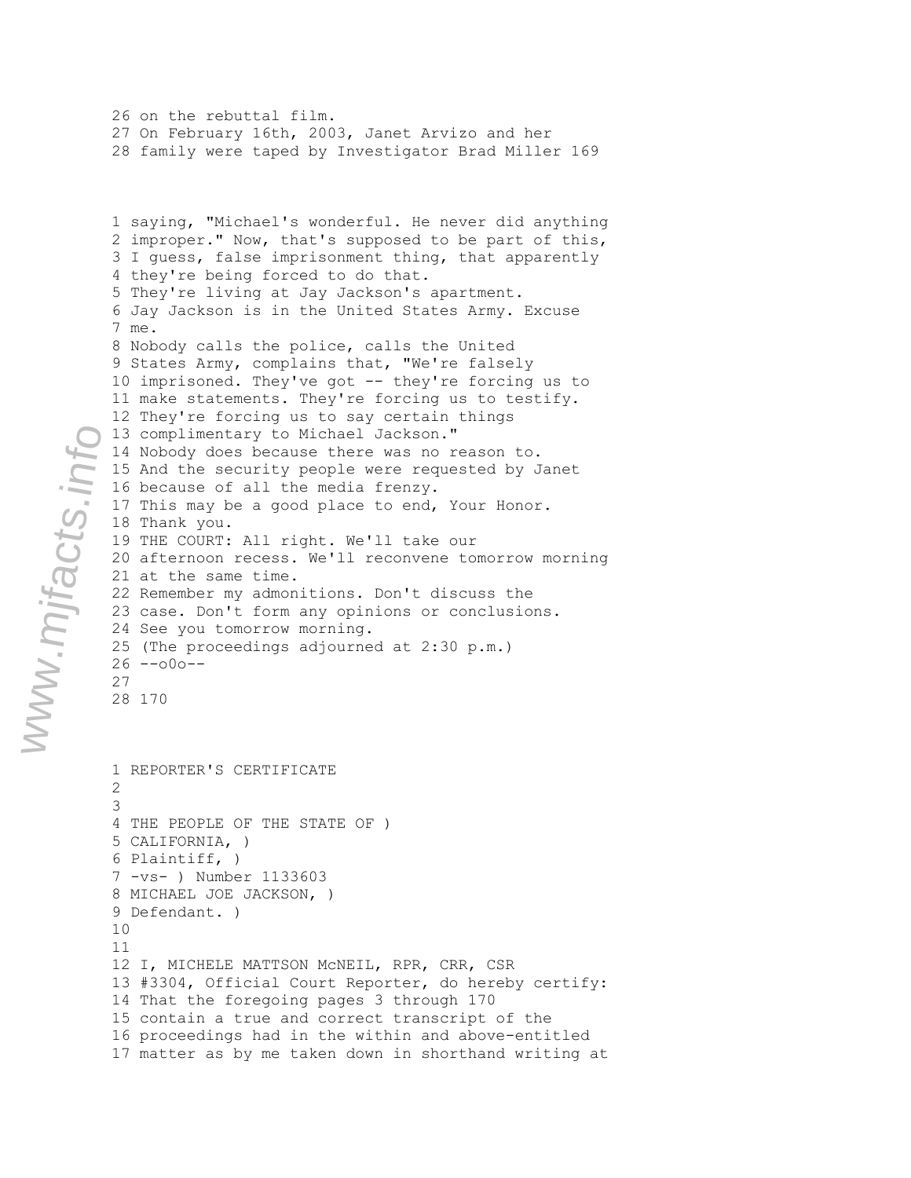26 on the rebuttal film.
27 On February 16th, 2003, Janet Arvizo and her
28 family were taped by Investigator Brad Miller

1 saying, "Michael's wonderful. He never did anything
2 improper." Now, that's supposed to be part of this,
3 I guess, false imprisonment thing, that apparently
4 they're being forced to do that.
5 They're living at Jay Jackson's apartment.
6 Jay Jackson is in the United States Army. Excuse
7 me.
8 Nobody calls the police, calls the United
9 States Army, complains that, "We're falsely
10 imprisoned. They've got -- they're forcing us to
11 make statements. They're forcing us to testify.
12 They're forcing us to say certain things
13 complimentary to Michael Jackson."
14 Nobody does because there was no reason to.
15 And the security people were requested by Janet
16 because of all the media frenzy.
17 This may be a good place to end, Your Honor.
18 Thank you.
19 THE COURT: All right. We'll take our
20 afternoon recess. We'll reconvene tomorrow morning
21 at the same time.
22 Remember my admonitions. Don't discuss the
23 case. Don't form any opinions or conclusions.
24 See you tomorrow morning.
25 (The proceedings adjourned at 2:30 p.m.)
26 --o0o--
27
28

1 REPORTER'S CERTIFICATE
2
3
4 THE PEOPLE OF THE STATE OF )
5 CALIFORNIA, )
6 Plaintiff, )
7 -vs- ) Number 1133603
8 MICHAEL JOE JACKSON, )
9 Defendant. )
10
11
12 I, MICHELE MATTSON McNEIL, RPR, CRR, CSR
13 #3304, Official Court Reporter, do hereby certify:
14 That the foregoing pages 3 through 170
15 contain a true and correct transcript of the
16 proceedings had in the within and above-entitled
17 matter as by me taken down in shorthand writing at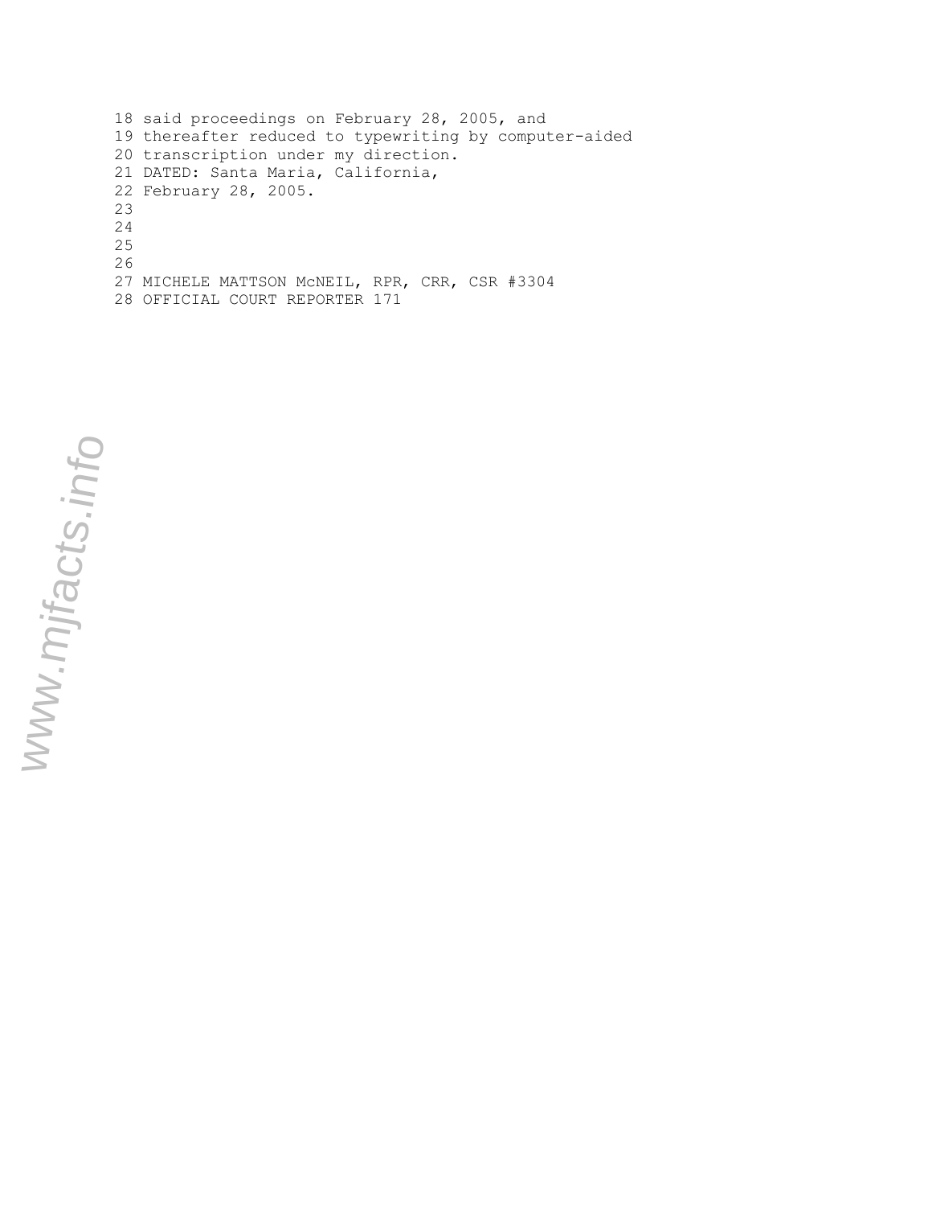18 said proceedings on February 28, 2005, and
19 thereafter reduced to typewriting by computer-aided
20 transcription under my direction.
21 DATED: Santa Maria, California,
22 February 28, 2005.
23
24
25
26
27 MICHELE MATTSON McNEIL, RPR, CRR, CSR #3304
28 OFFICIAL COURT REPORTER 171